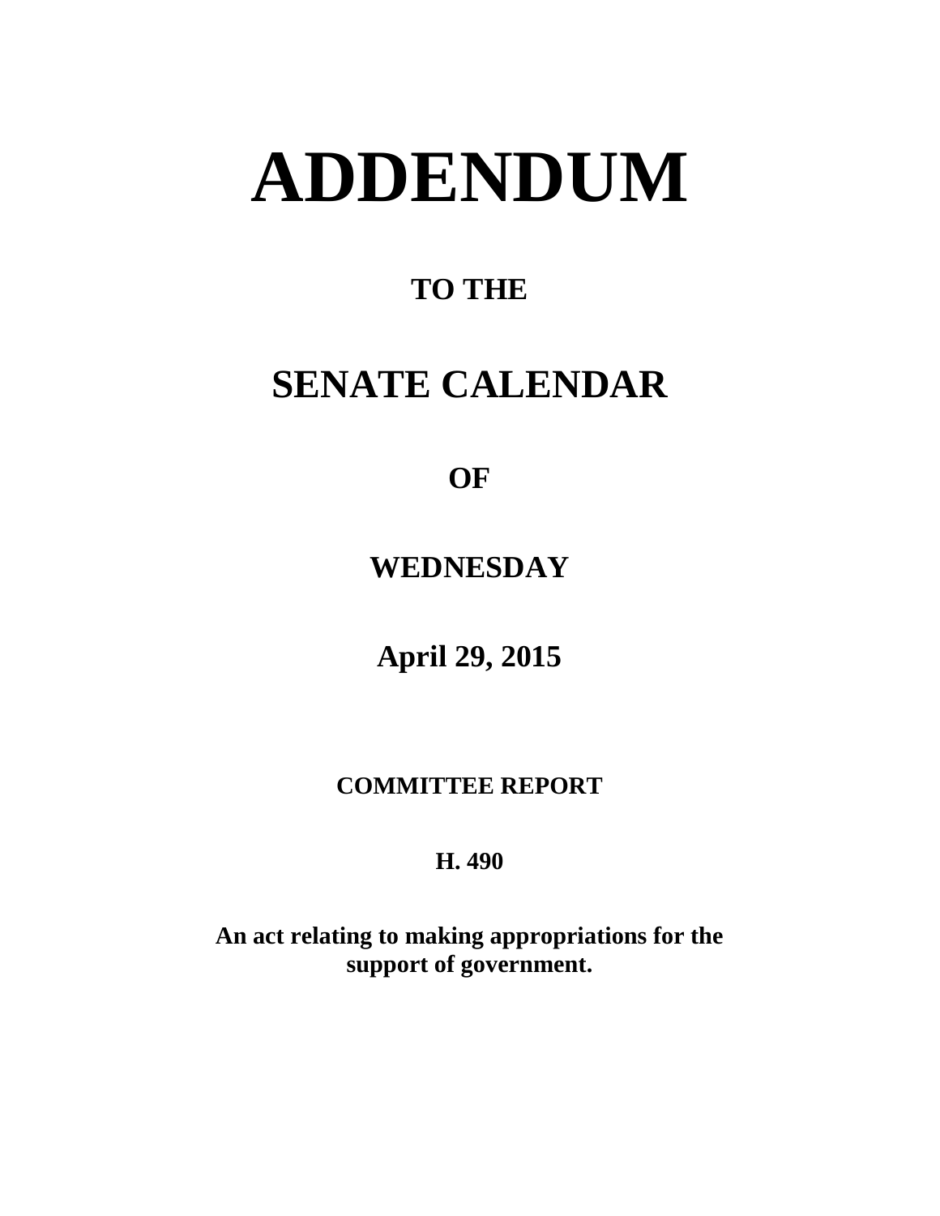# ADDENDUM

## TO THE

## SENATE CALENDAR

## OF

## WEDNESDAY

## April 29, 2015

**COMMITTEE REPORT**

**H. 490**

**An act relating to making appropriations for the support of government.**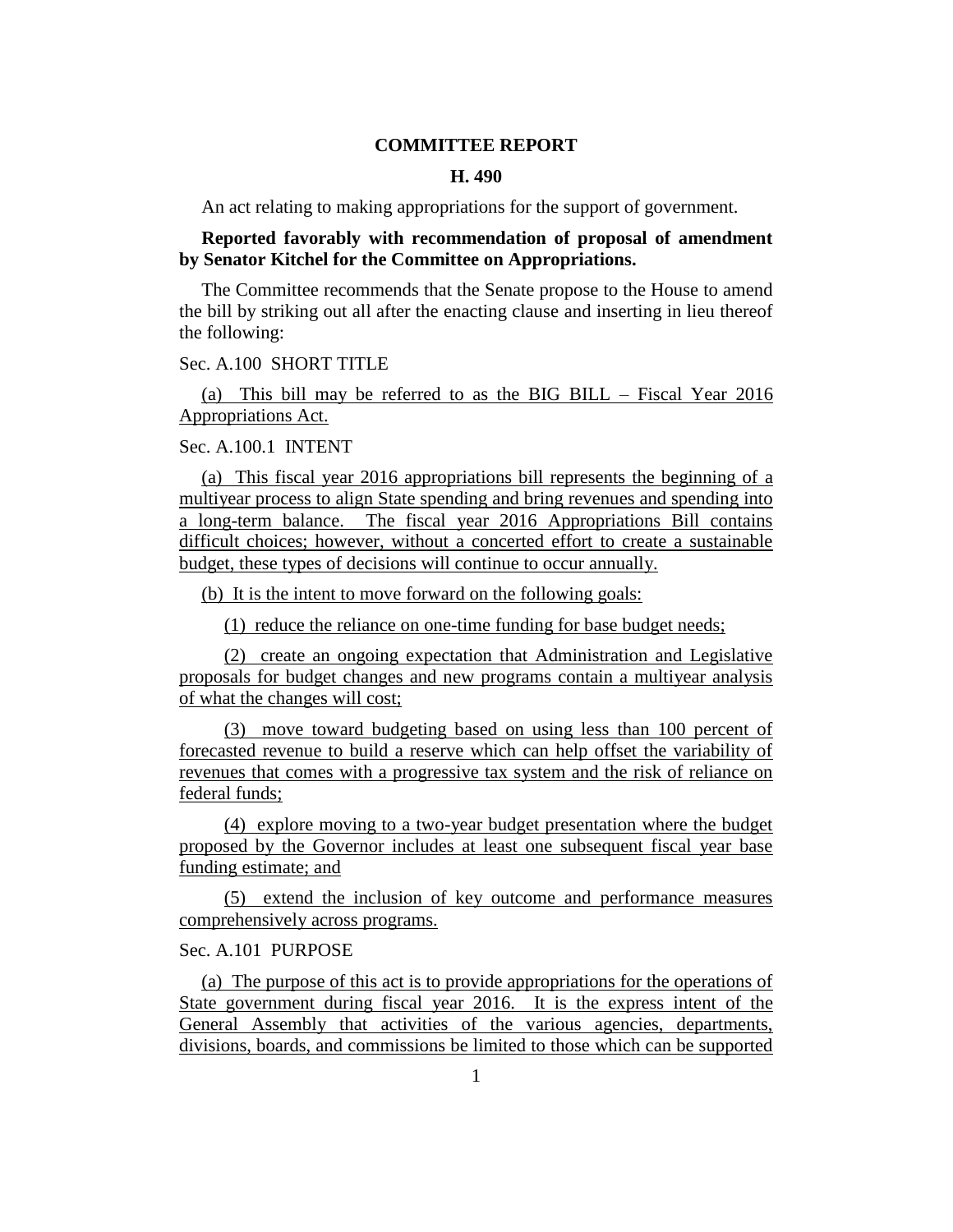**COMMITTEE REPORT**

**H. 490**

An act relating to making appropriations for the support of government.

**Reported favorably with recommendation of proposal of amendment by Senator Kitchel for the Committee on Appropriations.**

The Committee recommends that the Senate propose to the House to amend the bill by striking out all after the enacting clause and inserting in lieu thereof the following:

Sec. A.100 SHORT TITLE

(a) This bill may be referred to as the BIG BILL – Fiscal Year 2016 Appropriations Act.

Sec. A.100.1 INTENT

(a) This fiscal year 2016 appropriations bill represents the beginning of a multiyear process to align State spending and bring revenues and spending into a long-term balance. The fiscal year 2016 Appropriations Bill contains difficult choices; however, without a concerted effort to create a sustainable budget, these types of decisions will continue to occur annually.

(b) It is the intent to move forward on the following goals:

(1) reduce the reliance on one-time funding for base budget needs;

(2) create an ongoing expectation that Administration and Legislative proposals for budget changes and new programs contain a multiyear analysis of what the changes will cost;

(3) move toward budgeting based on using less than 100 percent of forecasted revenue to build a reserve which can help offset the variability of revenues that comes with a progressive tax system and the risk of reliance on federal funds;

(4) explore moving to a two-year budget presentation where the budget proposed by the Governor includes at least one subsequent fiscal year base funding estimate; and

(5) extend the inclusion of key outcome and performance measures comprehensively across programs.

Sec. A.101 PURPOSE

(a) The purpose of this act is to provide appropriations for the operations of State government during fiscal year 2016. It is the express intent of the General Assembly that activities of the various agencies, departments, divisions, boards, and commissions be limited to those which can be supported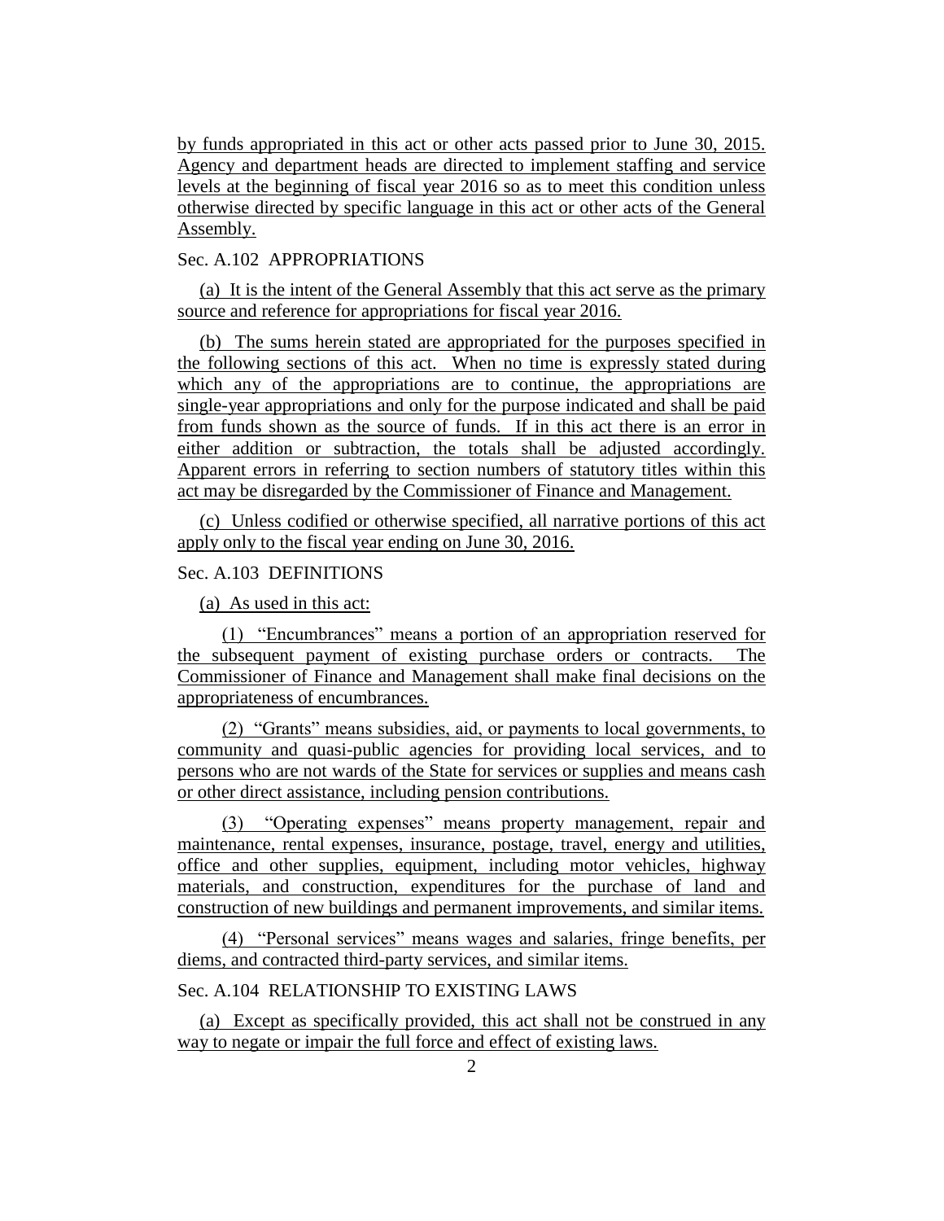by funds appropriated in this act or other acts passed prior to June 30, 2015. Agency and department heads are directed to implement staffing and service levels at the beginning of fiscal year 2016 so as to meet this condition unless otherwise directed by specific language in this act or other acts of the General Assembly.

Sec. A.102 APPROPRIATIONS

(a) It is the intent of the General Assembly that this act serve as the primary source and reference for appropriations for fiscal year 2016.

(b) The sums herein stated are appropriated for the purposes specified in the following sections of this act. When no time is expressly stated during which any of the appropriations are to continue, the appropriations are single-year appropriations and only for the purpose indicated and shall be paid from funds shown as the source of funds. If in this act there is an error in either addition or subtraction, the totals shall be adjusted accordingly. Apparent errors in referring to section numbers of statutory titles within this act may be disregarded by the Commissioner of Finance and Management.

(c) Unless codified or otherwise specified, all narrative portions of this act apply only to the fiscal year ending on June 30, 2016.

Sec. A.103 DEFINITIONS

(a) As used in this act:

(1) "Encumbrances" means a portion of an appropriation reserved for the subsequent payment of existing purchase orders or contracts. The Commissioner of Finance and Management shall make final decisions on the appropriateness of encumbrances.

(2) "Grants" means subsidies, aid, or payments to local governments, to community and quasi-public agencies for providing local services, and to persons who are not wards of the State for services or supplies and means cash or other direct assistance, including pension contributions.

(3) "Operating expenses" means property management, repair and maintenance, rental expenses, insurance, postage, travel, energy and utilities, office and other supplies, equipment, including motor vehicles, highway materials, and construction, expenditures for the purchase of land and construction of new buildings and permanent improvements, and similar items.

(4) "Personal services" means wages and salaries, fringe benefits, per diems, and contracted third-party services, and similar items.

Sec. A.104 RELATIONSHIP TO EXISTING LAWS

(a) Except as specifically provided, this act shall not be construed in any way to negate or impair the full force and effect of existing laws.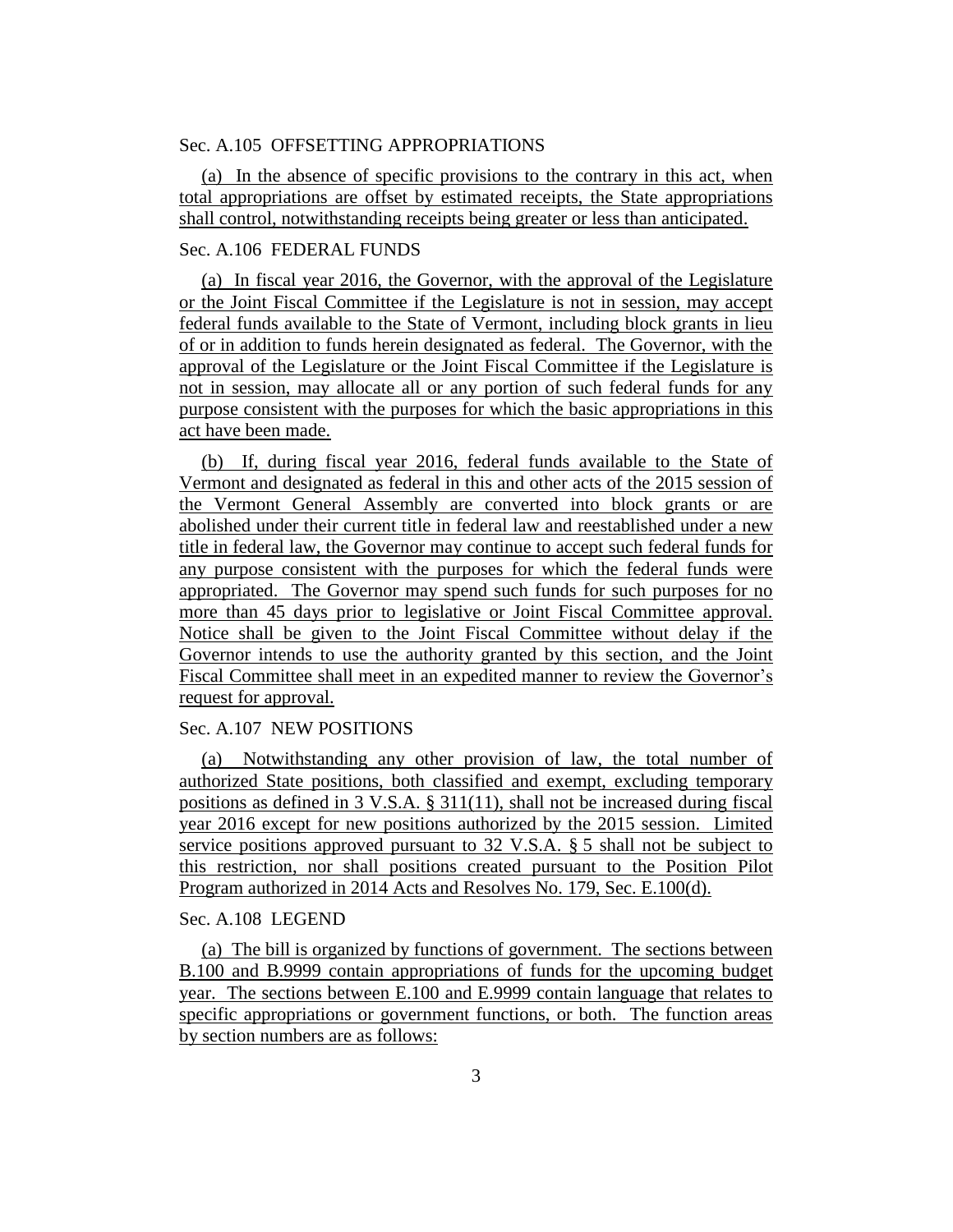Sec. A.105 OFFSETTING APPROPRIATIONS

(a) In the absence of specific provisions to the contrary in this act, when total appropriations are offset by estimated receipts, the State appropriations shall control, notwithstanding receipts being greater or less than anticipated.

Sec. A.106 FEDERAL FUNDS

(a) In fiscal year 2016, the Governor, with the approval of the Legislature or the Joint Fiscal Committee if the Legislature is not in session, may accept federal funds available to the State of Vermont, including block grants in lieu of or in addition to funds herein designated as federal. The Governor, with the approval of the Legislature or the Joint Fiscal Committee if the Legislature is not in session, may allocate all or any portion of such federal funds for any purpose consistent with the purposes for which the basic appropriations in this act have been made.

(b) If, during fiscal year 2016, federal funds available to the State of Vermont and designated as federal in this and other acts of the 2015 session of the Vermont General Assembly are converted into block grants or are abolished under their current title in federal law and reestablished under a new title in federal law, the Governor may continue to accept such federal funds for any purpose consistent with the purposes for which the federal funds were appropriated. The Governor may spend such funds for such purposes for no more than 45 days prior to legislative or Joint Fiscal Committee approval. Notice shall be given to the Joint Fiscal Committee without delay if the Governor intends to use the authority granted by this section, and the Joint Fiscal Committee shall meet in an expedited manner to review the Governor's request for approval.

Sec. A.107 NEW POSITIONS

(a) Notwithstanding any other provision of law, the total number of authorized State positions, both classified and exempt, excluding temporary positions as defined in 3 V.S.A. § 311(11), shall not be increased during fiscal year 2016 except for new positions authorized by the 2015 session. Limited service positions approved pursuant to 32 V.S.A. § 5 shall not be subject to this restriction, nor shall positions created pursuant to the Position Pilot Program authorized in 2014 Acts and Resolves No. 179, Sec. E.100(d).

Sec. A.108 LEGEND

(a) The bill is organized by functions of government. The sections between B.100 and B.9999 contain appropriations of funds for the upcoming budget year. The sections between E.100 and E.9999 contain language that relates to specific appropriations or government functions, or both. The function areas by section numbers are as follows: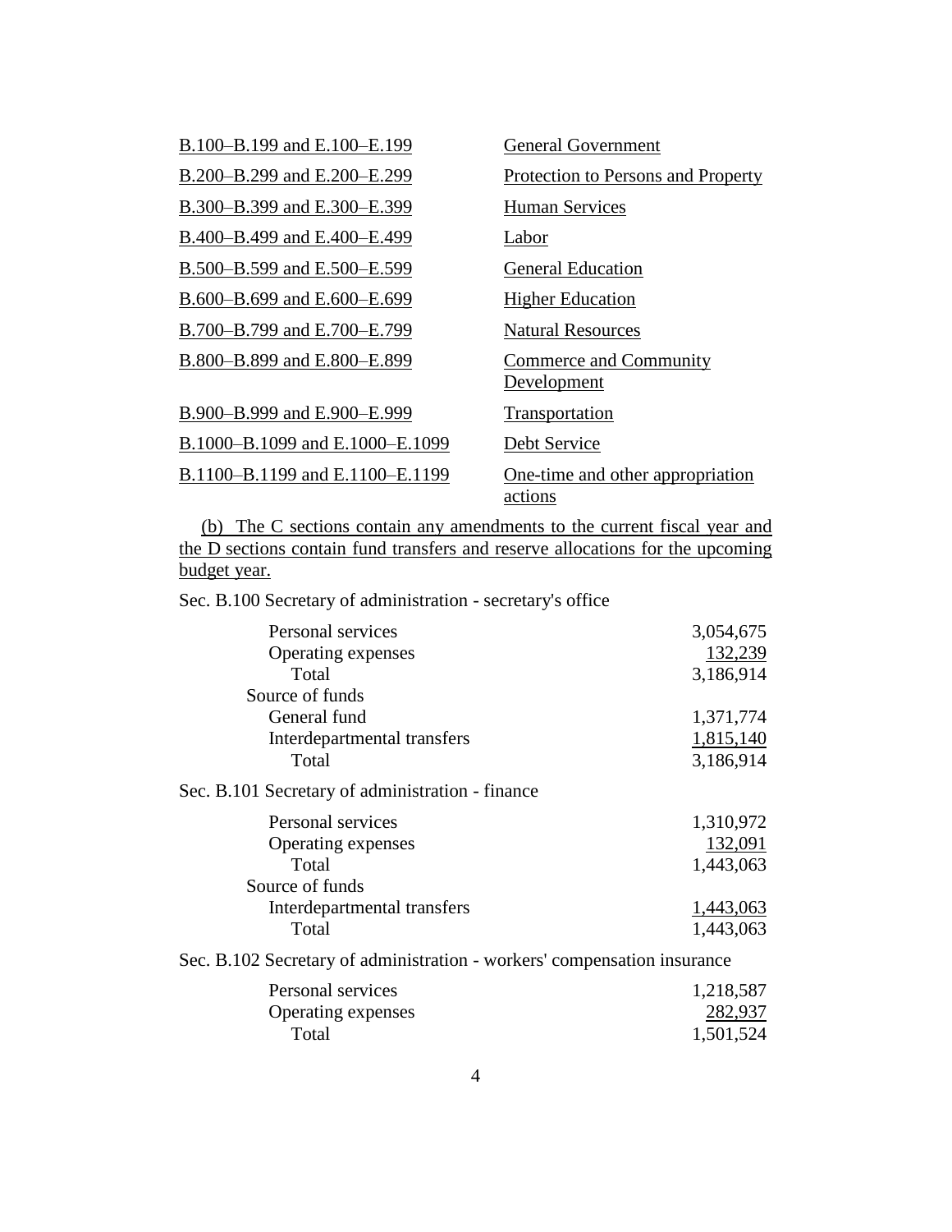| | |
|---|---|
| B.100–B.199 and E.100–E.199 | General Government |
| B.200–B.299 and E.200–E.299 | Protection to Persons and Property |
| B.300–B.399 and E.300–E.399 | Human Services |
| B.400–B.499 and E.400–E.499 | Labor |
| B.500–B.599 and E.500–E.599 | General Education |
| B.600–B.699 and E.600–E.699 | Higher Education |
| B.700–B.799 and E.700–E.799 | Natural Resources |
| B.800–B.899 and E.800–E.899 | Commerce and Community Development |
| B.900–B.999 and E.900–E.999 | Transportation |
| B.1000–B.1099 and E.1000–E.1099 | Debt Service |
| B.1100–B.1199 and E.1100–E.1199 | One-time and other appropriation actions |

(b) The C sections contain any amendments to the current fiscal year and the D sections contain fund transfers and reserve allocations for the upcoming budget year.

Sec. B.100 Secretary of administration - secretary's office

| | |
|---|---:|
| Personal services | 3,054,675 |
| Operating expenses | 132,239 |
| Total | 3,186,914 |
| Source of funds | |
| General fund | 1,371,774 |
| Interdepartmental transfers | 1,815,140 |
| Total | 3,186,914 |

Sec. B.101 Secretary of administration - finance

| | |
|---|---:|
| Personal services | 1,310,972 |
| Operating expenses | 132,091 |
| Total | 1,443,063 |
| Source of funds | |
| Interdepartmental transfers | 1,443,063 |
| Total | 1,443,063 |

Sec. B.102 Secretary of administration - workers' compensation insurance

| | |
|---|---:|
| Personal services | 1,218,587 |
| Operating expenses | 282,937 |
| Total | 1,501,524 |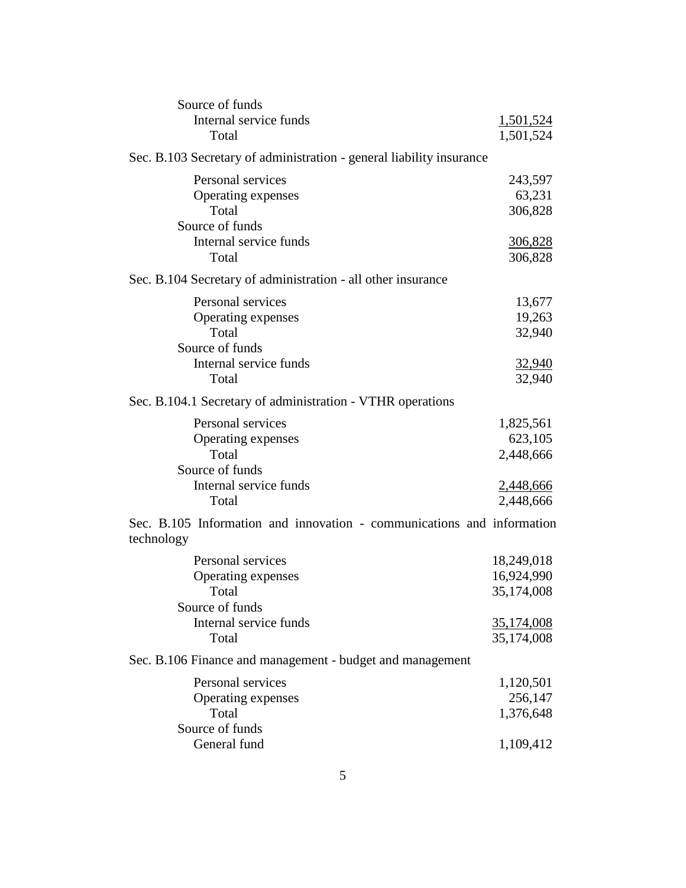Source of funds
Internal service funds 1,501,524
Total 1,501,524

Sec. B.103 Secretary of administration - general liability insurance

| | |
|---|---:|
| Personal services | 243,597 |
| Operating expenses | 63,231 |
| Total | 306,828 |
| Source of funds | |
| Internal service funds | 306,828 |
| Total | 306,828 |

Sec. B.104 Secretary of administration - all other insurance

| | |
|---|---:|
| Personal services | 13,677 |
| Operating expenses | 19,263 |
| Total | 32,940 |
| Source of funds | |
| Internal service funds | 32,940 |
| Total | 32,940 |

Sec. B.104.1 Secretary of administration - VTHR operations

| | |
|---|---:|
| Personal services | 1,825,561 |
| Operating expenses | 623,105 |
| Total | 2,448,666 |
| Source of funds | |
| Internal service funds | 2,448,666 |
| Total | 2,448,666 |

Sec. B.105 Information and innovation - communications and information technology

| | |
|---|---:|
| Personal services | 18,249,018 |
| Operating expenses | 16,924,990 |
| Total | 35,174,008 |
| Source of funds | |
| Internal service funds | 35,174,008 |
| Total | 35,174,008 |

Sec. B.106 Finance and management - budget and management

| | |
|---|---:|
| Personal services | 1,120,501 |
| Operating expenses | 256,147 |
| Total | 1,376,648 |
| Source of funds | |
| General fund | 1,109,412 |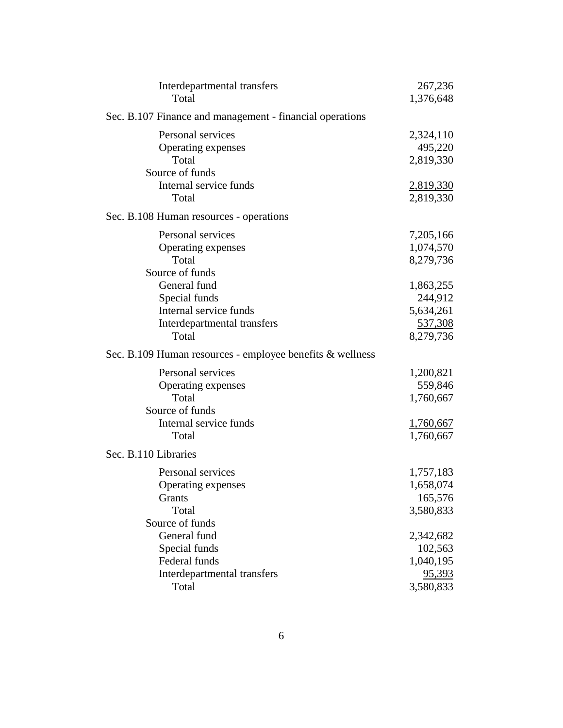| | |
|---|---|
| Interdepartmental transfers | 267,236 |
| Total | 1,376,648 |

Sec. B.107 Finance and management - financial operations

| | |
|---|---|
| Personal services | 2,324,110 |
| Operating expenses | 495,220 |
| Total | 2,819,330 |
| Source of funds | |
| Internal service funds | 2,819,330 |
| Total | 2,819,330 |

Sec. B.108 Human resources - operations

| | |
|---|---|
| Personal services | 7,205,166 |
| Operating expenses | 1,074,570 |
| Total | 8,279,736 |
| Source of funds | |
| General fund | 1,863,255 |
| Special funds | 244,912 |
| Internal service funds | 5,634,261 |
| Interdepartmental transfers | 537,308 |
| Total | 8,279,736 |

Sec. B.109 Human resources - employee benefits & wellness

| | |
|---|---|
| Personal services | 1,200,821 |
| Operating expenses | 559,846 |
| Total | 1,760,667 |
| Source of funds | |
| Internal service funds | 1,760,667 |
| Total | 1,760,667 |

Sec. B.110 Libraries

| | |
|---|---|
| Personal services | 1,757,183 |
| Operating expenses | 1,658,074 |
| Grants | 165,576 |
| Total | 3,580,833 |
| Source of funds | |
| General fund | 2,342,682 |
| Special funds | 102,563 |
| Federal funds | 1,040,195 |
| Interdepartmental transfers | 95,393 |
| Total | 3,580,833 |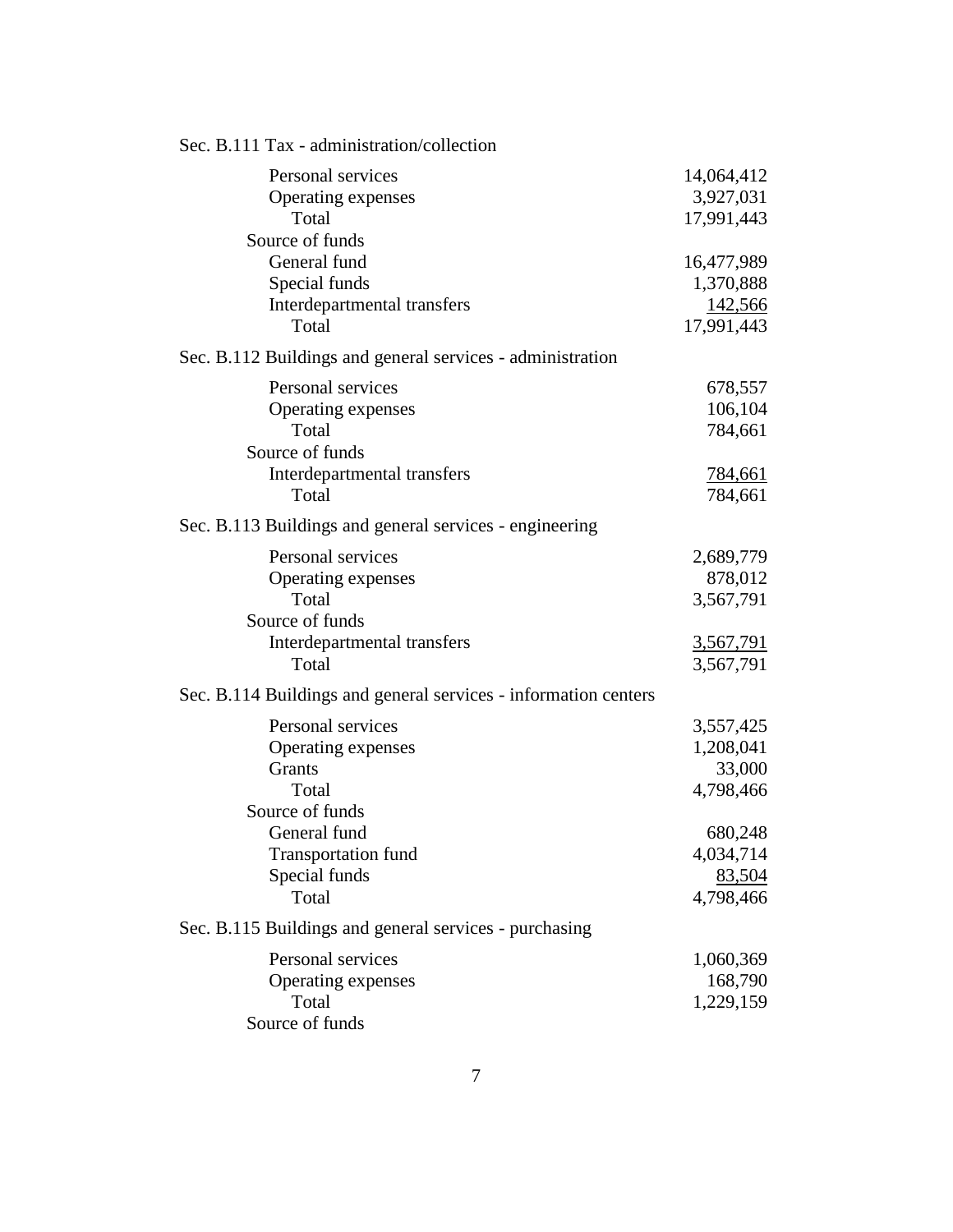Sec. B.111 Tax - administration/collection

| | |
|---|---:|
| Personal services | 14,064,412 |
| Operating expenses | 3,927,031 |
| Total | 17,991,443 |
| Source of funds | |
| General fund | 16,477,989 |
| Special funds | 1,370,888 |
| Interdepartmental transfers | 142,566 |
| Total | 17,991,443 |

Sec. B.112 Buildings and general services - administration

| | |
|---|---:|
| Personal services | 678,557 |
| Operating expenses | 106,104 |
| Total | 784,661 |
| Source of funds | |
| Interdepartmental transfers | 784,661 |
| Total | 784,661 |

Sec. B.113 Buildings and general services - engineering

| | |
|---|---:|
| Personal services | 2,689,779 |
| Operating expenses | 878,012 |
| Total | 3,567,791 |
| Source of funds | |
| Interdepartmental transfers | 3,567,791 |
| Total | 3,567,791 |

Sec. B.114 Buildings and general services - information centers

| | |
|---|---:|
| Personal services | 3,557,425 |
| Operating expenses | 1,208,041 |
| Grants | 33,000 |
| Total | 4,798,466 |
| Source of funds | |
| General fund | 680,248 |
| Transportation fund | 4,034,714 |
| Special funds | 83,504 |
| Total | 4,798,466 |

Sec. B.115 Buildings and general services - purchasing

| | |
|---|---:|
| Personal services | 1,060,369 |
| Operating expenses | 168,790 |
| Total | 1,229,159 |
| Source of funds | |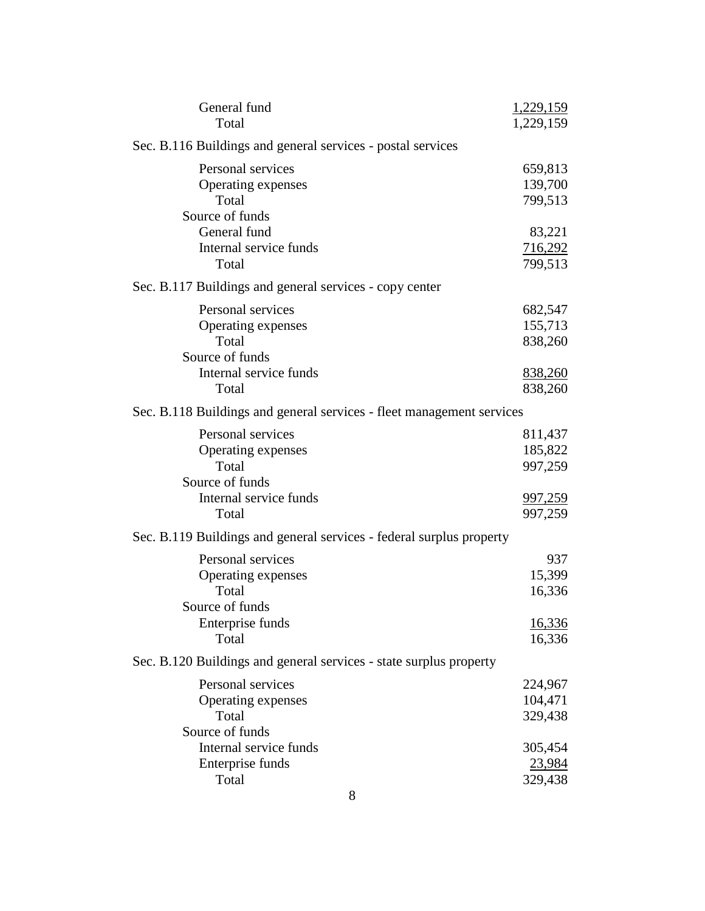| | |
|---|---:|
| General fund | 1,229,159 |
| Total | 1,229,159 |

Sec. B.116 Buildings and general services - postal services

| | |
|---|---:|
| Personal services | 659,813 |
| Operating expenses | 139,700 |
| Total | 799,513 |
| Source of funds | |
| General fund | 83,221 |
| Internal service funds | 716,292 |
| Total | 799,513 |

Sec. B.117 Buildings and general services - copy center

| | |
|---|---:|
| Personal services | 682,547 |
| Operating expenses | 155,713 |
| Total | 838,260 |
| Source of funds | |
| Internal service funds | 838,260 |
| Total | 838,260 |

Sec. B.118 Buildings and general services - fleet management services

| | |
|---|---:|
| Personal services | 811,437 |
| Operating expenses | 185,822 |
| Total | 997,259 |
| Source of funds | |
| Internal service funds | 997,259 |
| Total | 997,259 |

Sec. B.119 Buildings and general services - federal surplus property

| | |
|---|---:|
| Personal services | 937 |
| Operating expenses | 15,399 |
| Total | 16,336 |
| Source of funds | |
| Enterprise funds | 16,336 |
| Total | 16,336 |

Sec. B.120 Buildings and general services - state surplus property

| | |
|---|---:|
| Personal services | 224,967 |
| Operating expenses | 104,471 |
| Total | 329,438 |
| Source of funds | |
| Internal service funds | 305,454 |
| Enterprise funds | 23,984 |
| Total | 329,438 |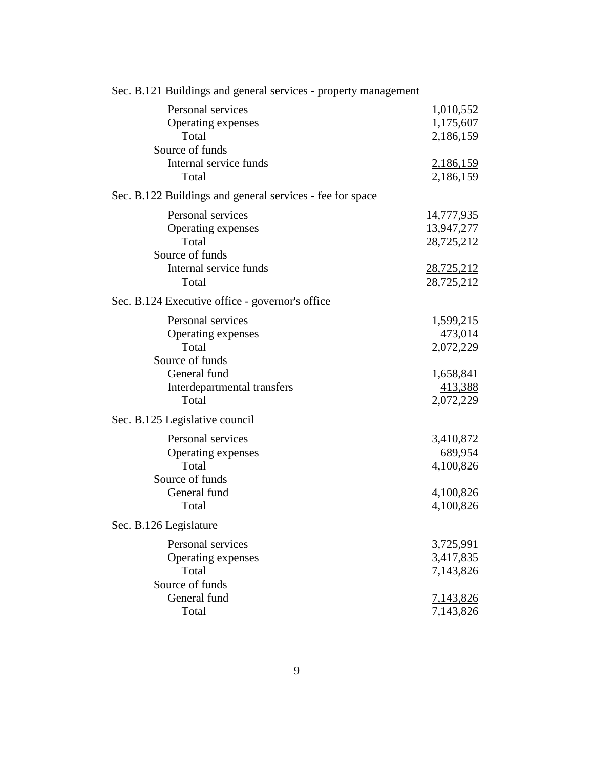Sec. B.121 Buildings and general services - property management

| | |
|---|---:|
| Personal services | 1,010,552 |
| Operating expenses | 1,175,607 |
| Total | 2,186,159 |
| Source of funds | |
| Internal service funds | 2,186,159 |
| Total | 2,186,159 |

Sec. B.122 Buildings and general services - fee for space

| | |
|---|---:|
| Personal services | 14,777,935 |
| Operating expenses | 13,947,277 |
| Total | 28,725,212 |
| Source of funds | |
| Internal service funds | 28,725,212 |
| Total | 28,725,212 |

Sec. B.124 Executive office - governor's office

| | |
|---|---:|
| Personal services | 1,599,215 |
| Operating expenses | 473,014 |
| Total | 2,072,229 |
| Source of funds | |
| General fund | 1,658,841 |
| Interdepartmental transfers | 413,388 |
| Total | 2,072,229 |

Sec. B.125 Legislative council

| | |
|---|---:|
| Personal services | 3,410,872 |
| Operating expenses | 689,954 |
| Total | 4,100,826 |
| Source of funds | |
| General fund | 4,100,826 |
| Total | 4,100,826 |

Sec. B.126 Legislature

| | |
|---|---:|
| Personal services | 3,725,991 |
| Operating expenses | 3,417,835 |
| Total | 7,143,826 |
| Source of funds | |
| General fund | 7,143,826 |
| Total | 7,143,826 |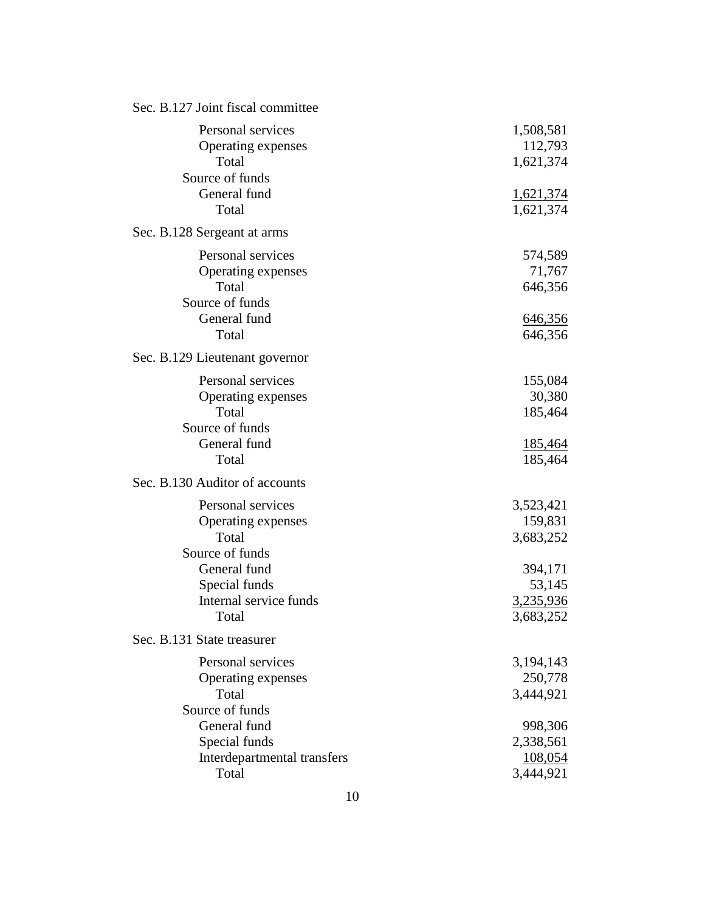Sec. B.127 Joint fiscal committee

| | |
|---|---|
| Personal services | 1,508,581 |
| Operating expenses | 112,793 |
| Total | 1,621,374 |
| Source of funds | |
| General fund | 1,621,374 |
| Total | 1,621,374 |

Sec. B.128 Sergeant at arms

| | |
|---|---|
| Personal services | 574,589 |
| Operating expenses | 71,767 |
| Total | 646,356 |
| Source of funds | |
| General fund | 646,356 |
| Total | 646,356 |

Sec. B.129 Lieutenant governor

| | |
|---|---|
| Personal services | 155,084 |
| Operating expenses | 30,380 |
| Total | 185,464 |
| Source of funds | |
| General fund | 185,464 |
| Total | 185,464 |

Sec. B.130 Auditor of accounts

| | |
|---|---|
| Personal services | 3,523,421 |
| Operating expenses | 159,831 |
| Total | 3,683,252 |
| Source of funds | |
| General fund | 394,171 |
| Special funds | 53,145 |
| Internal service funds | 3,235,936 |
| Total | 3,683,252 |

Sec. B.131 State treasurer

| | |
|---|---|
| Personal services | 3,194,143 |
| Operating expenses | 250,778 |
| Total | 3,444,921 |
| Source of funds | |
| General fund | 998,306 |
| Special funds | 2,338,561 |
| Interdepartmental transfers | 108,054 |
| Total | 3,444,921 |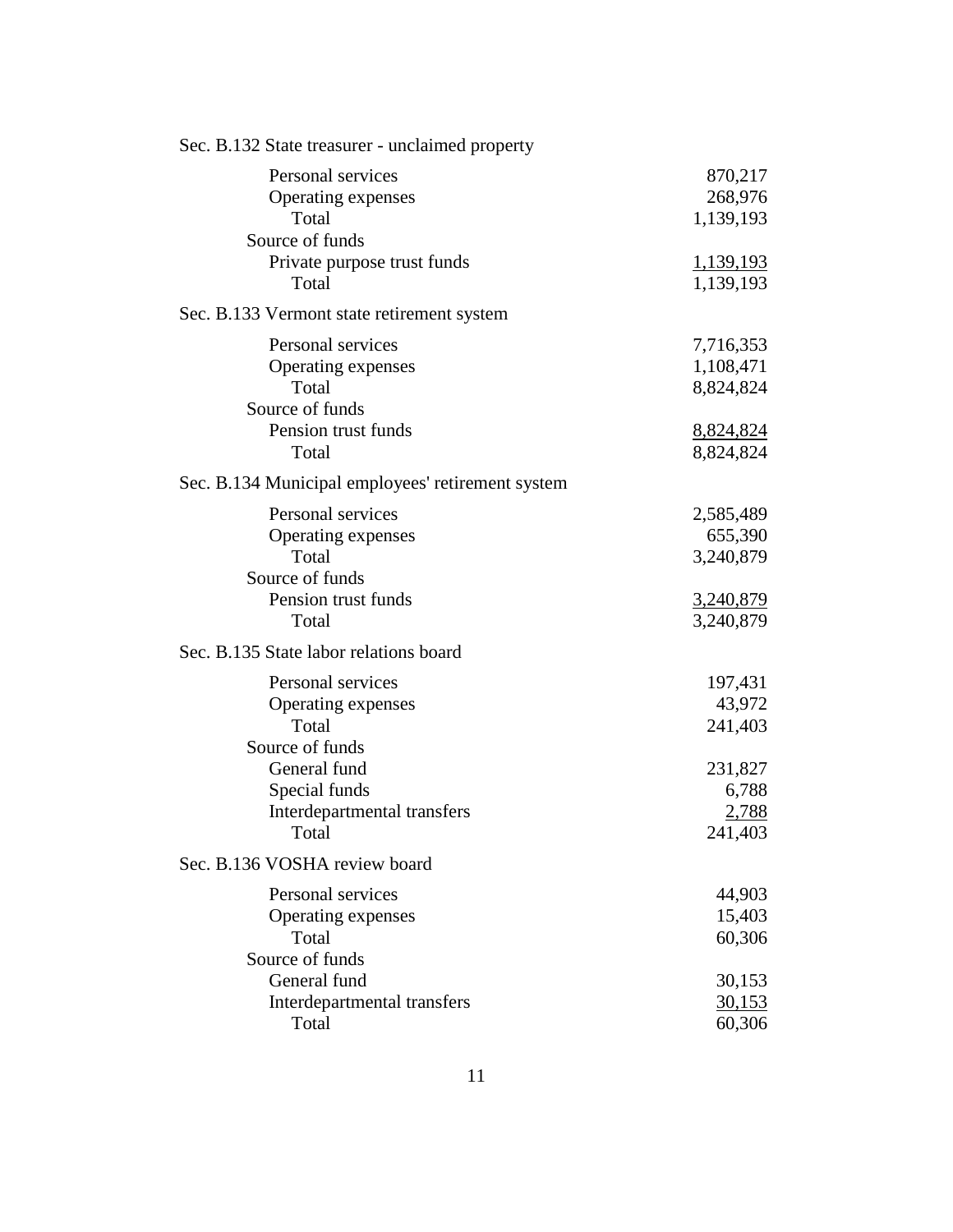Sec. B.132 State treasurer - unclaimed property

| | |
|---|---:|
| Personal services | 870,217 |
| Operating expenses | 268,976 |
| Total | 1,139,193 |
| Source of funds | |
| Private purpose trust funds | 1,139,193 |
| Total | 1,139,193 |

Sec. B.133 Vermont state retirement system

| | |
|---|---:|
| Personal services | 7,716,353 |
| Operating expenses | 1,108,471 |
| Total | 8,824,824 |
| Source of funds | |
| Pension trust funds | 8,824,824 |
| Total | 8,824,824 |

Sec. B.134 Municipal employees' retirement system

| | |
|---|---:|
| Personal services | 2,585,489 |
| Operating expenses | 655,390 |
| Total | 3,240,879 |
| Source of funds | |
| Pension trust funds | 3,240,879 |
| Total | 3,240,879 |

Sec. B.135 State labor relations board

| | |
|---|---:|
| Personal services | 197,431 |
| Operating expenses | 43,972 |
| Total | 241,403 |
| Source of funds | |
| General fund | 231,827 |
| Special funds | 6,788 |
| Interdepartmental transfers | 2,788 |
| Total | 241,403 |

Sec. B.136 VOSHA review board

| | |
|---|---:|
| Personal services | 44,903 |
| Operating expenses | 15,403 |
| Total | 60,306 |
| Source of funds | |
| General fund | 30,153 |
| Interdepartmental transfers | 30,153 |
| Total | 60,306 |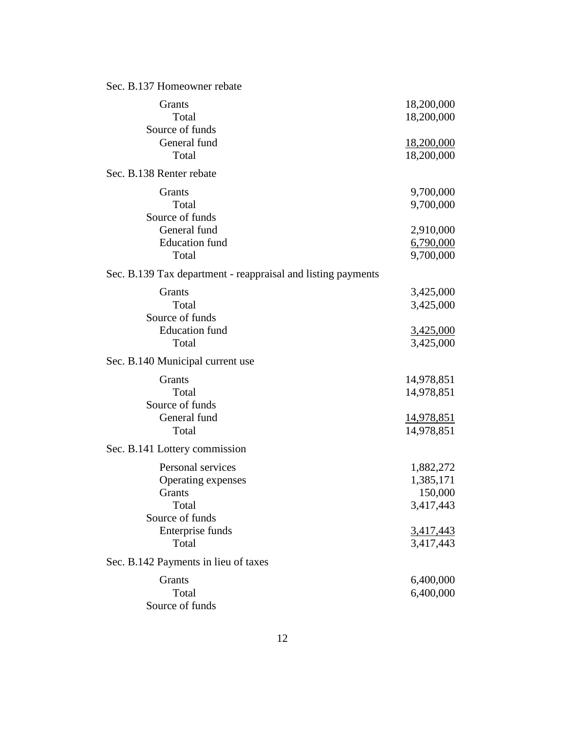Sec. B.137 Homeowner rebate

| | |
|---|---:|
| Grants | 18,200,000 |
| Total | 18,200,000 |
| Source of funds | |
| General fund | 18,200,000 |
| Total | 18,200,000 |

Sec. B.138 Renter rebate

| | |
|---|---:|
| Grants | 9,700,000 |
| Total | 9,700,000 |
| Source of funds | |
| General fund | 2,910,000 |
| Education fund | 6,790,000 |
| Total | 9,700,000 |

Sec. B.139 Tax department - reappraisal and listing payments

| | |
|---|---:|
| Grants | 3,425,000 |
| Total | 3,425,000 |
| Source of funds | |
| Education fund | 3,425,000 |
| Total | 3,425,000 |

Sec. B.140 Municipal current use

| | |
|---|---:|
| Grants | 14,978,851 |
| Total | 14,978,851 |
| Source of funds | |
| General fund | 14,978,851 |
| Total | 14,978,851 |

Sec. B.141 Lottery commission

| | |
|---|---:|
| Personal services | 1,882,272 |
| Operating expenses | 1,385,171 |
| Grants | 150,000 |
| Total | 3,417,443 |
| Source of funds | |
| Enterprise funds | 3,417,443 |
| Total | 3,417,443 |

Sec. B.142 Payments in lieu of taxes

| | |
|---|---:|
| Grants | 6,400,000 |
| Total | 6,400,000 |
| Source of funds | |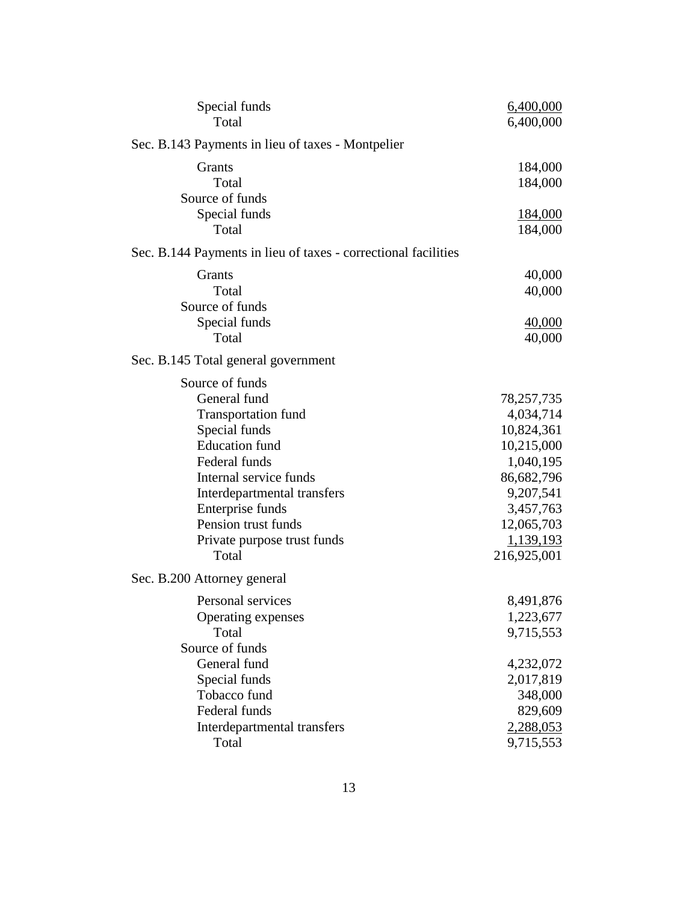| | |
|---|---|
| Special funds | 6,400,000 |
| Total | 6,400,000 |

Sec. B.143 Payments in lieu of taxes - Montpelier

| | |
|---|---|
| Grants | 184,000 |
| Total | 184,000 |
| Source of funds | |
| Special funds | 184,000 |
| Total | 184,000 |

Sec. B.144 Payments in lieu of taxes - correctional facilities

| | |
|---|---|
| Grants | 40,000 |
| Total | 40,000 |
| Source of funds | |
| Special funds | 40,000 |
| Total | 40,000 |

Sec. B.145 Total general government

| | |
|---|---|
| Source of funds | |
| General fund | 78,257,735 |
| Transportation fund | 4,034,714 |
| Special funds | 10,824,361 |
| Education fund | 10,215,000 |
| Federal funds | 1,040,195 |
| Internal service funds | 86,682,796 |
| Interdepartmental transfers | 9,207,541 |
| Enterprise funds | 3,457,763 |
| Pension trust funds | 12,065,703 |
| Private purpose trust funds | 1,139,193 |
| Total | 216,925,001 |

Sec. B.200 Attorney general

| | |
|---|---|
| Personal services | 8,491,876 |
| Operating expenses | 1,223,677 |
| Total | 9,715,553 |
| Source of funds | |
| General fund | 4,232,072 |
| Special funds | 2,017,819 |
| Tobacco fund | 348,000 |
| Federal funds | 829,609 |
| Interdepartmental transfers | 2,288,053 |
| Total | 9,715,553 |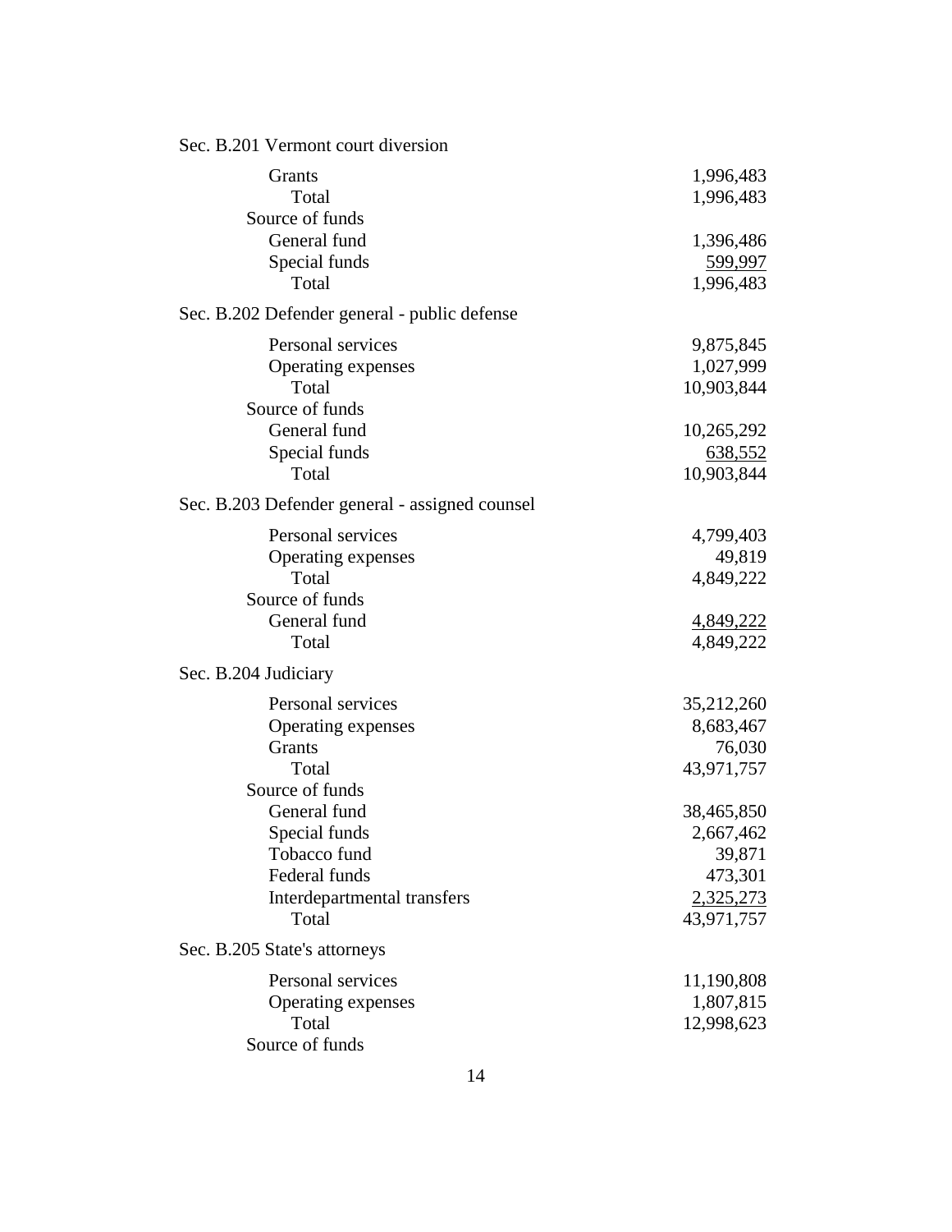Sec. B.201 Vermont court diversion

| | |
|---|---|
| Grants | 1,996,483 |
| Total | 1,996,483 |
| Source of funds | |
| General fund | 1,396,486 |
| Special funds | 599,997 |
| Total | 1,996,483 |

Sec. B.202 Defender general - public defense

| | |
|---|---|
| Personal services | 9,875,845 |
| Operating expenses | 1,027,999 |
| Total | 10,903,844 |
| Source of funds | |
| General fund | 10,265,292 |
| Special funds | 638,552 |
| Total | 10,903,844 |

Sec. B.203 Defender general - assigned counsel

| | |
|---|---|
| Personal services | 4,799,403 |
| Operating expenses | 49,819 |
| Total | 4,849,222 |
| Source of funds | |
| General fund | 4,849,222 |
| Total | 4,849,222 |

Sec. B.204 Judiciary

| | |
|---|---|
| Personal services | 35,212,260 |
| Operating expenses | 8,683,467 |
| Grants | 76,030 |
| Total | 43,971,757 |
| Source of funds | |
| General fund | 38,465,850 |
| Special funds | 2,667,462 |
| Tobacco fund | 39,871 |
| Federal funds | 473,301 |
| Interdepartmental transfers | 2,325,273 |
| Total | 43,971,757 |

Sec. B.205 State's attorneys

| | |
|---|---|
| Personal services | 11,190,808 |
| Operating expenses | 1,807,815 |
| Total | 12,998,623 |
| Source of funds | |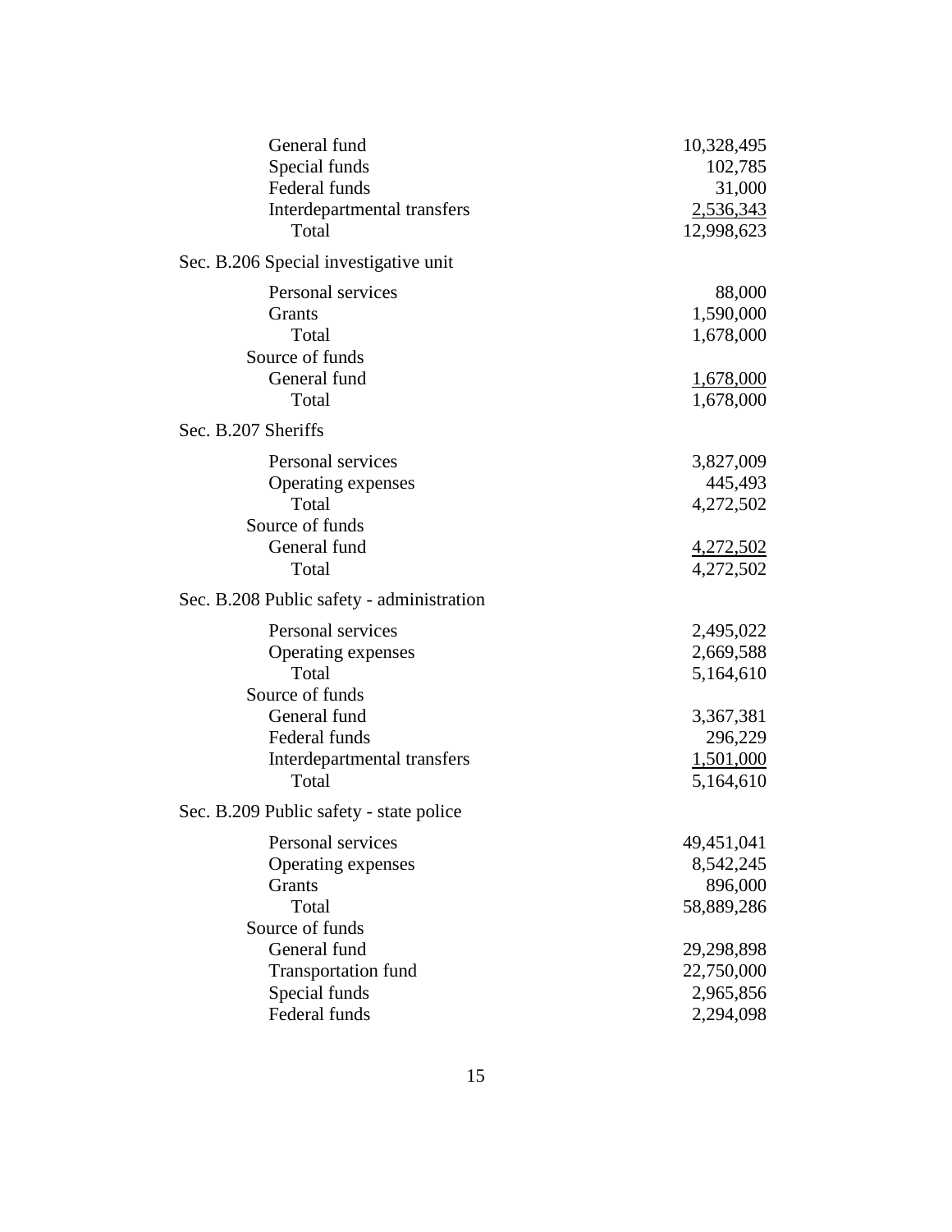| | |
|---|---|
| General fund | 10,328,495 |
| Special funds | 102,785 |
| Federal funds | 31,000 |
| Interdepartmental transfers | 2,536,343 |
| Total | 12,998,623 |

Sec. B.206 Special investigative unit

| | |
|---|---|
| Personal services | 88,000 |
| Grants | 1,590,000 |
| Total | 1,678,000 |
| Source of funds | |
| General fund | 1,678,000 |
| Total | 1,678,000 |

Sec. B.207 Sheriffs

| | |
|---|---|
| Personal services | 3,827,009 |
| Operating expenses | 445,493 |
| Total | 4,272,502 |
| Source of funds | |
| General fund | 4,272,502 |
| Total | 4,272,502 |

Sec. B.208 Public safety - administration

| | |
|---|---|
| Personal services | 2,495,022 |
| Operating expenses | 2,669,588 |
| Total | 5,164,610 |
| Source of funds | |
| General fund | 3,367,381 |
| Federal funds | 296,229 |
| Interdepartmental transfers | 1,501,000 |
| Total | 5,164,610 |

Sec. B.209 Public safety - state police

| | |
|---|---|
| Personal services | 49,451,041 |
| Operating expenses | 8,542,245 |
| Grants | 896,000 |
| Total | 58,889,286 |
| Source of funds | |
| General fund | 29,298,898 |
| Transportation fund | 22,750,000 |
| Special funds | 2,965,856 |
| Federal funds | 2,294,098 |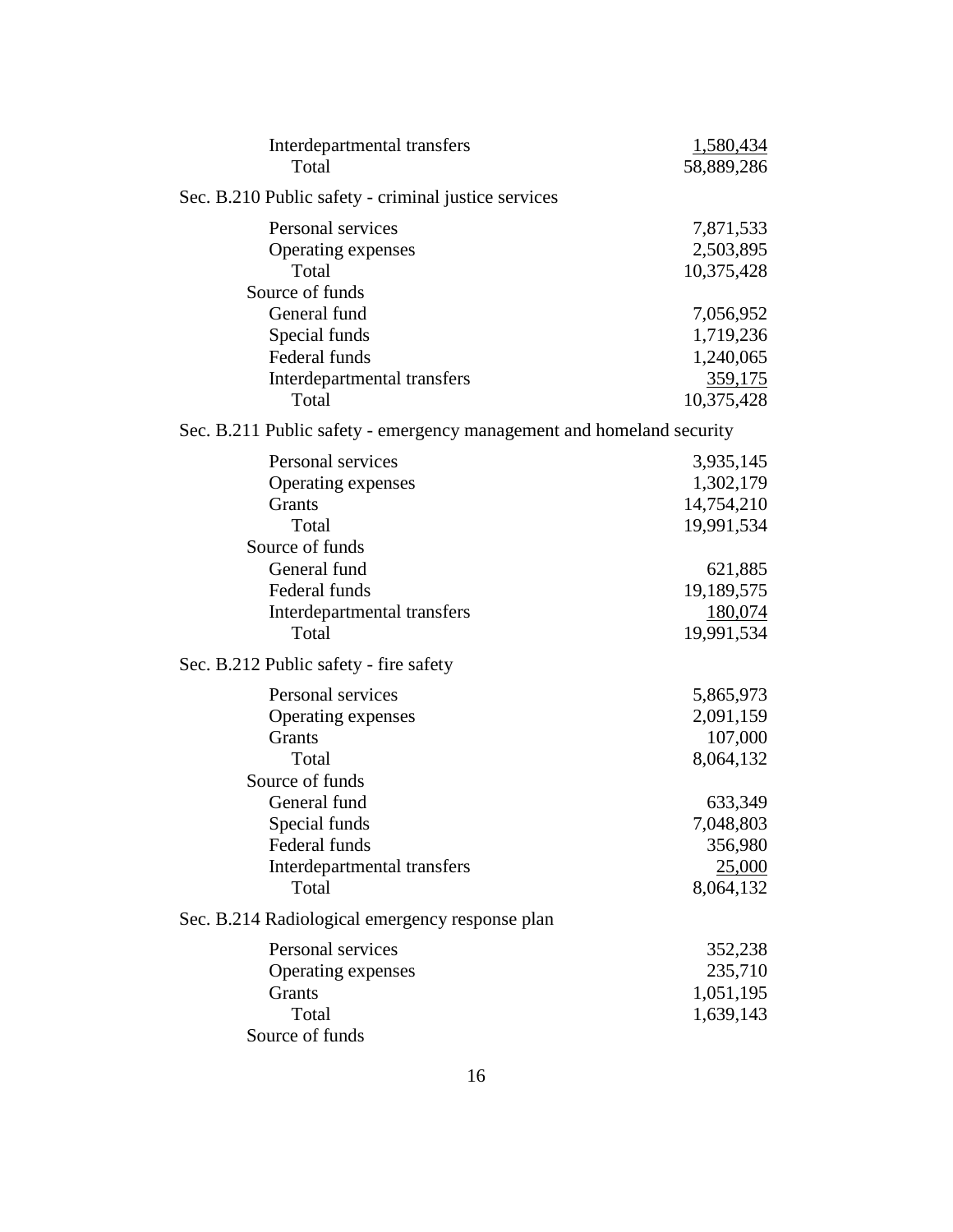| | |
|---|---|
| Interdepartmental transfers | 1,580,434 |
| Total | 58,889,286 |

Sec. B.210 Public safety - criminal justice services

| | |
|---|---|
| Personal services | 7,871,533 |
| Operating expenses | 2,503,895 |
| Total | 10,375,428 |
| Source of funds | |
| General fund | 7,056,952 |
| Special funds | 1,719,236 |
| Federal funds | 1,240,065 |
| Interdepartmental transfers | 359,175 |
| Total | 10,375,428 |

Sec. B.211 Public safety - emergency management and homeland security

| | |
|---|---|
| Personal services | 3,935,145 |
| Operating expenses | 1,302,179 |
| Grants | 14,754,210 |
| Total | 19,991,534 |
| Source of funds | |
| General fund | 621,885 |
| Federal funds | 19,189,575 |
| Interdepartmental transfers | 180,074 |
| Total | 19,991,534 |

Sec. B.212 Public safety - fire safety

| | |
|---|---|
| Personal services | 5,865,973 |
| Operating expenses | 2,091,159 |
| Grants | 107,000 |
| Total | 8,064,132 |
| Source of funds | |
| General fund | 633,349 |
| Special funds | 7,048,803 |
| Federal funds | 356,980 |
| Interdepartmental transfers | 25,000 |
| Total | 8,064,132 |

Sec. B.214 Radiological emergency response plan

| | |
|---|---|
| Personal services | 352,238 |
| Operating expenses | 235,710 |
| Grants | 1,051,195 |
| Total | 1,639,143 |
| Source of funds | |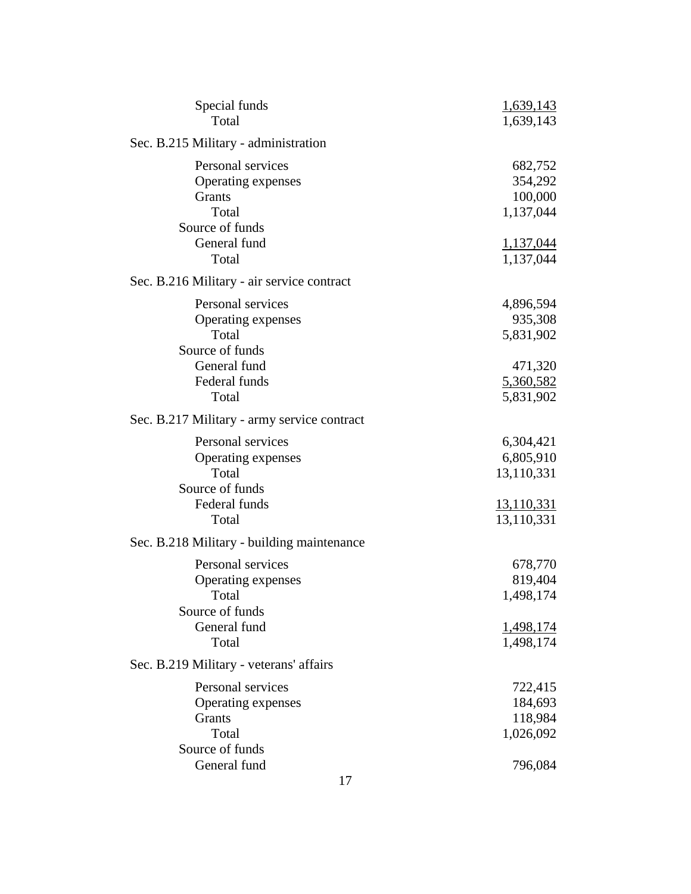| | |
|---|---|
| Special funds | 1,639,143 |
| Total | 1,639,143 |

Sec. B.215 Military - administration

| | |
|---|---|
| Personal services | 682,752 |
| Operating expenses | 354,292 |
| Grants | 100,000 |
| Total | 1,137,044 |
| Source of funds | |
| General fund | 1,137,044 |
| Total | 1,137,044 |

Sec. B.216 Military - air service contract

| | |
|---|---|
| Personal services | 4,896,594 |
| Operating expenses | 935,308 |
| Total | 5,831,902 |
| Source of funds | |
| General fund | 471,320 |
| Federal funds | 5,360,582 |
| Total | 5,831,902 |

Sec. B.217 Military - army service contract

| | |
|---|---|
| Personal services | 6,304,421 |
| Operating expenses | 6,805,910 |
| Total | 13,110,331 |
| Source of funds | |
| Federal funds | 13,110,331 |
| Total | 13,110,331 |

Sec. B.218 Military - building maintenance

| | |
|---|---|
| Personal services | 678,770 |
| Operating expenses | 819,404 |
| Total | 1,498,174 |
| Source of funds | |
| General fund | 1,498,174 |
| Total | 1,498,174 |

Sec. B.219 Military - veterans' affairs

| | |
|---|---|
| Personal services | 722,415 |
| Operating expenses | 184,693 |
| Grants | 118,984 |
| Total | 1,026,092 |
| Source of funds | |
| General fund | 796,084 |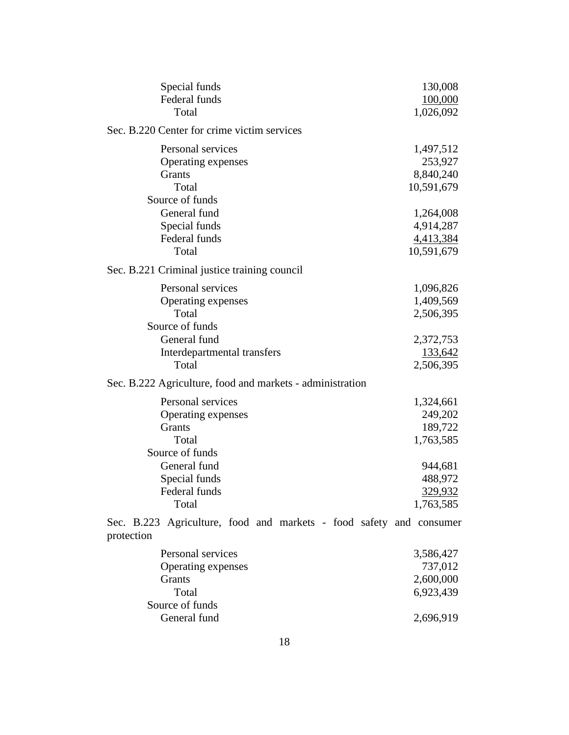| | |
|---|---|
| Special funds | 130,008 |
| Federal funds | 100,000 |
| Total | 1,026,092 |

Sec. B.220 Center for crime victim services

| | |
|---|---|
| Personal services | 1,497,512 |
| Operating expenses | 253,927 |
| Grants | 8,840,240 |
| Total | 10,591,679 |
| Source of funds | |
| General fund | 1,264,008 |
| Special funds | 4,914,287 |
| Federal funds | 4,413,384 |
| Total | 10,591,679 |

Sec. B.221 Criminal justice training council

| | |
|---|---|
| Personal services | 1,096,826 |
| Operating expenses | 1,409,569 |
| Total | 2,506,395 |
| Source of funds | |
| General fund | 2,372,753 |
| Interdepartmental transfers | 133,642 |
| Total | 2,506,395 |

Sec. B.222 Agriculture, food and markets - administration

| | |
|---|---|
| Personal services | 1,324,661 |
| Operating expenses | 249,202 |
| Grants | 189,722 |
| Total | 1,763,585 |
| Source of funds | |
| General fund | 944,681 |
| Special funds | 488,972 |
| Federal funds | 329,932 |
| Total | 1,763,585 |

Sec. B.223 Agriculture, food and markets - food safety and consumer protection

| | |
|---|---|
| Personal services | 3,586,427 |
| Operating expenses | 737,012 |
| Grants | 2,600,000 |
| Total | 6,923,439 |
| Source of funds | |
| General fund | 2,696,919 |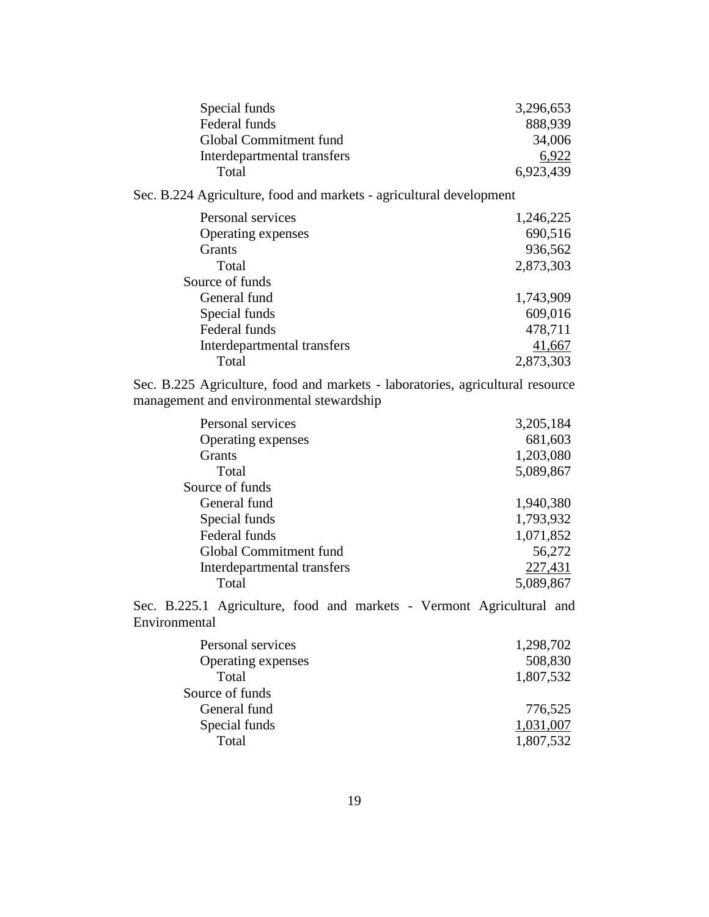| | |
|---|---|
| Special funds | 3,296,653 |
| Federal funds | 888,939 |
| Global Commitment fund | 34,006 |
| Interdepartmental transfers | 6,922 |
| Total | 6,923,439 |

Sec. B.224 Agriculture, food and markets - agricultural development

| | |
|---|---|
| Personal services | 1,246,225 |
| Operating expenses | 690,516 |
| Grants | 936,562 |
| Total | 2,873,303 |
| Source of funds | |
| General fund | 1,743,909 |
| Special funds | 609,016 |
| Federal funds | 478,711 |
| Interdepartmental transfers | 41,667 |
| Total | 2,873,303 |

Sec. B.225 Agriculture, food and markets - laboratories, agricultural resource management and environmental stewardship

| | |
|---|---|
| Personal services | 3,205,184 |
| Operating expenses | 681,603 |
| Grants | 1,203,080 |
| Total | 5,089,867 |
| Source of funds | |
| General fund | 1,940,380 |
| Special funds | 1,793,932 |
| Federal funds | 1,071,852 |
| Global Commitment fund | 56,272 |
| Interdepartmental transfers | 227,431 |
| Total | 5,089,867 |

Sec. B.225.1 Agriculture, food and markets - Vermont Agricultural and Environmental

| | |
|---|---|
| Personal services | 1,298,702 |
| Operating expenses | 508,830 |
| Total | 1,807,532 |
| Source of funds | |
| General fund | 776,525 |
| Special funds | 1,031,007 |
| Total | 1,807,532 |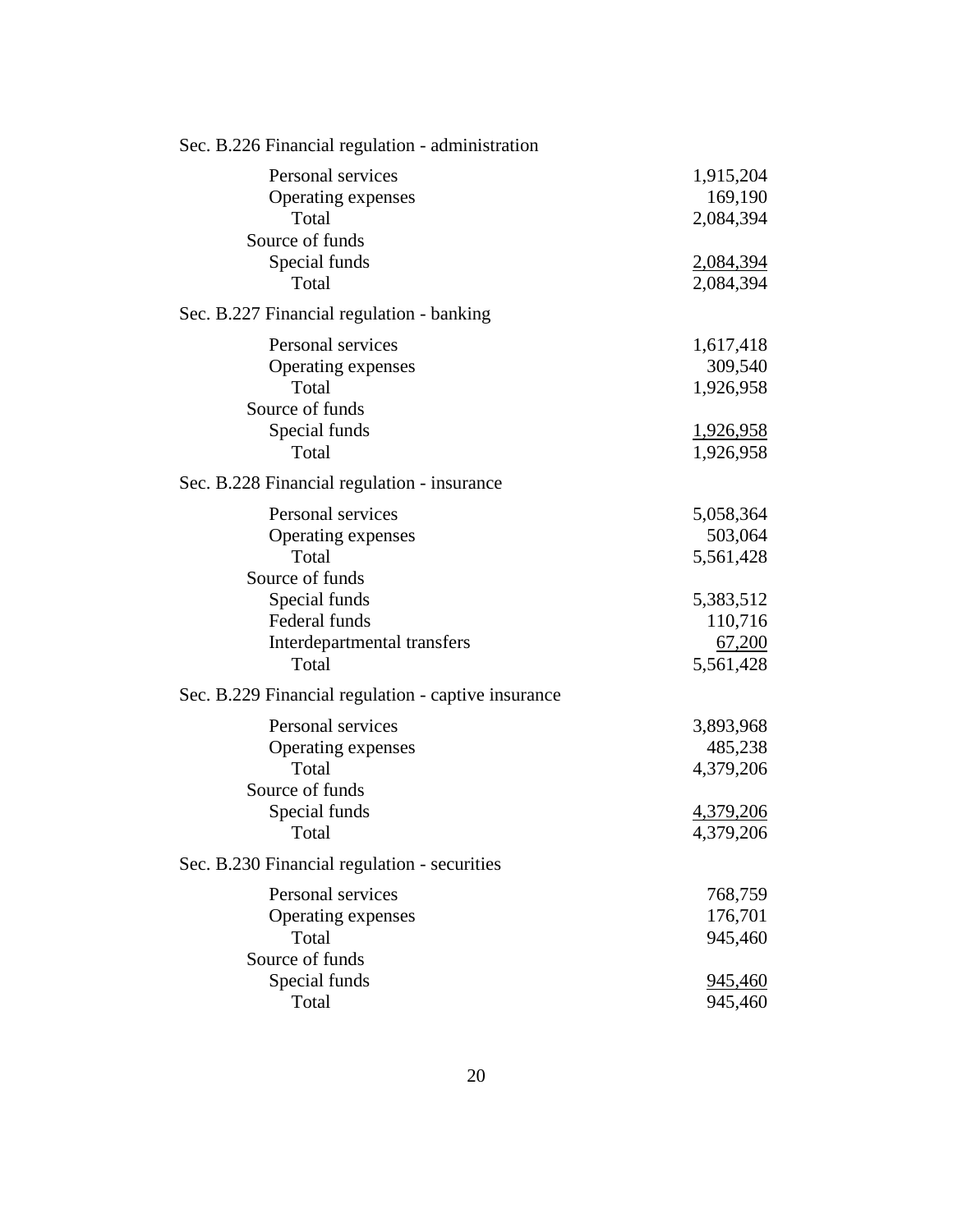Sec. B.226 Financial regulation - administration

| | |
|---|---:|
| Personal services | 1,915,204 |
| Operating expenses | 169,190 |
| Total | 2,084,394 |
| Source of funds | |
| Special funds | 2,084,394 |
| Total | 2,084,394 |

Sec. B.227 Financial regulation - banking

| | |
|---|---:|
| Personal services | 1,617,418 |
| Operating expenses | 309,540 |
| Total | 1,926,958 |
| Source of funds | |
| Special funds | 1,926,958 |
| Total | 1,926,958 |

Sec. B.228 Financial regulation - insurance

| | |
|---|---:|
| Personal services | 5,058,364 |
| Operating expenses | 503,064 |
| Total | 5,561,428 |
| Source of funds | |
| Special funds | 5,383,512 |
| Federal funds | 110,716 |
| Interdepartmental transfers | 67,200 |
| Total | 5,561,428 |

Sec. B.229 Financial regulation - captive insurance

| | |
|---|---:|
| Personal services | 3,893,968 |
| Operating expenses | 485,238 |
| Total | 4,379,206 |
| Source of funds | |
| Special funds | 4,379,206 |
| Total | 4,379,206 |

Sec. B.230 Financial regulation - securities

| | |
|---|---:|
| Personal services | 768,759 |
| Operating expenses | 176,701 |
| Total | 945,460 |
| Source of funds | |
| Special funds | 945,460 |
| Total | 945,460 |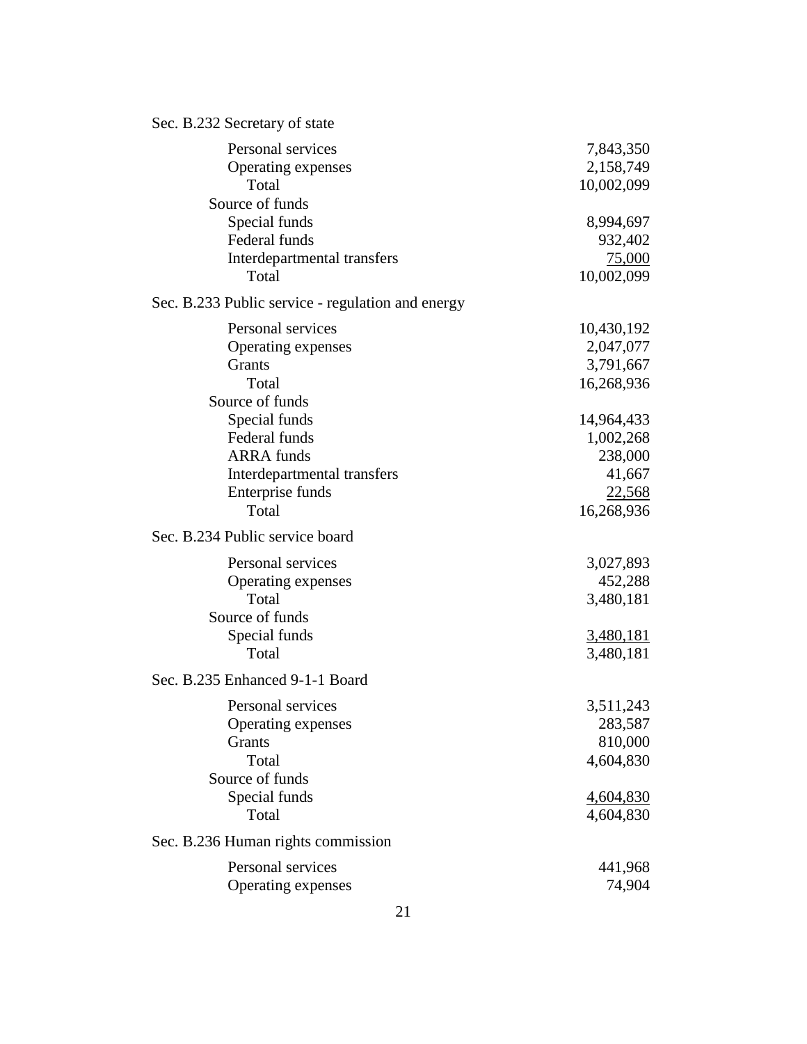Sec. B.232 Secretary of state

| | |
|---|---:|
| Personal services | 7,843,350 |
| Operating expenses | 2,158,749 |
| Total | 10,002,099 |
| Source of funds | |
| Special funds | 8,994,697 |
| Federal funds | 932,402 |
| Interdepartmental transfers | 75,000 |
| Total | 10,002,099 |

Sec. B.233 Public service - regulation and energy

| | |
|---|---:|
| Personal services | 10,430,192 |
| Operating expenses | 2,047,077 |
| Grants | 3,791,667 |
| Total | 16,268,936 |
| Source of funds | |
| Special funds | 14,964,433 |
| Federal funds | 1,002,268 |
| ARRA funds | 238,000 |
| Interdepartmental transfers | 41,667 |
| Enterprise funds | 22,568 |
| Total | 16,268,936 |

Sec. B.234 Public service board

| | |
|---|---:|
| Personal services | 3,027,893 |
| Operating expenses | 452,288 |
| Total | 3,480,181 |
| Source of funds | |
| Special funds | 3,480,181 |
| Total | 3,480,181 |

Sec. B.235 Enhanced 9-1-1 Board

| | |
|---|---:|
| Personal services | 3,511,243 |
| Operating expenses | 283,587 |
| Grants | 810,000 |
| Total | 4,604,830 |
| Source of funds | |
| Special funds | 4,604,830 |
| Total | 4,604,830 |

Sec. B.236 Human rights commission

| | |
|---|---:|
| Personal services | 441,968 |
| Operating expenses | 74,904 |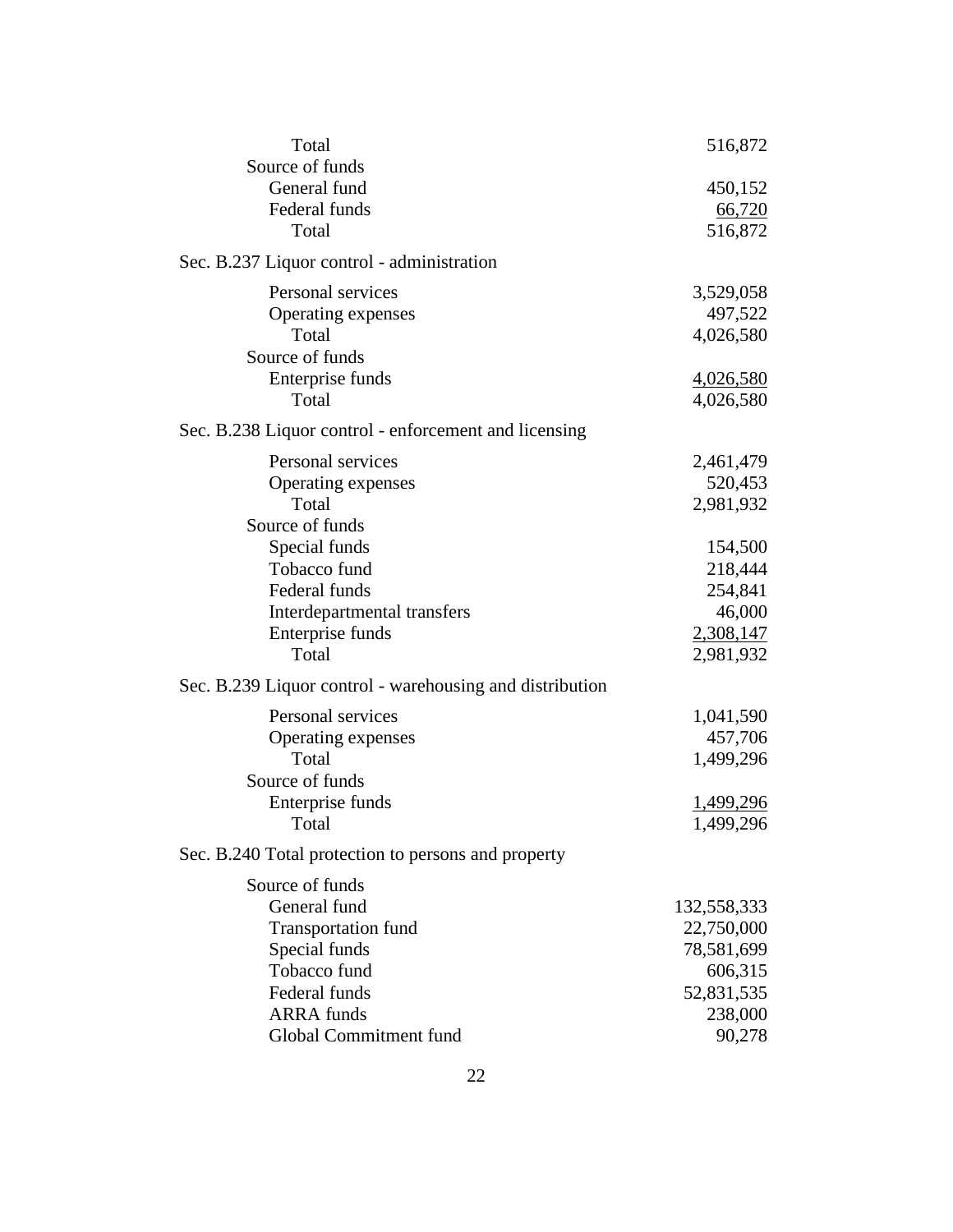| | |
|---|---|
| Total | 516,872 |
| Source of funds | |
| General fund | 450,152 |
| Federal funds | 66,720 |
| Total | 516,872 |

Sec. B.237 Liquor control - administration

| | |
|---|---|
| Personal services | 3,529,058 |
| Operating expenses | 497,522 |
| Total | 4,026,580 |
| Source of funds | |
| Enterprise funds | 4,026,580 |
| Total | 4,026,580 |

Sec. B.238 Liquor control - enforcement and licensing

| | |
|---|---|
| Personal services | 2,461,479 |
| Operating expenses | 520,453 |
| Total | 2,981,932 |
| Source of funds | |
| Special funds | 154,500 |
| Tobacco fund | 218,444 |
| Federal funds | 254,841 |
| Interdepartmental transfers | 46,000 |
| Enterprise funds | 2,308,147 |
| Total | 2,981,932 |

Sec. B.239 Liquor control - warehousing and distribution

| | |
|---|---|
| Personal services | 1,041,590 |
| Operating expenses | 457,706 |
| Total | 1,499,296 |
| Source of funds | |
| Enterprise funds | 1,499,296 |
| Total | 1,499,296 |

Sec. B.240 Total protection to persons and property

| | |
|---|---|
| Source of funds | |
| General fund | 132,558,333 |
| Transportation fund | 22,750,000 |
| Special funds | 78,581,699 |
| Tobacco fund | 606,315 |
| Federal funds | 52,831,535 |
| ARRA funds | 238,000 |
| Global Commitment fund | 90,278 |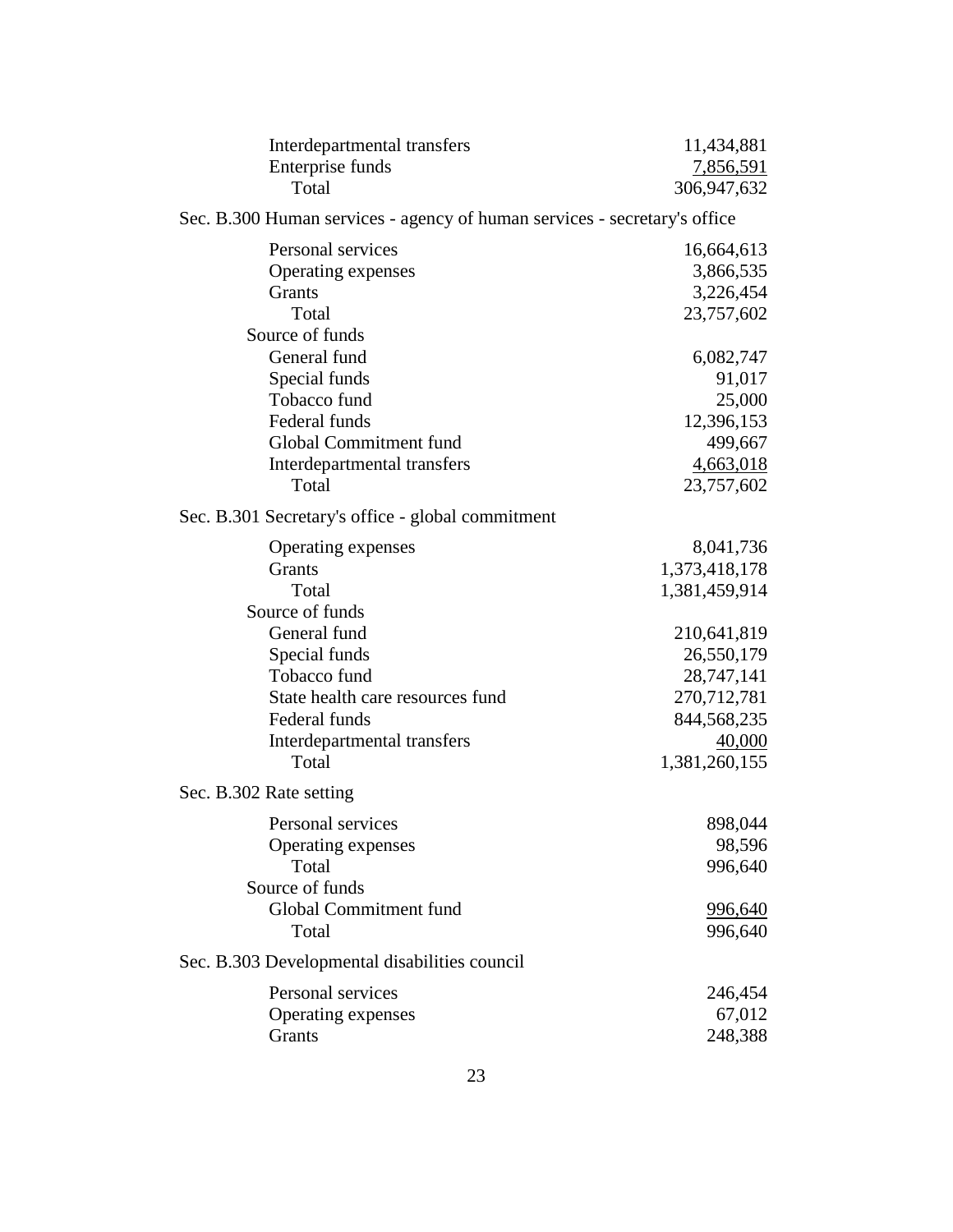| | |
|---|---:|
| Interdepartmental transfers | 11,434,881 |
| Enterprise funds | 7,856,591 |
| Total | 306,947,632 |

Sec. B.300 Human services - agency of human services - secretary's office

| | |
|---|---:|
| Personal services | 16,664,613 |
| Operating expenses | 3,866,535 |
| Grants | 3,226,454 |
| Total | 23,757,602 |
| Source of funds | |
| General fund | 6,082,747 |
| Special funds | 91,017 |
| Tobacco fund | 25,000 |
| Federal funds | 12,396,153 |
| Global Commitment fund | 499,667 |
| Interdepartmental transfers | 4,663,018 |
| Total | 23,757,602 |

Sec. B.301 Secretary's office - global commitment

| | |
|---|---:|
| Operating expenses | 8,041,736 |
| Grants | 1,373,418,178 |
| Total | 1,381,459,914 |
| Source of funds | |
| General fund | 210,641,819 |
| Special funds | 26,550,179 |
| Tobacco fund | 28,747,141 |
| State health care resources fund | 270,712,781 |
| Federal funds | 844,568,235 |
| Interdepartmental transfers | 40,000 |
| Total | 1,381,260,155 |

Sec. B.302 Rate setting

| | |
|---|---:|
| Personal services | 898,044 |
| Operating expenses | 98,596 |
| Total | 996,640 |
| Source of funds | |
| Global Commitment fund | 996,640 |
| Total | 996,640 |

Sec. B.303 Developmental disabilities council

| | |
|---|---:|
| Personal services | 246,454 |
| Operating expenses | 67,012 |
| Grants | 248,388 |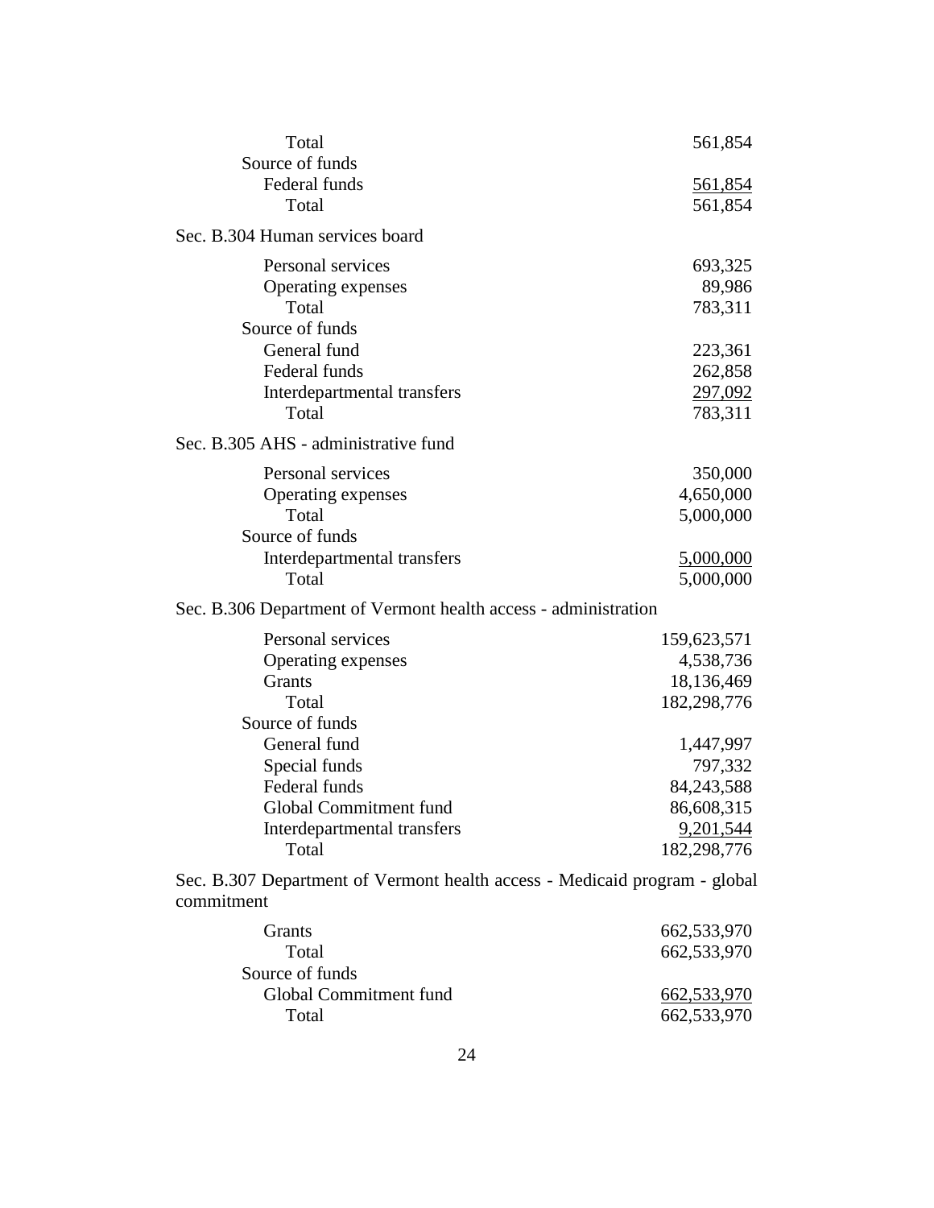| | |
|---|---|
| Total | 561,854 |
| Source of funds | |
| Federal funds | 561,854 |
| Total | 561,854 |

Sec. B.304 Human services board

| | |
|---|---|
| Personal services | 693,325 |
| Operating expenses | 89,986 |
| Total | 783,311 |
| Source of funds | |
| General fund | 223,361 |
| Federal funds | 262,858 |
| Interdepartmental transfers | 297,092 |
| Total | 783,311 |

Sec. B.305 AHS - administrative fund

| | |
|---|---|
| Personal services | 350,000 |
| Operating expenses | 4,650,000 |
| Total | 5,000,000 |
| Source of funds | |
| Interdepartmental transfers | 5,000,000 |
| Total | 5,000,000 |

Sec. B.306 Department of Vermont health access - administration

| | |
|---|---|
| Personal services | 159,623,571 |
| Operating expenses | 4,538,736 |
| Grants | 18,136,469 |
| Total | 182,298,776 |
| Source of funds | |
| General fund | 1,447,997 |
| Special funds | 797,332 |
| Federal funds | 84,243,588 |
| Global Commitment fund | 86,608,315 |
| Interdepartmental transfers | 9,201,544 |
| Total | 182,298,776 |

Sec. B.307 Department of Vermont health access - Medicaid program - global commitment

| | |
|---|---|
| Grants | 662,533,970 |
| Total | 662,533,970 |
| Source of funds | |
| Global Commitment fund | 662,533,970 |
| Total | 662,533,970 |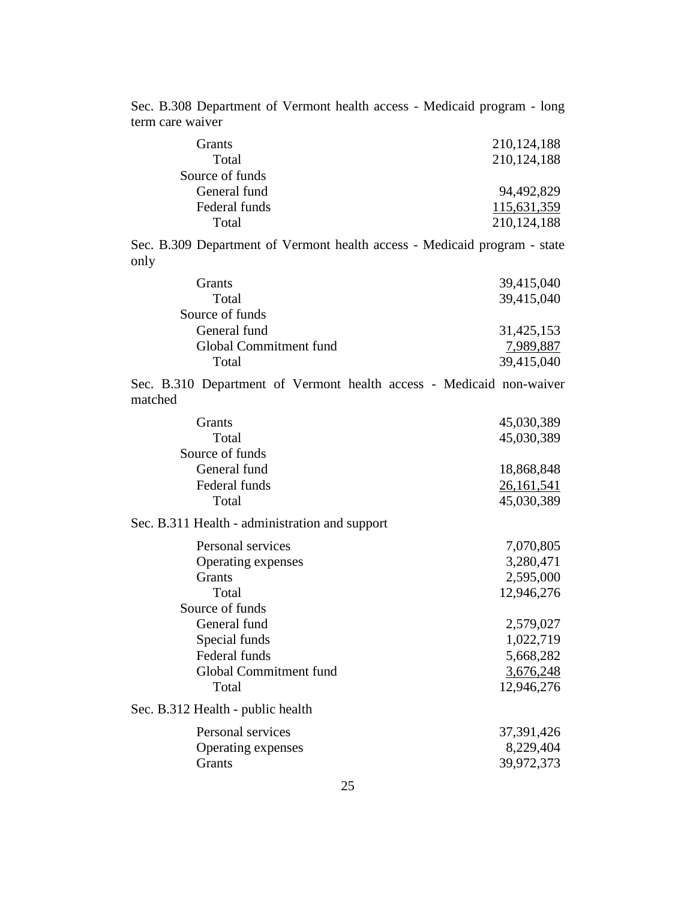Sec. B.308 Department of Vermont health access - Medicaid program - long term care waiver

| | |
|---|---:|
| Grants | 210,124,188 |
| Total | 210,124,188 |
| Source of funds | |
| General fund | 94,492,829 |
| Federal funds | 115,631,359 |
| Total | 210,124,188 |

Sec. B.309 Department of Vermont health access - Medicaid program - state only

| | |
|---|---:|
| Grants | 39,415,040 |
| Total | 39,415,040 |
| Source of funds | |
| General fund | 31,425,153 |
| Global Commitment fund | 7,989,887 |
| Total | 39,415,040 |

Sec. B.310 Department of Vermont health access - Medicaid non-waiver matched

| | |
|---|---:|
| Grants | 45,030,389 |
| Total | 45,030,389 |
| Source of funds | |
| General fund | 18,868,848 |
| Federal funds | 26,161,541 |
| Total | 45,030,389 |

Sec. B.311 Health - administration and support

| | |
|---|---:|
| Personal services | 7,070,805 |
| Operating expenses | 3,280,471 |
| Grants | 2,595,000 |
| Total | 12,946,276 |
| Source of funds | |
| General fund | 2,579,027 |
| Special funds | 1,022,719 |
| Federal funds | 5,668,282 |
| Global Commitment fund | 3,676,248 |
| Total | 12,946,276 |

Sec. B.312 Health - public health

| | |
|---|---:|
| Personal services | 37,391,426 |
| Operating expenses | 8,229,404 |
| Grants | 39,972,373 |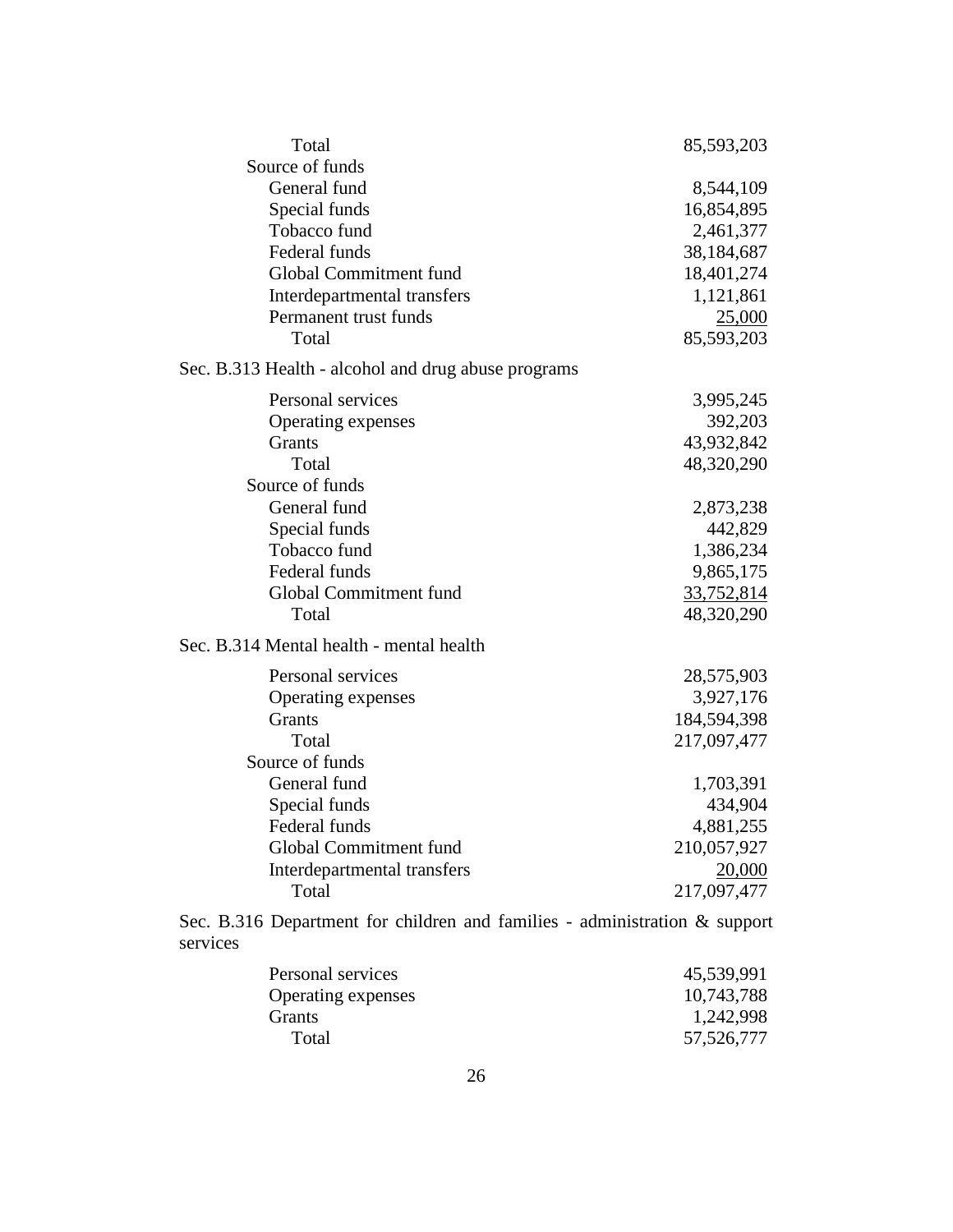| | |
|---|---|
| Total | 85,593,203 |
| Source of funds | |
| General fund | 8,544,109 |
| Special funds | 16,854,895 |
| Tobacco fund | 2,461,377 |
| Federal funds | 38,184,687 |
| Global Commitment fund | 18,401,274 |
| Interdepartmental transfers | 1,121,861 |
| Permanent trust funds | 25,000 |
| Total | 85,593,203 |

Sec. B.313 Health - alcohol and drug abuse programs

| | |
|---|---|
| Personal services | 3,995,245 |
| Operating expenses | 392,203 |
| Grants | 43,932,842 |
| Total | 48,320,290 |
| Source of funds | |
| General fund | 2,873,238 |
| Special funds | 442,829 |
| Tobacco fund | 1,386,234 |
| Federal funds | 9,865,175 |
| Global Commitment fund | 33,752,814 |
| Total | 48,320,290 |

Sec. B.314 Mental health - mental health

| | |
|---|---|
| Personal services | 28,575,903 |
| Operating expenses | 3,927,176 |
| Grants | 184,594,398 |
| Total | 217,097,477 |
| Source of funds | |
| General fund | 1,703,391 |
| Special funds | 434,904 |
| Federal funds | 4,881,255 |
| Global Commitment fund | 210,057,927 |
| Interdepartmental transfers | 20,000 |
| Total | 217,097,477 |

Sec. B.316 Department for children and families - administration & support services

| | |
|---|---|
| Personal services | 45,539,991 |
| Operating expenses | 10,743,788 |
| Grants | 1,242,998 |
| Total | 57,526,777 |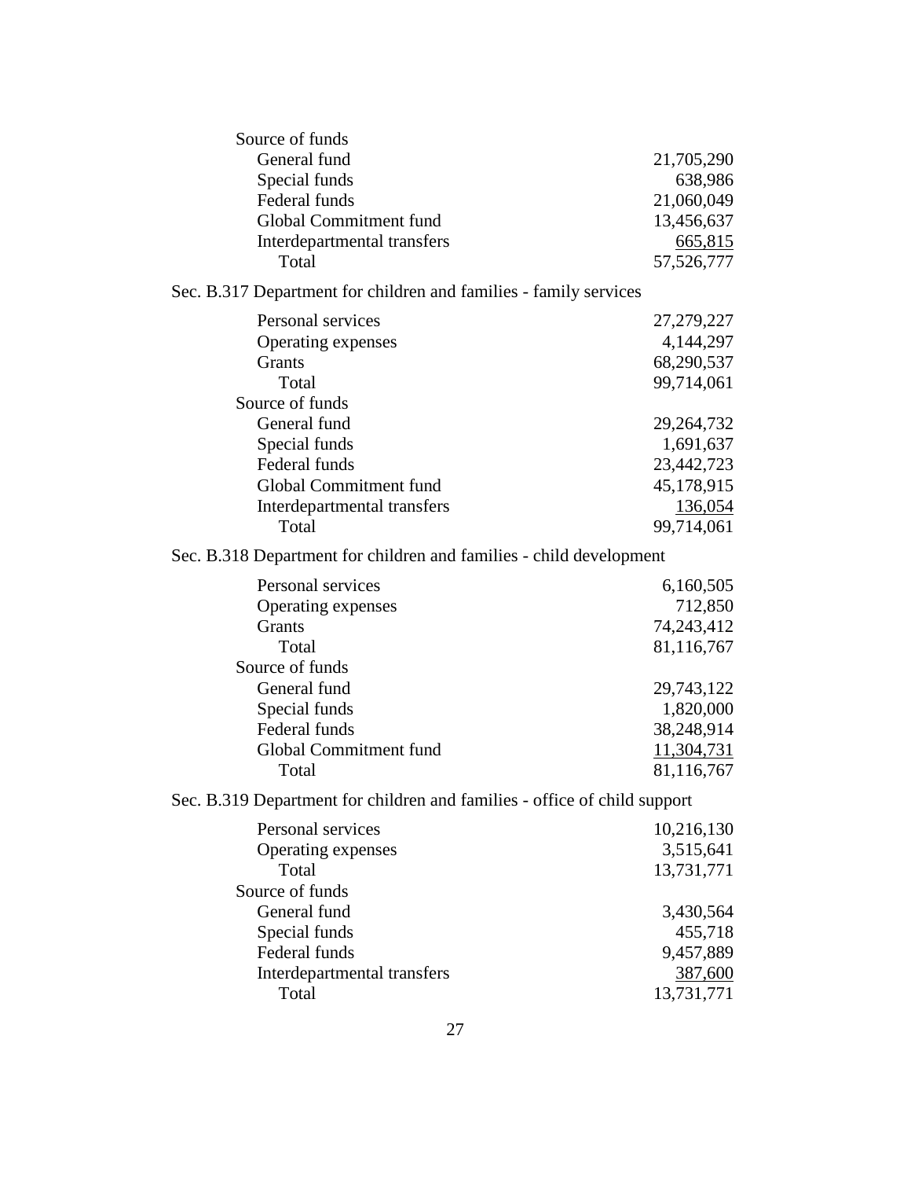| | |
|---|---|
| Source of funds | |
| General fund | 21,705,290 |
| Special funds | 638,986 |
| Federal funds | 21,060,049 |
| Global Commitment fund | 13,456,637 |
| Interdepartmental transfers | 665,815 |
| Total | 57,526,777 |

Sec. B.317 Department for children and families - family services

| | |
|---|---|
| Personal services | 27,279,227 |
| Operating expenses | 4,144,297 |
| Grants | 68,290,537 |
| Total | 99,714,061 |
| Source of funds | |
| General fund | 29,264,732 |
| Special funds | 1,691,637 |
| Federal funds | 23,442,723 |
| Global Commitment fund | 45,178,915 |
| Interdepartmental transfers | 136,054 |
| Total | 99,714,061 |

Sec. B.318 Department for children and families - child development

| | |
|---|---|
| Personal services | 6,160,505 |
| Operating expenses | 712,850 |
| Grants | 74,243,412 |
| Total | 81,116,767 |
| Source of funds | |
| General fund | 29,743,122 |
| Special funds | 1,820,000 |
| Federal funds | 38,248,914 |
| Global Commitment fund | 11,304,731 |
| Total | 81,116,767 |

Sec. B.319 Department for children and families - office of child support

| | |
|---|---|
| Personal services | 10,216,130 |
| Operating expenses | 3,515,641 |
| Total | 13,731,771 |
| Source of funds | |
| General fund | 3,430,564 |
| Special funds | 455,718 |
| Federal funds | 9,457,889 |
| Interdepartmental transfers | 387,600 |
| Total | 13,731,771 |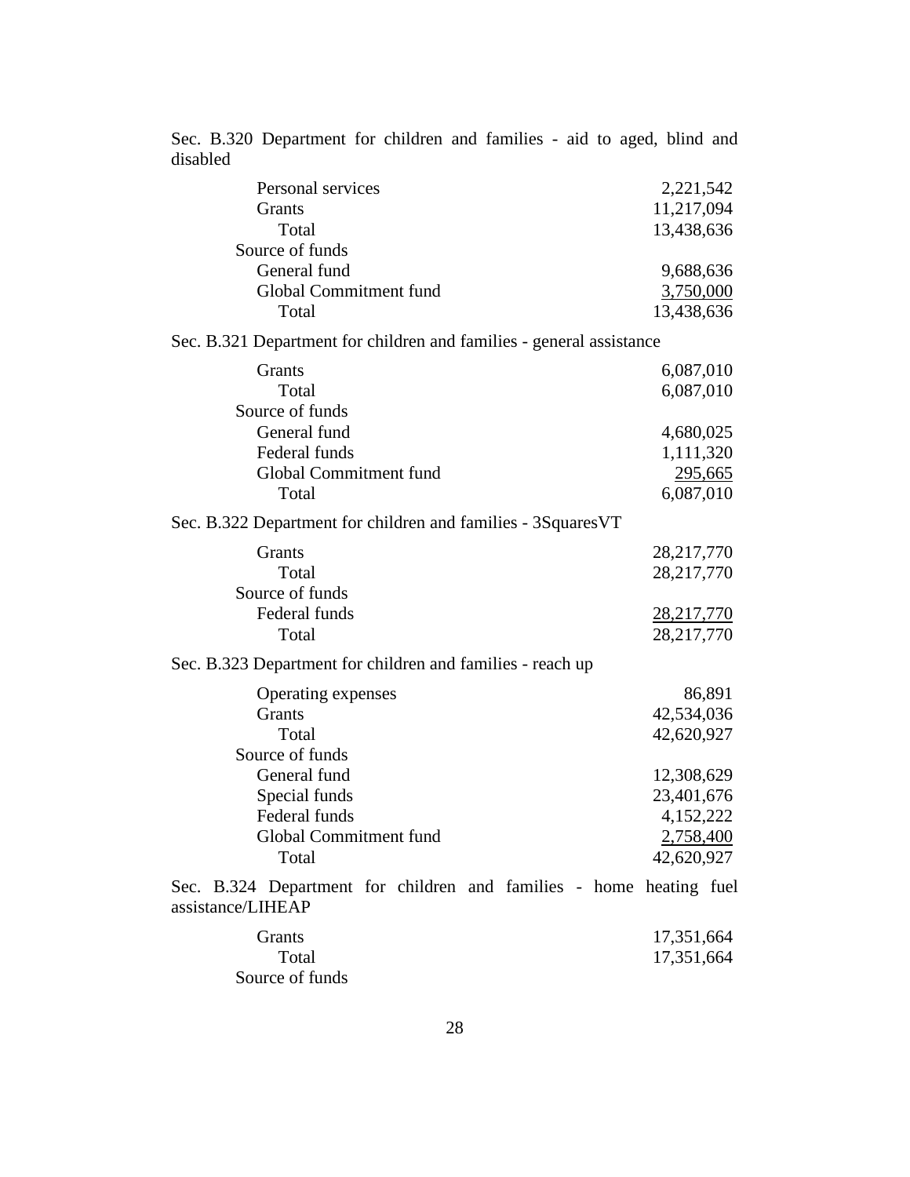Sec. B.320 Department for children and families - aid to aged, blind and disabled

| | |
|---|---:|
| Personal services | 2,221,542 |
| Grants | 11,217,094 |
| Total | 13,438,636 |
| Source of funds | |
| General fund | 9,688,636 |
| Global Commitment fund | 3,750,000 |
| Total | 13,438,636 |

Sec. B.321 Department for children and families - general assistance

| | |
|---|---:|
| Grants | 6,087,010 |
| Total | 6,087,010 |
| Source of funds | |
| General fund | 4,680,025 |
| Federal funds | 1,111,320 |
| Global Commitment fund | 295,665 |
| Total | 6,087,010 |

Sec. B.322 Department for children and families - 3SquaresVT

| | |
|---|---:|
| Grants | 28,217,770 |
| Total | 28,217,770 |
| Source of funds | |
| Federal funds | 28,217,770 |
| Total | 28,217,770 |

Sec. B.323 Department for children and families - reach up

| | |
|---|---:|
| Operating expenses | 86,891 |
| Grants | 42,534,036 |
| Total | 42,620,927 |
| Source of funds | |
| General fund | 12,308,629 |
| Special funds | 23,401,676 |
| Federal funds | 4,152,222 |
| Global Commitment fund | 2,758,400 |
| Total | 42,620,927 |

Sec. B.324 Department for children and families - home heating fuel assistance/LIHEAP

| | |
|---|---:|
| Grants | 17,351,664 |
| Total | 17,351,664 |
| Source of funds | |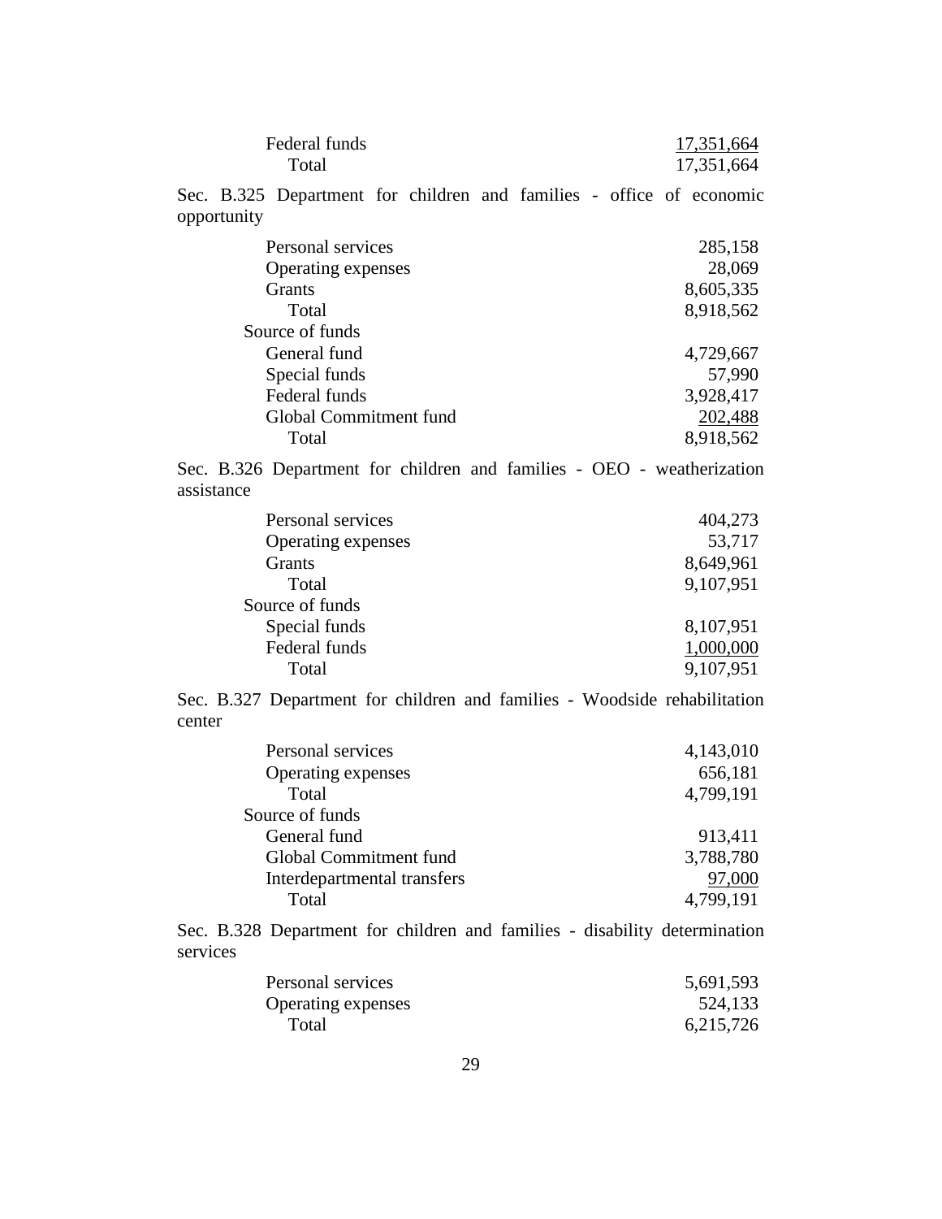| | |
|---|---|
| Federal funds | 17,351,664 |
| Total | 17,351,664 |

Sec. B.325 Department for children and families - office of economic opportunity

| | |
|---|---|
| Personal services | 285,158 |
| Operating expenses | 28,069 |
| Grants | 8,605,335 |
| Total | 8,918,562 |
| Source of funds | |
| General fund | 4,729,667 |
| Special funds | 57,990 |
| Federal funds | 3,928,417 |
| Global Commitment fund | 202,488 |
| Total | 8,918,562 |

Sec. B.326 Department for children and families - OEO - weatherization assistance

| | |
|---|---|
| Personal services | 404,273 |
| Operating expenses | 53,717 |
| Grants | 8,649,961 |
| Total | 9,107,951 |
| Source of funds | |
| Special funds | 8,107,951 |
| Federal funds | 1,000,000 |
| Total | 9,107,951 |

Sec. B.327 Department for children and families - Woodside rehabilitation center

| | |
|---|---|
| Personal services | 4,143,010 |
| Operating expenses | 656,181 |
| Total | 4,799,191 |
| Source of funds | |
| General fund | 913,411 |
| Global Commitment fund | 3,788,780 |
| Interdepartmental transfers | 97,000 |
| Total | 4,799,191 |

Sec. B.328 Department for children and families - disability determination services

| | |
|---|---|
| Personal services | 5,691,593 |
| Operating expenses | 524,133 |
| Total | 6,215,726 |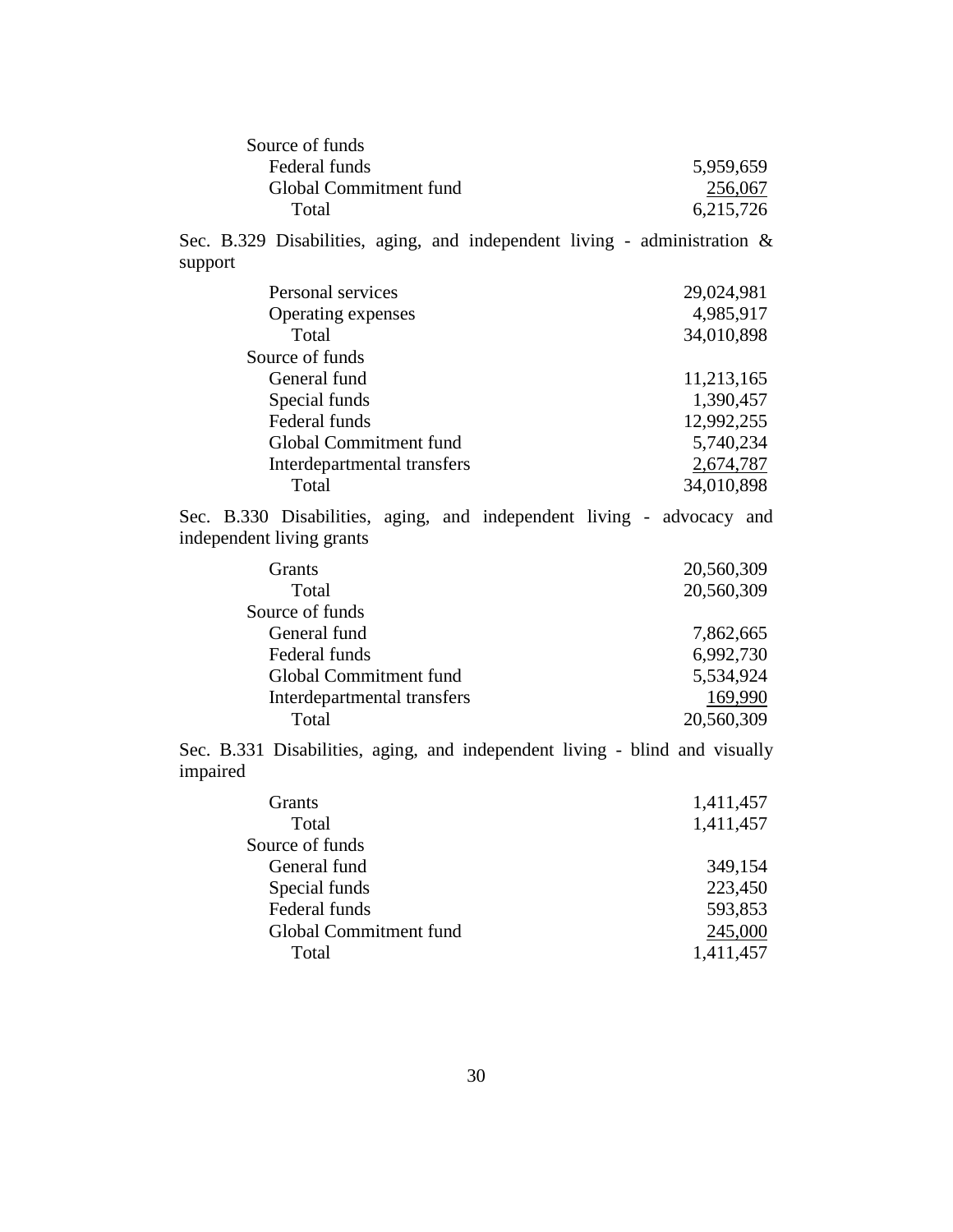| | |
|---|---|
| Source of funds | |
| Federal funds | 5,959,659 |
| Global Commitment fund | 256,067 |
| Total | 6,215,726 |

Sec. B.329 Disabilities, aging, and independent living - administration & support

| | |
|---|---|
| Personal services | 29,024,981 |
| Operating expenses | 4,985,917 |
| Total | 34,010,898 |
| Source of funds | |
| General fund | 11,213,165 |
| Special funds | 1,390,457 |
| Federal funds | 12,992,255 |
| Global Commitment fund | 5,740,234 |
| Interdepartmental transfers | 2,674,787 |
| Total | 34,010,898 |

Sec. B.330 Disabilities, aging, and independent living - advocacy and independent living grants

| | |
|---|---|
| Grants | 20,560,309 |
| Total | 20,560,309 |
| Source of funds | |
| General fund | 7,862,665 |
| Federal funds | 6,992,730 |
| Global Commitment fund | 5,534,924 |
| Interdepartmental transfers | 169,990 |
| Total | 20,560,309 |

Sec. B.331 Disabilities, aging, and independent living - blind and visually impaired

| | |
|---|---|
| Grants | 1,411,457 |
| Total | 1,411,457 |
| Source of funds | |
| General fund | 349,154 |
| Special funds | 223,450 |
| Federal funds | 593,853 |
| Global Commitment fund | 245,000 |
| Total | 1,411,457 |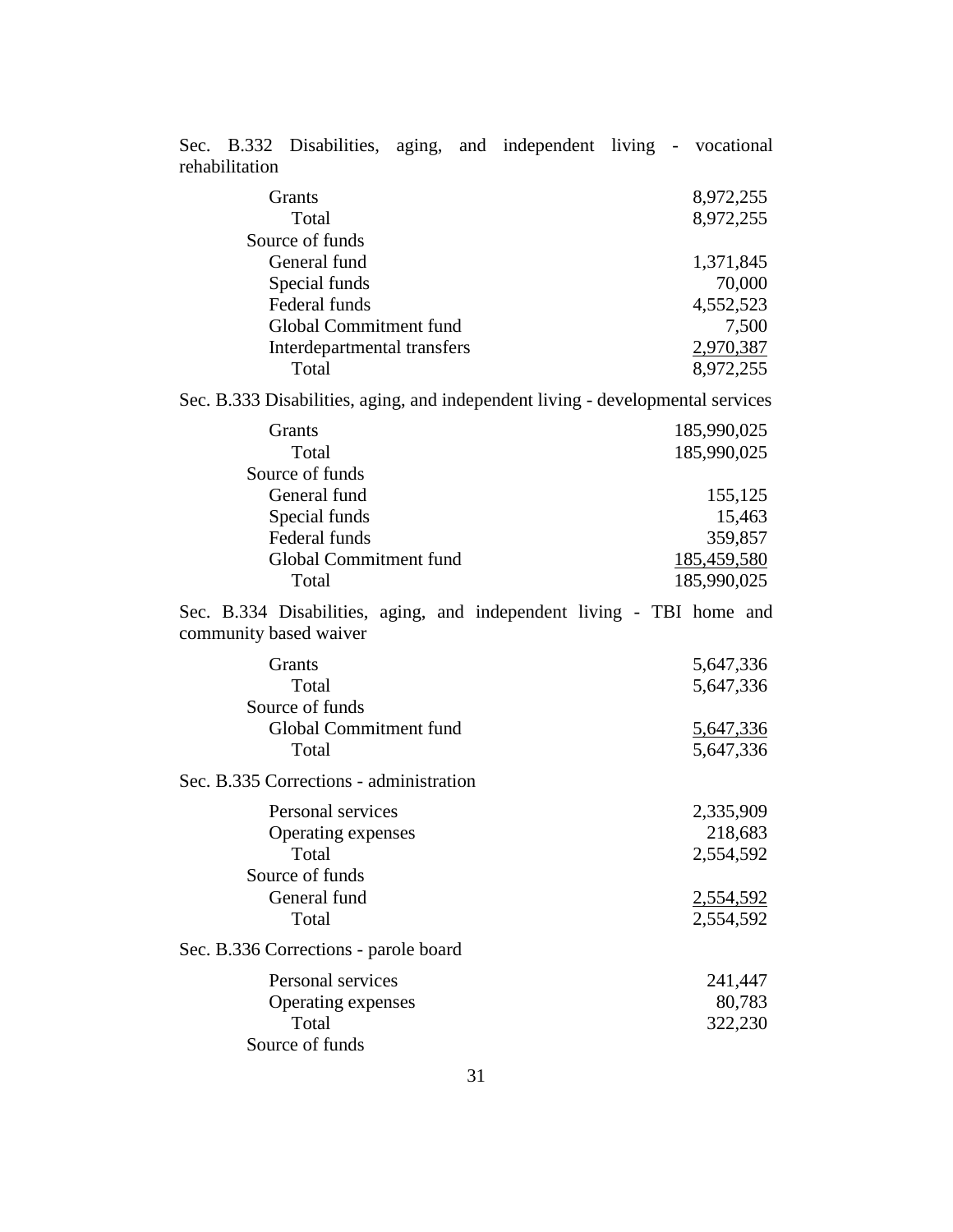Sec. B.332 Disabilities, aging, and independent living - vocational rehabilitation

| | |
|---|---:|
| Grants | 8,972,255 |
| Total | 8,972,255 |
| Source of funds | |
| General fund | 1,371,845 |
| Special funds | 70,000 |
| Federal funds | 4,552,523 |
| Global Commitment fund | 7,500 |
| Interdepartmental transfers | 2,970,387 |
| Total | 8,972,255 |

Sec. B.333 Disabilities, aging, and independent living - developmental services

| | |
|---|---:|
| Grants | 185,990,025 |
| Total | 185,990,025 |
| Source of funds | |
| General fund | 155,125 |
| Special funds | 15,463 |
| Federal funds | 359,857 |
| Global Commitment fund | 185,459,580 |
| Total | 185,990,025 |

Sec. B.334 Disabilities, aging, and independent living - TBI home and community based waiver

| | |
|---|---:|
| Grants | 5,647,336 |
| Total | 5,647,336 |
| Source of funds | |
| Global Commitment fund | 5,647,336 |
| Total | 5,647,336 |

Sec. B.335 Corrections - administration

| | |
|---|---:|
| Personal services | 2,335,909 |
| Operating expenses | 218,683 |
| Total | 2,554,592 |
| Source of funds | |
| General fund | 2,554,592 |
| Total | 2,554,592 |

Sec. B.336 Corrections - parole board

| | |
|---|---:|
| Personal services | 241,447 |
| Operating expenses | 80,783 |
| Total | 322,230 |
| Source of funds | |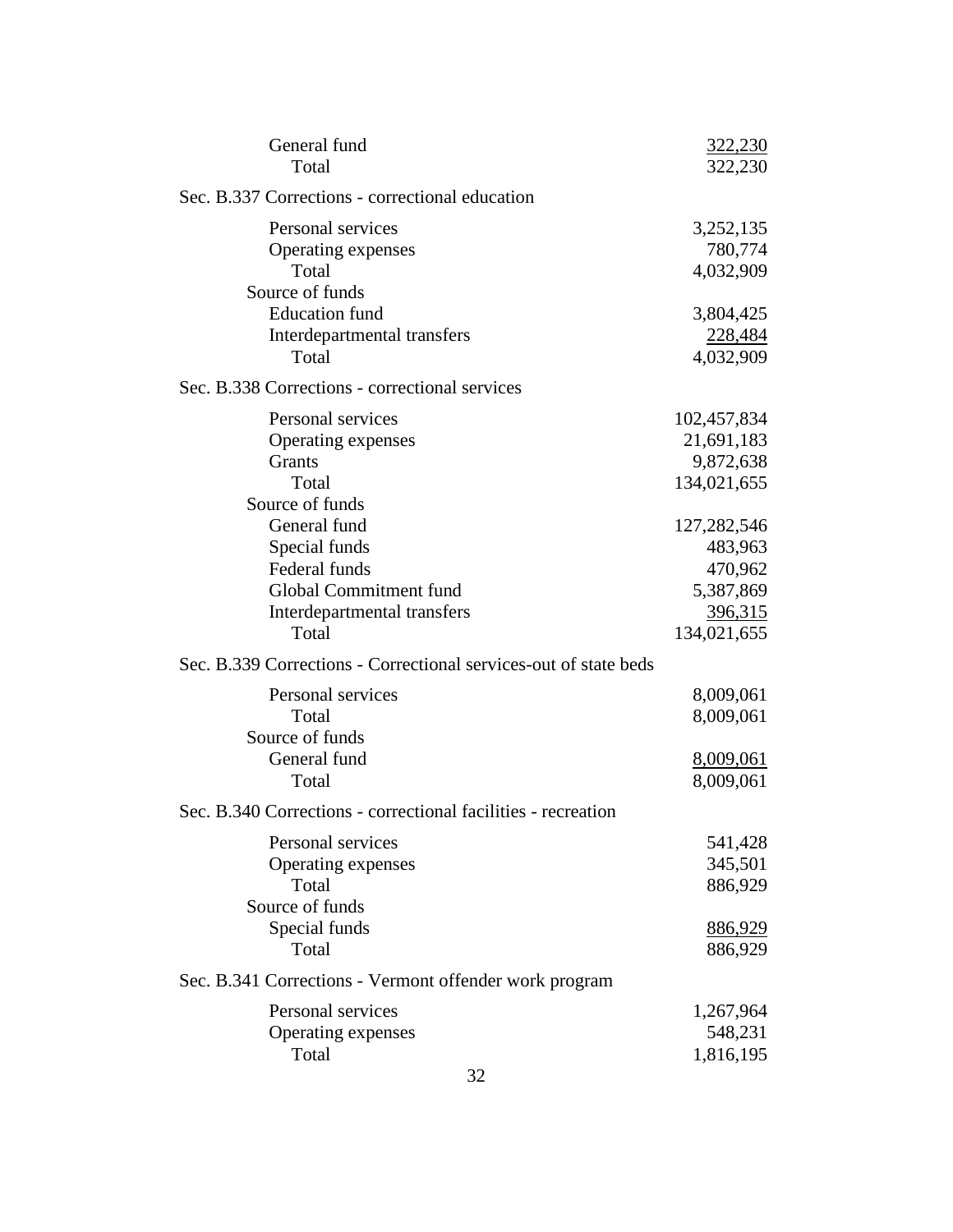| | |
|---|---:|
| General fund | 322,230 |
| Total | 322,230 |

Sec. B.337 Corrections - correctional education

| | |
|---|---:|
| Personal services | 3,252,135 |
| Operating expenses | 780,774 |
| Total | 4,032,909 |
| Source of funds | |
| Education fund | 3,804,425 |
| Interdepartmental transfers | 228,484 |
| Total | 4,032,909 |

Sec. B.338 Corrections - correctional services

| | |
|---|---:|
| Personal services | 102,457,834 |
| Operating expenses | 21,691,183 |
| Grants | 9,872,638 |
| Total | 134,021,655 |
| Source of funds | |
| General fund | 127,282,546 |
| Special funds | 483,963 |
| Federal funds | 470,962 |
| Global Commitment fund | 5,387,869 |
| Interdepartmental transfers | 396,315 |
| Total | 134,021,655 |

Sec. B.339 Corrections - Correctional services-out of state beds

| | |
|---|---:|
| Personal services | 8,009,061 |
| Total | 8,009,061 |
| Source of funds | |
| General fund | 8,009,061 |
| Total | 8,009,061 |

Sec. B.340 Corrections - correctional facilities - recreation

| | |
|---|---:|
| Personal services | 541,428 |
| Operating expenses | 345,501 |
| Total | 886,929 |
| Source of funds | |
| Special funds | 886,929 |
| Total | 886,929 |

Sec. B.341 Corrections - Vermont offender work program

| | |
|---|---:|
| Personal services | 1,267,964 |
| Operating expenses | 548,231 |
| Total | 1,816,195 |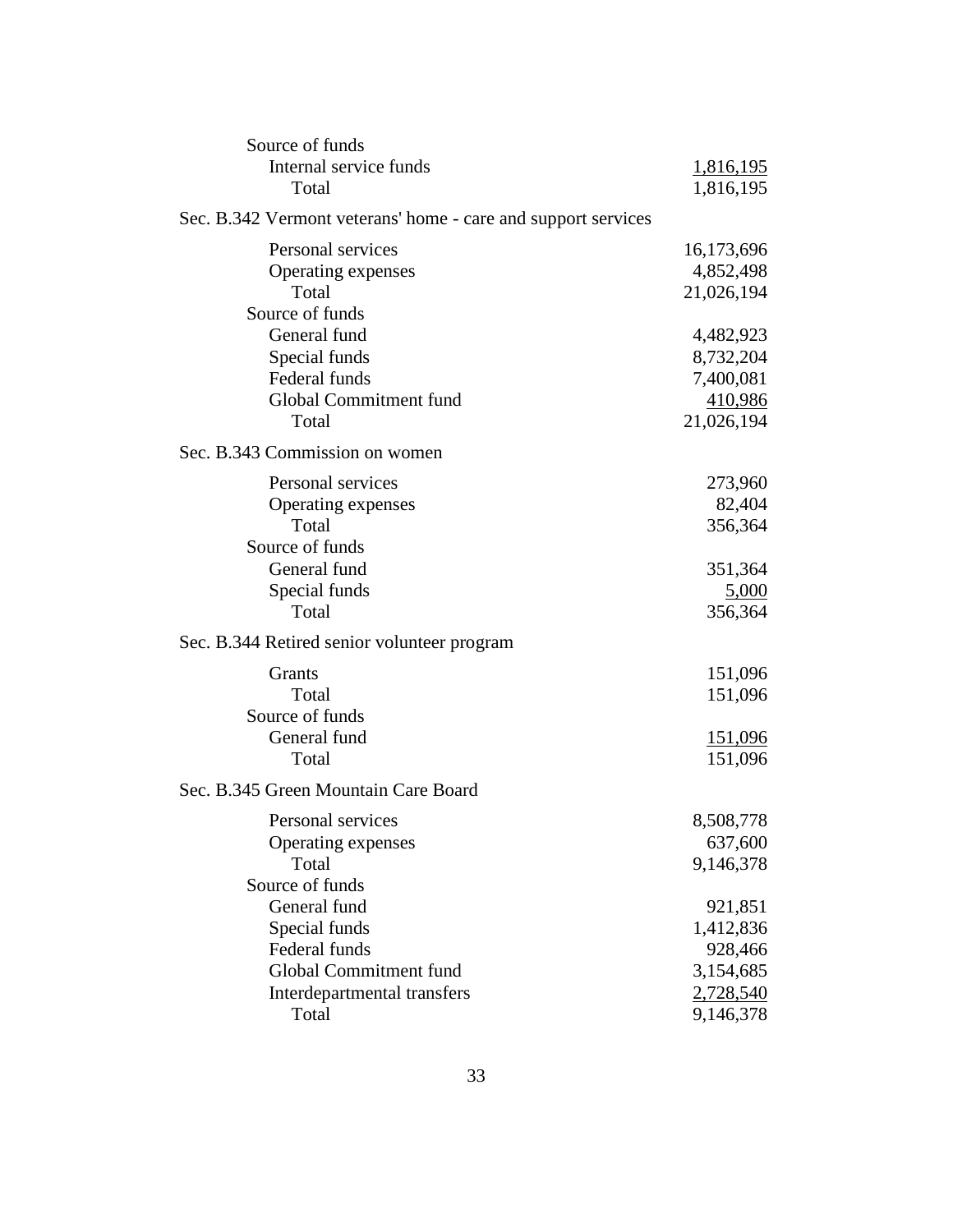Source of funds
  Internal service funds 1,816,195
  Total 1,816,195

Sec. B.342 Vermont veterans' home - care and support services

| | |
|---|---|
| Personal services | 16,173,696 |
| Operating expenses | 4,852,498 |
| Total | 21,026,194 |
| Source of funds | |
| General fund | 4,482,923 |
| Special funds | 8,732,204 |
| Federal funds | 7,400,081 |
| Global Commitment fund | 410,986 |
| Total | 21,026,194 |

Sec. B.343 Commission on women

| | |
|---|---|
| Personal services | 273,960 |
| Operating expenses | 82,404 |
| Total | 356,364 |
| Source of funds | |
| General fund | 351,364 |
| Special funds | 5,000 |
| Total | 356,364 |

Sec. B.344 Retired senior volunteer program

| | |
|---|---|
| Grants | 151,096 |
| Total | 151,096 |
| Source of funds | |
| General fund | 151,096 |
| Total | 151,096 |

Sec. B.345 Green Mountain Care Board

| | |
|---|---|
| Personal services | 8,508,778 |
| Operating expenses | 637,600 |
| Total | 9,146,378 |
| Source of funds | |
| General fund | 921,851 |
| Special funds | 1,412,836 |
| Federal funds | 928,466 |
| Global Commitment fund | 3,154,685 |
| Interdepartmental transfers | 2,728,540 |
| Total | 9,146,378 |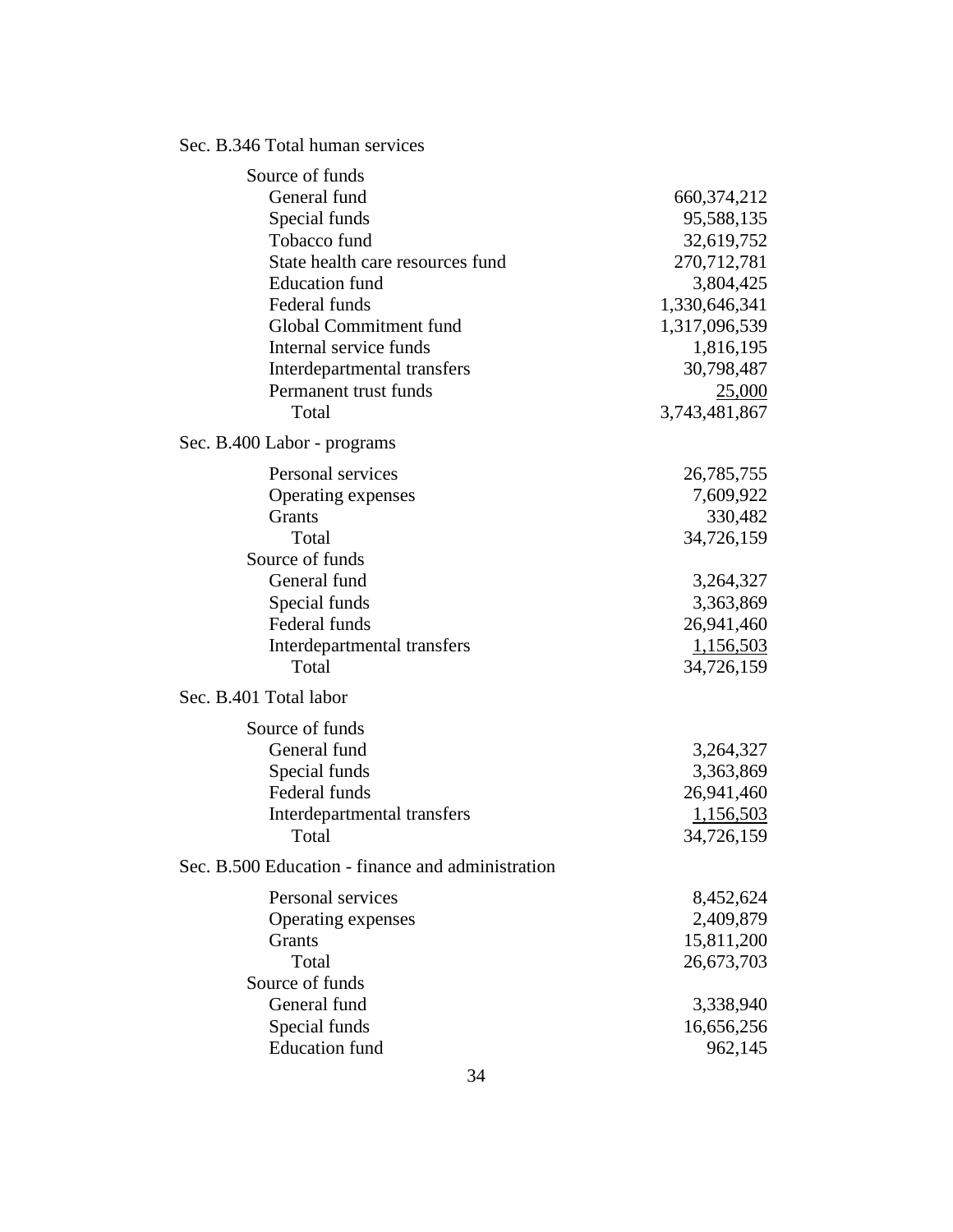Sec. B.346 Total human services

| | |
|---|---:|
| Source of funds | |
| General fund | 660,374,212 |
| Special funds | 95,588,135 |
| Tobacco fund | 32,619,752 |
| State health care resources fund | 270,712,781 |
| Education fund | 3,804,425 |
| Federal funds | 1,330,646,341 |
| Global Commitment fund | 1,317,096,539 |
| Internal service funds | 1,816,195 |
| Interdepartmental transfers | 30,798,487 |
| Permanent trust funds | 25,000 |
| Total | 3,743,481,867 |

Sec. B.400 Labor - programs

| | |
|---|---:|
| Personal services | 26,785,755 |
| Operating expenses | 7,609,922 |
| Grants | 330,482 |
| Total | 34,726,159 |
| Source of funds | |
| General fund | 3,264,327 |
| Special funds | 3,363,869 |
| Federal funds | 26,941,460 |
| Interdepartmental transfers | 1,156,503 |
| Total | 34,726,159 |

Sec. B.401 Total labor

| | |
|---|---:|
| Source of funds | |
| General fund | 3,264,327 |
| Special funds | 3,363,869 |
| Federal funds | 26,941,460 |
| Interdepartmental transfers | 1,156,503 |
| Total | 34,726,159 |

Sec. B.500 Education - finance and administration

| | |
|---|---:|
| Personal services | 8,452,624 |
| Operating expenses | 2,409,879 |
| Grants | 15,811,200 |
| Total | 26,673,703 |
| Source of funds | |
| General fund | 3,338,940 |
| Special funds | 16,656,256 |
| Education fund | 962,145 |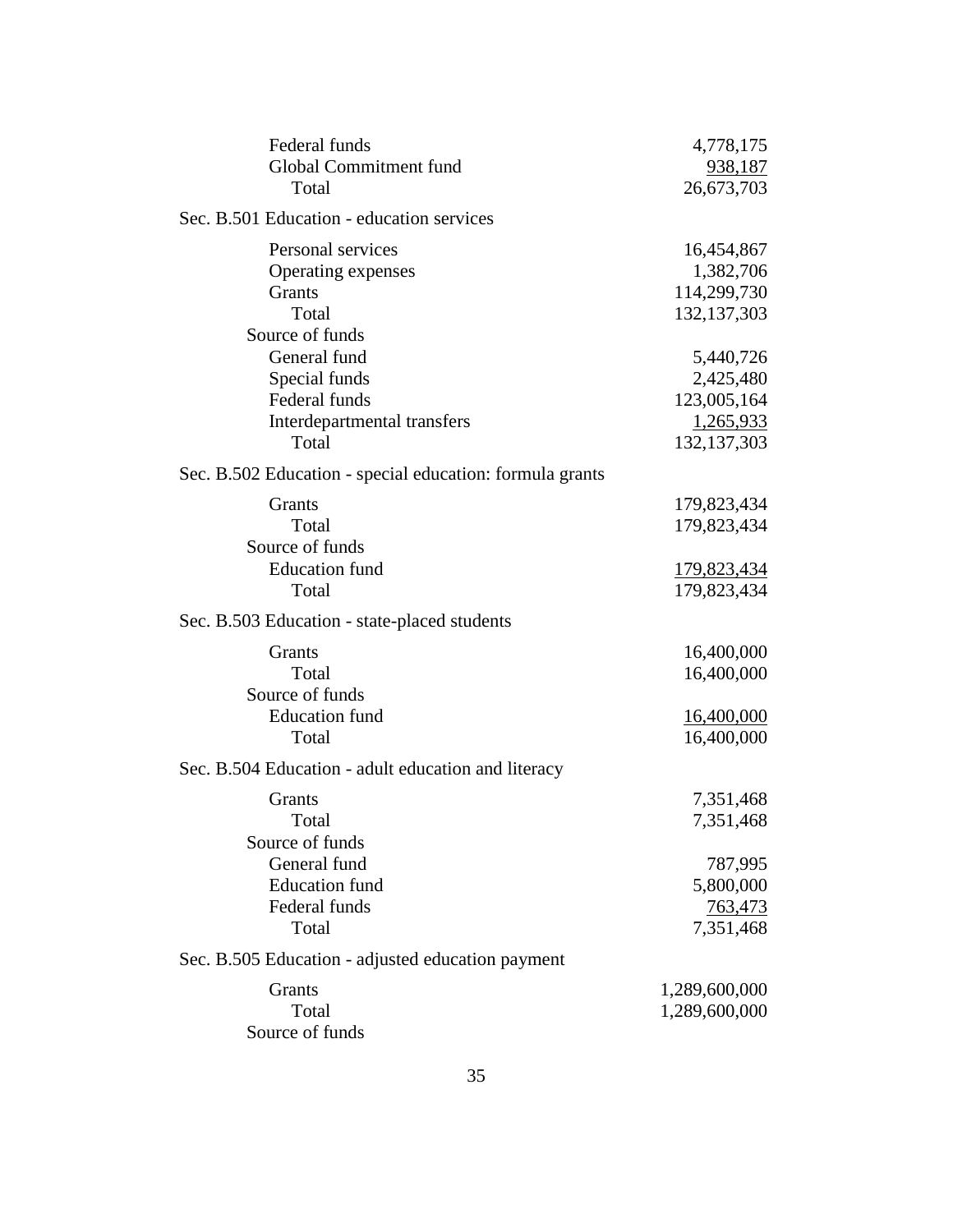| | |
|---|---|
| Federal funds | 4,778,175 |
| Global Commitment fund | 938,187 |
| Total | 26,673,703 |

Sec. B.501 Education - education services

| | |
|---|---|
| Personal services | 16,454,867 |
| Operating expenses | 1,382,706 |
| Grants | 114,299,730 |
| Total | 132,137,303 |
| Source of funds | |
| General fund | 5,440,726 |
| Special funds | 2,425,480 |
| Federal funds | 123,005,164 |
| Interdepartmental transfers | 1,265,933 |
| Total | 132,137,303 |

Sec. B.502 Education - special education: formula grants

| | |
|---|---|
| Grants | 179,823,434 |
| Total | 179,823,434 |
| Source of funds | |
| Education fund | 179,823,434 |
| Total | 179,823,434 |

Sec. B.503 Education - state-placed students

| | |
|---|---|
| Grants | 16,400,000 |
| Total | 16,400,000 |
| Source of funds | |
| Education fund | 16,400,000 |
| Total | 16,400,000 |

Sec. B.504 Education - adult education and literacy

| | |
|---|---|
| Grants | 7,351,468 |
| Total | 7,351,468 |
| Source of funds | |
| General fund | 787,995 |
| Education fund | 5,800,000 |
| Federal funds | 763,473 |
| Total | 7,351,468 |

Sec. B.505 Education - adjusted education payment

| | |
|---|---|
| Grants | 1,289,600,000 |
| Total | 1,289,600,000 |
| Source of funds | |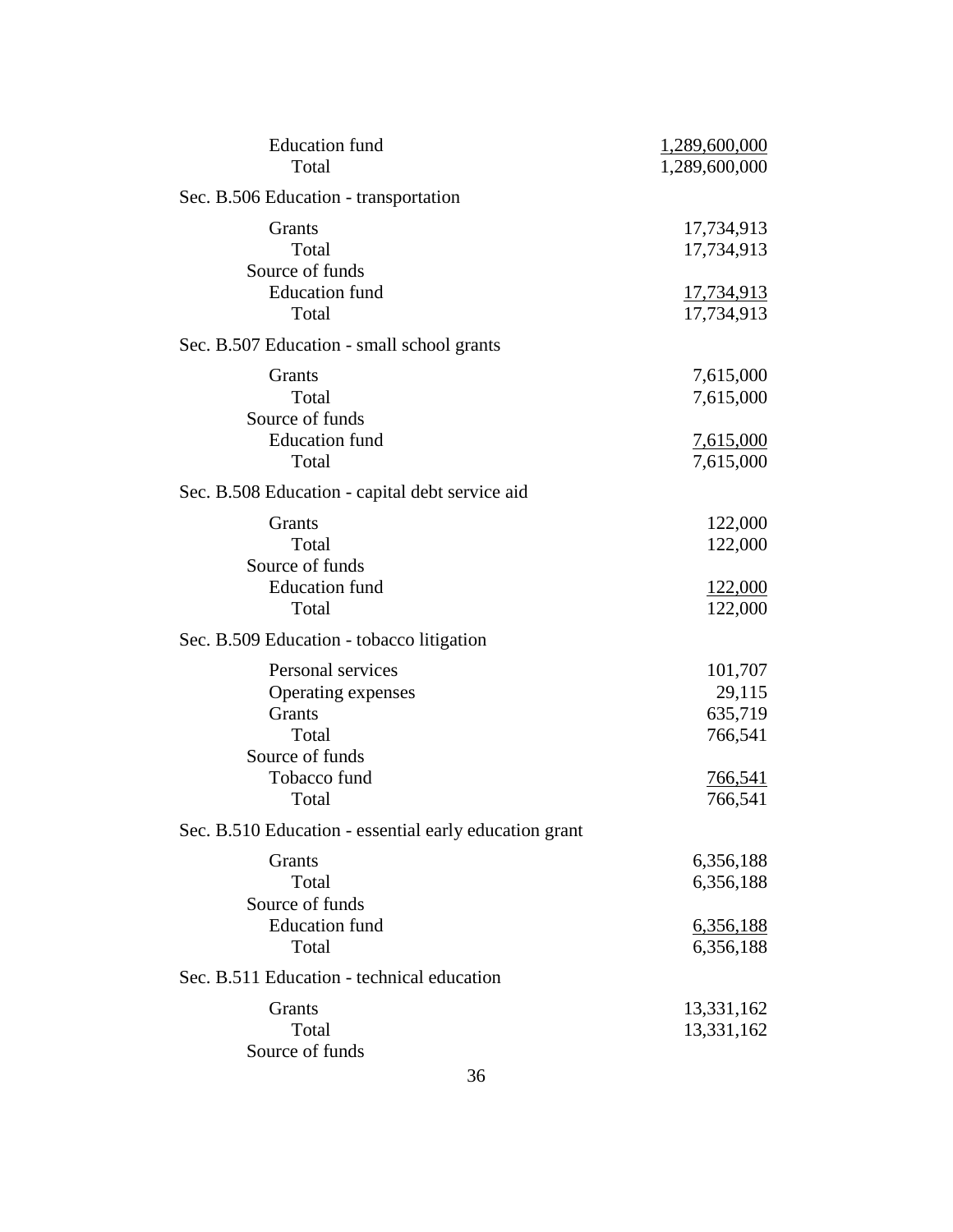| | |
|---|---:|
| Education fund | 1,289,600,000 |
| Total | 1,289,600,000 |

Sec. B.506 Education - transportation

| | |
|---|---:|
| Grants | 17,734,913 |
| Total | 17,734,913 |
| Source of funds | |
| Education fund | 17,734,913 |
| Total | 17,734,913 |

Sec. B.507 Education - small school grants

| | |
|---|---:|
| Grants | 7,615,000 |
| Total | 7,615,000 |
| Source of funds | |
| Education fund | 7,615,000 |
| Total | 7,615,000 |

Sec. B.508 Education - capital debt service aid

| | |
|---|---:|
| Grants | 122,000 |
| Total | 122,000 |
| Source of funds | |
| Education fund | 122,000 |
| Total | 122,000 |

Sec. B.509 Education - tobacco litigation

| | |
|---|---:|
| Personal services | 101,707 |
| Operating expenses | 29,115 |
| Grants | 635,719 |
| Total | 766,541 |
| Source of funds | |
| Tobacco fund | 766,541 |
| Total | 766,541 |

Sec. B.510 Education - essential early education grant

| | |
|---|---:|
| Grants | 6,356,188 |
| Total | 6,356,188 |
| Source of funds | |
| Education fund | 6,356,188 |
| Total | 6,356,188 |

Sec. B.511 Education - technical education

| | |
|---|---:|
| Grants | 13,331,162 |
| Total | 13,331,162 |
| Source of funds | |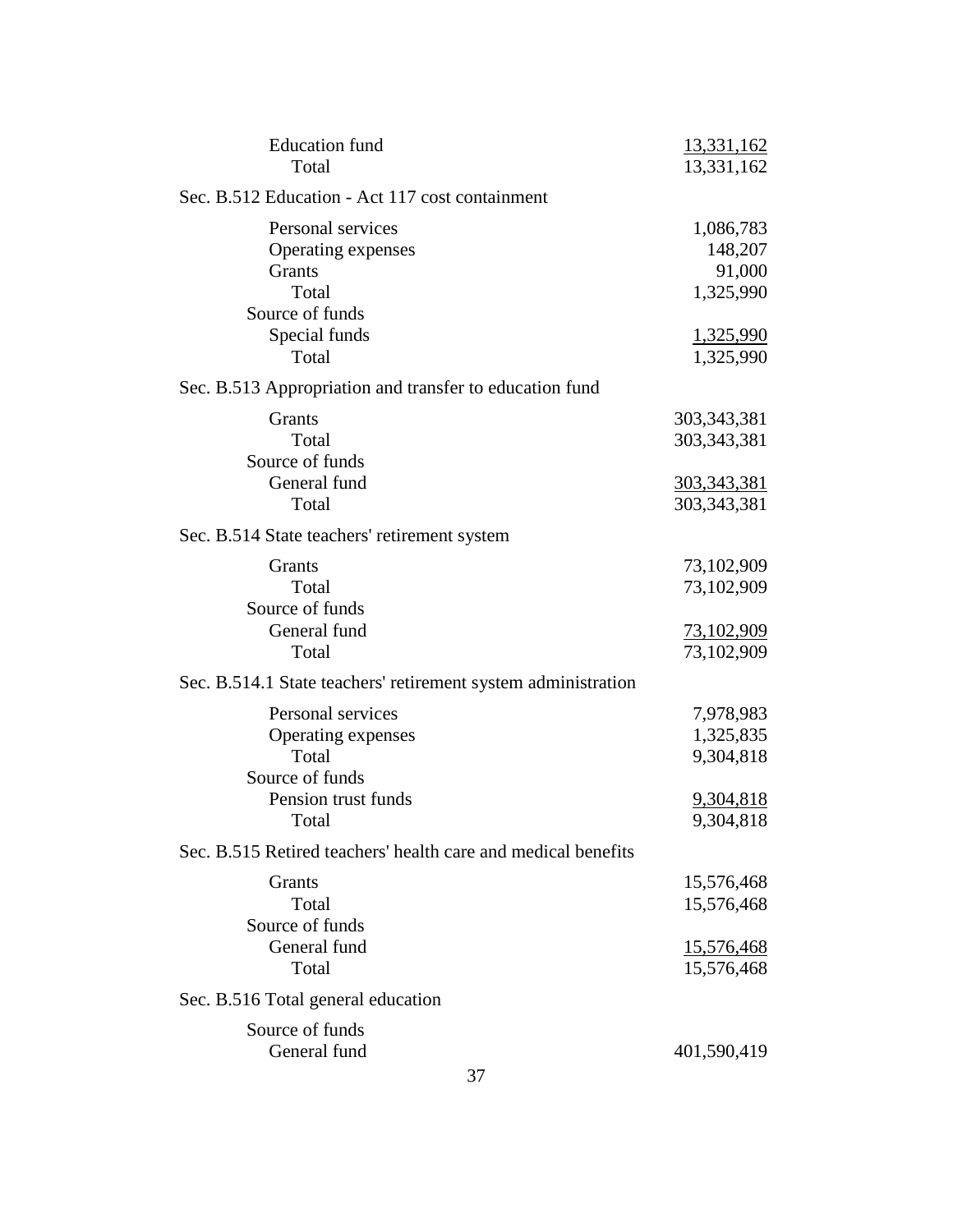| | |
|---|---|
| Education fund | 13,331,162 |
| Total | 13,331,162 |

Sec. B.512 Education - Act 117 cost containment

| | |
|---|---|
| Personal services | 1,086,783 |
| Operating expenses | 148,207 |
| Grants | 91,000 |
| Total | 1,325,990 |
| Source of funds | |
| Special funds | 1,325,990 |
| Total | 1,325,990 |

Sec. B.513 Appropriation and transfer to education fund

| | |
|---|---|
| Grants | 303,343,381 |
| Total | 303,343,381 |
| Source of funds | |
| General fund | 303,343,381 |
| Total | 303,343,381 |

Sec. B.514 State teachers' retirement system

| | |
|---|---|
| Grants | 73,102,909 |
| Total | 73,102,909 |
| Source of funds | |
| General fund | 73,102,909 |
| Total | 73,102,909 |

Sec. B.514.1 State teachers' retirement system administration

| | |
|---|---|
| Personal services | 7,978,983 |
| Operating expenses | 1,325,835 |
| Total | 9,304,818 |
| Source of funds | |
| Pension trust funds | 9,304,818 |
| Total | 9,304,818 |

Sec. B.515 Retired teachers' health care and medical benefits

| | |
|---|---|
| Grants | 15,576,468 |
| Total | 15,576,468 |
| Source of funds | |
| General fund | 15,576,468 |
| Total | 15,576,468 |

Sec. B.516 Total general education

| | |
|---|---|
| Source of funds | |
| General fund | 401,590,419 |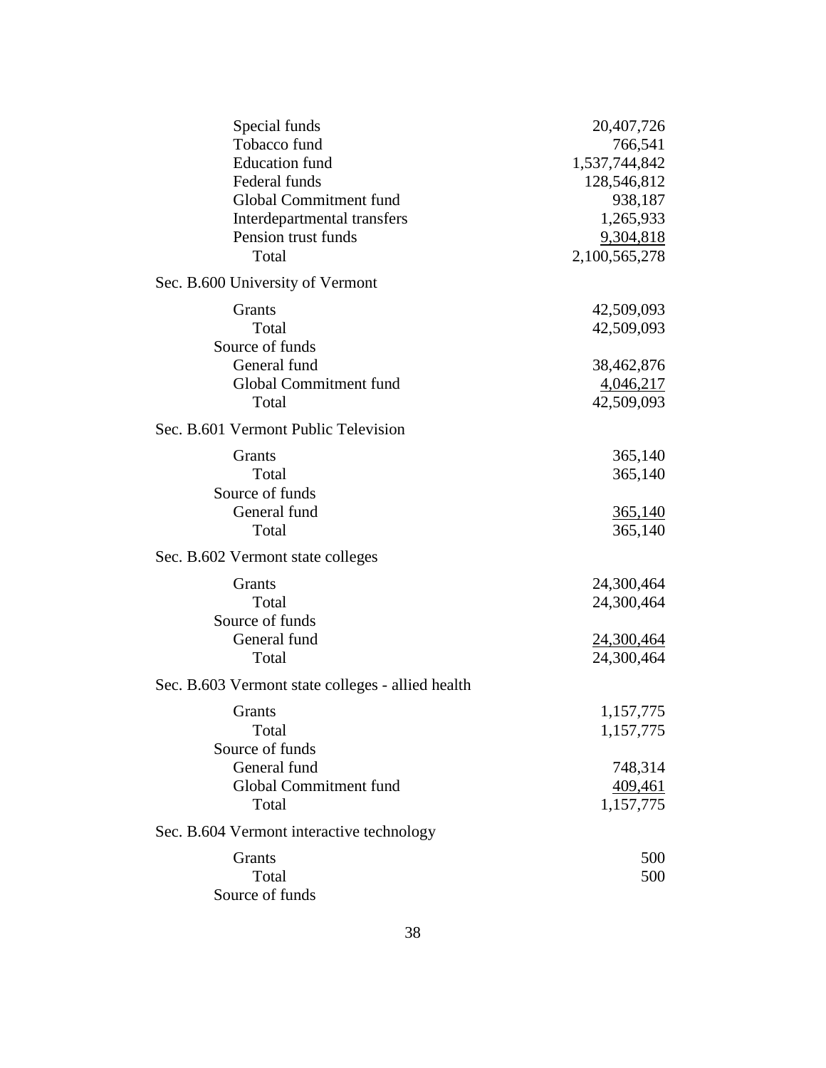| | |
|---|---|
| Special funds | 20,407,726 |
| Tobacco fund | 766,541 |
| Education fund | 1,537,744,842 |
| Federal funds | 128,546,812 |
| Global Commitment fund | 938,187 |
| Interdepartmental transfers | 1,265,933 |
| Pension trust funds | 9,304,818 |
| Total | 2,100,565,278 |

Sec. B.600 University of Vermont

| | |
|---|---|
| Grants | 42,509,093 |
| Total | 42,509,093 |
| Source of funds | |
| General fund | 38,462,876 |
| Global Commitment fund | 4,046,217 |
| Total | 42,509,093 |

Sec. B.601 Vermont Public Television

| | |
|---|---|
| Grants | 365,140 |
| Total | 365,140 |
| Source of funds | |
| General fund | 365,140 |
| Total | 365,140 |

Sec. B.602 Vermont state colleges

| | |
|---|---|
| Grants | 24,300,464 |
| Total | 24,300,464 |
| Source of funds | |
| General fund | 24,300,464 |
| Total | 24,300,464 |

Sec. B.603 Vermont state colleges - allied health

| | |
|---|---|
| Grants | 1,157,775 |
| Total | 1,157,775 |
| Source of funds | |
| General fund | 748,314 |
| Global Commitment fund | 409,461 |
| Total | 1,157,775 |

Sec. B.604 Vermont interactive technology

| | |
|---|---|
| Grants | 500 |
| Total | 500 |
| Source of funds | |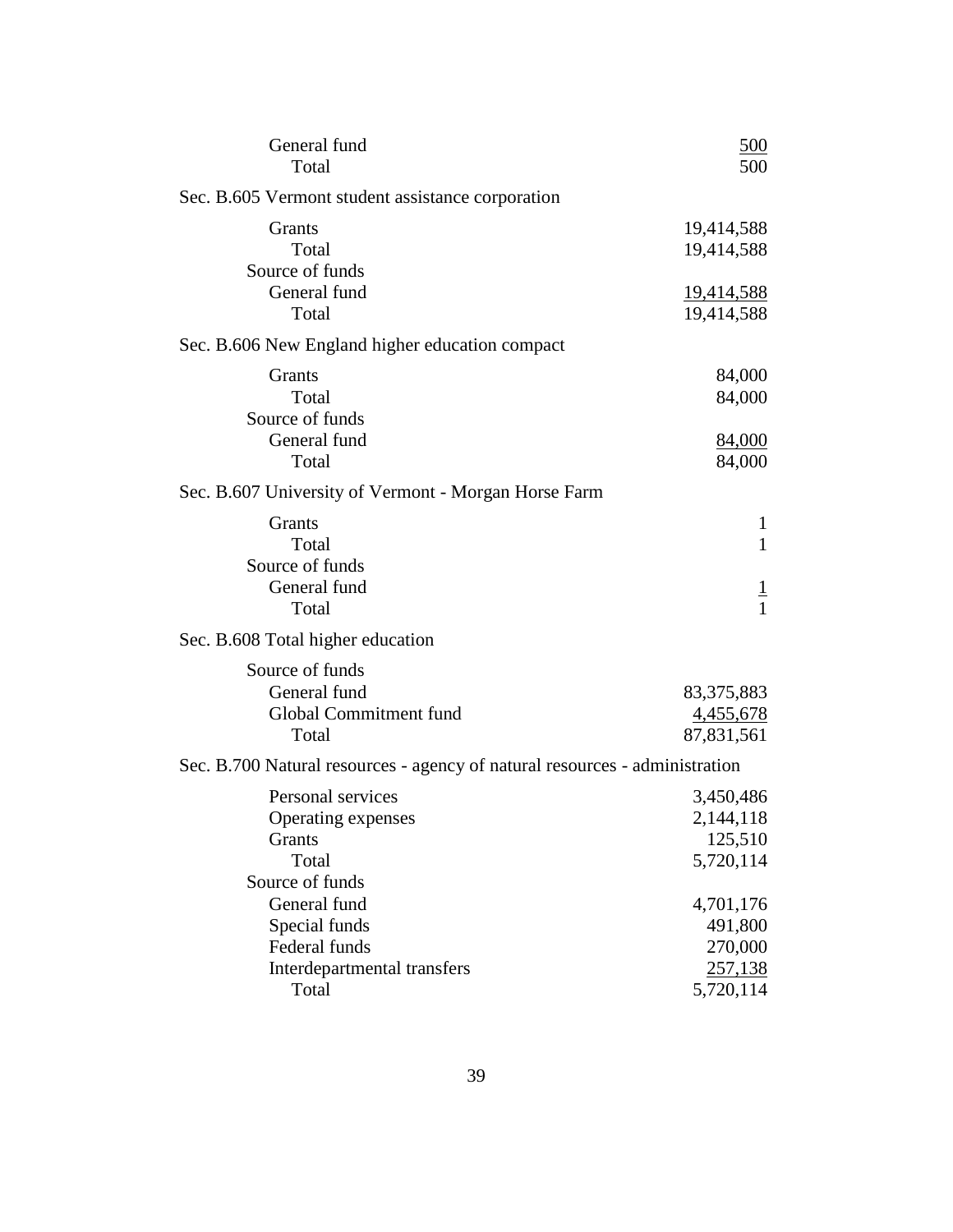| | |
|---|---|
| General fund | 500 |
| Total | 500 |

Sec. B.605 Vermont student assistance corporation

| | |
|---|---|
| Grants | 19,414,588 |
| Total | 19,414,588 |
| Source of funds | |
| General fund | 19,414,588 |
| Total | 19,414,588 |

Sec. B.606 New England higher education compact

| | |
|---|---|
| Grants | 84,000 |
| Total | 84,000 |
| Source of funds | |
| General fund | 84,000 |
| Total | 84,000 |

Sec. B.607 University of Vermont - Morgan Horse Farm

| | |
|---|---|
| Grants | 1 |
| Total | 1 |
| Source of funds | |
| General fund | 1 |
| Total | 1 |

Sec. B.608 Total higher education

| | |
|---|---|
| Source of funds | |
| General fund | 83,375,883 |
| Global Commitment fund | 4,455,678 |
| Total | 87,831,561 |

Sec. B.700 Natural resources - agency of natural resources - administration

| | |
|---|---|
| Personal services | 3,450,486 |
| Operating expenses | 2,144,118 |
| Grants | 125,510 |
| Total | 5,720,114 |
| Source of funds | |
| General fund | 4,701,176 |
| Special funds | 491,800 |
| Federal funds | 270,000 |
| Interdepartmental transfers | 257,138 |
| Total | 5,720,114 |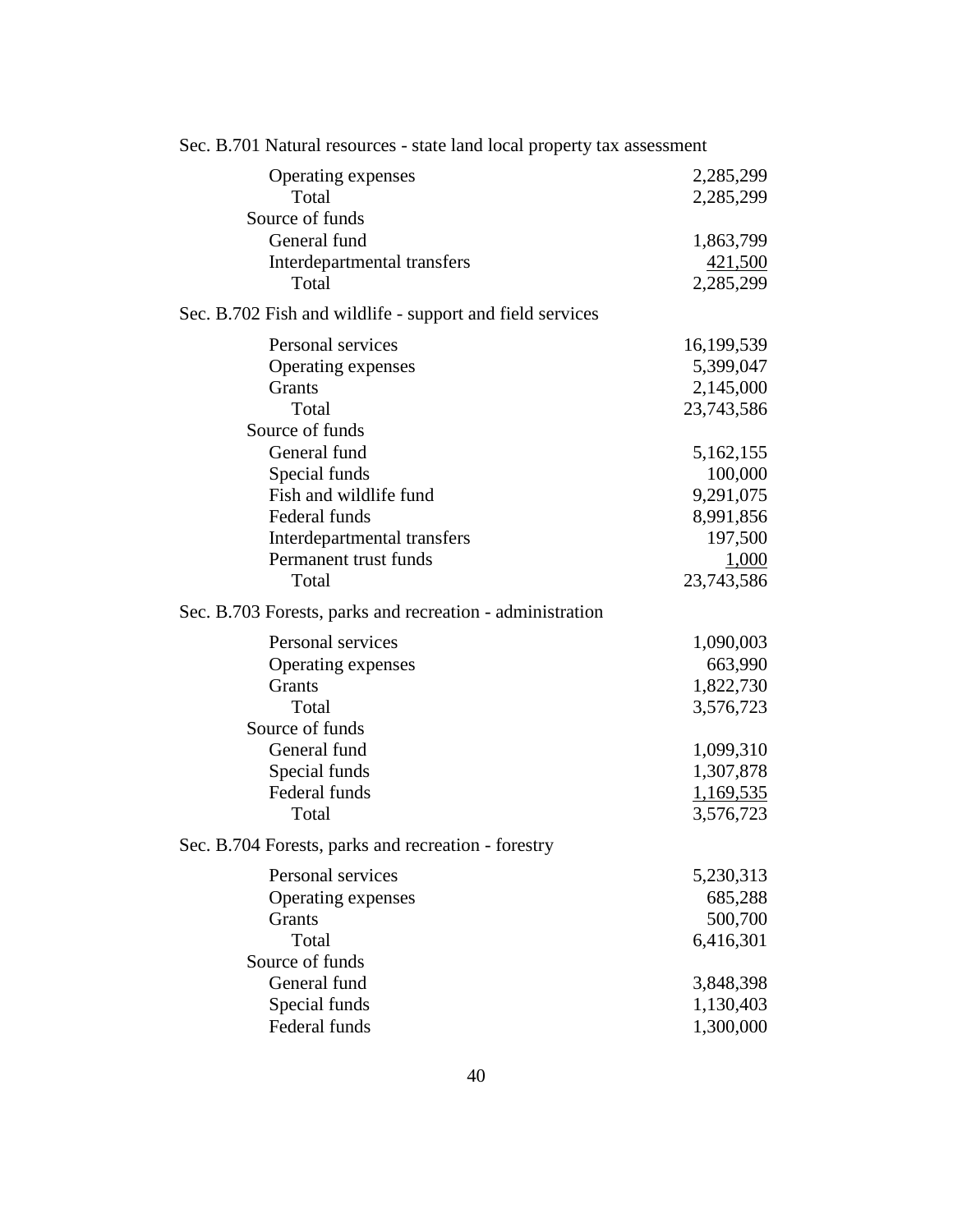Sec. B.701 Natural resources - state land local property tax assessment

| | |
|---|---|
| Operating expenses | 2,285,299 |
| Total | 2,285,299 |
| Source of funds | |
| General fund | 1,863,799 |
| Interdepartmental transfers | 421,500 |
| Total | 2,285,299 |

Sec. B.702 Fish and wildlife - support and field services

| | |
|---|---|
| Personal services | 16,199,539 |
| Operating expenses | 5,399,047 |
| Grants | 2,145,000 |
| Total | 23,743,586 |
| Source of funds | |
| General fund | 5,162,155 |
| Special funds | 100,000 |
| Fish and wildlife fund | 9,291,075 |
| Federal funds | 8,991,856 |
| Interdepartmental transfers | 197,500 |
| Permanent trust funds | 1,000 |
| Total | 23,743,586 |

Sec. B.703 Forests, parks and recreation - administration

| | |
|---|---|
| Personal services | 1,090,003 |
| Operating expenses | 663,990 |
| Grants | 1,822,730 |
| Total | 3,576,723 |
| Source of funds | |
| General fund | 1,099,310 |
| Special funds | 1,307,878 |
| Federal funds | 1,169,535 |
| Total | 3,576,723 |

Sec. B.704 Forests, parks and recreation - forestry

| | |
|---|---|
| Personal services | 5,230,313 |
| Operating expenses | 685,288 |
| Grants | 500,700 |
| Total | 6,416,301 |
| Source of funds | |
| General fund | 3,848,398 |
| Special funds | 1,130,403 |
| Federal funds | 1,300,000 |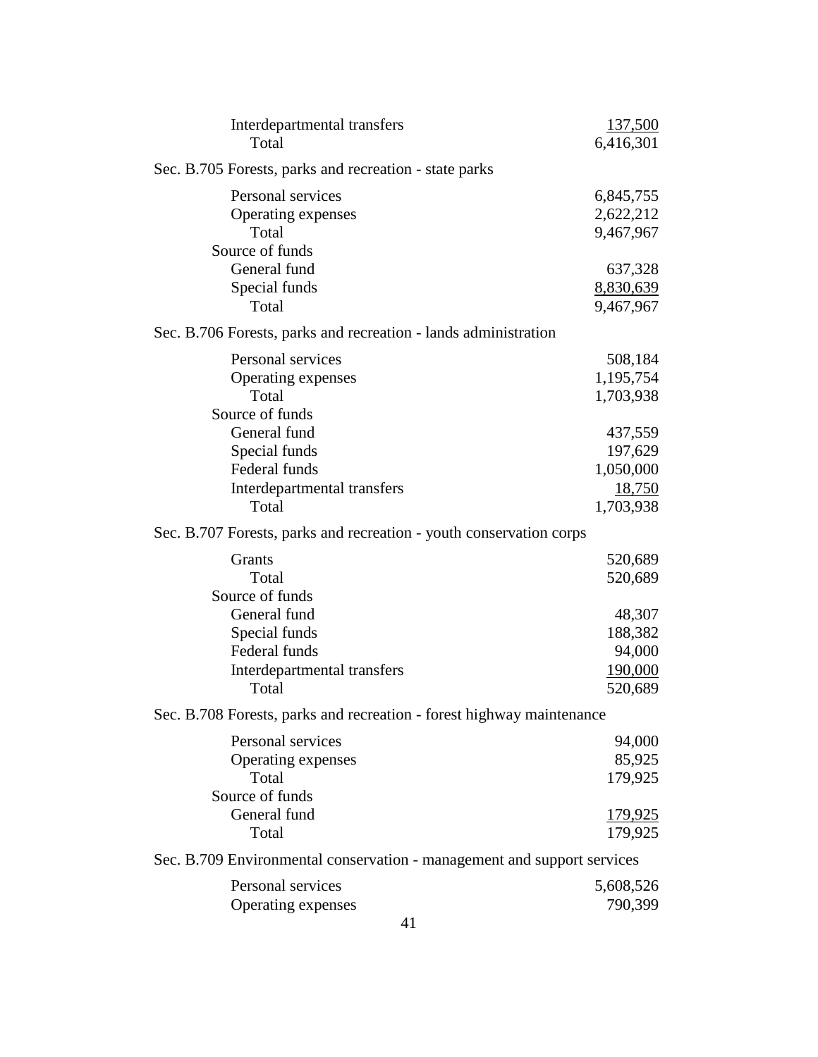| | |
|---|---|
| Interdepartmental transfers | 137,500 |
| Total | 6,416,301 |

Sec. B.705 Forests, parks and recreation - state parks

| | |
|---|---|
| Personal services | 6,845,755 |
| Operating expenses | 2,622,212 |
| Total | 9,467,967 |
| Source of funds | |
| General fund | 637,328 |
| Special funds | 8,830,639 |
| Total | 9,467,967 |

Sec. B.706 Forests, parks and recreation - lands administration

| | |
|---|---|
| Personal services | 508,184 |
| Operating expenses | 1,195,754 |
| Total | 1,703,938 |
| Source of funds | |
| General fund | 437,559 |
| Special funds | 197,629 |
| Federal funds | 1,050,000 |
| Interdepartmental transfers | 18,750 |
| Total | 1,703,938 |

Sec. B.707 Forests, parks and recreation - youth conservation corps

| | |
|---|---|
| Grants | 520,689 |
| Total | 520,689 |
| Source of funds | |
| General fund | 48,307 |
| Special funds | 188,382 |
| Federal funds | 94,000 |
| Interdepartmental transfers | 190,000 |
| Total | 520,689 |

Sec. B.708 Forests, parks and recreation - forest highway maintenance

| | |
|---|---|
| Personal services | 94,000 |
| Operating expenses | 85,925 |
| Total | 179,925 |
| Source of funds | |
| General fund | 179,925 |
| Total | 179,925 |

Sec. B.709 Environmental conservation - management and support services

| | |
|---|---|
| Personal services | 5,608,526 |
| Operating expenses | 790,399 |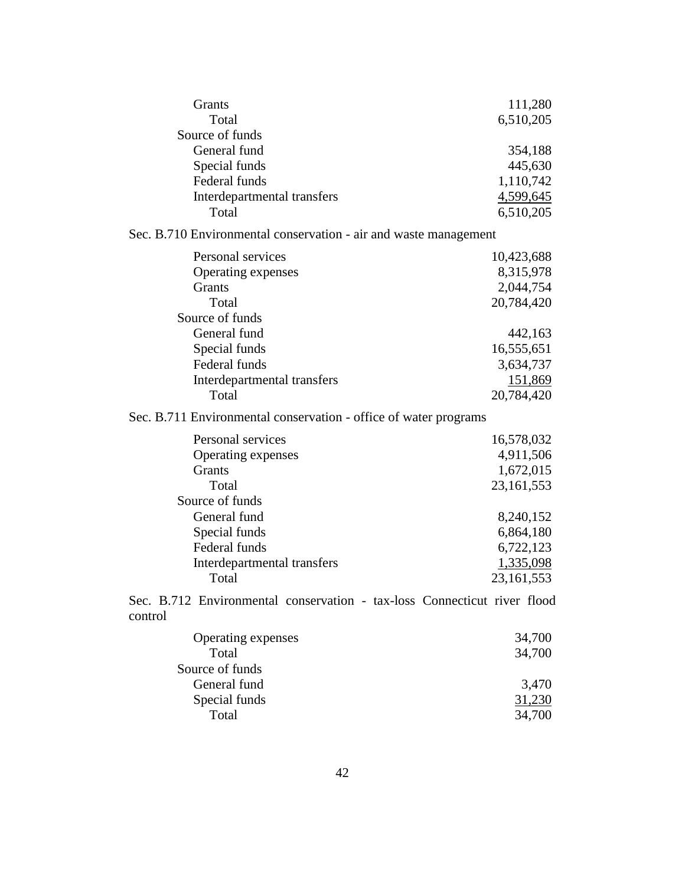| | |
|---|---|
| Grants | 111,280 |
| Total | 6,510,205 |
| Source of funds | |
| General fund | 354,188 |
| Special funds | 445,630 |
| Federal funds | 1,110,742 |
| Interdepartmental transfers | 4,599,645 |
| Total | 6,510,205 |

Sec. B.710 Environmental conservation - air and waste management

| | |
|---|---|
| Personal services | 10,423,688 |
| Operating expenses | 8,315,978 |
| Grants | 2,044,754 |
| Total | 20,784,420 |
| Source of funds | |
| General fund | 442,163 |
| Special funds | 16,555,651 |
| Federal funds | 3,634,737 |
| Interdepartmental transfers | 151,869 |
| Total | 20,784,420 |

Sec. B.711 Environmental conservation - office of water programs

| | |
|---|---|
| Personal services | 16,578,032 |
| Operating expenses | 4,911,506 |
| Grants | 1,672,015 |
| Total | 23,161,553 |
| Source of funds | |
| General fund | 8,240,152 |
| Special funds | 6,864,180 |
| Federal funds | 6,722,123 |
| Interdepartmental transfers | 1,335,098 |
| Total | 23,161,553 |

Sec. B.712 Environmental conservation - tax-loss Connecticut river flood control

| | |
|---|---|
| Operating expenses | 34,700 |
| Total | 34,700 |
| Source of funds | |
| General fund | 3,470 |
| Special funds | 31,230 |
| Total | 34,700 |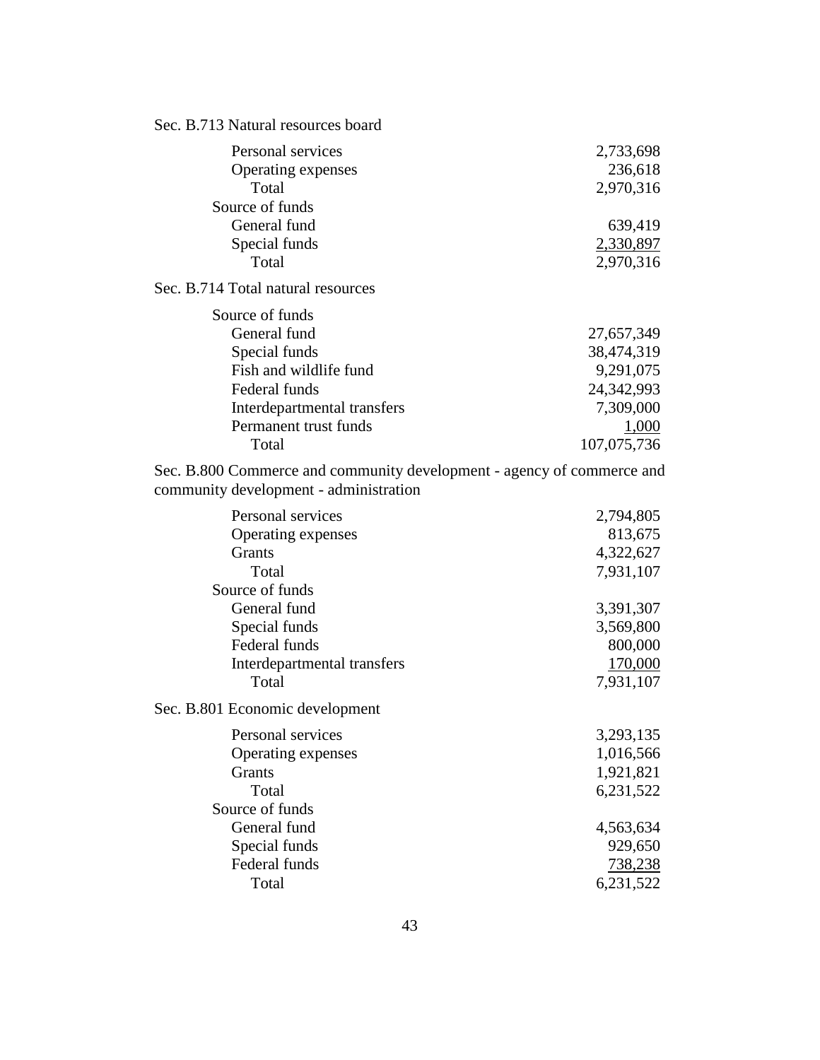Sec. B.713 Natural resources board

| | |
|---|---|
| Personal services | 2,733,698 |
| Operating expenses | 236,618 |
| Total | 2,970,316 |
| Source of funds | |
| General fund | 639,419 |
| Special funds | 2,330,897 |
| Total | 2,970,316 |

Sec. B.714 Total natural resources

| | |
|---|---|
| Source of funds | |
| General fund | 27,657,349 |
| Special funds | 38,474,319 |
| Fish and wildlife fund | 9,291,075 |
| Federal funds | 24,342,993 |
| Interdepartmental transfers | 7,309,000 |
| Permanent trust funds | 1,000 |
| Total | 107,075,736 |

Sec. B.800 Commerce and community development - agency of commerce and community development - administration

| | |
|---|---|
| Personal services | 2,794,805 |
| Operating expenses | 813,675 |
| Grants | 4,322,627 |
| Total | 7,931,107 |
| Source of funds | |
| General fund | 3,391,307 |
| Special funds | 3,569,800 |
| Federal funds | 800,000 |
| Interdepartmental transfers | 170,000 |
| Total | 7,931,107 |

Sec. B.801 Economic development

| | |
|---|---|
| Personal services | 3,293,135 |
| Operating expenses | 1,016,566 |
| Grants | 1,921,821 |
| Total | 6,231,522 |
| Source of funds | |
| General fund | 4,563,634 |
| Special funds | 929,650 |
| Federal funds | 738,238 |
| Total | 6,231,522 |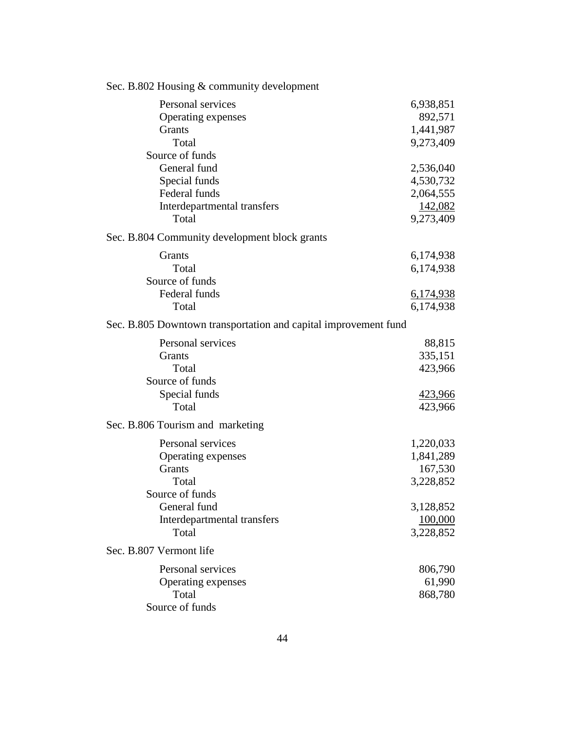Sec. B.802 Housing & community development

| | |
|---|---|
| Personal services | 6,938,851 |
| Operating expenses | 892,571 |
| Grants | 1,441,987 |
| Total | 9,273,409 |
| Source of funds | |
| General fund | 2,536,040 |
| Special funds | 4,530,732 |
| Federal funds | 2,064,555 |
| Interdepartmental transfers | 142,082 |
| Total | 9,273,409 |

Sec. B.804 Community development block grants

| | |
|---|---|
| Grants | 6,174,938 |
| Total | 6,174,938 |
| Source of funds | |
| Federal funds | 6,174,938 |
| Total | 6,174,938 |

Sec. B.805 Downtown transportation and capital improvement fund

| | |
|---|---|
| Personal services | 88,815 |
| Grants | 335,151 |
| Total | 423,966 |
| Source of funds | |
| Special funds | 423,966 |
| Total | 423,966 |

Sec. B.806 Tourism and marketing

| | |
|---|---|
| Personal services | 1,220,033 |
| Operating expenses | 1,841,289 |
| Grants | 167,530 |
| Total | 3,228,852 |
| Source of funds | |
| General fund | 3,128,852 |
| Interdepartmental transfers | 100,000 |
| Total | 3,228,852 |

Sec. B.807 Vermont life

| | |
|---|---|
| Personal services | 806,790 |
| Operating expenses | 61,990 |
| Total | 868,780 |
| Source of funds | |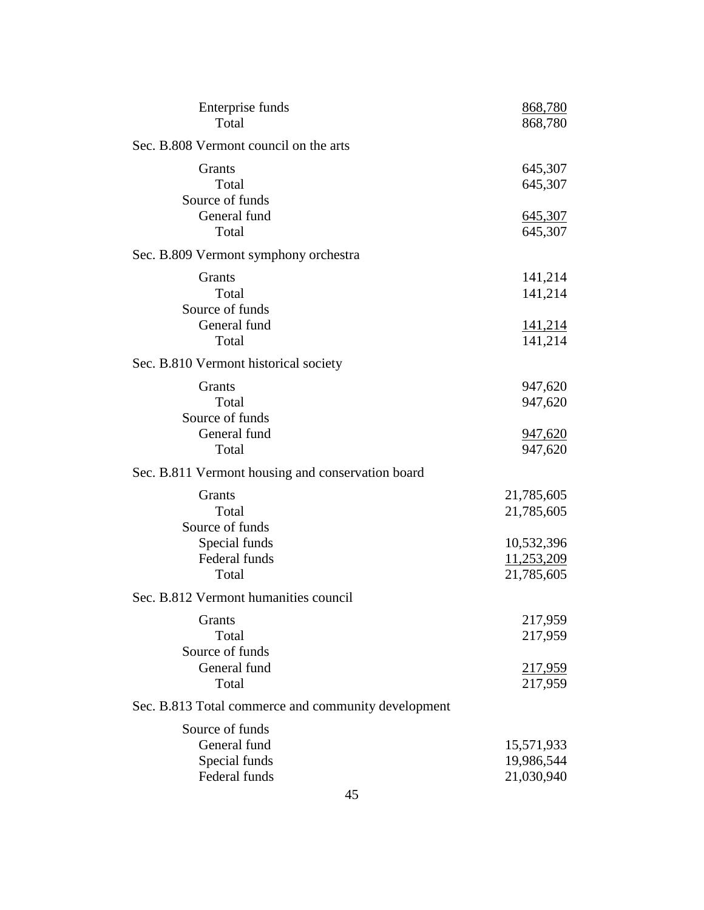| | |
|---|---|
| Enterprise funds | 868,780 |
| Total | 868,780 |

Sec. B.808 Vermont council on the arts

| | |
|---|---|
| Grants | 645,307 |
| Total | 645,307 |
| Source of funds | |
| General fund | 645,307 |
| Total | 645,307 |

Sec. B.809 Vermont symphony orchestra

| | |
|---|---|
| Grants | 141,214 |
| Total | 141,214 |
| Source of funds | |
| General fund | 141,214 |
| Total | 141,214 |

Sec. B.810 Vermont historical society

| | |
|---|---|
| Grants | 947,620 |
| Total | 947,620 |
| Source of funds | |
| General fund | 947,620 |
| Total | 947,620 |

Sec. B.811 Vermont housing and conservation board

| | |
|---|---|
| Grants | 21,785,605 |
| Total | 21,785,605 |
| Source of funds | |
| Special funds | 10,532,396 |
| Federal funds | 11,253,209 |
| Total | 21,785,605 |

Sec. B.812 Vermont humanities council

| | |
|---|---|
| Grants | 217,959 |
| Total | 217,959 |
| Source of funds | |
| General fund | 217,959 |
| Total | 217,959 |

Sec. B.813 Total commerce and community development

| | |
|---|---|
| Source of funds | |
| General fund | 15,571,933 |
| Special funds | 19,986,544 |
| Federal funds | 21,030,940 |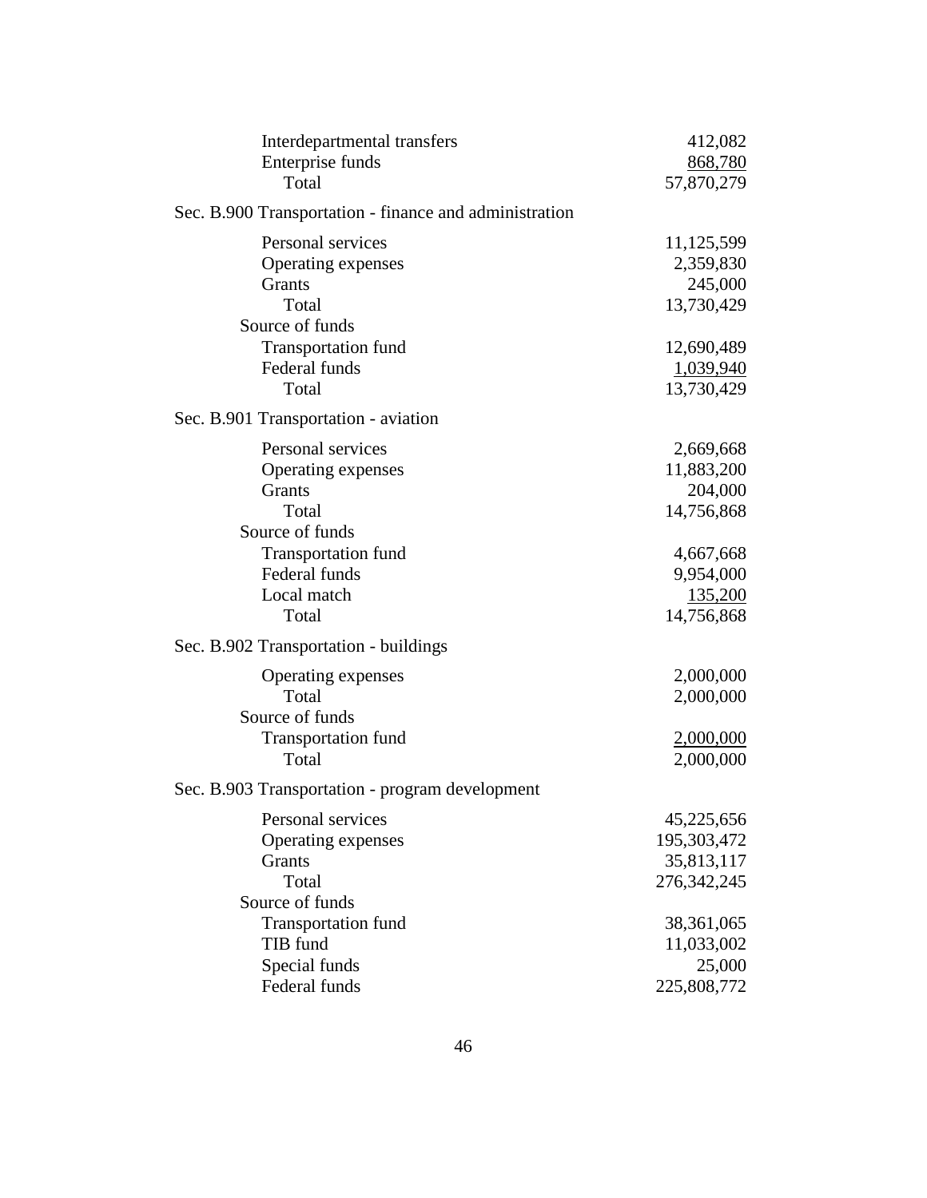| | |
|---|---|
| Interdepartmental transfers | 412,082 |
| Enterprise funds | 868,780 |
| Total | 57,870,279 |

Sec. B.900 Transportation - finance and administration

| | |
|---|---|
| Personal services | 11,125,599 |
| Operating expenses | 2,359,830 |
| Grants | 245,000 |
| Total | 13,730,429 |
| Source of funds | |
| Transportation fund | 12,690,489 |
| Federal funds | 1,039,940 |
| Total | 13,730,429 |

Sec. B.901 Transportation - aviation

| | |
|---|---|
| Personal services | 2,669,668 |
| Operating expenses | 11,883,200 |
| Grants | 204,000 |
| Total | 14,756,868 |
| Source of funds | |
| Transportation fund | 4,667,668 |
| Federal funds | 9,954,000 |
| Local match | 135,200 |
| Total | 14,756,868 |

Sec. B.902 Transportation - buildings

| | |
|---|---|
| Operating expenses | 2,000,000 |
| Total | 2,000,000 |
| Source of funds | |
| Transportation fund | 2,000,000 |
| Total | 2,000,000 |

Sec. B.903 Transportation - program development

| | |
|---|---|
| Personal services | 45,225,656 |
| Operating expenses | 195,303,472 |
| Grants | 35,813,117 |
| Total | 276,342,245 |
| Source of funds | |
| Transportation fund | 38,361,065 |
| TIB fund | 11,033,002 |
| Special funds | 25,000 |
| Federal funds | 225,808,772 |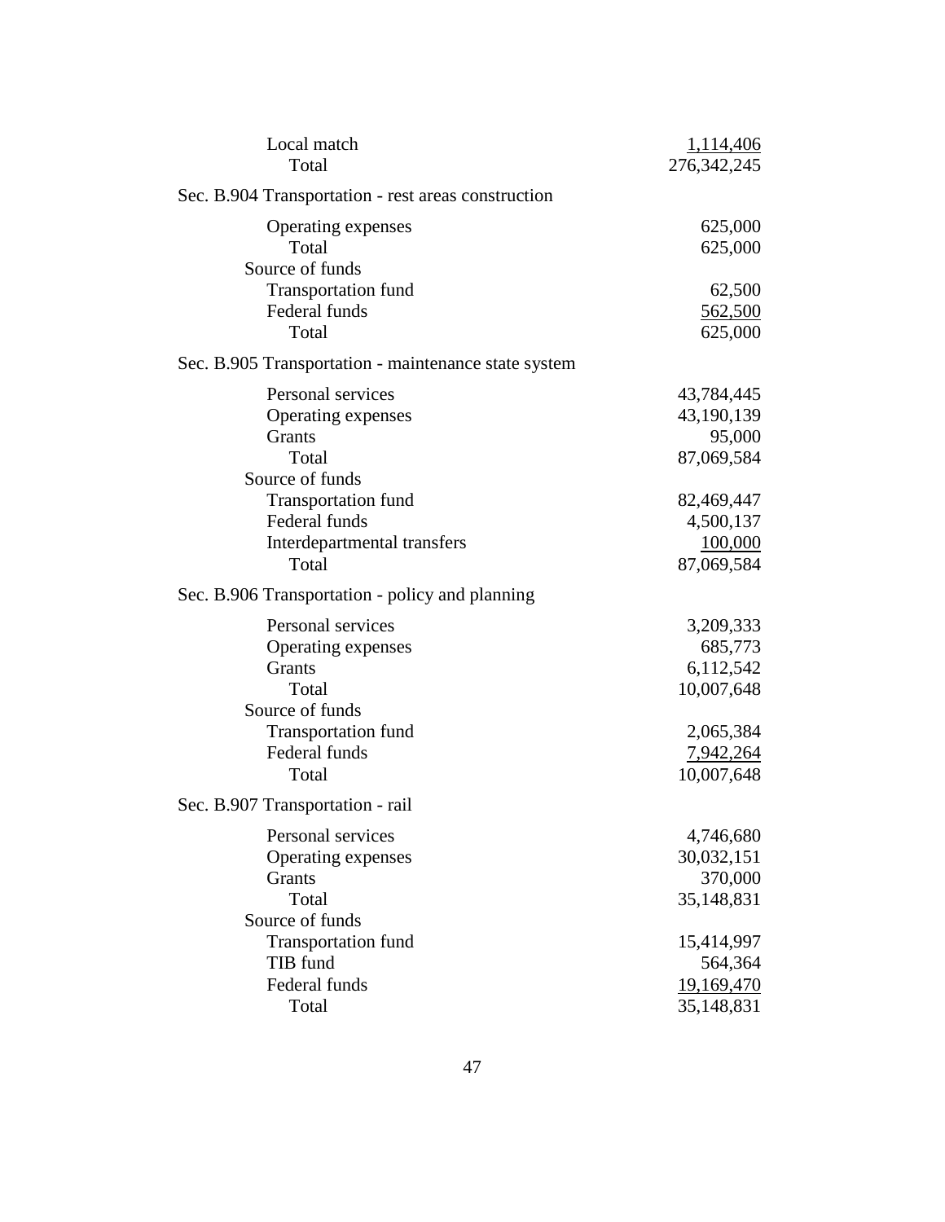Local match 1,114,406
Total 276,342,245

Sec. B.904 Transportation - rest areas construction

| | |
|---|---|
| Operating expenses | 625,000 |
| Total | 625,000 |
| Source of funds | |
| Transportation fund | 62,500 |
| Federal funds | 562,500 |
| Total | 625,000 |

Sec. B.905 Transportation - maintenance state system

| | |
|---|---|
| Personal services | 43,784,445 |
| Operating expenses | 43,190,139 |
| Grants | 95,000 |
| Total | 87,069,584 |
| Source of funds | |
| Transportation fund | 82,469,447 |
| Federal funds | 4,500,137 |
| Interdepartmental transfers | 100,000 |
| Total | 87,069,584 |

Sec. B.906 Transportation - policy and planning

| | |
|---|---|
| Personal services | 3,209,333 |
| Operating expenses | 685,773 |
| Grants | 6,112,542 |
| Total | 10,007,648 |
| Source of funds | |
| Transportation fund | 2,065,384 |
| Federal funds | 7,942,264 |
| Total | 10,007,648 |

Sec. B.907 Transportation - rail

| | |
|---|---|
| Personal services | 4,746,680 |
| Operating expenses | 30,032,151 |
| Grants | 370,000 |
| Total | 35,148,831 |
| Source of funds | |
| Transportation fund | 15,414,997 |
| TIB fund | 564,364 |
| Federal funds | 19,169,470 |
| Total | 35,148,831 |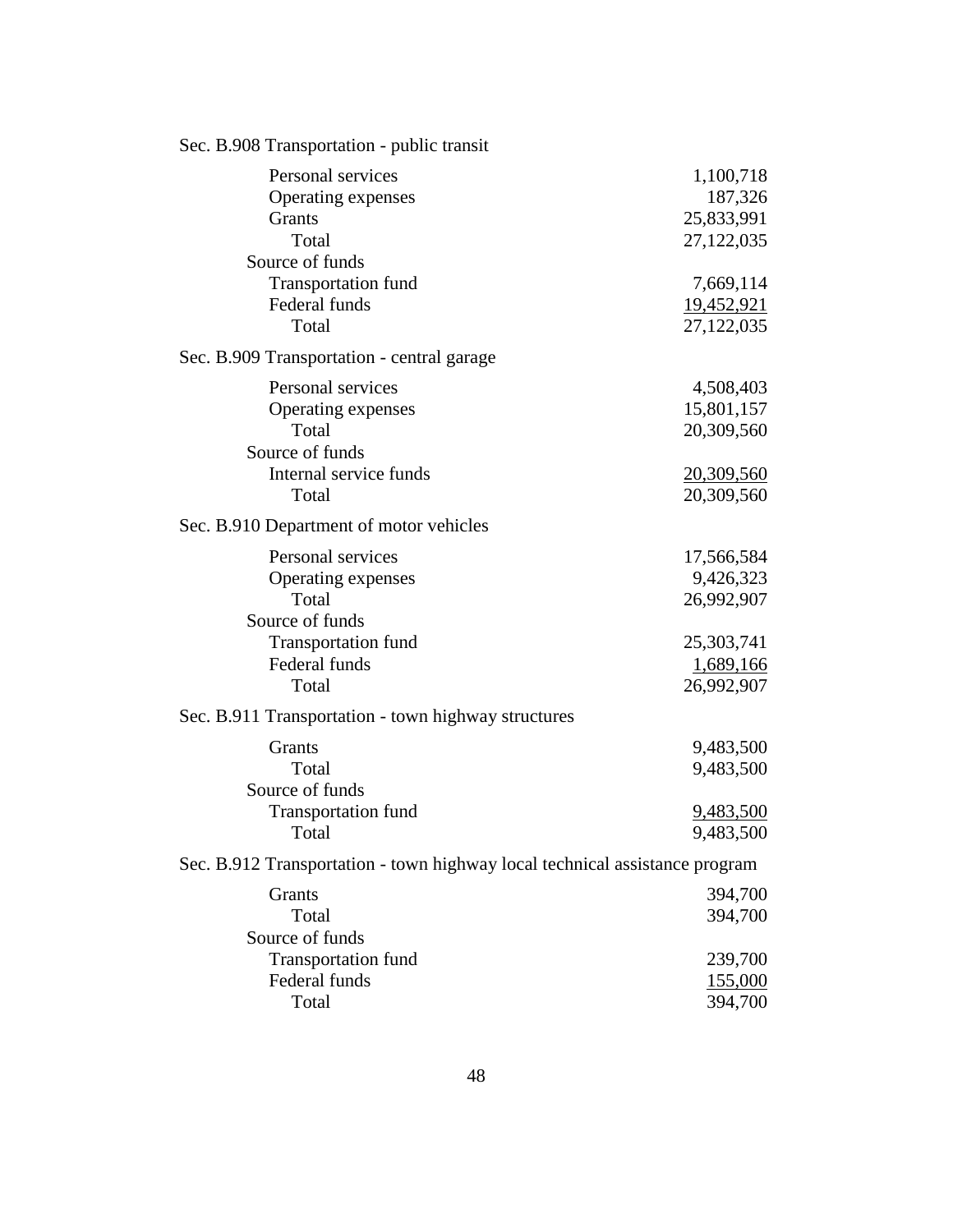Sec. B.908 Transportation - public transit

| | |
|---|---|
| Personal services | 1,100,718 |
| Operating expenses | 187,326 |
| Grants | 25,833,991 |
| Total | 27,122,035 |
| Source of funds | |
| Transportation fund | 7,669,114 |
| Federal funds | 19,452,921 |
| Total | 27,122,035 |

Sec. B.909 Transportation - central garage

| | |
|---|---|
| Personal services | 4,508,403 |
| Operating expenses | 15,801,157 |
| Total | 20,309,560 |
| Source of funds | |
| Internal service funds | 20,309,560 |
| Total | 20,309,560 |

Sec. B.910 Department of motor vehicles

| | |
|---|---|
| Personal services | 17,566,584 |
| Operating expenses | 9,426,323 |
| Total | 26,992,907 |
| Source of funds | |
| Transportation fund | 25,303,741 |
| Federal funds | 1,689,166 |
| Total | 26,992,907 |

Sec. B.911 Transportation - town highway structures

| | |
|---|---|
| Grants | 9,483,500 |
| Total | 9,483,500 |
| Source of funds | |
| Transportation fund | 9,483,500 |
| Total | 9,483,500 |

Sec. B.912 Transportation - town highway local technical assistance program

| | |
|---|---|
| Grants | 394,700 |
| Total | 394,700 |
| Source of funds | |
| Transportation fund | 239,700 |
| Federal funds | 155,000 |
| Total | 394,700 |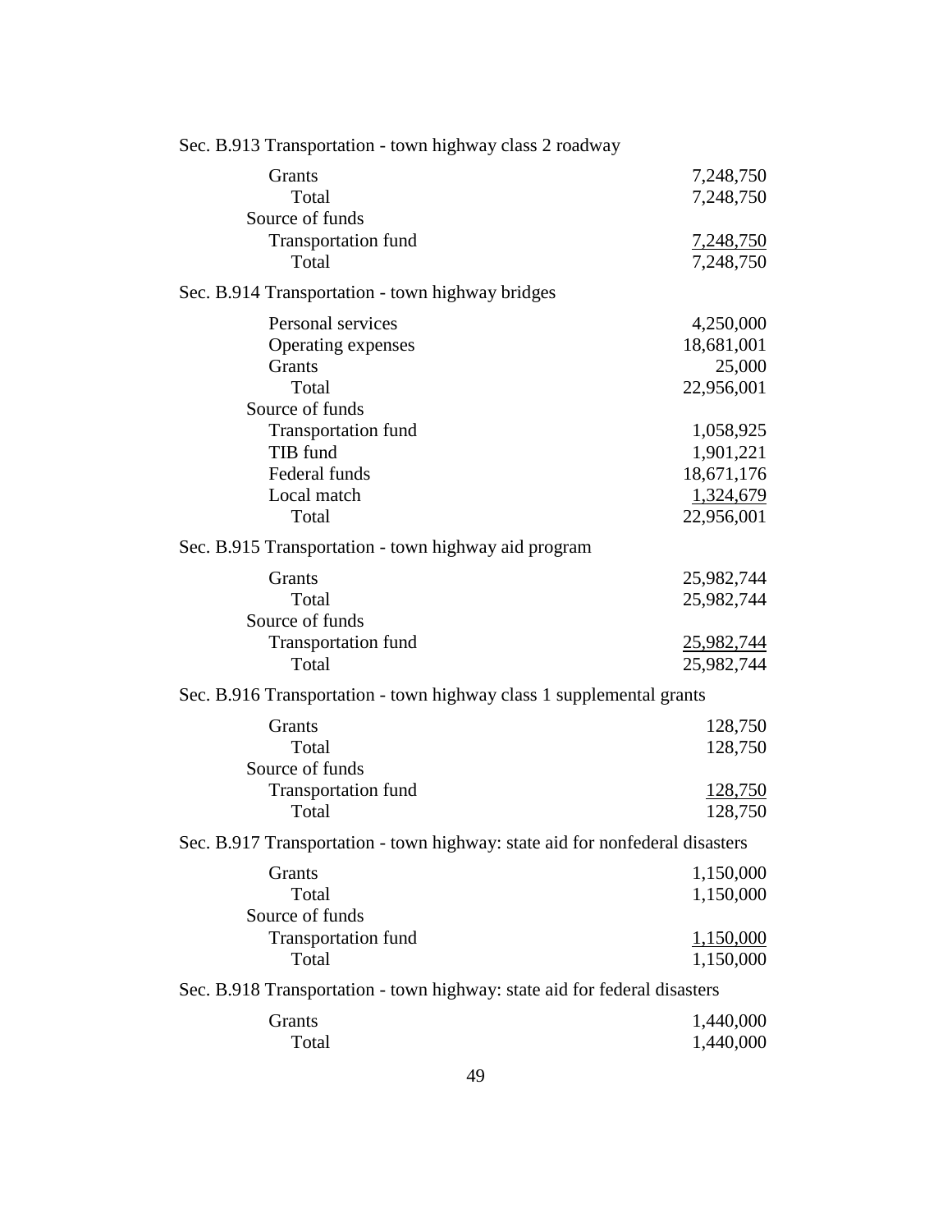Sec. B.913 Transportation - town highway class 2 roadway

| | |
|---|---|
| Grants | 7,248,750 |
| Total | 7,248,750 |
| Source of funds | |
| Transportation fund | 7,248,750 |
| Total | 7,248,750 |

Sec. B.914 Transportation - town highway bridges

| | |
|---|---|
| Personal services | 4,250,000 |
| Operating expenses | 18,681,001 |
| Grants | 25,000 |
| Total | 22,956,001 |
| Source of funds | |
| Transportation fund | 1,058,925 |
| TIB fund | 1,901,221 |
| Federal funds | 18,671,176 |
| Local match | 1,324,679 |
| Total | 22,956,001 |

Sec. B.915 Transportation - town highway aid program

| | |
|---|---|
| Grants | 25,982,744 |
| Total | 25,982,744 |
| Source of funds | |
| Transportation fund | 25,982,744 |
| Total | 25,982,744 |

Sec. B.916 Transportation - town highway class 1 supplemental grants

| | |
|---|---|
| Grants | 128,750 |
| Total | 128,750 |
| Source of funds | |
| Transportation fund | 128,750 |
| Total | 128,750 |

Sec. B.917 Transportation - town highway: state aid for nonfederal disasters

| | |
|---|---|
| Grants | 1,150,000 |
| Total | 1,150,000 |
| Source of funds | |
| Transportation fund | 1,150,000 |
| Total | 1,150,000 |

Sec. B.918 Transportation - town highway: state aid for federal disasters

| | |
|---|---|
| Grants | 1,440,000 |
| Total | 1,440,000 |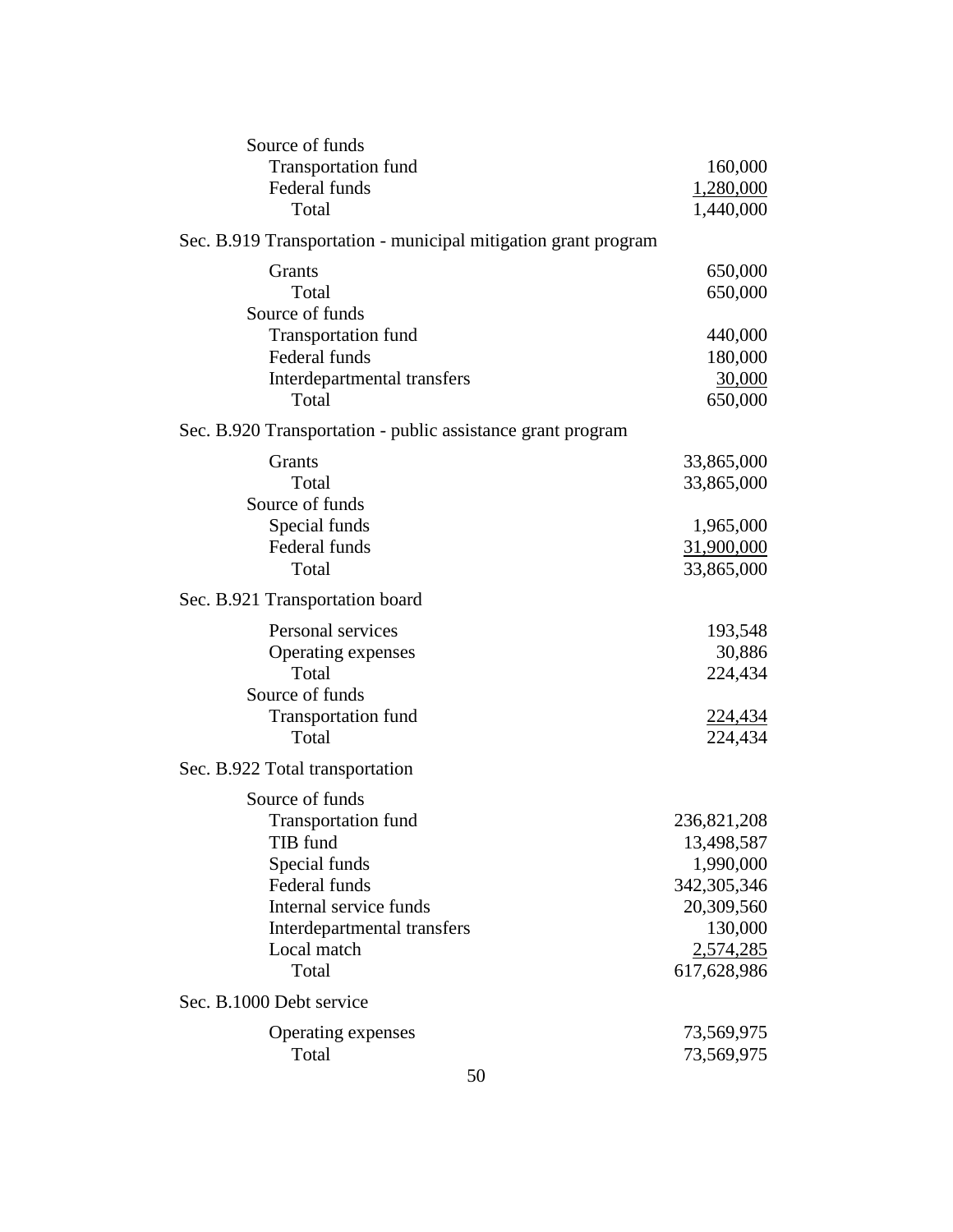Source of funds

| | |
|---|---:|
| Transportation fund | 160,000 |
| Federal funds | 1,280,000 |
| Total | 1,440,000 |

Sec. B.919 Transportation - municipal mitigation grant program

| | |
|---|---:|
| Grants | 650,000 |
| Total | 650,000 |
| Source of funds | |
| Transportation fund | 440,000 |
| Federal funds | 180,000 |
| Interdepartmental transfers | 30,000 |
| Total | 650,000 |

Sec. B.920 Transportation - public assistance grant program

| | |
|---|---:|
| Grants | 33,865,000 |
| Total | 33,865,000 |
| Source of funds | |
| Special funds | 1,965,000 |
| Federal funds | 31,900,000 |
| Total | 33,865,000 |

Sec. B.921 Transportation board

| | |
|---|---:|
| Personal services | 193,548 |
| Operating expenses | 30,886 |
| Total | 224,434 |
| Source of funds | |
| Transportation fund | 224,434 |
| Total | 224,434 |

Sec. B.922 Total transportation

| | |
|---|---:|
| Source of funds | |
| Transportation fund | 236,821,208 |
| TIB fund | 13,498,587 |
| Special funds | 1,990,000 |
| Federal funds | 342,305,346 |
| Internal service funds | 20,309,560 |
| Interdepartmental transfers | 130,000 |
| Local match | 2,574,285 |
| Total | 617,628,986 |

Sec. B.1000 Debt service

| | |
|---|---:|
| Operating expenses | 73,569,975 |
| Total | 73,569,975 |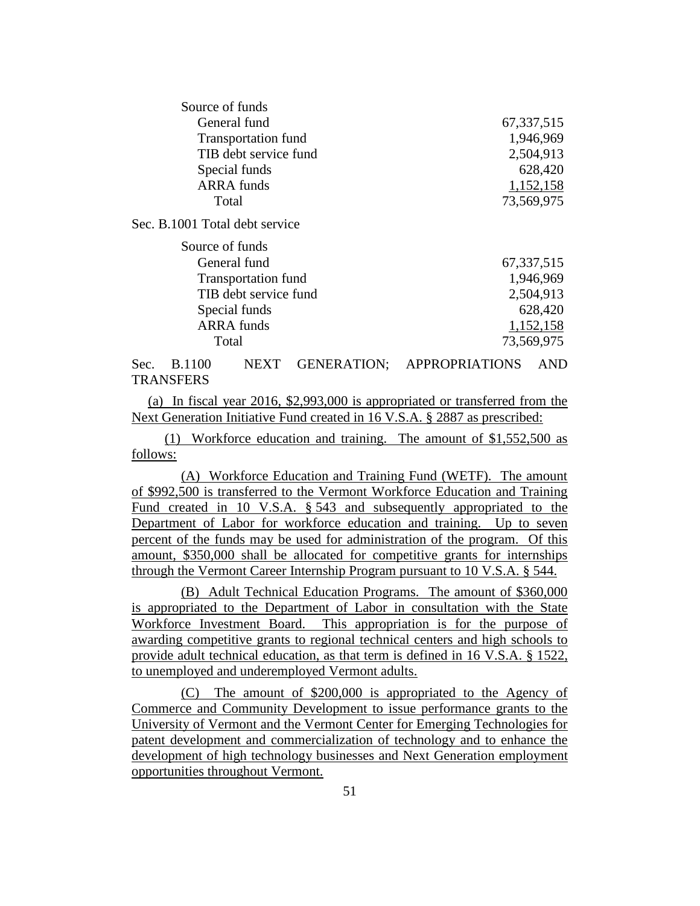| Source of funds | |
|---|---|
| General fund | 67,337,515 |
| Transportation fund | 1,946,969 |
| TIB debt service fund | 2,504,913 |
| Special funds | 628,420 |
| ARRA funds | 1,152,158 |
| Total | 73,569,975 |

Sec. B.1001 Total debt service

| Source of funds | |
|---|---|
| General fund | 67,337,515 |
| Transportation fund | 1,946,969 |
| TIB debt service fund | 2,504,913 |
| Special funds | 628,420 |
| ARRA funds | 1,152,158 |
| Total | 73,569,975 |

Sec. B.1100 NEXT GENERATION; APPROPRIATIONS AND TRANSFERS

(a) In fiscal year 2016, $2,993,000 is appropriated or transferred from the Next Generation Initiative Fund created in 16 V.S.A. § 2887 as prescribed:

(1) Workforce education and training. The amount of $1,552,500 as follows:

(A) Workforce Education and Training Fund (WETF). The amount of $992,500 is transferred to the Vermont Workforce Education and Training Fund created in 10 V.S.A. § 543 and subsequently appropriated to the Department of Labor for workforce education and training. Up to seven percent of the funds may be used for administration of the program. Of this amount, $350,000 shall be allocated for competitive grants for internships through the Vermont Career Internship Program pursuant to 10 V.S.A. § 544.

(B) Adult Technical Education Programs. The amount of $360,000 is appropriated to the Department of Labor in consultation with the State Workforce Investment Board. This appropriation is for the purpose of awarding competitive grants to regional technical centers and high schools to provide adult technical education, as that term is defined in 16 V.S.A. § 1522, to unemployed and underemployed Vermont adults.

(C) The amount of $200,000 is appropriated to the Agency of Commerce and Community Development to issue performance grants to the University of Vermont and the Vermont Center for Emerging Technologies for patent development and commercialization of technology and to enhance the development of high technology businesses and Next Generation employment opportunities throughout Vermont.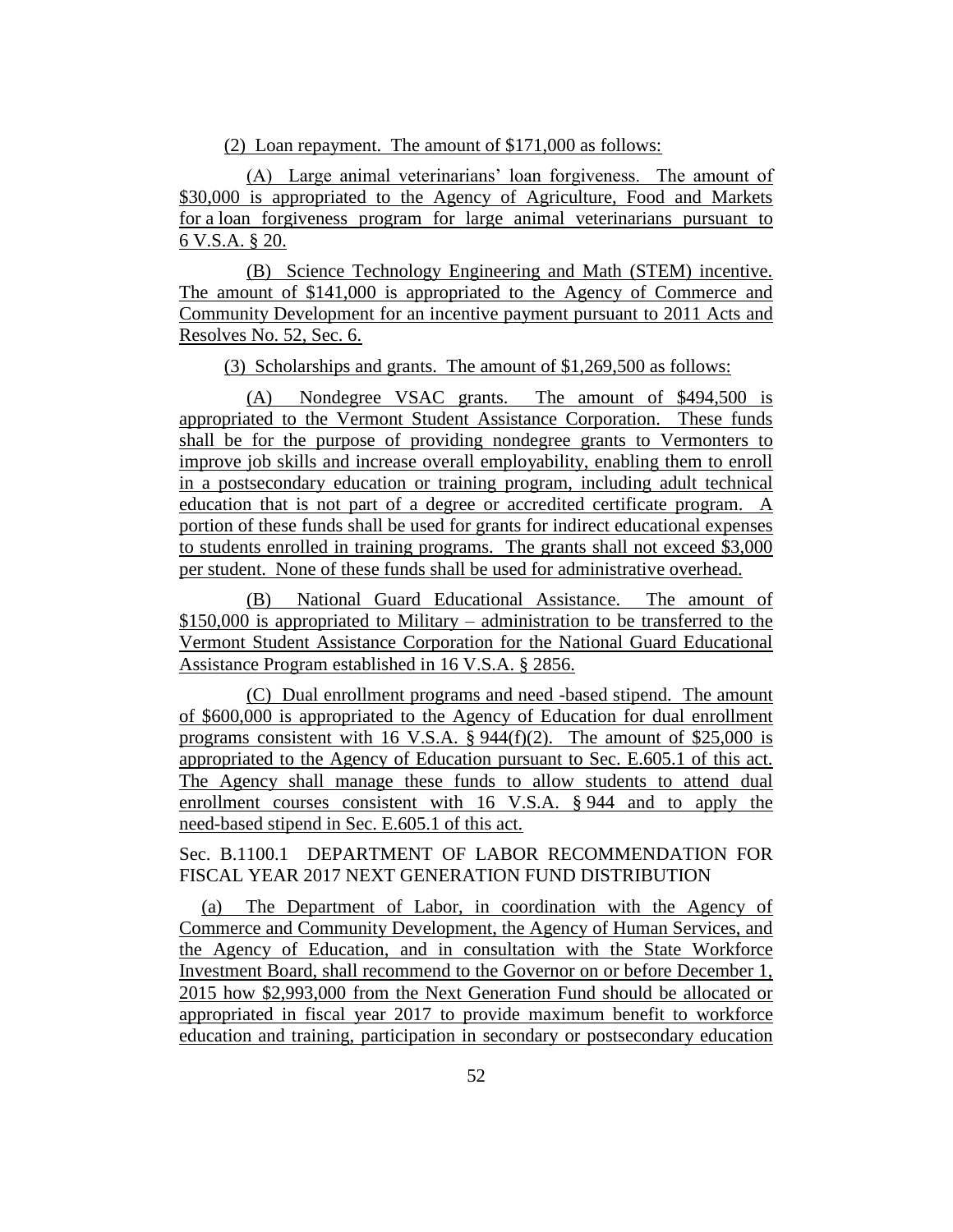(2) Loan repayment. The amount of $171,000 as follows:

(A) Large animal veterinarians' loan forgiveness. The amount of $30,000 is appropriated to the Agency of Agriculture, Food and Markets for a loan forgiveness program for large animal veterinarians pursuant to 6 V.S.A. § 20.

(B) Science Technology Engineering and Math (STEM) incentive. The amount of $141,000 is appropriated to the Agency of Commerce and Community Development for an incentive payment pursuant to 2011 Acts and Resolves No. 52, Sec. 6.

(3) Scholarships and grants. The amount of $1,269,500 as follows:

(A) Nondegree VSAC grants. The amount of $494,500 is appropriated to the Vermont Student Assistance Corporation. These funds shall be for the purpose of providing nondegree grants to Vermonters to improve job skills and increase overall employability, enabling them to enroll in a postsecondary education or training program, including adult technical education that is not part of a degree or accredited certificate program. A portion of these funds shall be used for grants for indirect educational expenses to students enrolled in training programs. The grants shall not exceed $3,000 per student. None of these funds shall be used for administrative overhead.

(B) National Guard Educational Assistance. The amount of $150,000 is appropriated to Military – administration to be transferred to the Vermont Student Assistance Corporation for the National Guard Educational Assistance Program established in 16 V.S.A. § 2856.

(C) Dual enrollment programs and need -based stipend. The amount of $600,000 is appropriated to the Agency of Education for dual enrollment programs consistent with 16 V.S.A. § 944(f)(2). The amount of $25,000 is appropriated to the Agency of Education pursuant to Sec. E.605.1 of this act. The Agency shall manage these funds to allow students to attend dual enrollment courses consistent with 16 V.S.A. § 944 and to apply the need-based stipend in Sec. E.605.1 of this act.

Sec. B.1100.1 DEPARTMENT OF LABOR RECOMMENDATION FOR FISCAL YEAR 2017 NEXT GENERATION FUND DISTRIBUTION

(a) The Department of Labor, in coordination with the Agency of Commerce and Community Development, the Agency of Human Services, and the Agency of Education, and in consultation with the State Workforce Investment Board, shall recommend to the Governor on or before December 1, 2015 how $2,993,000 from the Next Generation Fund should be allocated or appropriated in fiscal year 2017 to provide maximum benefit to workforce education and training, participation in secondary or postsecondary education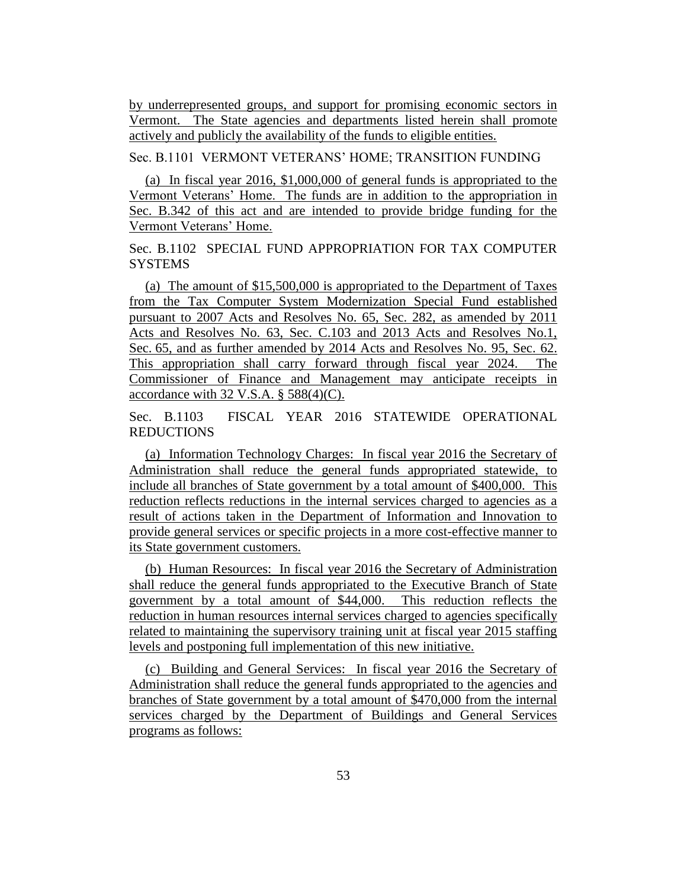by underrepresented groups, and support for promising economic sectors in Vermont. The State agencies and departments listed herein shall promote actively and publicly the availability of the funds to eligible entities.

Sec. B.1101 VERMONT VETERANS' HOME; TRANSITION FUNDING

(a) In fiscal year 2016, $1,000,000 of general funds is appropriated to the Vermont Veterans' Home. The funds are in addition to the appropriation in Sec. B.342 of this act and are intended to provide bridge funding for the Vermont Veterans' Home.

Sec. B.1102 SPECIAL FUND APPROPRIATION FOR TAX COMPUTER SYSTEMS

(a) The amount of $15,500,000 is appropriated to the Department of Taxes from the Tax Computer System Modernization Special Fund established pursuant to 2007 Acts and Resolves No. 65, Sec. 282, as amended by 2011 Acts and Resolves No. 63, Sec. C.103 and 2013 Acts and Resolves No.1, Sec. 65, and as further amended by 2014 Acts and Resolves No. 95, Sec. 62. This appropriation shall carry forward through fiscal year 2024. The Commissioner of Finance and Management may anticipate receipts in accordance with 32 V.S.A. § 588(4)(C).

Sec. B.1103 FISCAL YEAR 2016 STATEWIDE OPERATIONAL REDUCTIONS

(a) Information Technology Charges: In fiscal year 2016 the Secretary of Administration shall reduce the general funds appropriated statewide, to include all branches of State government by a total amount of $400,000. This reduction reflects reductions in the internal services charged to agencies as a result of actions taken in the Department of Information and Innovation to provide general services or specific projects in a more cost-effective manner to its State government customers.

(b) Human Resources: In fiscal year 2016 the Secretary of Administration shall reduce the general funds appropriated to the Executive Branch of State government by a total amount of $44,000. This reduction reflects the reduction in human resources internal services charged to agencies specifically related to maintaining the supervisory training unit at fiscal year 2015 staffing levels and postponing full implementation of this new initiative.

(c) Building and General Services: In fiscal year 2016 the Secretary of Administration shall reduce the general funds appropriated to the agencies and branches of State government by a total amount of $470,000 from the internal services charged by the Department of Buildings and General Services programs as follows: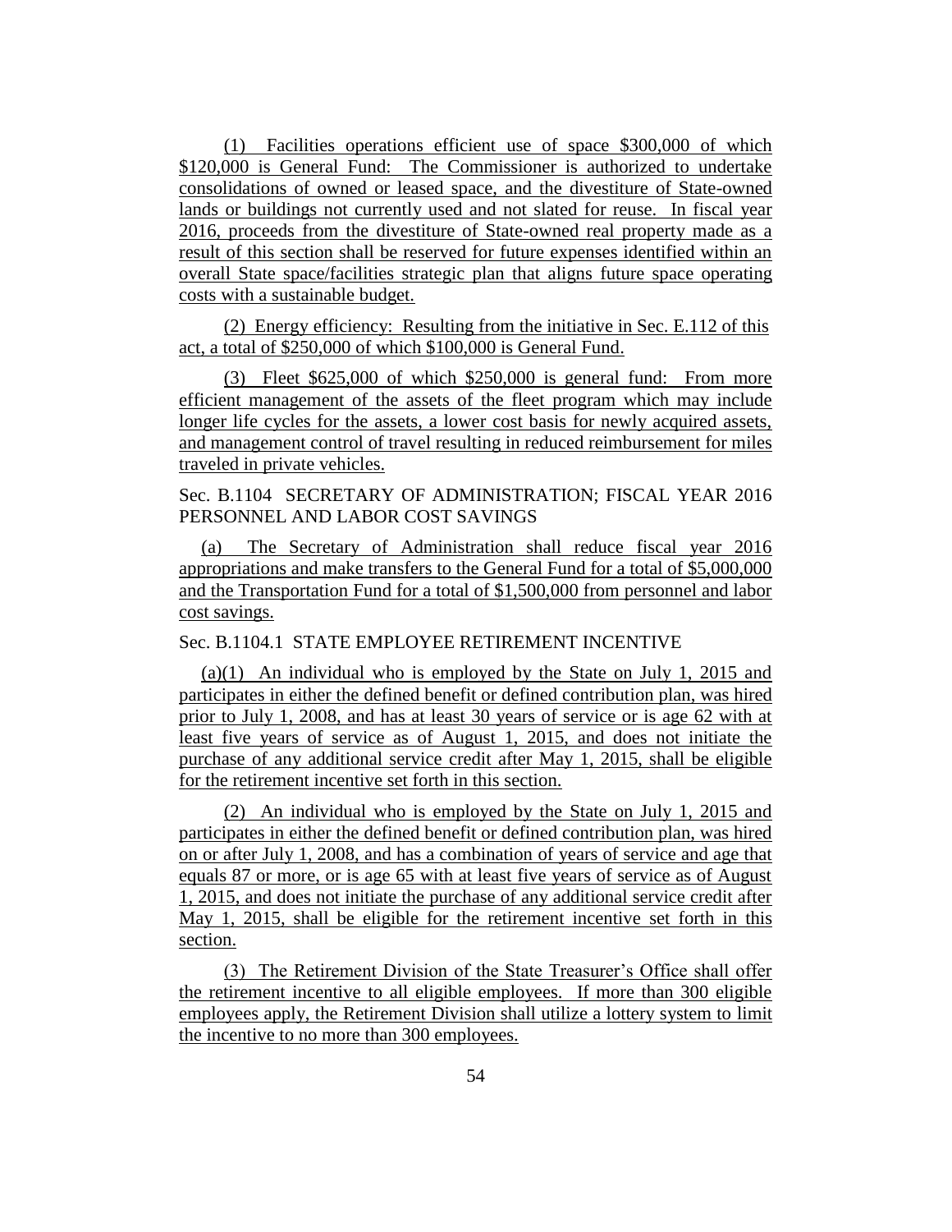(1) Facilities operations efficient use of space $300,000 of which $120,000 is General Fund: The Commissioner is authorized to undertake consolidations of owned or leased space, and the divestiture of State-owned lands or buildings not currently used and not slated for reuse. In fiscal year 2016, proceeds from the divestiture of State-owned real property made as a result of this section shall be reserved for future expenses identified within an overall State space/facilities strategic plan that aligns future space operating costs with a sustainable budget.

(2) Energy efficiency: Resulting from the initiative in Sec. E.112 of this act, a total of $250,000 of which $100,000 is General Fund.

(3) Fleet $625,000 of which $250,000 is general fund: From more efficient management of the assets of the fleet program which may include longer life cycles for the assets, a lower cost basis for newly acquired assets, and management control of travel resulting in reduced reimbursement for miles traveled in private vehicles.

Sec. B.1104 SECRETARY OF ADMINISTRATION; FISCAL YEAR 2016 PERSONNEL AND LABOR COST SAVINGS

(a) The Secretary of Administration shall reduce fiscal year 2016 appropriations and make transfers to the General Fund for a total of $5,000,000 and the Transportation Fund for a total of $1,500,000 from personnel and labor cost savings.

Sec. B.1104.1 STATE EMPLOYEE RETIREMENT INCENTIVE

(a)(1) An individual who is employed by the State on July 1, 2015 and participates in either the defined benefit or defined contribution plan, was hired prior to July 1, 2008, and has at least 30 years of service or is age 62 with at least five years of service as of August 1, 2015, and does not initiate the purchase of any additional service credit after May 1, 2015, shall be eligible for the retirement incentive set forth in this section.

(2) An individual who is employed by the State on July 1, 2015 and participates in either the defined benefit or defined contribution plan, was hired on or after July 1, 2008, and has a combination of years of service and age that equals 87 or more, or is age 65 with at least five years of service as of August 1, 2015, and does not initiate the purchase of any additional service credit after May 1, 2015, shall be eligible for the retirement incentive set forth in this section.

(3) The Retirement Division of the State Treasurer's Office shall offer the retirement incentive to all eligible employees. If more than 300 eligible employees apply, the Retirement Division shall utilize a lottery system to limit the incentive to no more than 300 employees.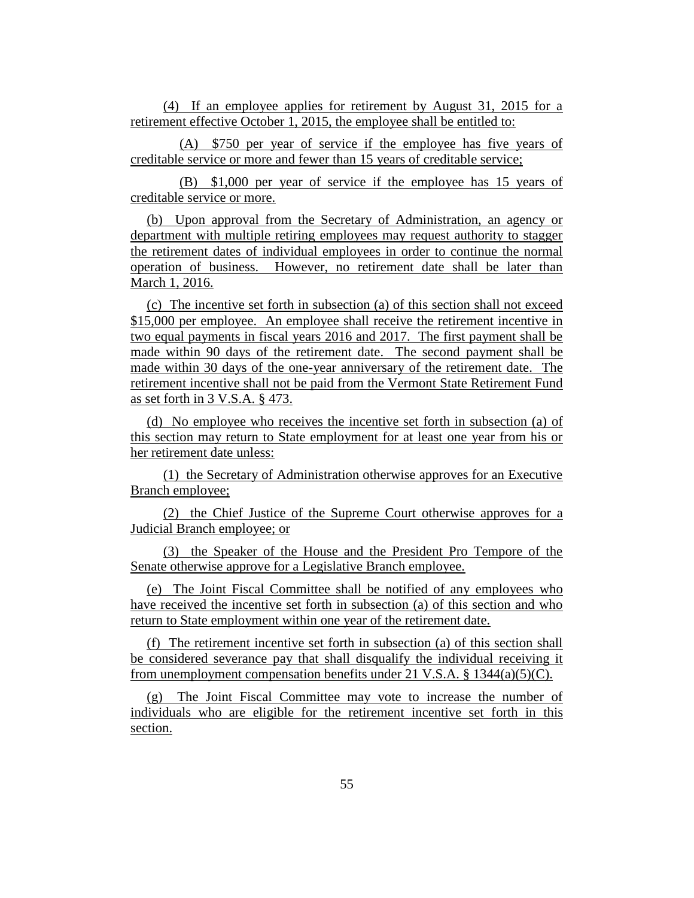(4) If an employee applies for retirement by August 31, 2015 for a retirement effective October 1, 2015, the employee shall be entitled to:

(A) $750 per year of service if the employee has five years of creditable service or more and fewer than 15 years of creditable service;

(B) $1,000 per year of service if the employee has 15 years of creditable service or more.

(b) Upon approval from the Secretary of Administration, an agency or department with multiple retiring employees may request authority to stagger the retirement dates of individual employees in order to continue the normal operation of business. However, no retirement date shall be later than March 1, 2016.

(c) The incentive set forth in subsection (a) of this section shall not exceed $15,000 per employee. An employee shall receive the retirement incentive in two equal payments in fiscal years 2016 and 2017. The first payment shall be made within 90 days of the retirement date. The second payment shall be made within 30 days of the one-year anniversary of the retirement date. The retirement incentive shall not be paid from the Vermont State Retirement Fund as set forth in 3 V.S.A. § 473.

(d) No employee who receives the incentive set forth in subsection (a) of this section may return to State employment for at least one year from his or her retirement date unless:

(1) the Secretary of Administration otherwise approves for an Executive Branch employee;

(2) the Chief Justice of the Supreme Court otherwise approves for a Judicial Branch employee; or

(3) the Speaker of the House and the President Pro Tempore of the Senate otherwise approve for a Legislative Branch employee.

(e) The Joint Fiscal Committee shall be notified of any employees who have received the incentive set forth in subsection (a) of this section and who return to State employment within one year of the retirement date.

(f) The retirement incentive set forth in subsection (a) of this section shall be considered severance pay that shall disqualify the individual receiving it from unemployment compensation benefits under 21 V.S.A. § 1344(a)(5)(C).

(g) The Joint Fiscal Committee may vote to increase the number of individuals who are eligible for the retirement incentive set forth in this section.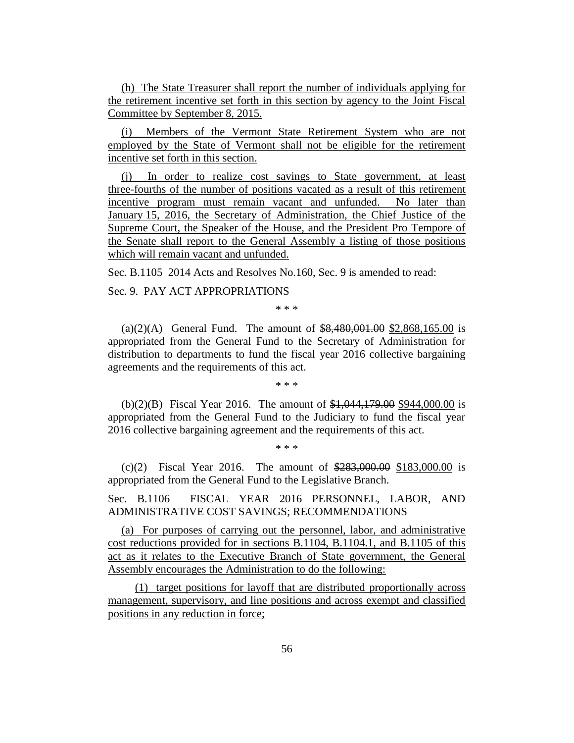(h) The State Treasurer shall report the number of individuals applying for the retirement incentive set forth in this section by agency to the Joint Fiscal Committee by September 8, 2015.

(i) Members of the Vermont State Retirement System who are not employed by the State of Vermont shall not be eligible for the retirement incentive set forth in this section.

(j) In order to realize cost savings to State government, at least three-fourths of the number of positions vacated as a result of this retirement incentive program must remain vacant and unfunded. No later than January 15, 2016, the Secretary of Administration, the Chief Justice of the Supreme Court, the Speaker of the House, and the President Pro Tempore of the Senate shall report to the General Assembly a listing of those positions which will remain vacant and unfunded.

Sec. B.1105 2014 Acts and Resolves No.160, Sec. 9 is amended to read:

Sec. 9. PAY ACT APPROPRIATIONS

\* \* \*

(a)(2)(A) General Fund. The amount of ~~$8,480,001.00~~ $2,868,165.00 is appropriated from the General Fund to the Secretary of Administration for distribution to departments to fund the fiscal year 2016 collective bargaining agreements and the requirements of this act.

\* \* \*

(b)(2)(B) Fiscal Year 2016. The amount of ~~$1,044,179.00~~ $944,000.00 is appropriated from the General Fund to the Judiciary to fund the fiscal year 2016 collective bargaining agreement and the requirements of this act.

\* \* \*

(c)(2) Fiscal Year 2016. The amount of ~~$283,000.00~~ $183,000.00 is appropriated from the General Fund to the Legislative Branch.

Sec. B.1106 FISCAL YEAR 2016 PERSONNEL, LABOR, AND ADMINISTRATIVE COST SAVINGS; RECOMMENDATIONS

(a) For purposes of carrying out the personnel, labor, and administrative cost reductions provided for in sections B.1104, B.1104.1, and B.1105 of this act as it relates to the Executive Branch of State government, the General Assembly encourages the Administration to do the following:

(1) target positions for layoff that are distributed proportionally across management, supervisory, and line positions and across exempt and classified positions in any reduction in force;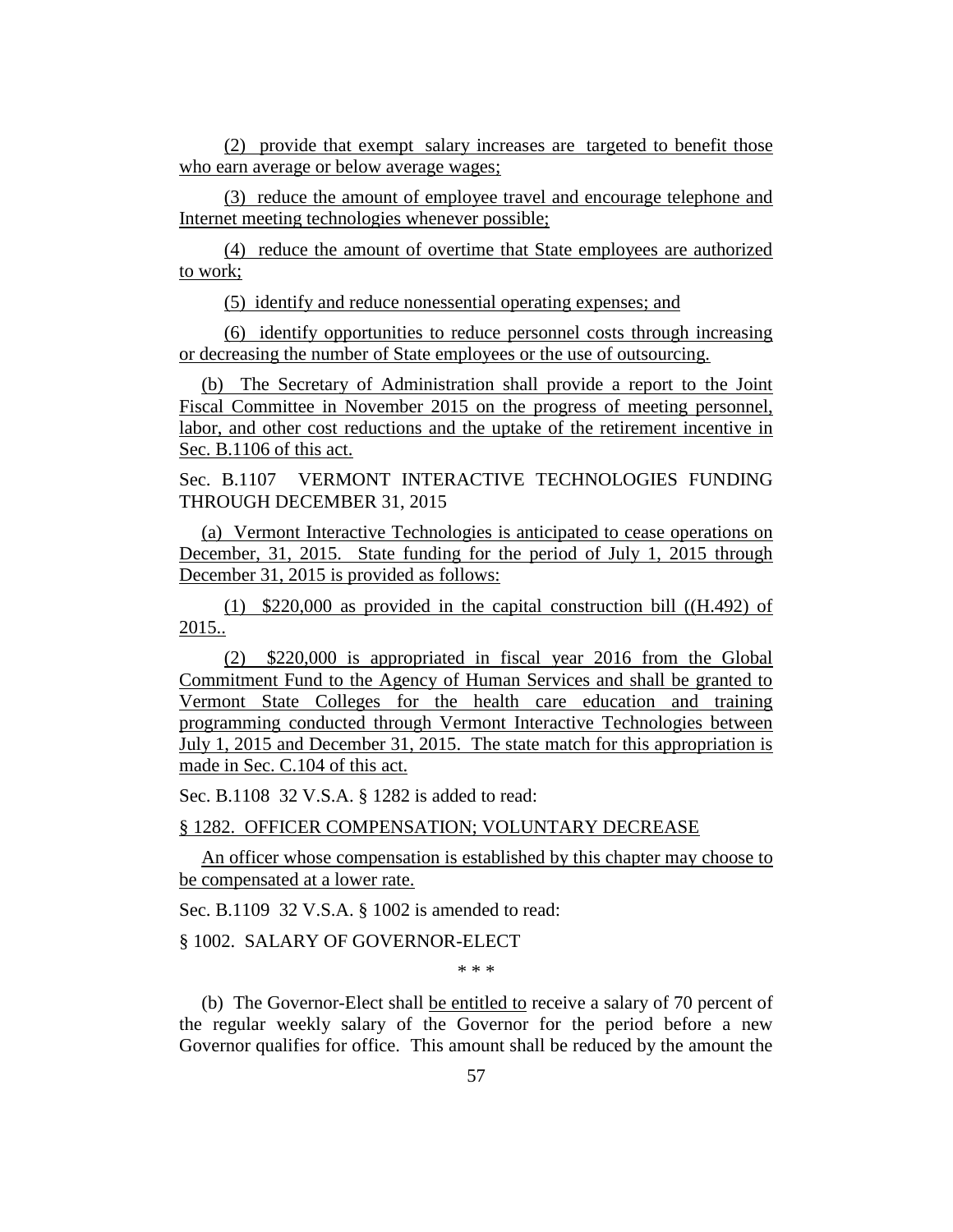(2) provide that exempt salary increases are targeted to benefit those who earn average or below average wages;

(3) reduce the amount of employee travel and encourage telephone and Internet meeting technologies whenever possible;

(4) reduce the amount of overtime that State employees are authorized to work;

(5) identify and reduce nonessential operating expenses; and

(6) identify opportunities to reduce personnel costs through increasing or decreasing the number of State employees or the use of outsourcing.

(b) The Secretary of Administration shall provide a report to the Joint Fiscal Committee in November 2015 on the progress of meeting personnel, labor, and other cost reductions and the uptake of the retirement incentive in Sec. B.1106 of this act.

Sec. B.1107 VERMONT INTERACTIVE TECHNOLOGIES FUNDING THROUGH DECEMBER 31, 2015

(a) Vermont Interactive Technologies is anticipated to cease operations on December, 31, 2015. State funding for the period of July 1, 2015 through December 31, 2015 is provided as follows:

(1) $220,000 as provided in the capital construction bill ((H.492) of 2015..

(2) $220,000 is appropriated in fiscal year 2016 from the Global Commitment Fund to the Agency of Human Services and shall be granted to Vermont State Colleges for the health care education and training programming conducted through Vermont Interactive Technologies between July 1, 2015 and December 31, 2015. The state match for this appropriation is made in Sec. C.104 of this act.

Sec. B.1108 32 V.S.A. § 1282 is added to read:

§ 1282. OFFICER COMPENSATION; VOLUNTARY DECREASE

An officer whose compensation is established by this chapter may choose to be compensated at a lower rate.

Sec. B.1109 32 V.S.A. § 1002 is amended to read:

§ 1002. SALARY OF GOVERNOR-ELECT

\* \* \*

(b) The Governor-Elect shall be entitled to receive a salary of 70 percent of the regular weekly salary of the Governor for the period before a new Governor qualifies for office. This amount shall be reduced by the amount the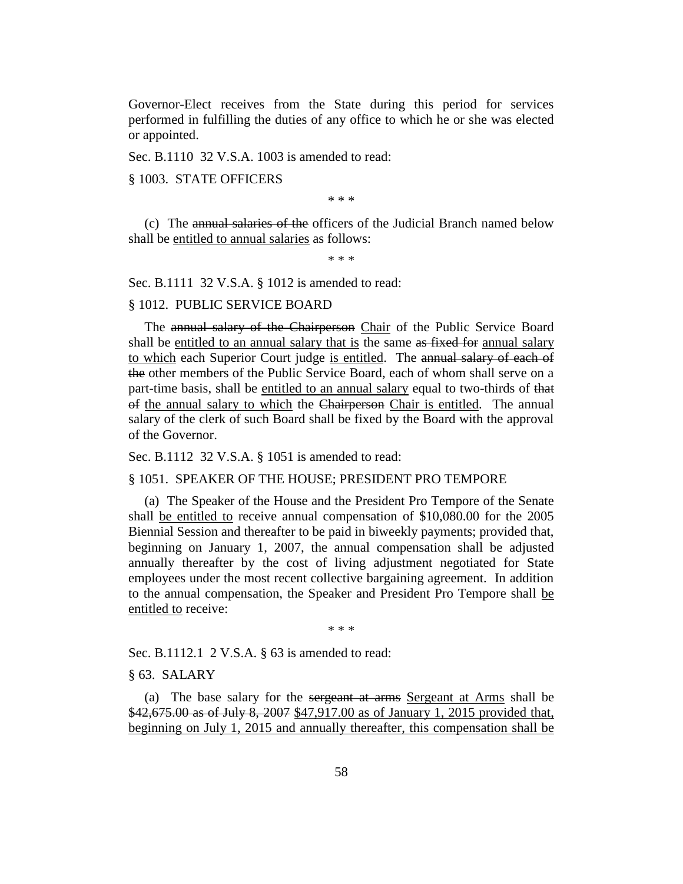Governor-Elect receives from the State during this period for services performed in fulfilling the duties of any office to which he or she was elected or appointed.

Sec. B.1110 32 V.S.A. 1003 is amended to read:

§ 1003. STATE OFFICERS

\* \* \*

(c) The ~~annual salaries of the~~ officers of the Judicial Branch named below shall be <u>entitled to annual salaries</u> as follows:

\* \* \*

Sec. B.1111 32 V.S.A. § 1012 is amended to read:

§ 1012. PUBLIC SERVICE BOARD

The ~~annual salary of the Chairperson~~ <u>Chair</u> of the Public Service Board shall be <u>entitled to an annual salary that is</u> the same ~~as fixed for~~ <u>annual salary to which</u> each Superior Court judge <u>is entitled</u>. The ~~annual salary of each of the~~ other members of the Public Service Board, each of whom shall serve on a part-time basis, shall be <u>entitled to an annual salary</u> equal to two-thirds of ~~that of~~ <u>the annual salary to which</u> the ~~Chairperson~~ <u>Chair is entitled</u>. The annual salary of the clerk of such Board shall be fixed by the Board with the approval of the Governor.

Sec. B.1112 32 V.S.A. § 1051 is amended to read:

§ 1051. SPEAKER OF THE HOUSE; PRESIDENT PRO TEMPORE

(a) The Speaker of the House and the President Pro Tempore of the Senate shall <u>be entitled to</u> receive annual compensation of $10,080.00 for the 2005 Biennial Session and thereafter to be paid in biweekly payments; provided that, beginning on January 1, 2007, the annual compensation shall be adjusted annually thereafter by the cost of living adjustment negotiated for State employees under the most recent collective bargaining agreement. In addition to the annual compensation, the Speaker and President Pro Tempore shall <u>be entitled to</u> receive:

\* \* \*

Sec. B.1112.1 2 V.S.A. § 63 is amended to read:

§ 63. SALARY

(a) The base salary for the ~~sergeant at arms~~ <u>Sergeant at Arms</u> shall be ~~$42,675.00 as of July 8, 2007~~ <u>$47,917.00 as of January 1, 2015 provided that, beginning on July 1, 2015 and annually thereafter, this compensation shall be</u>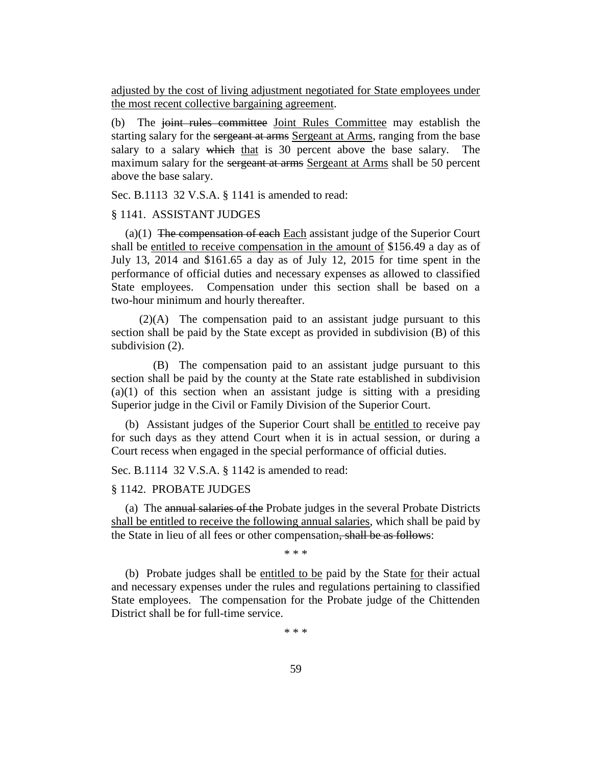adjusted by the cost of living adjustment negotiated for State employees under the most recent collective bargaining agreement.

(b) The ~~joint rules committee~~ Joint Rules Committee may establish the starting salary for the ~~sergeant at arms~~ Sergeant at Arms, ranging from the base salary to a salary ~~which~~ that is 30 percent above the base salary. The maximum salary for the ~~sergeant at arms~~ Sergeant at Arms shall be 50 percent above the base salary.

Sec. B.1113 32 V.S.A. § 1141 is amended to read:

§ 1141. ASSISTANT JUDGES

(a)(1) ~~The compensation of each~~ Each assistant judge of the Superior Court shall be entitled to receive compensation in the amount of $156.49 a day as of July 13, 2014 and $161.65 a day as of July 12, 2015 for time spent in the performance of official duties and necessary expenses as allowed to classified State employees. Compensation under this section shall be based on a two-hour minimum and hourly thereafter.

(2)(A) The compensation paid to an assistant judge pursuant to this section shall be paid by the State except as provided in subdivision (B) of this subdivision (2).

(B) The compensation paid to an assistant judge pursuant to this section shall be paid by the county at the State rate established in subdivision (a)(1) of this section when an assistant judge is sitting with a presiding Superior judge in the Civil or Family Division of the Superior Court.

(b) Assistant judges of the Superior Court shall be entitled to receive pay for such days as they attend Court when it is in actual session, or during a Court recess when engaged in the special performance of official duties.

Sec. B.1114 32 V.S.A. § 1142 is amended to read:

§ 1142. PROBATE JUDGES

(a) The ~~annual salaries of the~~ Probate judges in the several Probate Districts shall be entitled to receive the following annual salaries, which shall be paid by the State in lieu of all fees or other compensation~~, shall be as follows~~:

\* \* \*

(b) Probate judges shall be entitled to be paid by the State for their actual and necessary expenses under the rules and regulations pertaining to classified State employees. The compensation for the Probate judge of the Chittenden District shall be for full-time service.

\* \* \*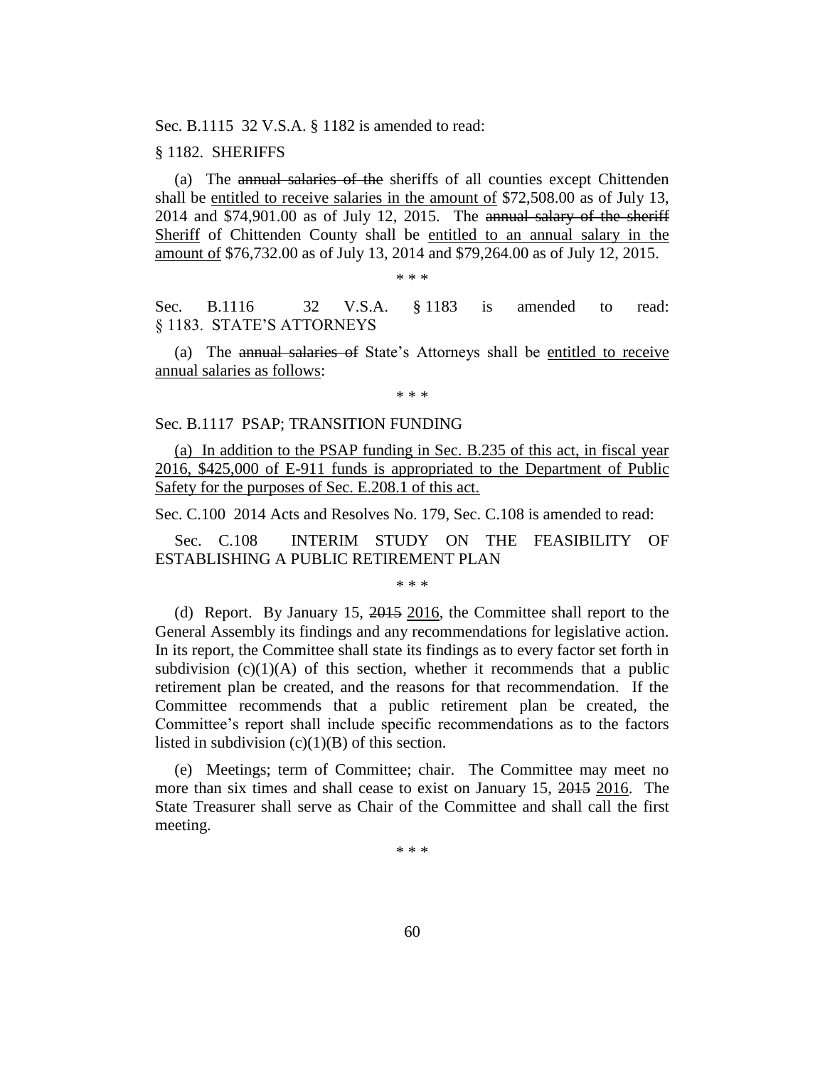Sec. B.1115 32 V.S.A. § 1182 is amended to read:

§ 1182. SHERIFFS

(a) The ~~annual salaries of the~~ sheriffs of all counties except Chittenden shall be <u>entitled to receive salaries in the amount of</u> $72,508.00 as of July 13, 2014 and $74,901.00 as of July 12, 2015. The ~~annual salary of the sheriff~~ <u>Sheriff</u> of Chittenden County shall be <u>entitled to an annual salary in the amount of</u> $76,732.00 as of July 13, 2014 and $79,264.00 as of July 12, 2015.

\* \* \*

Sec. B.1116 32 V.S.A. § 1183 is amended to read:

§ 1183. STATE'S ATTORNEYS

(a) The ~~annual salaries of~~ State's Attorneys shall be <u>entitled to receive annual salaries as follows</u>:

\* \* \*

Sec. B.1117 PSAP; TRANSITION FUNDING

<u>(a) In addition to the PSAP funding in Sec. B.235 of this act, in fiscal year 2016, $425,000 of E-911 funds is appropriated to the Department of Public Safety for the purposes of Sec. E.208.1 of this act.</u>

Sec. C.100 2014 Acts and Resolves No. 179, Sec. C.108 is amended to read:

Sec. C.108 INTERIM STUDY ON THE FEASIBILITY OF ESTABLISHING A PUBLIC RETIREMENT PLAN

\* \* \*

(d) Report. By January 15, ~~2015~~ <u>2016</u>, the Committee shall report to the General Assembly its findings and any recommendations for legislative action. In its report, the Committee shall state its findings as to every factor set forth in subdivision (c)(1)(A) of this section, whether it recommends that a public retirement plan be created, and the reasons for that recommendation. If the Committee recommends that a public retirement plan be created, the Committee's report shall include specific recommendations as to the factors listed in subdivision (c)(1)(B) of this section.

(e) Meetings; term of Committee; chair. The Committee may meet no more than six times and shall cease to exist on January 15, ~~2015~~ <u>2016</u>. The State Treasurer shall serve as Chair of the Committee and shall call the first meeting.

\* \* \*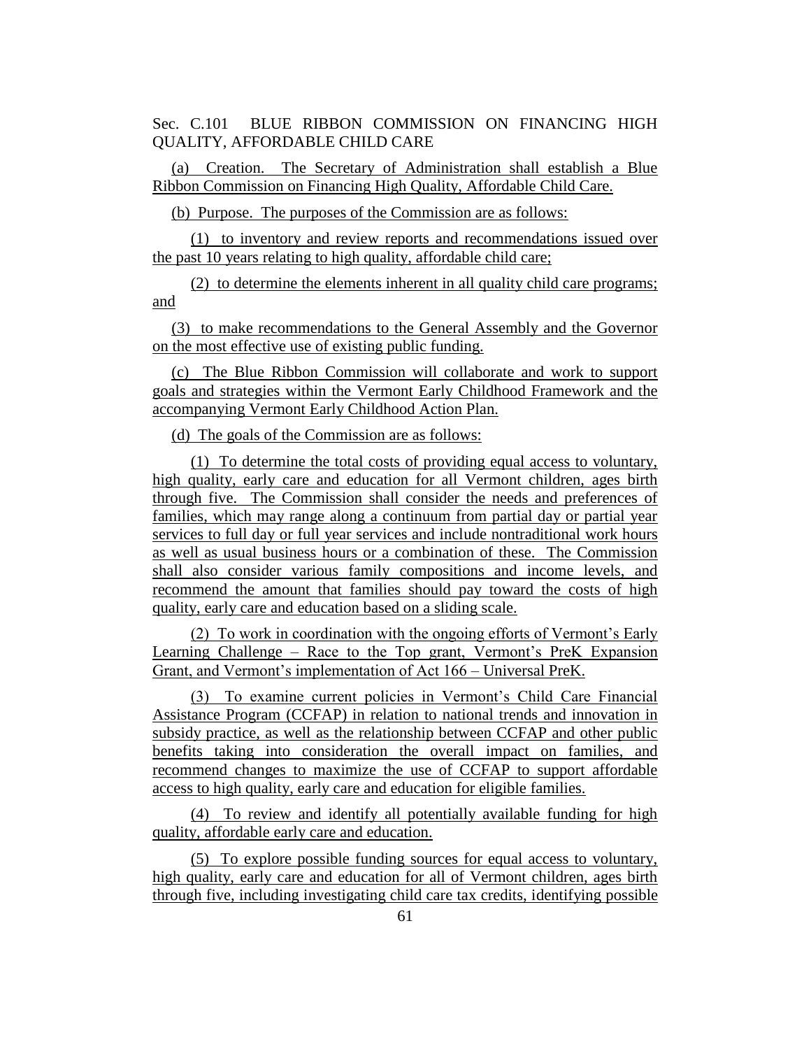Sec. C.101 BLUE RIBBON COMMISSION ON FINANCING HIGH QUALITY, AFFORDABLE CHILD CARE

(a) Creation. The Secretary of Administration shall establish a Blue Ribbon Commission on Financing High Quality, Affordable Child Care.

(b) Purpose. The purposes of the Commission are as follows:

(1) to inventory and review reports and recommendations issued over the past 10 years relating to high quality, affordable child care;

(2) to determine the elements inherent in all quality child care programs; and

(3) to make recommendations to the General Assembly and the Governor on the most effective use of existing public funding.

(c) The Blue Ribbon Commission will collaborate and work to support goals and strategies within the Vermont Early Childhood Framework and the accompanying Vermont Early Childhood Action Plan.

(d) The goals of the Commission are as follows:

(1) To determine the total costs of providing equal access to voluntary, high quality, early care and education for all Vermont children, ages birth through five. The Commission shall consider the needs and preferences of families, which may range along a continuum from partial day or partial year services to full day or full year services and include nontraditional work hours as well as usual business hours or a combination of these. The Commission shall also consider various family compositions and income levels, and recommend the amount that families should pay toward the costs of high quality, early care and education based on a sliding scale.

(2) To work in coordination with the ongoing efforts of Vermont's Early Learning Challenge – Race to the Top grant, Vermont's PreK Expansion Grant, and Vermont's implementation of Act 166 – Universal PreK.

(3) To examine current policies in Vermont's Child Care Financial Assistance Program (CCFAP) in relation to national trends and innovation in subsidy practice, as well as the relationship between CCFAP and other public benefits taking into consideration the overall impact on families, and recommend changes to maximize the use of CCFAP to support affordable access to high quality, early care and education for eligible families.

(4) To review and identify all potentially available funding for high quality, affordable early care and education.

(5) To explore possible funding sources for equal access to voluntary, high quality, early care and education for all of Vermont children, ages birth through five, including investigating child care tax credits, identifying possible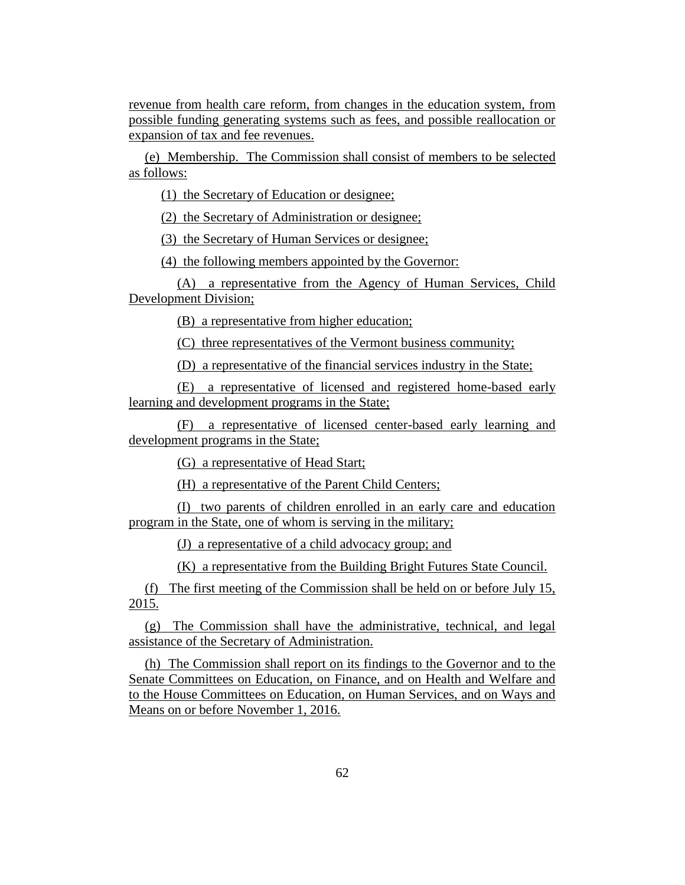revenue from health care reform, from changes in the education system, from possible funding generating systems such as fees, and possible reallocation or expansion of tax and fee revenues.

(e) Membership. The Commission shall consist of members to be selected as follows:

(1) the Secretary of Education or designee;

(2) the Secretary of Administration or designee;

(3) the Secretary of Human Services or designee;

(4) the following members appointed by the Governor:

(A) a representative from the Agency of Human Services, Child Development Division;

(B) a representative from higher education;

(C) three representatives of the Vermont business community;

(D) a representative of the financial services industry in the State;

(E) a representative of licensed and registered home-based early learning and development programs in the State;

(F) a representative of licensed center-based early learning and development programs in the State;

(G) a representative of Head Start;

(H) a representative of the Parent Child Centers;

(I) two parents of children enrolled in an early care and education program in the State, one of whom is serving in the military;

(J) a representative of a child advocacy group; and

(K) a representative from the Building Bright Futures State Council.

(f) The first meeting of the Commission shall be held on or before July 15, 2015.

(g) The Commission shall have the administrative, technical, and legal assistance of the Secretary of Administration.

(h) The Commission shall report on its findings to the Governor and to the Senate Committees on Education, on Finance, and on Health and Welfare and to the House Committees on Education, on Human Services, and on Ways and Means on or before November 1, 2016.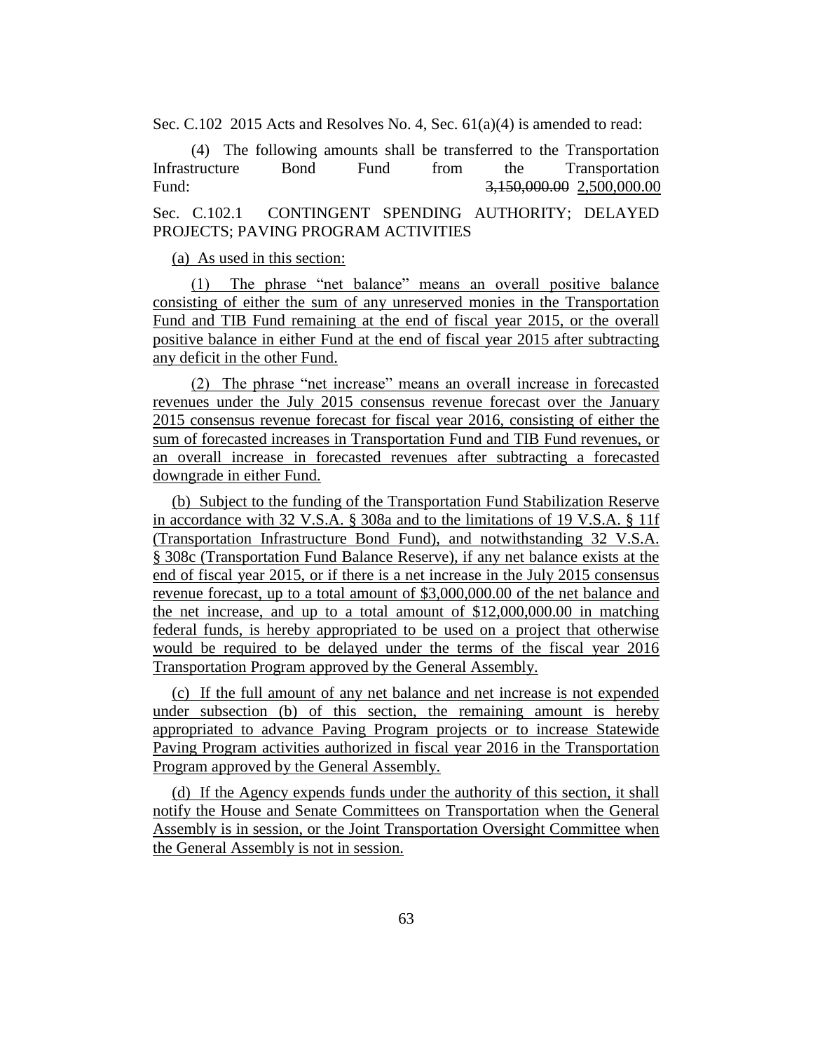Sec. C.102 2015 Acts and Resolves No. 4, Sec. 61(a)(4) is amended to read:

(4) The following amounts shall be transferred to the Transportation Infrastructure Bond Fund from the Transportation Fund: ~~3,150,000.00~~ <u>2,500,000.00</u>

Sec. C.102.1 CONTINGENT SPENDING AUTHORITY; DELAYED PROJECTS; PAVING PROGRAM ACTIVITIES

<u>(a) As used in this section:</u>

<u>(1) The phrase "net balance" means an overall positive balance consisting of either the sum of any unreserved monies in the Transportation Fund and TIB Fund remaining at the end of fiscal year 2015, or the overall positive balance in either Fund at the end of fiscal year 2015 after subtracting any deficit in the other Fund.</u>

<u>(2) The phrase "net increase" means an overall increase in forecasted revenues under the July 2015 consensus revenue forecast over the January 2015 consensus revenue forecast for fiscal year 2016, consisting of either the sum of forecasted increases in Transportation Fund and TIB Fund revenues, or an overall increase in forecasted revenues after subtracting a forecasted downgrade in either Fund.</u>

<u>(b) Subject to the funding of the Transportation Fund Stabilization Reserve in accordance with 32 V.S.A. § 308a and to the limitations of 19 V.S.A. § 11f (Transportation Infrastructure Bond Fund), and notwithstanding 32 V.S.A. § 308c (Transportation Fund Balance Reserve), if any net balance exists at the end of fiscal year 2015, or if there is a net increase in the July 2015 consensus revenue forecast, up to a total amount of $3,000,000.00 of the net balance and the net increase, and up to a total amount of $12,000,000.00 in matching federal funds, is hereby appropriated to be used on a project that otherwise would be required to be delayed under the terms of the fiscal year 2016 Transportation Program approved by the General Assembly.</u>

<u>(c) If the full amount of any net balance and net increase is not expended under subsection (b) of this section, the remaining amount is hereby appropriated to advance Paving Program projects or to increase Statewide Paving Program activities authorized in fiscal year 2016 in the Transportation Program approved by the General Assembly.</u>

<u>(d) If the Agency expends funds under the authority of this section, it shall notify the House and Senate Committees on Transportation when the General Assembly is in session, or the Joint Transportation Oversight Committee when the General Assembly is not in session.</u>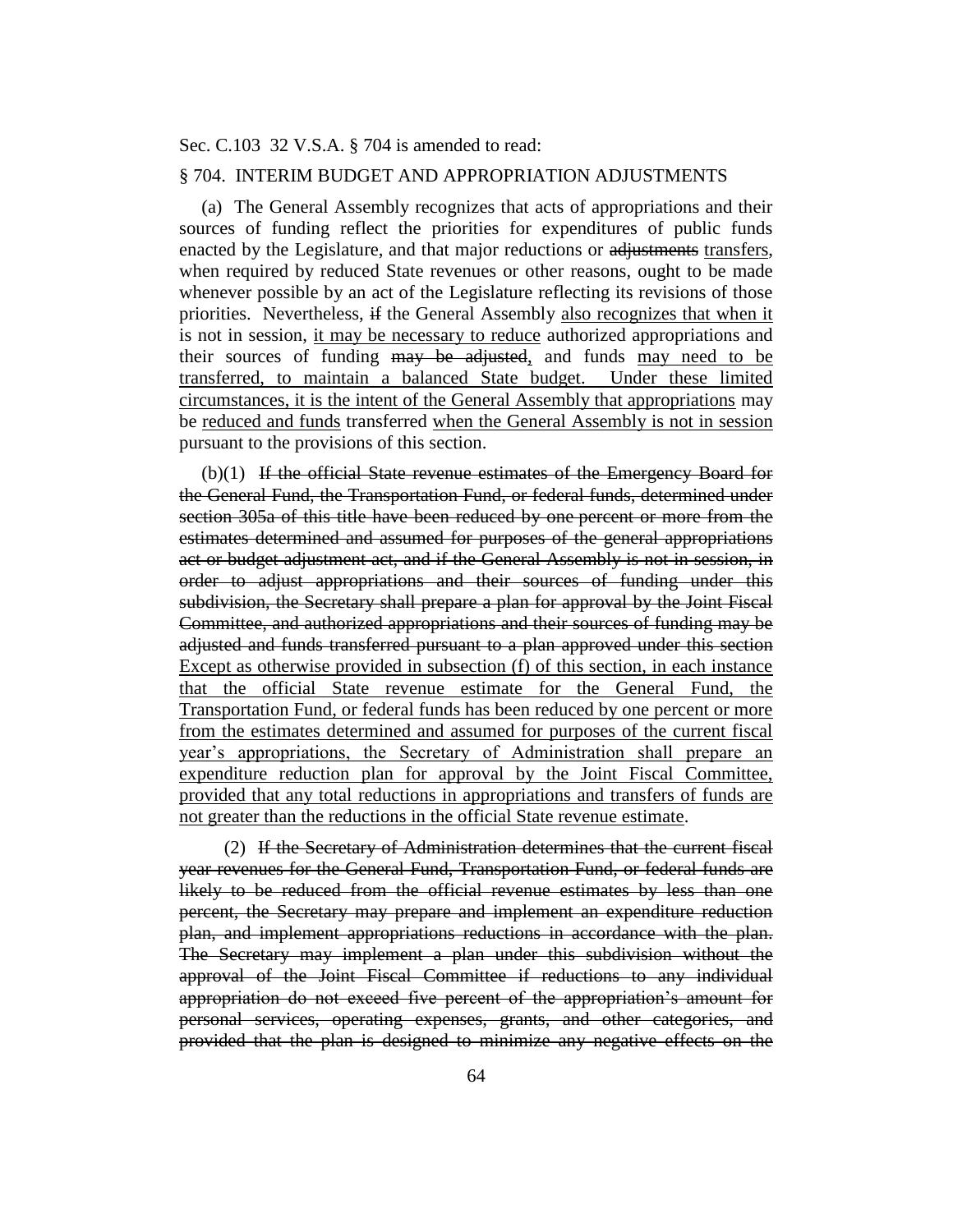Sec. C.103 32 V.S.A. § 704 is amended to read:

§ 704. INTERIM BUDGET AND APPROPRIATION ADJUSTMENTS

(a) The General Assembly recognizes that acts of appropriations and their sources of funding reflect the priorities for expenditures of public funds enacted by the Legislature, and that major reductions or ~~adjustments~~ transfers, when required by reduced State revenues or other reasons, ought to be made whenever possible by an act of the Legislature reflecting its revisions of those priorities. Nevertheless, ~~if~~ the General Assembly also recognizes that when it is not in session, it may be necessary to reduce authorized appropriations and their sources of funding ~~may be adjusted~~, and funds may need to be transferred, to maintain a balanced State budget. Under these limited circumstances, it is the intent of the General Assembly that appropriations may be reduced and funds transferred when the General Assembly is not in session pursuant to the provisions of this section.

(b)(1) ~~If the official State revenue estimates of the Emergency Board for the General Fund, the Transportation Fund, or federal funds, determined under section 305a of this title have been reduced by one percent or more from the estimates determined and assumed for purposes of the general appropriations act or budget adjustment act, and if the General Assembly is not in session, in order to adjust appropriations and their sources of funding under this subdivision, the Secretary shall prepare a plan for approval by the Joint Fiscal Committee, and authorized appropriations and their sources of funding may be adjusted and funds transferred pursuant to a plan approved under this section~~ Except as otherwise provided in subsection (f) of this section, in each instance that the official State revenue estimate for the General Fund, the Transportation Fund, or federal funds has been reduced by one percent or more from the estimates determined and assumed for purposes of the current fiscal year's appropriations, the Secretary of Administration shall prepare an expenditure reduction plan for approval by the Joint Fiscal Committee, provided that any total reductions in appropriations and transfers of funds are not greater than the reductions in the official State revenue estimate.

(2) ~~If the Secretary of Administration determines that the current fiscal year revenues for the General Fund, Transportation Fund, or federal funds are likely to be reduced from the official revenue estimates by less than one percent, the Secretary may prepare and implement an expenditure reduction plan, and implement appropriations reductions in accordance with the plan. The Secretary may implement a plan under this subdivision without the approval of the Joint Fiscal Committee if reductions to any individual appropriation do not exceed five percent of the appropriation's amount for personal services, operating expenses, grants, and other categories, and provided that the plan is designed to minimize any negative effects on the~~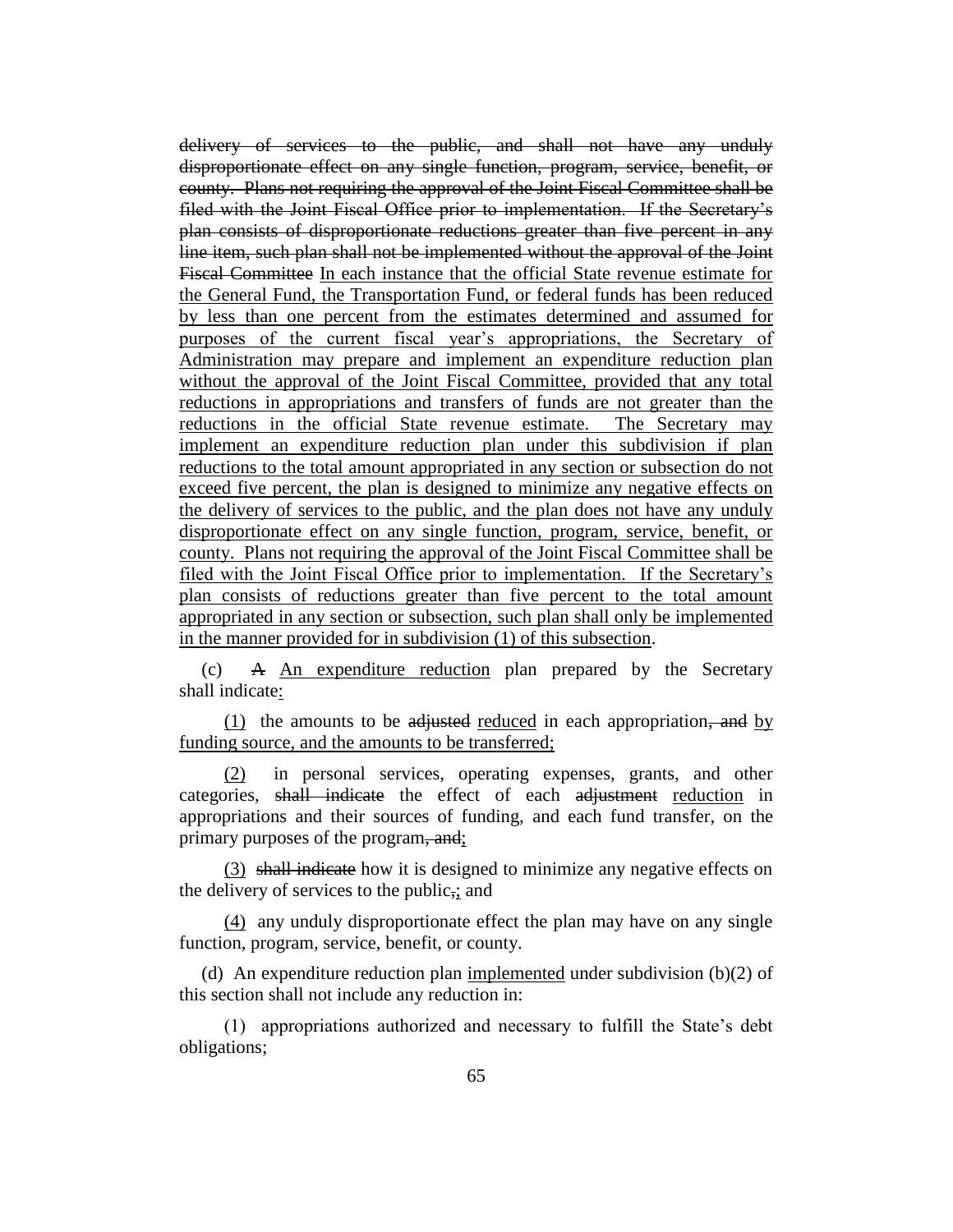~~delivery of services to the public, and shall not have any unduly disproportionate effect on any single function, program, service, benefit, or county. Plans not requiring the approval of the Joint Fiscal Committee shall be filed with the Joint Fiscal Office prior to implementation. If the Secretary's plan consists of disproportionate reductions greater than five percent in any line item, such plan shall not be implemented without the approval of the Joint Fiscal Committee~~ <u>In each instance that the official State revenue estimate for the General Fund, the Transportation Fund, or federal funds has been reduced by less than one percent from the estimates determined and assumed for purposes of the current fiscal year's appropriations, the Secretary of Administration may prepare and implement an expenditure reduction plan without the approval of the Joint Fiscal Committee, provided that any total reductions in appropriations and transfers of funds are not greater than the reductions in the official State revenue estimate. The Secretary may implement an expenditure reduction plan under this subdivision if plan reductions to the total amount appropriated in any section or subsection do not exceed five percent, the plan is designed to minimize any negative effects on the delivery of services to the public, and the plan does not have any unduly disproportionate effect on any single function, program, service, benefit, or county. Plans not requiring the approval of the Joint Fiscal Committee shall be filed with the Joint Fiscal Office prior to implementation. If the Secretary's plan consists of reductions greater than five percent to the total amount appropriated in any section or subsection, such plan shall only be implemented in the manner provided for in subdivision (1) of this subsection</u>.

(c) ~~A~~ <u>An expenditure reduction</u> plan prepared by the Secretary shall indicate<u>:</u>

<u>(1)</u> the amounts to be ~~adjusted~~ <u>reduced</u> in each appropriation~~, and~~ <u>by funding source, and the amounts to be transferred;</u>

<u>(2)</u> in personal services, operating expenses, grants, and other categories, ~~shall indicate~~ the effect of each ~~adjustment~~ <u>reduction</u> in appropriations and their sources of funding, and each fund transfer, on the primary purposes of the program~~, and~~<u>;</u>

<u>(3)</u> ~~shall indicate~~ how it is designed to minimize any negative effects on the delivery of services to the public~~,~~<u>;</u> and

<u>(4)</u> any unduly disproportionate effect the plan may have on any single function, program, service, benefit, or county.

(d) An expenditure reduction plan <u>implemented</u> under subdivision (b)(2) of this section shall not include any reduction in:

(1) appropriations authorized and necessary to fulfill the State's debt obligations;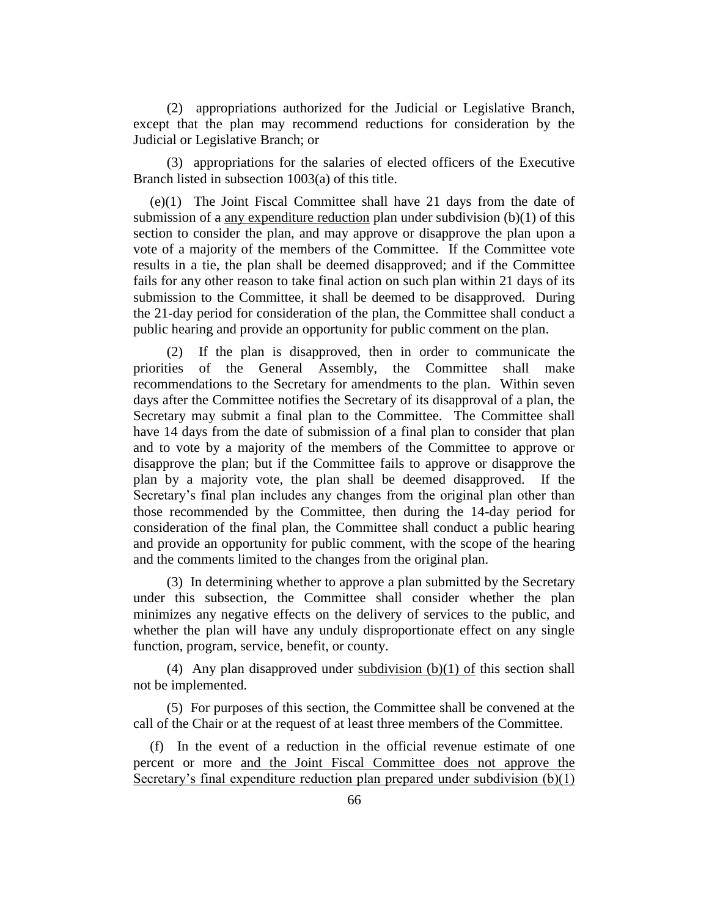(2) appropriations authorized for the Judicial or Legislative Branch, except that the plan may recommend reductions for consideration by the Judicial or Legislative Branch; or

(3) appropriations for the salaries of elected officers of the Executive Branch listed in subsection 1003(a) of this title.

(e)(1) The Joint Fiscal Committee shall have 21 days from the date of submission of ~~a~~ any expenditure reduction plan under subdivision (b)(1) of this section to consider the plan, and may approve or disapprove the plan upon a vote of a majority of the members of the Committee. If the Committee vote results in a tie, the plan shall be deemed disapproved; and if the Committee fails for any other reason to take final action on such plan within 21 days of its submission to the Committee, it shall be deemed to be disapproved. During the 21-day period for consideration of the plan, the Committee shall conduct a public hearing and provide an opportunity for public comment on the plan.

(2) If the plan is disapproved, then in order to communicate the priorities of the General Assembly, the Committee shall make recommendations to the Secretary for amendments to the plan. Within seven days after the Committee notifies the Secretary of its disapproval of a plan, the Secretary may submit a final plan to the Committee. The Committee shall have 14 days from the date of submission of a final plan to consider that plan and to vote by a majority of the members of the Committee to approve or disapprove the plan; but if the Committee fails to approve or disapprove the plan by a majority vote, the plan shall be deemed disapproved. If the Secretary's final plan includes any changes from the original plan other than those recommended by the Committee, then during the 14-day period for consideration of the final plan, the Committee shall conduct a public hearing and provide an opportunity for public comment, with the scope of the hearing and the comments limited to the changes from the original plan.

(3) In determining whether to approve a plan submitted by the Secretary under this subsection, the Committee shall consider whether the plan minimizes any negative effects on the delivery of services to the public, and whether the plan will have any unduly disproportionate effect on any single function, program, service, benefit, or county.

(4) Any plan disapproved under subdivision (b)(1) of this section shall not be implemented.

(5) For purposes of this section, the Committee shall be convened at the call of the Chair or at the request of at least three members of the Committee.

(f) In the event of a reduction in the official revenue estimate of one percent or more and the Joint Fiscal Committee does not approve the Secretary's final expenditure reduction plan prepared under subdivision (b)(1)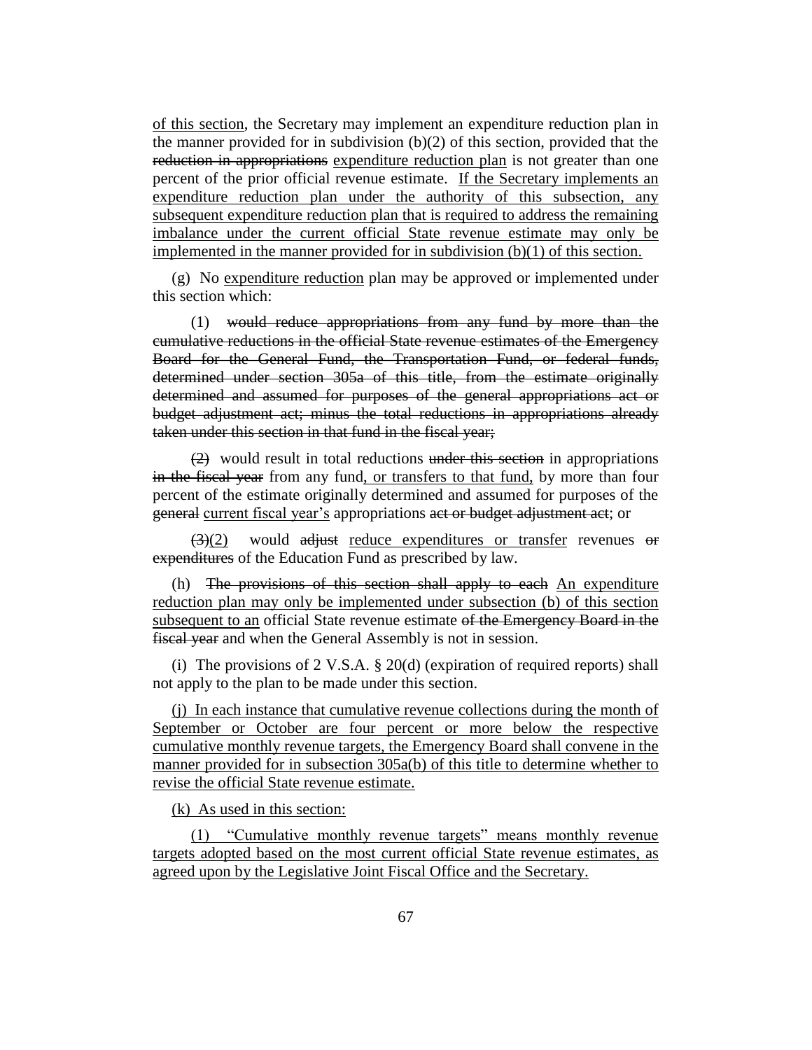of this section, the Secretary may implement an expenditure reduction plan in the manner provided for in subdivision (b)(2) of this section, provided that the ~~reduction in appropriations~~ expenditure reduction plan is not greater than one percent of the prior official revenue estimate. If the Secretary implements an expenditure reduction plan under the authority of this subsection, any subsequent expenditure reduction plan that is required to address the remaining imbalance under the current official State revenue estimate may only be implemented in the manner provided for in subdivision (b)(1) of this section.

(g) No expenditure reduction plan may be approved or implemented under this section which:

(1) ~~would reduce appropriations from any fund by more than the cumulative reductions in the official State revenue estimates of the Emergency Board for the General Fund, the Transportation Fund, or federal funds, determined under section 305a of this title, from the estimate originally determined and assumed for purposes of the general appropriations act or budget adjustment act; minus the total reductions in appropriations already taken under this section in that fund in the fiscal year;~~

~~(2)~~ would result in total reductions ~~under this section~~ in appropriations ~~in the fiscal year~~ from any fund, or transfers to that fund, by more than four percent of the estimate originally determined and assumed for purposes of the ~~general~~ current fiscal year's appropriations ~~act or budget adjustment act~~; or

~~(3)~~(2) would ~~adjust~~ reduce expenditures or transfer revenues ~~or expenditures~~ of the Education Fund as prescribed by law.

(h) ~~The provisions of this section shall apply to each~~ An expenditure reduction plan may only be implemented under subsection (b) of this section subsequent to an official State revenue estimate ~~of the Emergency Board in the fiscal year~~ and when the General Assembly is not in session.

(i) The provisions of 2 V.S.A. § 20(d) (expiration of required reports) shall not apply to the plan to be made under this section.

(j) In each instance that cumulative revenue collections during the month of September or October are four percent or more below the respective cumulative monthly revenue targets, the Emergency Board shall convene in the manner provided for in subsection 305a(b) of this title to determine whether to revise the official State revenue estimate.

(k) As used in this section:

(1) "Cumulative monthly revenue targets" means monthly revenue targets adopted based on the most current official State revenue estimates, as agreed upon by the Legislative Joint Fiscal Office and the Secretary.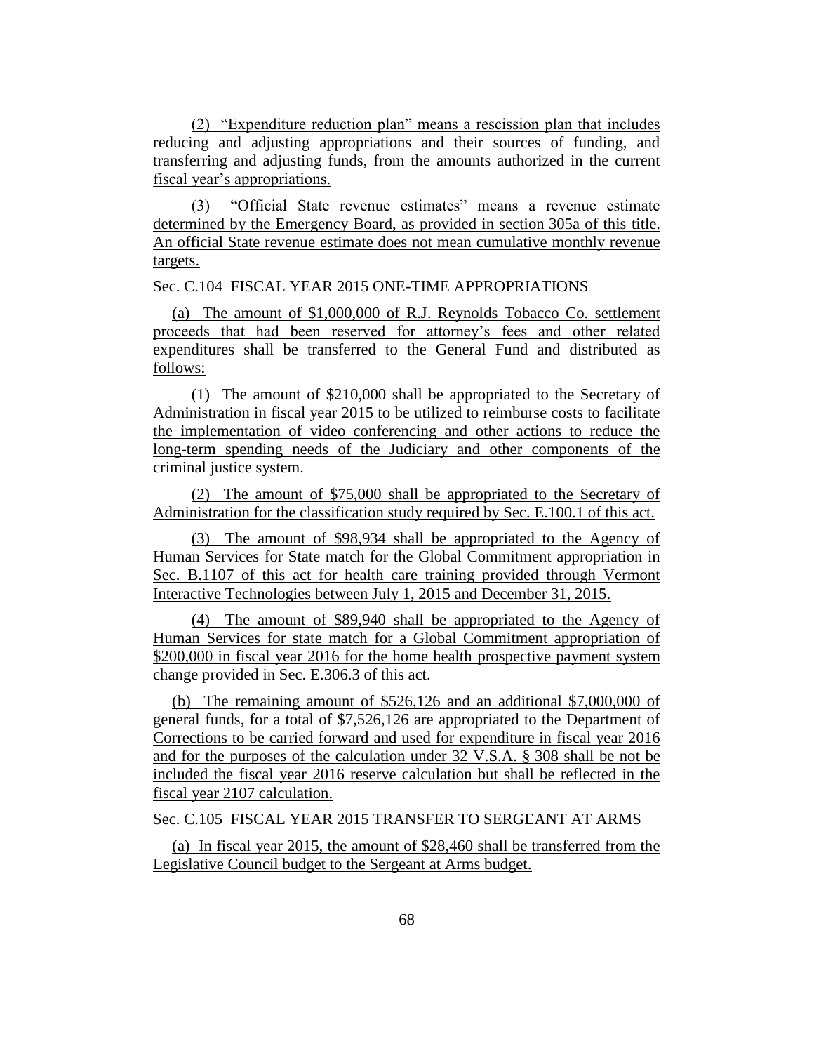(2) "Expenditure reduction plan" means a rescission plan that includes reducing and adjusting appropriations and their sources of funding, and transferring and adjusting funds, from the amounts authorized in the current fiscal year's appropriations.

(3) "Official State revenue estimates" means a revenue estimate determined by the Emergency Board, as provided in section 305a of this title. An official State revenue estimate does not mean cumulative monthly revenue targets.

Sec. C.104 FISCAL YEAR 2015 ONE-TIME APPROPRIATIONS

(a) The amount of $1,000,000 of R.J. Reynolds Tobacco Co. settlement proceeds that had been reserved for attorney's fees and other related expenditures shall be transferred to the General Fund and distributed as follows:

(1) The amount of $210,000 shall be appropriated to the Secretary of Administration in fiscal year 2015 to be utilized to reimburse costs to facilitate the implementation of video conferencing and other actions to reduce the long-term spending needs of the Judiciary and other components of the criminal justice system.

(2) The amount of $75,000 shall be appropriated to the Secretary of Administration for the classification study required by Sec. E.100.1 of this act.

(3) The amount of $98,934 shall be appropriated to the Agency of Human Services for State match for the Global Commitment appropriation in Sec. B.1107 of this act for health care training provided through Vermont Interactive Technologies between July 1, 2015 and December 31, 2015.

(4) The amount of $89,940 shall be appropriated to the Agency of Human Services for state match for a Global Commitment appropriation of $200,000 in fiscal year 2016 for the home health prospective payment system change provided in Sec. E.306.3 of this act.

(b) The remaining amount of $526,126 and an additional $7,000,000 of general funds, for a total of $7,526,126 are appropriated to the Department of Corrections to be carried forward and used for expenditure in fiscal year 2016 and for the purposes of the calculation under 32 V.S.A. § 308 shall be not be included the fiscal year 2016 reserve calculation but shall be reflected in the fiscal year 2107 calculation.

Sec. C.105 FISCAL YEAR 2015 TRANSFER TO SERGEANT AT ARMS

(a) In fiscal year 2015, the amount of $28,460 shall be transferred from the Legislative Council budget to the Sergeant at Arms budget.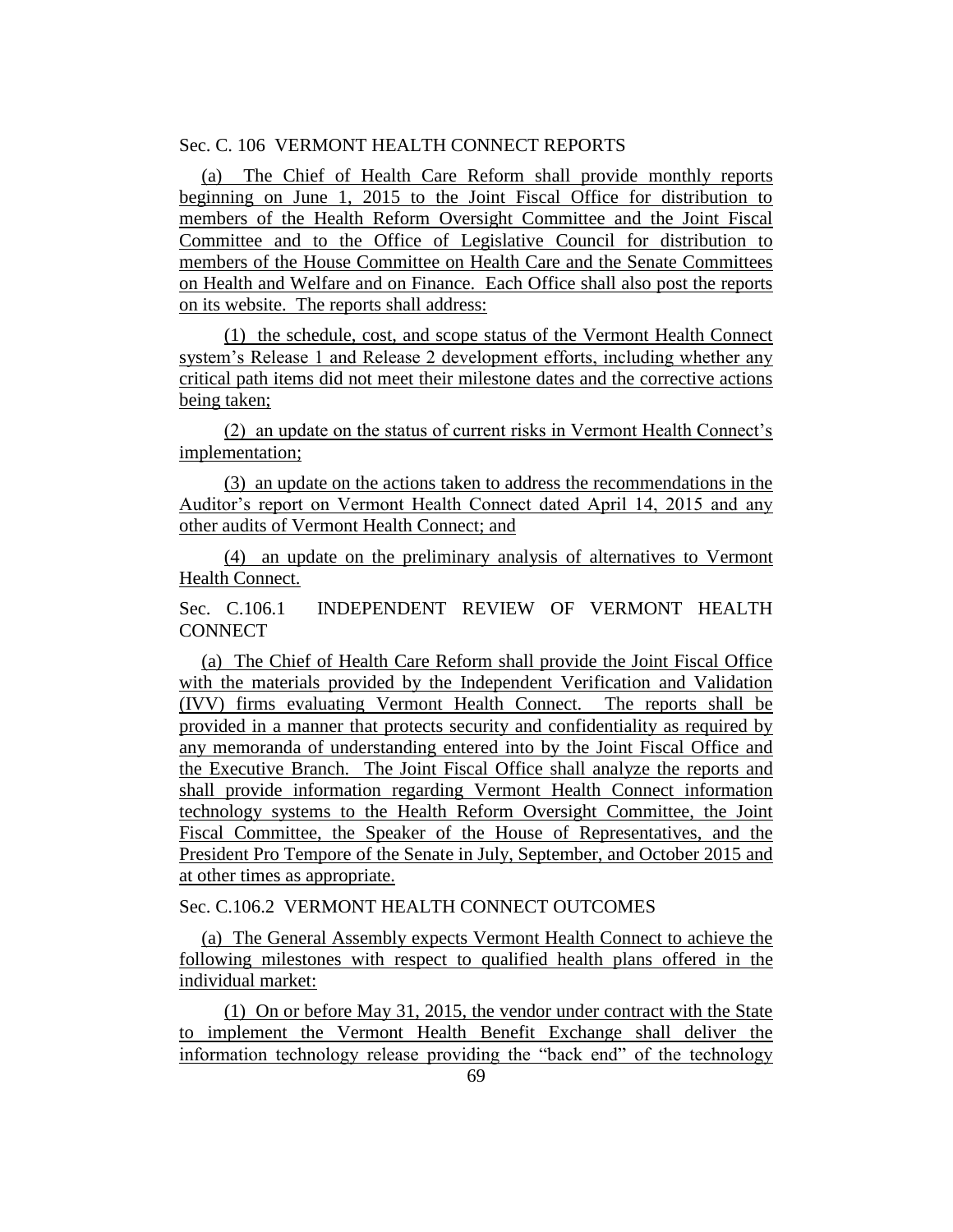Sec. C. 106 VERMONT HEALTH CONNECT REPORTS

(a) The Chief of Health Care Reform shall provide monthly reports beginning on June 1, 2015 to the Joint Fiscal Office for distribution to members of the Health Reform Oversight Committee and the Joint Fiscal Committee and to the Office of Legislative Council for distribution to members of the House Committee on Health Care and the Senate Committees on Health and Welfare and on Finance. Each Office shall also post the reports on its website. The reports shall address:

(1) the schedule, cost, and scope status of the Vermont Health Connect system's Release 1 and Release 2 development efforts, including whether any critical path items did not meet their milestone dates and the corrective actions being taken;

(2) an update on the status of current risks in Vermont Health Connect's implementation;

(3) an update on the actions taken to address the recommendations in the Auditor's report on Vermont Health Connect dated April 14, 2015 and any other audits of Vermont Health Connect; and

(4) an update on the preliminary analysis of alternatives to Vermont Health Connect.

Sec. C.106.1 INDEPENDENT REVIEW OF VERMONT HEALTH CONNECT

(a) The Chief of Health Care Reform shall provide the Joint Fiscal Office with the materials provided by the Independent Verification and Validation (IVV) firms evaluating Vermont Health Connect. The reports shall be provided in a manner that protects security and confidentiality as required by any memoranda of understanding entered into by the Joint Fiscal Office and the Executive Branch. The Joint Fiscal Office shall analyze the reports and shall provide information regarding Vermont Health Connect information technology systems to the Health Reform Oversight Committee, the Joint Fiscal Committee, the Speaker of the House of Representatives, and the President Pro Tempore of the Senate in July, September, and October 2015 and at other times as appropriate.

Sec. C.106.2 VERMONT HEALTH CONNECT OUTCOMES

(a) The General Assembly expects Vermont Health Connect to achieve the following milestones with respect to qualified health plans offered in the individual market:

(1) On or before May 31, 2015, the vendor under contract with the State to implement the Vermont Health Benefit Exchange shall deliver the information technology release providing the "back end" of the technology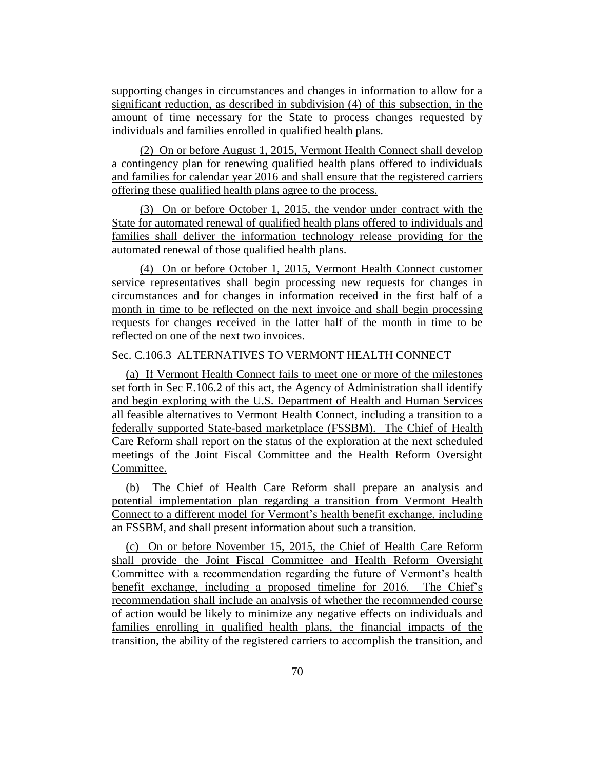supporting changes in circumstances and changes in information to allow for a significant reduction, as described in subdivision (4) of this subsection, in the amount of time necessary for the State to process changes requested by individuals and families enrolled in qualified health plans.

(2) On or before August 1, 2015, Vermont Health Connect shall develop a contingency plan for renewing qualified health plans offered to individuals and families for calendar year 2016 and shall ensure that the registered carriers offering these qualified health plans agree to the process.

(3) On or before October 1, 2015, the vendor under contract with the State for automated renewal of qualified health plans offered to individuals and families shall deliver the information technology release providing for the automated renewal of those qualified health plans.

(4) On or before October 1, 2015, Vermont Health Connect customer service representatives shall begin processing new requests for changes in circumstances and for changes in information received in the first half of a month in time to be reflected on the next invoice and shall begin processing requests for changes received in the latter half of the month in time to be reflected on one of the next two invoices.

Sec. C.106.3 ALTERNATIVES TO VERMONT HEALTH CONNECT

(a) If Vermont Health Connect fails to meet one or more of the milestones set forth in Sec E.106.2 of this act, the Agency of Administration shall identify and begin exploring with the U.S. Department of Health and Human Services all feasible alternatives to Vermont Health Connect, including a transition to a federally supported State-based marketplace (FSSBM). The Chief of Health Care Reform shall report on the status of the exploration at the next scheduled meetings of the Joint Fiscal Committee and the Health Reform Oversight Committee.

(b) The Chief of Health Care Reform shall prepare an analysis and potential implementation plan regarding a transition from Vermont Health Connect to a different model for Vermont's health benefit exchange, including an FSSBM, and shall present information about such a transition.

(c) On or before November 15, 2015, the Chief of Health Care Reform shall provide the Joint Fiscal Committee and Health Reform Oversight Committee with a recommendation regarding the future of Vermont's health benefit exchange, including a proposed timeline for 2016. The Chief's recommendation shall include an analysis of whether the recommended course of action would be likely to minimize any negative effects on individuals and families enrolling in qualified health plans, the financial impacts of the transition, the ability of the registered carriers to accomplish the transition, and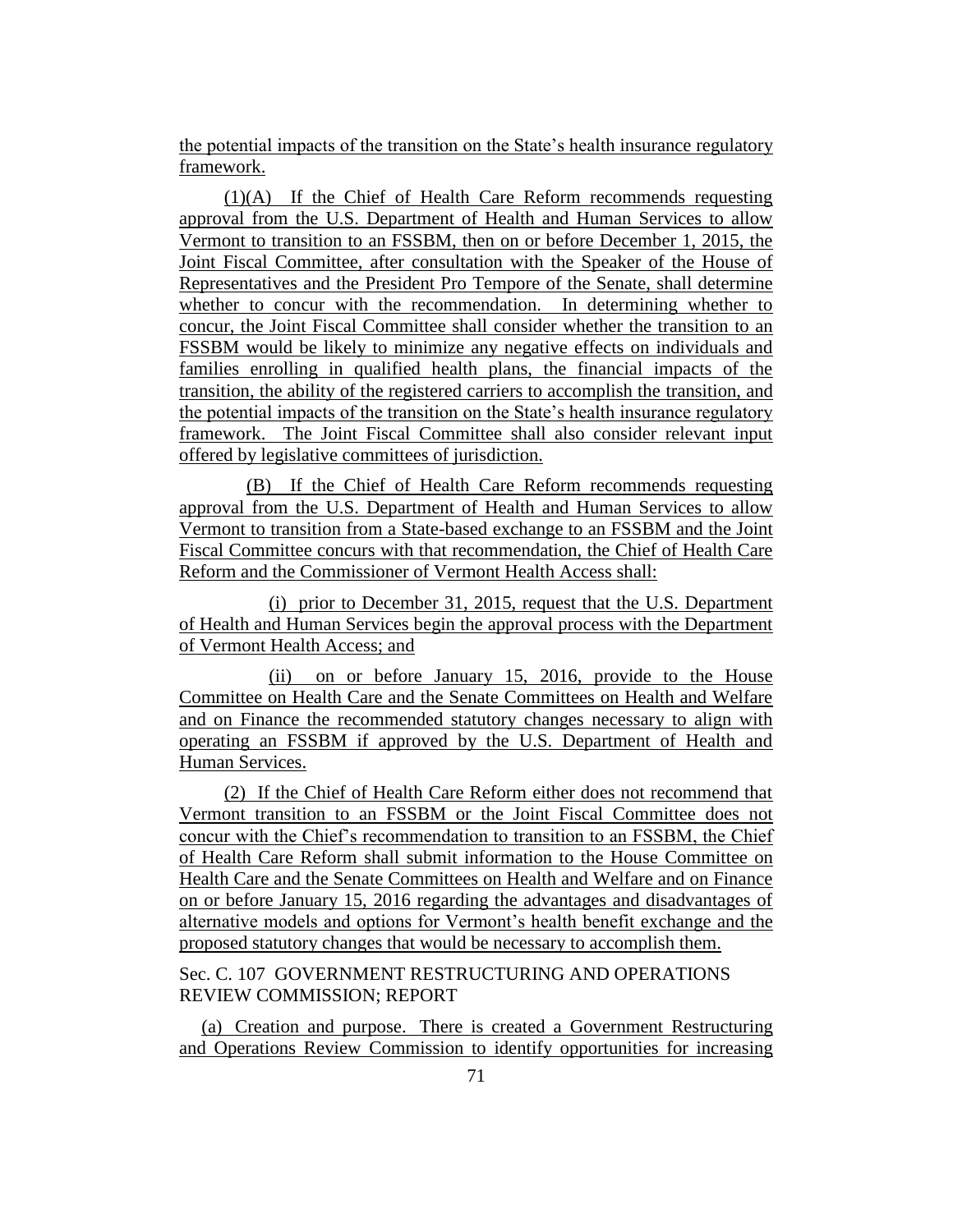the potential impacts of the transition on the State's health insurance regulatory framework.

(1)(A) If the Chief of Health Care Reform recommends requesting approval from the U.S. Department of Health and Human Services to allow Vermont to transition to an FSSBM, then on or before December 1, 2015, the Joint Fiscal Committee, after consultation with the Speaker of the House of Representatives and the President Pro Tempore of the Senate, shall determine whether to concur with the recommendation. In determining whether to concur, the Joint Fiscal Committee shall consider whether the transition to an FSSBM would be likely to minimize any negative effects on individuals and families enrolling in qualified health plans, the financial impacts of the transition, the ability of the registered carriers to accomplish the transition, and the potential impacts of the transition on the State's health insurance regulatory framework. The Joint Fiscal Committee shall also consider relevant input offered by legislative committees of jurisdiction.

(B) If the Chief of Health Care Reform recommends requesting approval from the U.S. Department of Health and Human Services to allow Vermont to transition from a State-based exchange to an FSSBM and the Joint Fiscal Committee concurs with that recommendation, the Chief of Health Care Reform and the Commissioner of Vermont Health Access shall:

(i) prior to December 31, 2015, request that the U.S. Department of Health and Human Services begin the approval process with the Department of Vermont Health Access; and

(ii) on or before January 15, 2016, provide to the House Committee on Health Care and the Senate Committees on Health and Welfare and on Finance the recommended statutory changes necessary to align with operating an FSSBM if approved by the U.S. Department of Health and Human Services.

(2) If the Chief of Health Care Reform either does not recommend that Vermont transition to an FSSBM or the Joint Fiscal Committee does not concur with the Chief's recommendation to transition to an FSSBM, the Chief of Health Care Reform shall submit information to the House Committee on Health Care and the Senate Committees on Health and Welfare and on Finance on or before January 15, 2016 regarding the advantages and disadvantages of alternative models and options for Vermont's health benefit exchange and the proposed statutory changes that would be necessary to accomplish them.

Sec. C. 107 GOVERNMENT RESTRUCTURING AND OPERATIONS REVIEW COMMISSION; REPORT

(a) Creation and purpose. There is created a Government Restructuring and Operations Review Commission to identify opportunities for increasing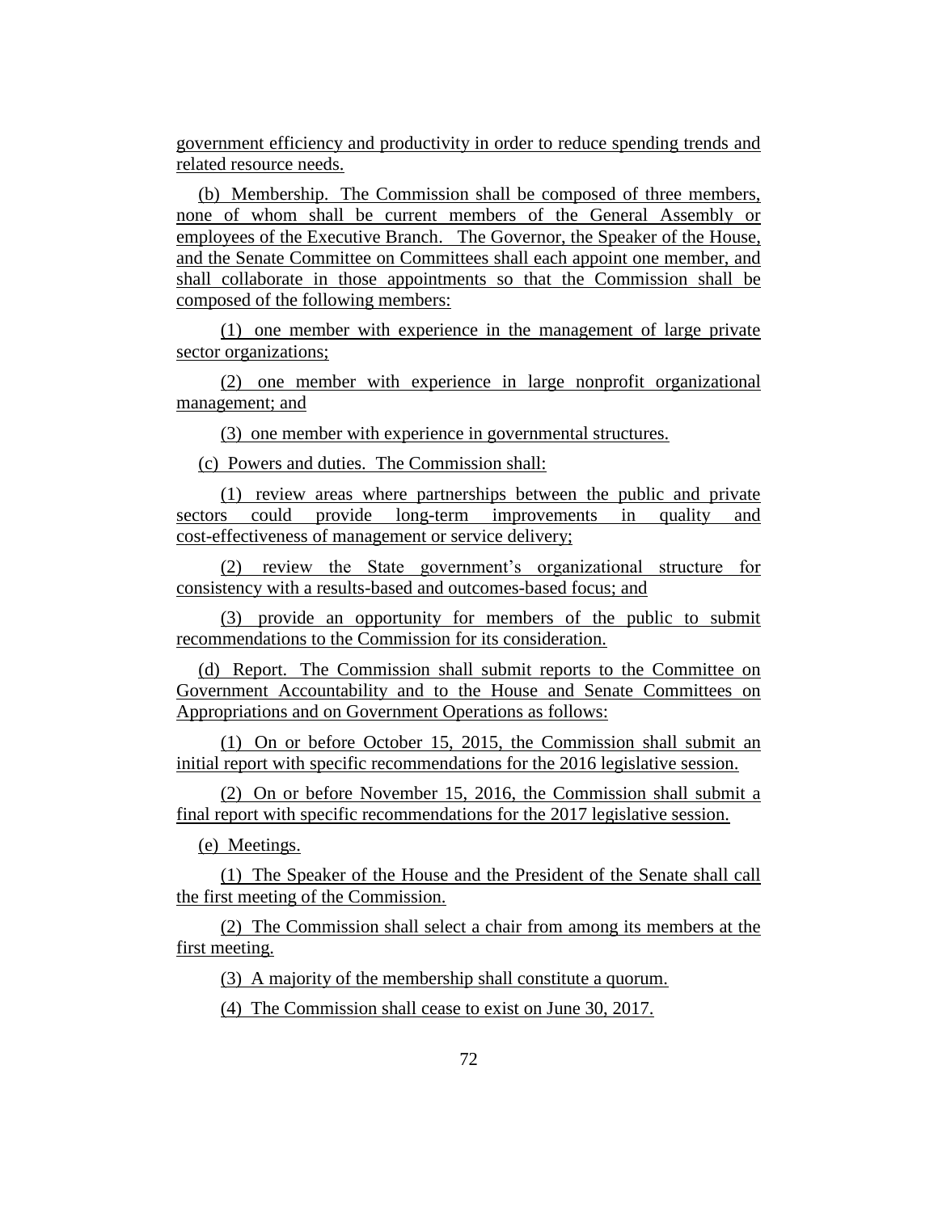government efficiency and productivity in order to reduce spending trends and related resource needs.

(b) Membership. The Commission shall be composed of three members, none of whom shall be current members of the General Assembly or employees of the Executive Branch. The Governor, the Speaker of the House, and the Senate Committee on Committees shall each appoint one member, and shall collaborate in those appointments so that the Commission shall be composed of the following members:

(1) one member with experience in the management of large private sector organizations;

(2) one member with experience in large nonprofit organizational management; and

(3) one member with experience in governmental structures.

(c) Powers and duties. The Commission shall:

(1) review areas where partnerships between the public and private sectors could provide long-term improvements in quality and cost-effectiveness of management or service delivery;

(2) review the State government's organizational structure for consistency with a results-based and outcomes-based focus; and

(3) provide an opportunity for members of the public to submit recommendations to the Commission for its consideration.

(d) Report. The Commission shall submit reports to the Committee on Government Accountability and to the House and Senate Committees on Appropriations and on Government Operations as follows:

(1) On or before October 15, 2015, the Commission shall submit an initial report with specific recommendations for the 2016 legislative session.

(2) On or before November 15, 2016, the Commission shall submit a final report with specific recommendations for the 2017 legislative session.

(e) Meetings.

(1) The Speaker of the House and the President of the Senate shall call the first meeting of the Commission.

(2) The Commission shall select a chair from among its members at the first meeting.

(3) A majority of the membership shall constitute a quorum.

(4) The Commission shall cease to exist on June 30, 2017.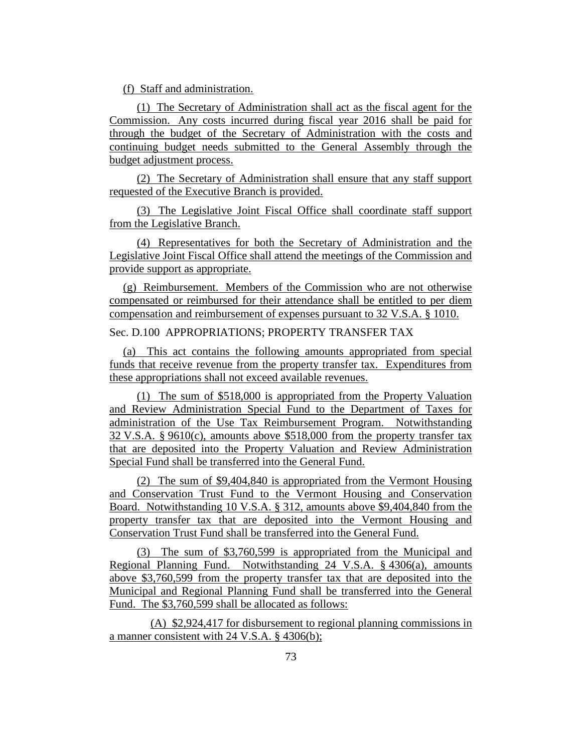(f) Staff and administration.

(1) The Secretary of Administration shall act as the fiscal agent for the Commission. Any costs incurred during fiscal year 2016 shall be paid for through the budget of the Secretary of Administration with the costs and continuing budget needs submitted to the General Assembly through the budget adjustment process.

(2) The Secretary of Administration shall ensure that any staff support requested of the Executive Branch is provided.

(3) The Legislative Joint Fiscal Office shall coordinate staff support from the Legislative Branch.

(4) Representatives for both the Secretary of Administration and the Legislative Joint Fiscal Office shall attend the meetings of the Commission and provide support as appropriate.

(g) Reimbursement. Members of the Commission who are not otherwise compensated or reimbursed for their attendance shall be entitled to per diem compensation and reimbursement of expenses pursuant to 32 V.S.A. § 1010.

Sec. D.100 APPROPRIATIONS; PROPERTY TRANSFER TAX

(a) This act contains the following amounts appropriated from special funds that receive revenue from the property transfer tax. Expenditures from these appropriations shall not exceed available revenues.

(1) The sum of $518,000 is appropriated from the Property Valuation and Review Administration Special Fund to the Department of Taxes for administration of the Use Tax Reimbursement Program. Notwithstanding 32 V.S.A. § 9610(c), amounts above $518,000 from the property transfer tax that are deposited into the Property Valuation and Review Administration Special Fund shall be transferred into the General Fund.

(2) The sum of $9,404,840 is appropriated from the Vermont Housing and Conservation Trust Fund to the Vermont Housing and Conservation Board. Notwithstanding 10 V.S.A. § 312, amounts above $9,404,840 from the property transfer tax that are deposited into the Vermont Housing and Conservation Trust Fund shall be transferred into the General Fund.

(3) The sum of $3,760,599 is appropriated from the Municipal and Regional Planning Fund. Notwithstanding 24 V.S.A. § 4306(a), amounts above $3,760,599 from the property transfer tax that are deposited into the Municipal and Regional Planning Fund shall be transferred into the General Fund. The $3,760,599 shall be allocated as follows:

(A) $2,924,417 for disbursement to regional planning commissions in a manner consistent with 24 V.S.A. § 4306(b);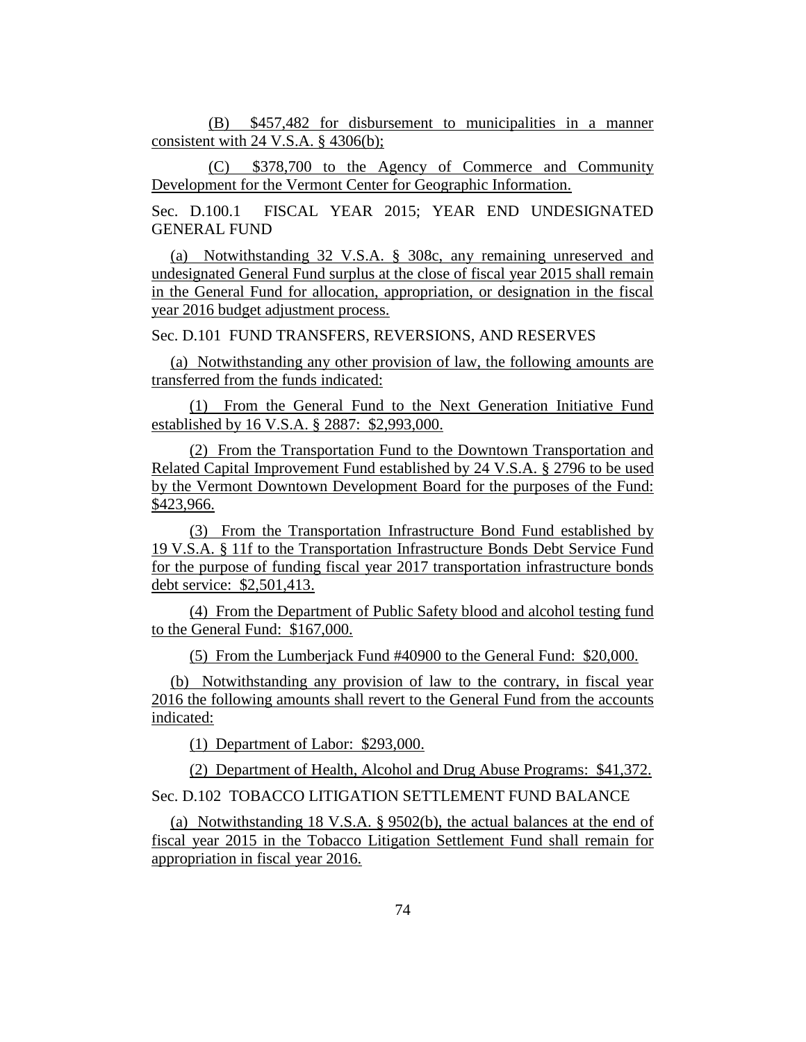(B) $457,482 for disbursement to municipalities in a manner consistent with 24 V.S.A. § 4306(b);

(C) $378,700 to the Agency of Commerce and Community Development for the Vermont Center for Geographic Information.

Sec. D.100.1 FISCAL YEAR 2015; YEAR END UNDESIGNATED GENERAL FUND

(a) Notwithstanding 32 V.S.A. § 308c, any remaining unreserved and undesignated General Fund surplus at the close of fiscal year 2015 shall remain in the General Fund for allocation, appropriation, or designation in the fiscal year 2016 budget adjustment process.

Sec. D.101 FUND TRANSFERS, REVERSIONS, AND RESERVES

(a) Notwithstanding any other provision of law, the following amounts are transferred from the funds indicated:

(1) From the General Fund to the Next Generation Initiative Fund established by 16 V.S.A. § 2887: $2,993,000.

(2) From the Transportation Fund to the Downtown Transportation and Related Capital Improvement Fund established by 24 V.S.A. § 2796 to be used by the Vermont Downtown Development Board for the purposes of the Fund: $423,966.

(3) From the Transportation Infrastructure Bond Fund established by 19 V.S.A. § 11f to the Transportation Infrastructure Bonds Debt Service Fund for the purpose of funding fiscal year 2017 transportation infrastructure bonds debt service: $2,501,413.

(4) From the Department of Public Safety blood and alcohol testing fund to the General Fund: $167,000.

(5) From the Lumberjack Fund #40900 to the General Fund: $20,000.

(b) Notwithstanding any provision of law to the contrary, in fiscal year 2016 the following amounts shall revert to the General Fund from the accounts indicated:

(1) Department of Labor: $293,000.

(2) Department of Health, Alcohol and Drug Abuse Programs: $41,372.

Sec. D.102 TOBACCO LITIGATION SETTLEMENT FUND BALANCE

(a) Notwithstanding 18 V.S.A. § 9502(b), the actual balances at the end of fiscal year 2015 in the Tobacco Litigation Settlement Fund shall remain for appropriation in fiscal year 2016.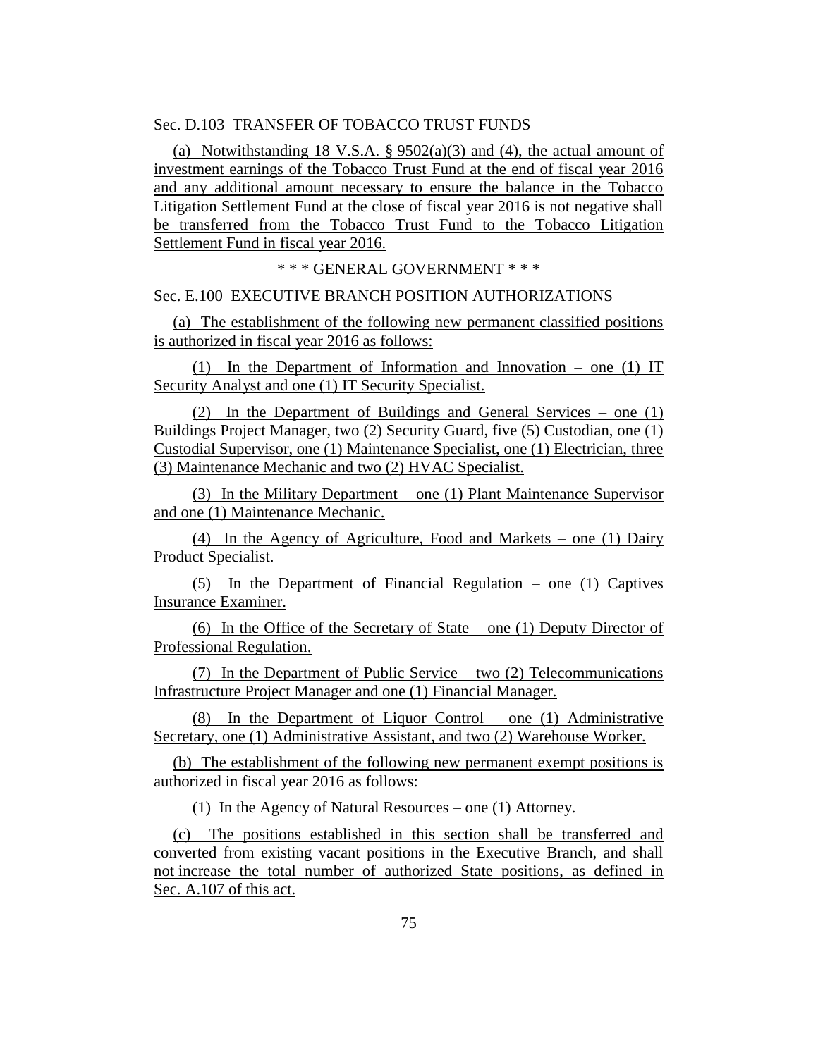Sec. D.103 TRANSFER OF TOBACCO TRUST FUNDS

(a) Notwithstanding 18 V.S.A. § 9502(a)(3) and (4), the actual amount of investment earnings of the Tobacco Trust Fund at the end of fiscal year 2016 and any additional amount necessary to ensure the balance in the Tobacco Litigation Settlement Fund at the close of fiscal year 2016 is not negative shall be transferred from the Tobacco Trust Fund to the Tobacco Litigation Settlement Fund in fiscal year 2016.

\* \* \* GENERAL GOVERNMENT \* \* \*

Sec. E.100 EXECUTIVE BRANCH POSITION AUTHORIZATIONS

(a) The establishment of the following new permanent classified positions is authorized in fiscal year 2016 as follows:

(1) In the Department of Information and Innovation – one (1) IT Security Analyst and one (1) IT Security Specialist.

(2) In the Department of Buildings and General Services – one (1) Buildings Project Manager, two (2) Security Guard, five (5) Custodian, one (1) Custodial Supervisor, one (1) Maintenance Specialist, one (1) Electrician, three (3) Maintenance Mechanic and two (2) HVAC Specialist.

(3) In the Military Department – one (1) Plant Maintenance Supervisor and one (1) Maintenance Mechanic.

(4) In the Agency of Agriculture, Food and Markets – one (1) Dairy Product Specialist.

(5) In the Department of Financial Regulation – one (1) Captives Insurance Examiner.

(6) In the Office of the Secretary of State – one (1) Deputy Director of Professional Regulation.

(7) In the Department of Public Service – two (2) Telecommunications Infrastructure Project Manager and one (1) Financial Manager.

(8) In the Department of Liquor Control – one (1) Administrative Secretary, one (1) Administrative Assistant, and two (2) Warehouse Worker.

(b) The establishment of the following new permanent exempt positions is authorized in fiscal year 2016 as follows:

(1) In the Agency of Natural Resources – one (1) Attorney.

(c) The positions established in this section shall be transferred and converted from existing vacant positions in the Executive Branch, and shall not increase the total number of authorized State positions, as defined in Sec. A.107 of this act.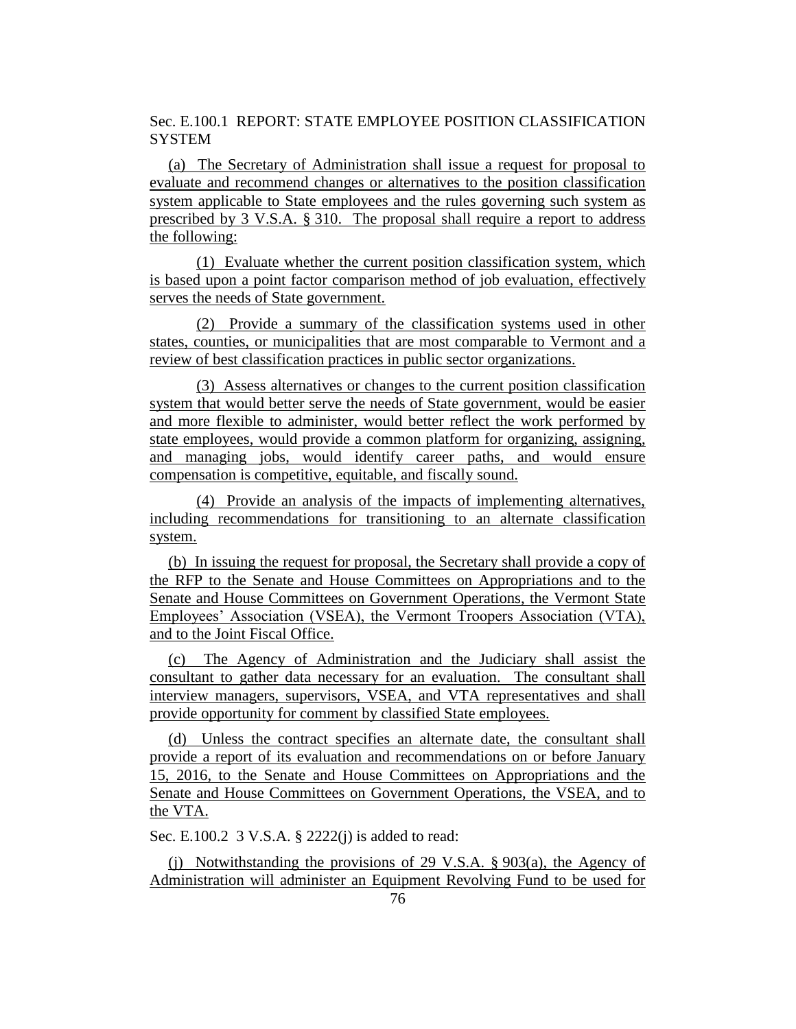Sec. E.100.1 REPORT: STATE EMPLOYEE POSITION CLASSIFICATION SYSTEM

(a) The Secretary of Administration shall issue a request for proposal to evaluate and recommend changes or alternatives to the position classification system applicable to State employees and the rules governing such system as prescribed by 3 V.S.A. § 310. The proposal shall require a report to address the following:

(1) Evaluate whether the current position classification system, which is based upon a point factor comparison method of job evaluation, effectively serves the needs of State government.

(2) Provide a summary of the classification systems used in other states, counties, or municipalities that are most comparable to Vermont and a review of best classification practices in public sector organizations.

(3) Assess alternatives or changes to the current position classification system that would better serve the needs of State government, would be easier and more flexible to administer, would better reflect the work performed by state employees, would provide a common platform for organizing, assigning, and managing jobs, would identify career paths, and would ensure compensation is competitive, equitable, and fiscally sound.

(4) Provide an analysis of the impacts of implementing alternatives, including recommendations for transitioning to an alternate classification system.

(b) In issuing the request for proposal, the Secretary shall provide a copy of the RFP to the Senate and House Committees on Appropriations and to the Senate and House Committees on Government Operations, the Vermont State Employees' Association (VSEA), the Vermont Troopers Association (VTA), and to the Joint Fiscal Office.

(c) The Agency of Administration and the Judiciary shall assist the consultant to gather data necessary for an evaluation. The consultant shall interview managers, supervisors, VSEA, and VTA representatives and shall provide opportunity for comment by classified State employees.

(d) Unless the contract specifies an alternate date, the consultant shall provide a report of its evaluation and recommendations on or before January 15, 2016, to the Senate and House Committees on Appropriations and the Senate and House Committees on Government Operations, the VSEA, and to the VTA.

Sec. E.100.2 3 V.S.A. § 2222(j) is added to read:

(j) Notwithstanding the provisions of 29 V.S.A. § 903(a), the Agency of Administration will administer an Equipment Revolving Fund to be used for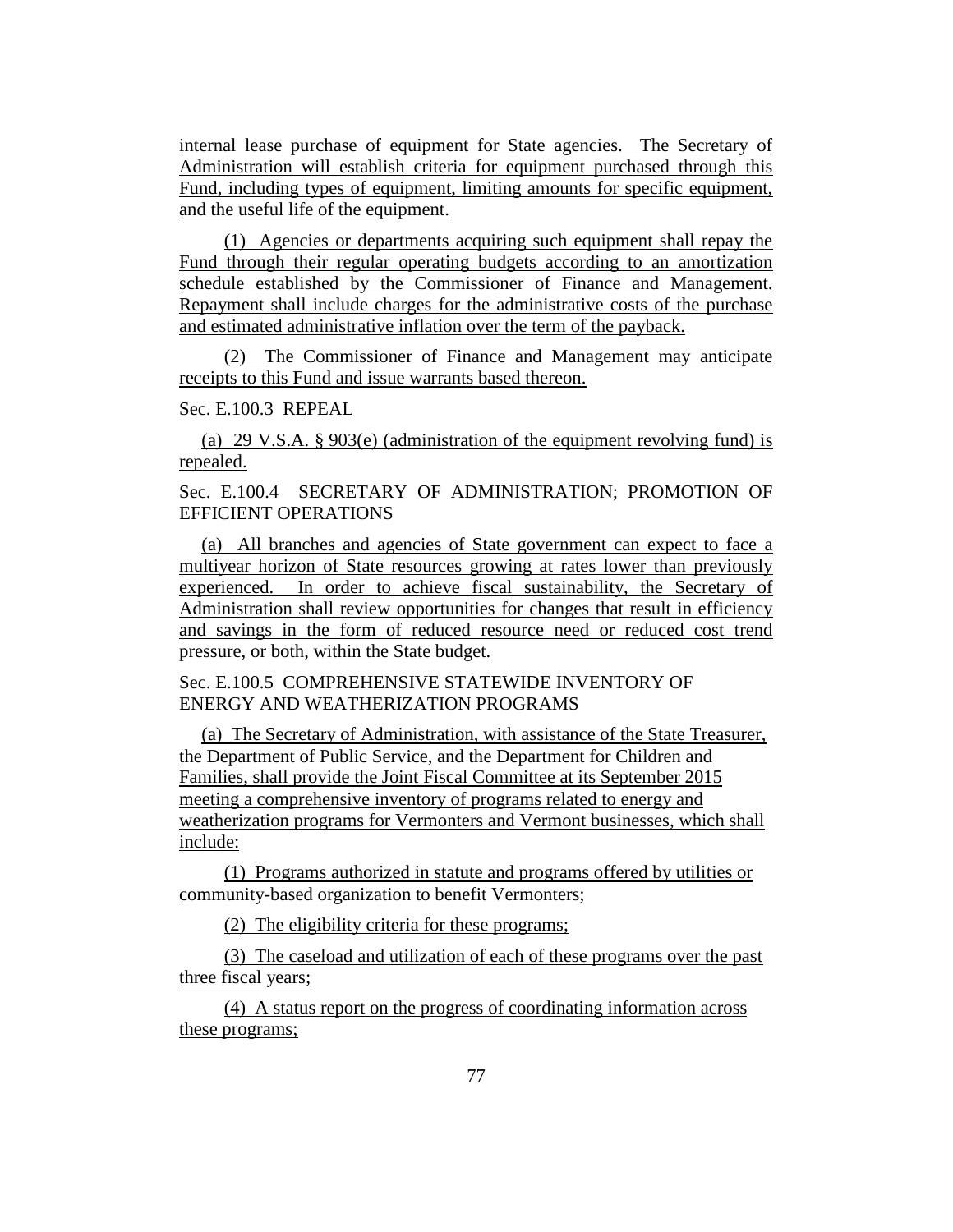internal lease purchase of equipment for State agencies. The Secretary of Administration will establish criteria for equipment purchased through this Fund, including types of equipment, limiting amounts for specific equipment, and the useful life of the equipment.

(1) Agencies or departments acquiring such equipment shall repay the Fund through their regular operating budgets according to an amortization schedule established by the Commissioner of Finance and Management. Repayment shall include charges for the administrative costs of the purchase and estimated administrative inflation over the term of the payback.

(2) The Commissioner of Finance and Management may anticipate receipts to this Fund and issue warrants based thereon.

Sec. E.100.3 REPEAL

(a) 29 V.S.A. § 903(e) (administration of the equipment revolving fund) is repealed.

Sec. E.100.4 SECRETARY OF ADMINISTRATION; PROMOTION OF EFFICIENT OPERATIONS

(a) All branches and agencies of State government can expect to face a multiyear horizon of State resources growing at rates lower than previously experienced. In order to achieve fiscal sustainability, the Secretary of Administration shall review opportunities for changes that result in efficiency and savings in the form of reduced resource need or reduced cost trend pressure, or both, within the State budget.

Sec. E.100.5 COMPREHENSIVE STATEWIDE INVENTORY OF ENERGY AND WEATHERIZATION PROGRAMS

(a) The Secretary of Administration, with assistance of the State Treasurer, the Department of Public Service, and the Department for Children and Families, shall provide the Joint Fiscal Committee at its September 2015 meeting a comprehensive inventory of programs related to energy and weatherization programs for Vermonters and Vermont businesses, which shall include:

(1) Programs authorized in statute and programs offered by utilities or community-based organization to benefit Vermonters;

(2) The eligibility criteria for these programs;

(3) The caseload and utilization of each of these programs over the past three fiscal years;

(4) A status report on the progress of coordinating information across these programs;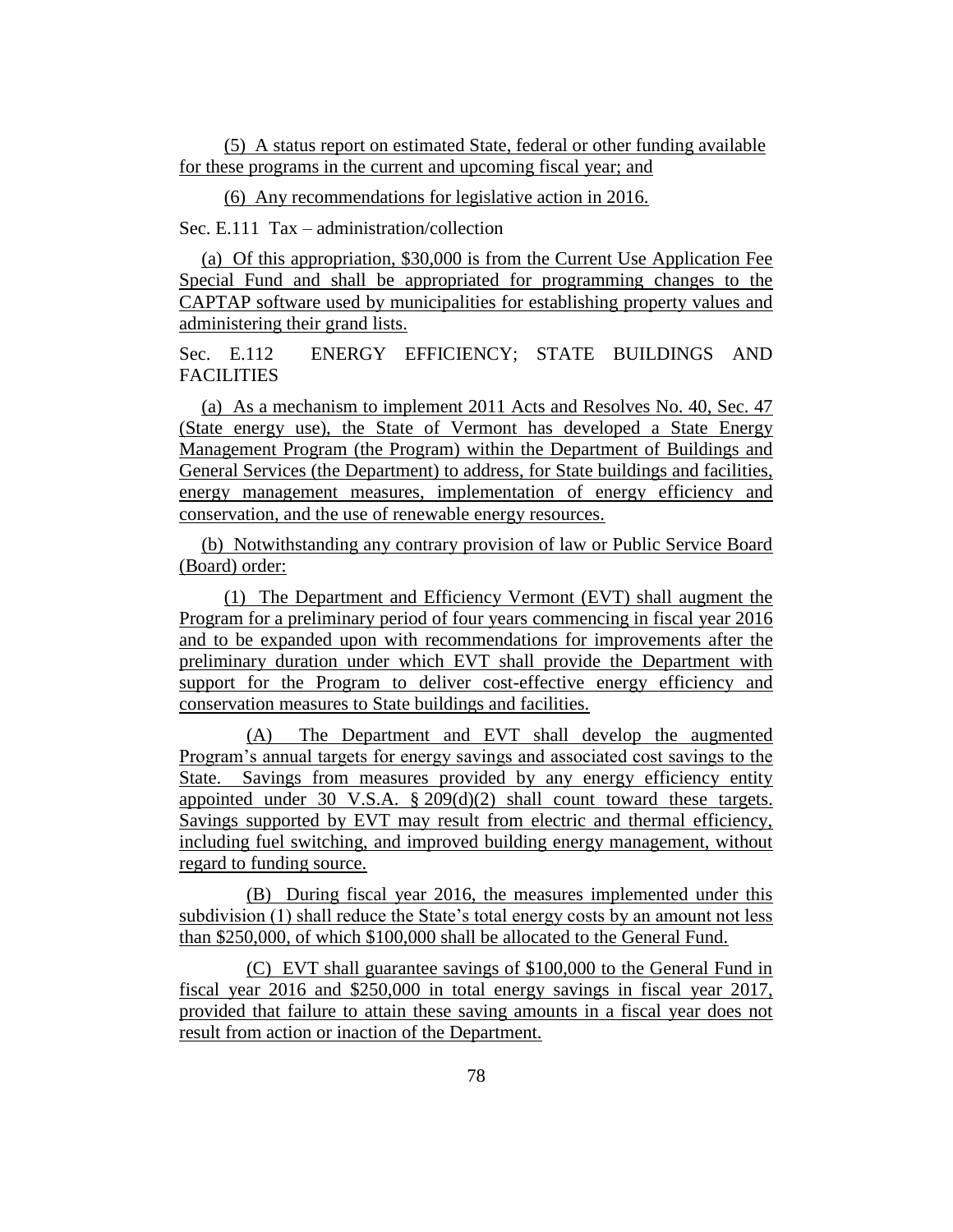(5) A status report on estimated State, federal or other funding available for these programs in the current and upcoming fiscal year; and

(6) Any recommendations for legislative action in 2016.

Sec. E.111 Tax – administration/collection

(a) Of this appropriation, $30,000 is from the Current Use Application Fee Special Fund and shall be appropriated for programming changes to the CAPTAP software used by municipalities for establishing property values and administering their grand lists.

Sec. E.112 ENERGY EFFICIENCY; STATE BUILDINGS AND FACILITIES

(a) As a mechanism to implement 2011 Acts and Resolves No. 40, Sec. 47 (State energy use), the State of Vermont has developed a State Energy Management Program (the Program) within the Department of Buildings and General Services (the Department) to address, for State buildings and facilities, energy management measures, implementation of energy efficiency and conservation, and the use of renewable energy resources.

(b) Notwithstanding any contrary provision of law or Public Service Board (Board) order:

(1) The Department and Efficiency Vermont (EVT) shall augment the Program for a preliminary period of four years commencing in fiscal year 2016 and to be expanded upon with recommendations for improvements after the preliminary duration under which EVT shall provide the Department with support for the Program to deliver cost-effective energy efficiency and conservation measures to State buildings and facilities.

(A) The Department and EVT shall develop the augmented Program's annual targets for energy savings and associated cost savings to the State. Savings from measures provided by any energy efficiency entity appointed under 30 V.S.A. § 209(d)(2) shall count toward these targets. Savings supported by EVT may result from electric and thermal efficiency, including fuel switching, and improved building energy management, without regard to funding source.

(B) During fiscal year 2016, the measures implemented under this subdivision (1) shall reduce the State's total energy costs by an amount not less than $250,000, of which $100,000 shall be allocated to the General Fund.

(C) EVT shall guarantee savings of $100,000 to the General Fund in fiscal year 2016 and $250,000 in total energy savings in fiscal year 2017, provided that failure to attain these saving amounts in a fiscal year does not result from action or inaction of the Department.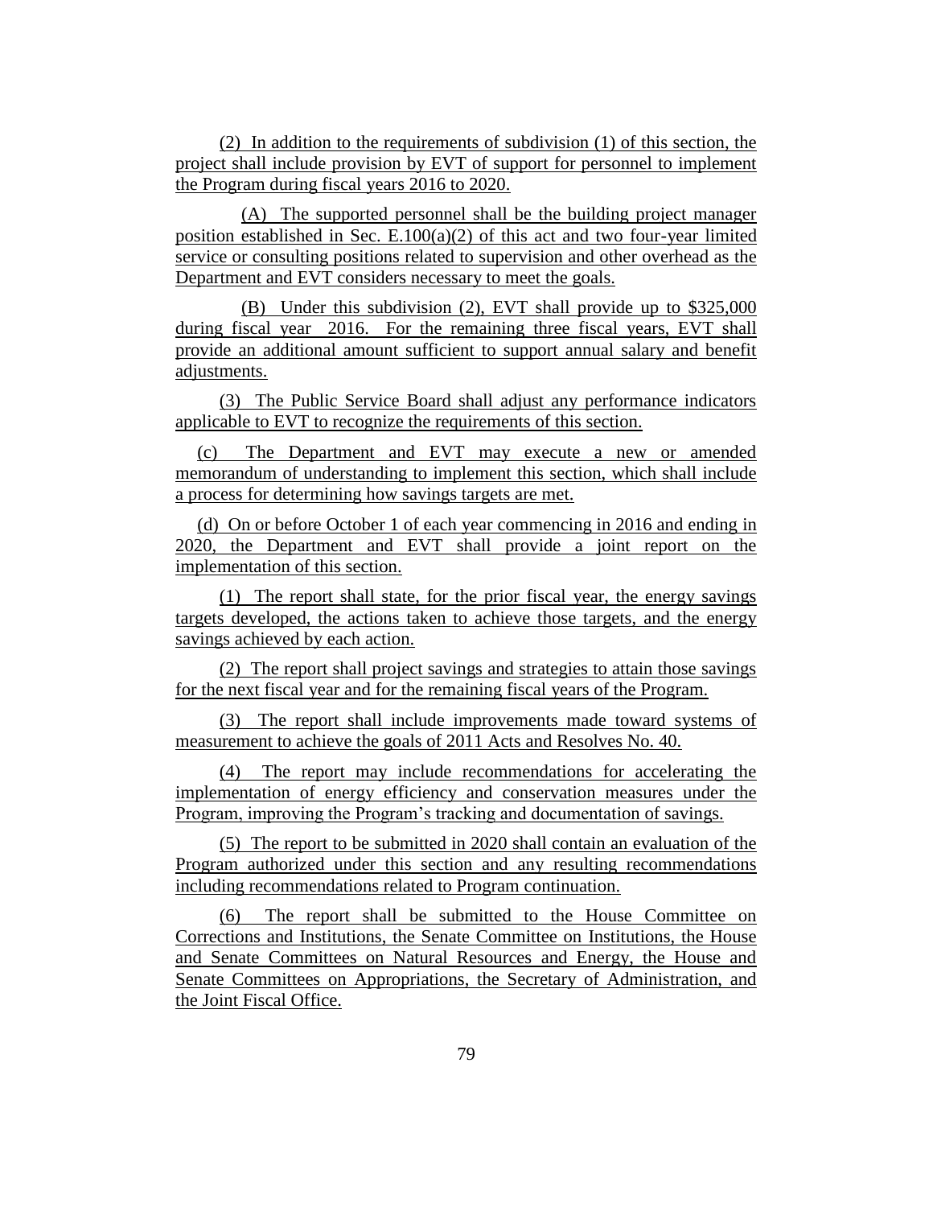(2) In addition to the requirements of subdivision (1) of this section, the project shall include provision by EVT of support for personnel to implement the Program during fiscal years 2016 to 2020.

(A) The supported personnel shall be the building project manager position established in Sec. E.100(a)(2) of this act and two four-year limited service or consulting positions related to supervision and other overhead as the Department and EVT considers necessary to meet the goals.

(B) Under this subdivision (2), EVT shall provide up to $325,000 during fiscal year 2016. For the remaining three fiscal years, EVT shall provide an additional amount sufficient to support annual salary and benefit adjustments.

(3) The Public Service Board shall adjust any performance indicators applicable to EVT to recognize the requirements of this section.

(c) The Department and EVT may execute a new or amended memorandum of understanding to implement this section, which shall include a process for determining how savings targets are met.

(d) On or before October 1 of each year commencing in 2016 and ending in 2020, the Department and EVT shall provide a joint report on the implementation of this section.

(1) The report shall state, for the prior fiscal year, the energy savings targets developed, the actions taken to achieve those targets, and the energy savings achieved by each action.

(2) The report shall project savings and strategies to attain those savings for the next fiscal year and for the remaining fiscal years of the Program.

(3) The report shall include improvements made toward systems of measurement to achieve the goals of 2011 Acts and Resolves No. 40.

(4) The report may include recommendations for accelerating the implementation of energy efficiency and conservation measures under the Program, improving the Program's tracking and documentation of savings.

(5) The report to be submitted in 2020 shall contain an evaluation of the Program authorized under this section and any resulting recommendations including recommendations related to Program continuation.

(6) The report shall be submitted to the House Committee on Corrections and Institutions, the Senate Committee on Institutions, the House and Senate Committees on Natural Resources and Energy, the House and Senate Committees on Appropriations, the Secretary of Administration, and the Joint Fiscal Office.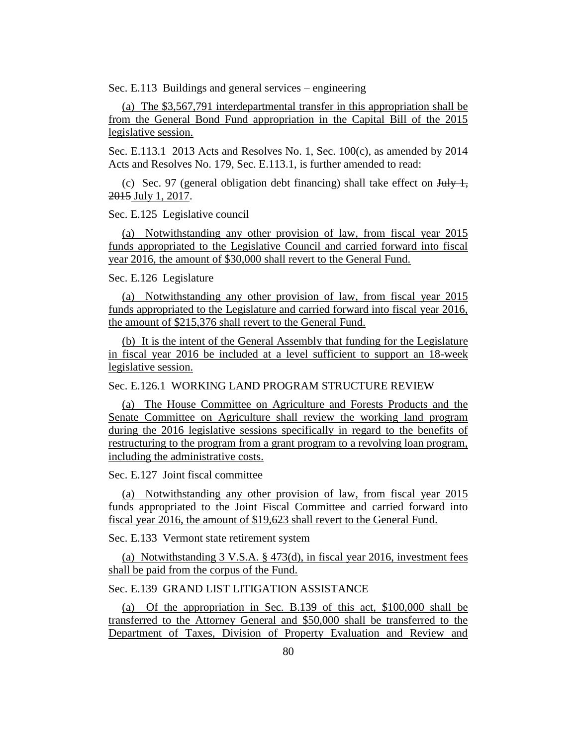Sec. E.113 Buildings and general services – engineering

(a) The $3,567,791 interdepartmental transfer in this appropriation shall be from the General Bond Fund appropriation in the Capital Bill of the 2015 legislative session.

Sec. E.113.1 2013 Acts and Resolves No. 1, Sec. 100(c), as amended by 2014 Acts and Resolves No. 179, Sec. E.113.1, is further amended to read:

(c) Sec. 97 (general obligation debt financing) shall take effect on ~~July 1, 2015~~ July 1, 2017.

Sec. E.125 Legislative council

(a) Notwithstanding any other provision of law, from fiscal year 2015 funds appropriated to the Legislative Council and carried forward into fiscal year 2016, the amount of $30,000 shall revert to the General Fund.

Sec. E.126 Legislature

(a) Notwithstanding any other provision of law, from fiscal year 2015 funds appropriated to the Legislature and carried forward into fiscal year 2016, the amount of $215,376 shall revert to the General Fund.

(b) It is the intent of the General Assembly that funding for the Legislature in fiscal year 2016 be included at a level sufficient to support an 18-week legislative session.

Sec. E.126.1 WORKING LAND PROGRAM STRUCTURE REVIEW

(a) The House Committee on Agriculture and Forests Products and the Senate Committee on Agriculture shall review the working land program during the 2016 legislative sessions specifically in regard to the benefits of restructuring to the program from a grant program to a revolving loan program, including the administrative costs.

Sec. E.127 Joint fiscal committee

(a) Notwithstanding any other provision of law, from fiscal year 2015 funds appropriated to the Joint Fiscal Committee and carried forward into fiscal year 2016, the amount of $19,623 shall revert to the General Fund.

Sec. E.133 Vermont state retirement system

(a) Notwithstanding 3 V.S.A. § 473(d), in fiscal year 2016, investment fees shall be paid from the corpus of the Fund.

Sec. E.139 GRAND LIST LITIGATION ASSISTANCE

(a) Of the appropriation in Sec. B.139 of this act, $100,000 shall be transferred to the Attorney General and $50,000 shall be transferred to the Department of Taxes, Division of Property Evaluation and Review and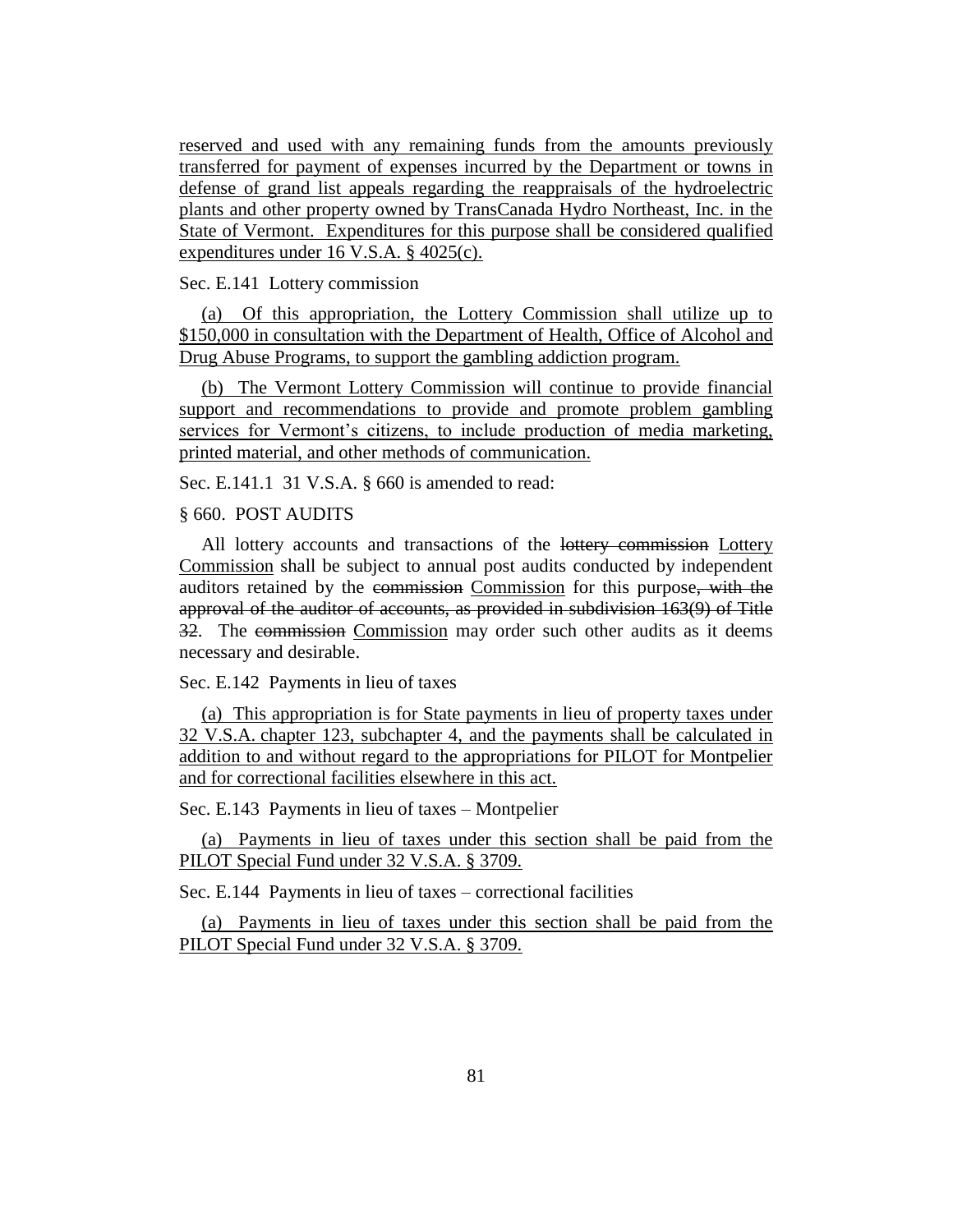reserved and used with any remaining funds from the amounts previously transferred for payment of expenses incurred by the Department or towns in defense of grand list appeals regarding the reappraisals of the hydroelectric plants and other property owned by TransCanada Hydro Northeast, Inc. in the State of Vermont. Expenditures for this purpose shall be considered qualified expenditures under 16 V.S.A. § 4025(c).

Sec. E.141 Lottery commission

(a) Of this appropriation, the Lottery Commission shall utilize up to $150,000 in consultation with the Department of Health, Office of Alcohol and Drug Abuse Programs, to support the gambling addiction program.

(b) The Vermont Lottery Commission will continue to provide financial support and recommendations to provide and promote problem gambling services for Vermont's citizens, to include production of media marketing, printed material, and other methods of communication.

Sec. E.141.1 31 V.S.A. § 660 is amended to read:

§ 660. POST AUDITS

All lottery accounts and transactions of the ~~lottery commission~~ Lottery Commission shall be subject to annual post audits conducted by independent auditors retained by the ~~commission~~ Commission for this purpose~~, with the approval of the auditor of accounts, as provided in subdivision 163(9) of Title 32~~. The ~~commission~~ Commission may order such other audits as it deems necessary and desirable.

Sec. E.142 Payments in lieu of taxes

(a) This appropriation is for State payments in lieu of property taxes under 32 V.S.A. chapter 123, subchapter 4, and the payments shall be calculated in addition to and without regard to the appropriations for PILOT for Montpelier and for correctional facilities elsewhere in this act.

Sec. E.143 Payments in lieu of taxes – Montpelier

(a) Payments in lieu of taxes under this section shall be paid from the PILOT Special Fund under 32 V.S.A. § 3709.

Sec. E.144 Payments in lieu of taxes – correctional facilities

(a) Payments in lieu of taxes under this section shall be paid from the PILOT Special Fund under 32 V.S.A. § 3709.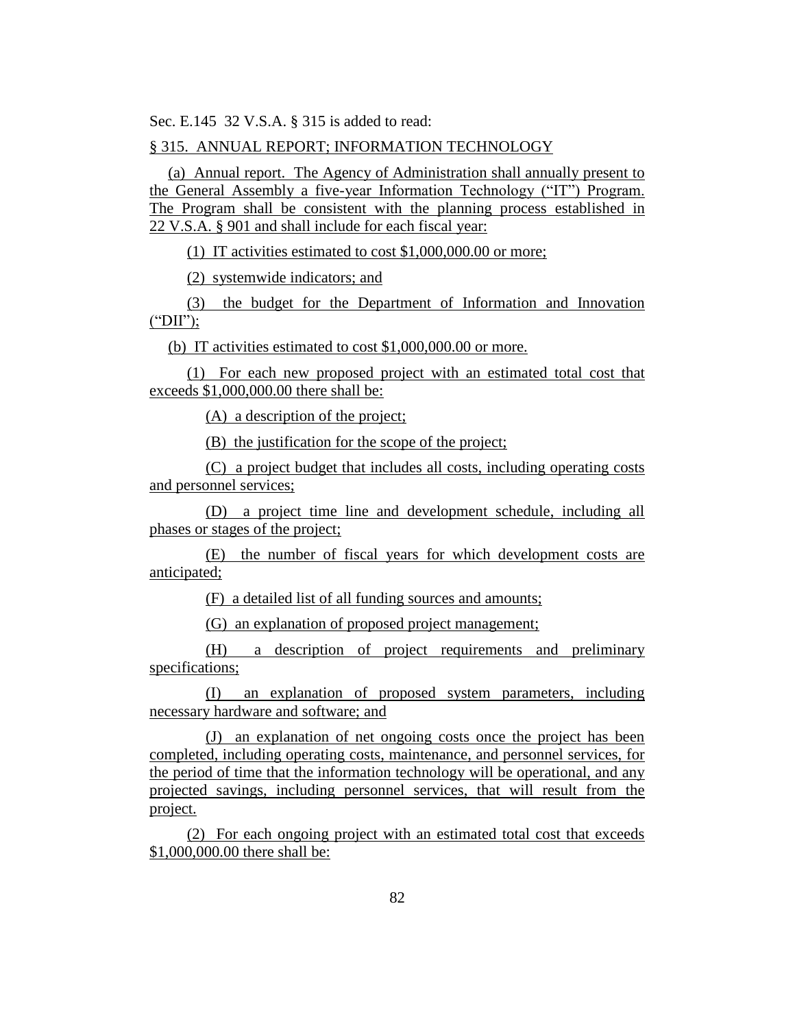Sec. E.145 32 V.S.A. § 315 is added to read:

§ 315. ANNUAL REPORT; INFORMATION TECHNOLOGY

(a) Annual report. The Agency of Administration shall annually present to the General Assembly a five-year Information Technology ("IT") Program. The Program shall be consistent with the planning process established in 22 V.S.A. § 901 and shall include for each fiscal year:

(1) IT activities estimated to cost $1,000,000.00 or more;

(2) systemwide indicators; and

(3) the budget for the Department of Information and Innovation ("DII");

(b) IT activities estimated to cost $1,000,000.00 or more.

(1) For each new proposed project with an estimated total cost that exceeds $1,000,000.00 there shall be:

(A) a description of the project;

(B) the justification for the scope of the project;

(C) a project budget that includes all costs, including operating costs and personnel services;

(D) a project time line and development schedule, including all phases or stages of the project;

(E) the number of fiscal years for which development costs are anticipated;

(F) a detailed list of all funding sources and amounts;

(G) an explanation of proposed project management;

(H) a description of project requirements and preliminary specifications;

(I) an explanation of proposed system parameters, including necessary hardware and software; and

(J) an explanation of net ongoing costs once the project has been completed, including operating costs, maintenance, and personnel services, for the period of time that the information technology will be operational, and any projected savings, including personnel services, that will result from the project.

(2) For each ongoing project with an estimated total cost that exceeds $1,000,000.00 there shall be: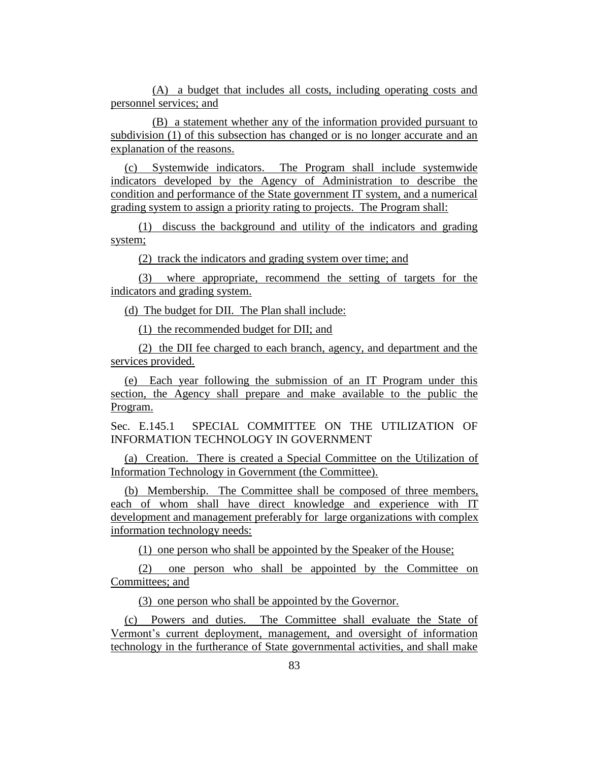(A) a budget that includes all costs, including operating costs and personnel services; and

(B) a statement whether any of the information provided pursuant to subdivision (1) of this subsection has changed or is no longer accurate and an explanation of the reasons.

(c) Systemwide indicators. The Program shall include systemwide indicators developed by the Agency of Administration to describe the condition and performance of the State government IT system, and a numerical grading system to assign a priority rating to projects. The Program shall:

(1) discuss the background and utility of the indicators and grading system;

(2) track the indicators and grading system over time; and

(3) where appropriate, recommend the setting of targets for the indicators and grading system.

(d) The budget for DII. The Plan shall include:

(1) the recommended budget for DII; and

(2) the DII fee charged to each branch, agency, and department and the services provided.

(e) Each year following the submission of an IT Program under this section, the Agency shall prepare and make available to the public the Program.

Sec. E.145.1 SPECIAL COMMITTEE ON THE UTILIZATION OF INFORMATION TECHNOLOGY IN GOVERNMENT

(a) Creation. There is created a Special Committee on the Utilization of Information Technology in Government (the Committee).

(b) Membership. The Committee shall be composed of three members, each of whom shall have direct knowledge and experience with IT development and management preferably for large organizations with complex information technology needs:

(1) one person who shall be appointed by the Speaker of the House;

(2) one person who shall be appointed by the Committee on Committees; and

(3) one person who shall be appointed by the Governor.

(c) Powers and duties. The Committee shall evaluate the State of Vermont's current deployment, management, and oversight of information technology in the furtherance of State governmental activities, and shall make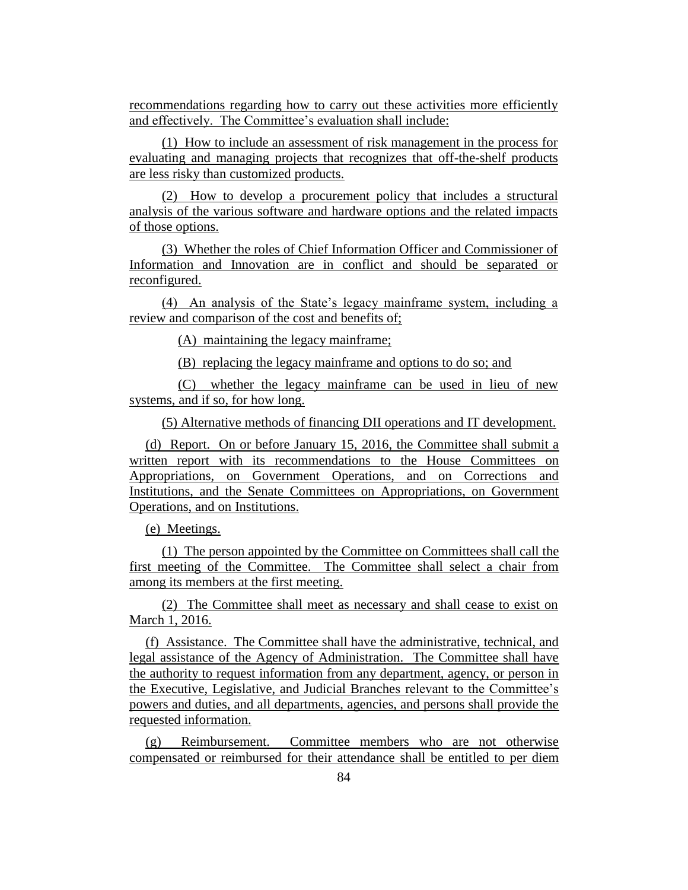recommendations regarding how to carry out these activities more efficiently and effectively. The Committee's evaluation shall include:

(1) How to include an assessment of risk management in the process for evaluating and managing projects that recognizes that off-the-shelf products are less risky than customized products.

(2) How to develop a procurement policy that includes a structural analysis of the various software and hardware options and the related impacts of those options.

(3) Whether the roles of Chief Information Officer and Commissioner of Information and Innovation are in conflict and should be separated or reconfigured.

(4) An analysis of the State's legacy mainframe system, including a review and comparison of the cost and benefits of;

(A) maintaining the legacy mainframe;

(B) replacing the legacy mainframe and options to do so; and

(C) whether the legacy mainframe can be used in lieu of new systems, and if so, for how long.

(5) Alternative methods of financing DII operations and IT development.

(d) Report. On or before January 15, 2016, the Committee shall submit a written report with its recommendations to the House Committees on Appropriations, on Government Operations, and on Corrections and Institutions, and the Senate Committees on Appropriations, on Government Operations, and on Institutions.

(e) Meetings.

(1) The person appointed by the Committee on Committees shall call the first meeting of the Committee. The Committee shall select a chair from among its members at the first meeting.

(2) The Committee shall meet as necessary and shall cease to exist on March 1, 2016.

(f) Assistance. The Committee shall have the administrative, technical, and legal assistance of the Agency of Administration. The Committee shall have the authority to request information from any department, agency, or person in the Executive, Legislative, and Judicial Branches relevant to the Committee's powers and duties, and all departments, agencies, and persons shall provide the requested information.

(g) Reimbursement. Committee members who are not otherwise compensated or reimbursed for their attendance shall be entitled to per diem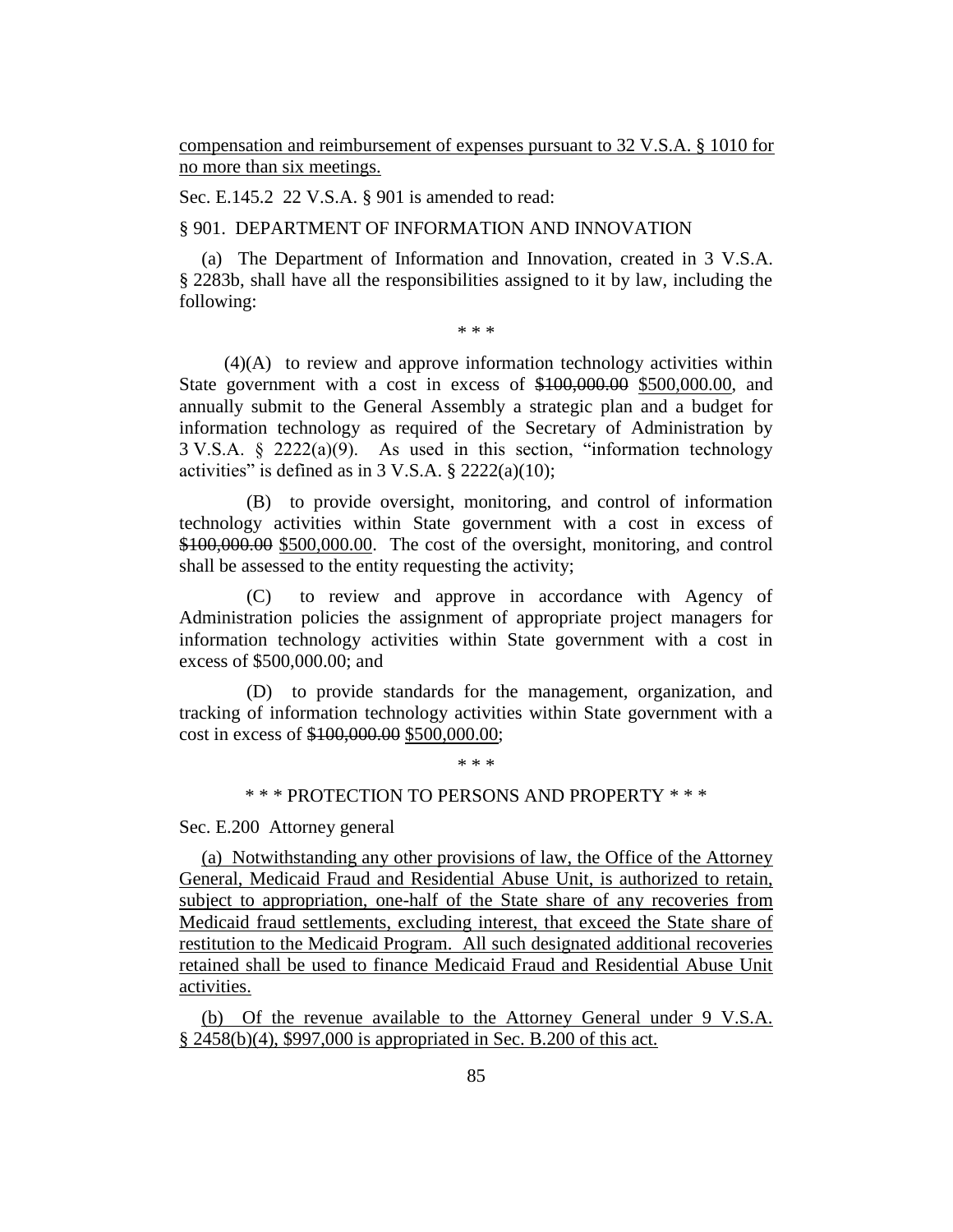<u>compensation and reimbursement of expenses pursuant to 32 V.S.A. § 1010 for no more than six meetings.</u>

Sec. E.145.2 22 V.S.A. § 901 is amended to read:

§ 901. DEPARTMENT OF INFORMATION AND INNOVATION

(a) The Department of Information and Innovation, created in 3 V.S.A. § 2283b, shall have all the responsibilities assigned to it by law, including the following:

\* \* \*

(4)(A) to review and approve information technology activities within State government with a cost in excess of ~~$100,000.00~~ <u>$500,000.00</u>, and annually submit to the General Assembly a strategic plan and a budget for information technology as required of the Secretary of Administration by 3 V.S.A. § 2222(a)(9). As used in this section, "information technology activities" is defined as in 3 V.S.A. § 2222(a)(10);

(B) to provide oversight, monitoring, and control of information technology activities within State government with a cost in excess of ~~$100,000.00~~ <u>$500,000.00</u>. The cost of the oversight, monitoring, and control shall be assessed to the entity requesting the activity;

(C) to review and approve in accordance with Agency of Administration policies the assignment of appropriate project managers for information technology activities within State government with a cost in excess of $500,000.00; and

(D) to provide standards for the management, organization, and tracking of information technology activities within State government with a cost in excess of ~~$100,000.00~~ <u>$500,000.00</u>;

\* \* \*

\* \* \* PROTECTION TO PERSONS AND PROPERTY \* \* \*

Sec. E.200 Attorney general

<u>(a) Notwithstanding any other provisions of law, the Office of the Attorney General, Medicaid Fraud and Residential Abuse Unit, is authorized to retain, subject to appropriation, one-half of the State share of any recoveries from Medicaid fraud settlements, excluding interest, that exceed the State share of restitution to the Medicaid Program. All such designated additional recoveries retained shall be used to finance Medicaid Fraud and Residential Abuse Unit activities.</u>

<u>(b) Of the revenue available to the Attorney General under 9 V.S.A. § 2458(b)(4), $997,000 is appropriated in Sec. B.200 of this act.</u>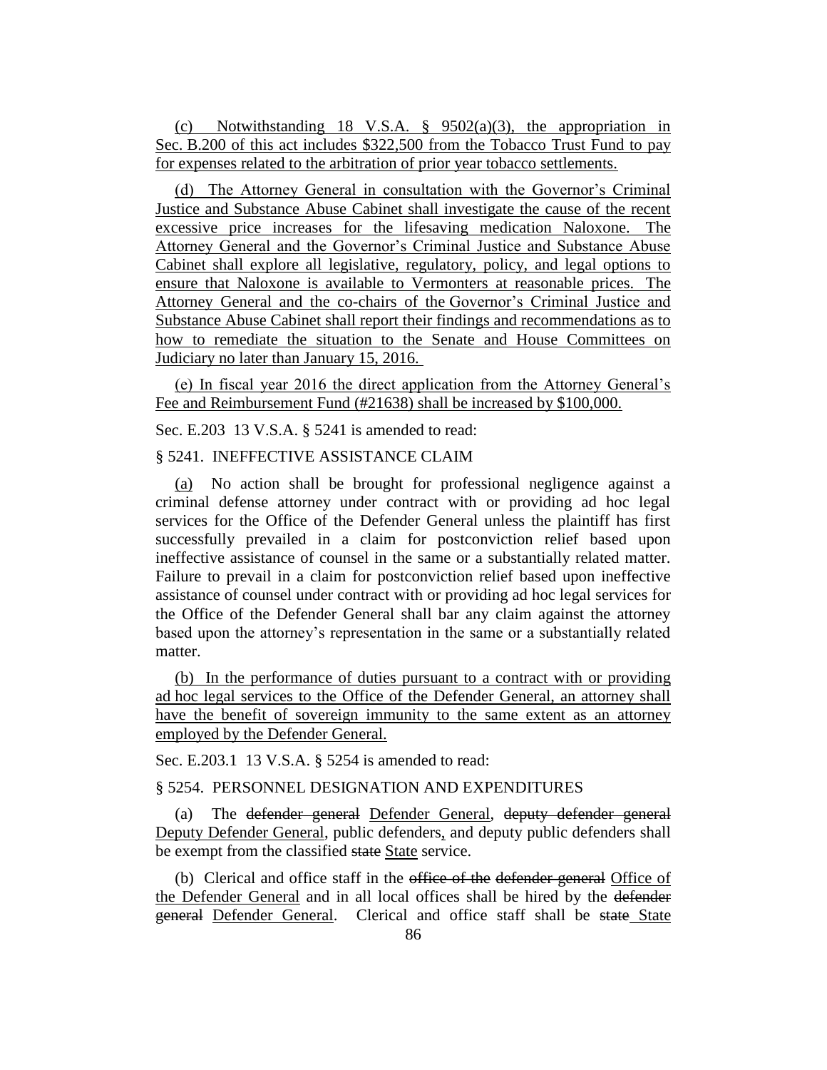(c) Notwithstanding 18 V.S.A. § 9502(a)(3), the appropriation in Sec. B.200 of this act includes $322,500 from the Tobacco Trust Fund to pay for expenses related to the arbitration of prior year tobacco settlements.

(d) The Attorney General in consultation with the Governor's Criminal Justice and Substance Abuse Cabinet shall investigate the cause of the recent excessive price increases for the lifesaving medication Naloxone. The Attorney General and the Governor's Criminal Justice and Substance Abuse Cabinet shall explore all legislative, regulatory, policy, and legal options to ensure that Naloxone is available to Vermonters at reasonable prices. The Attorney General and the co-chairs of the Governor's Criminal Justice and Substance Abuse Cabinet shall report their findings and recommendations as to how to remediate the situation to the Senate and House Committees on Judiciary no later than January 15, 2016.

(e) In fiscal year 2016 the direct application from the Attorney General's Fee and Reimbursement Fund (#21638) shall be increased by $100,000.

Sec. E.203 13 V.S.A. § 5241 is amended to read:

§ 5241. INEFFECTIVE ASSISTANCE CLAIM

(a) No action shall be brought for professional negligence against a criminal defense attorney under contract with or providing ad hoc legal services for the Office of the Defender General unless the plaintiff has first successfully prevailed in a claim for postconviction relief based upon ineffective assistance of counsel in the same or a substantially related matter. Failure to prevail in a claim for postconviction relief based upon ineffective assistance of counsel under contract with or providing ad hoc legal services for the Office of the Defender General shall bar any claim against the attorney based upon the attorney's representation in the same or a substantially related matter.

(b) In the performance of duties pursuant to a contract with or providing ad hoc legal services to the Office of the Defender General, an attorney shall have the benefit of sovereign immunity to the same extent as an attorney employed by the Defender General.

Sec. E.203.1 13 V.S.A. § 5254 is amended to read:

§ 5254. PERSONNEL DESIGNATION AND EXPENDITURES

(a) The ~~defender general~~ Defender General, ~~deputy defender general~~ Deputy Defender General, public defenders, and deputy public defenders shall be exempt from the classified ~~state~~ State service.

(b) Clerical and office staff in the ~~office of the~~ ~~defender general~~ Office of the Defender General and in all local offices shall be hired by the ~~defender general~~ Defender General. Clerical and office staff shall be ~~state~~ State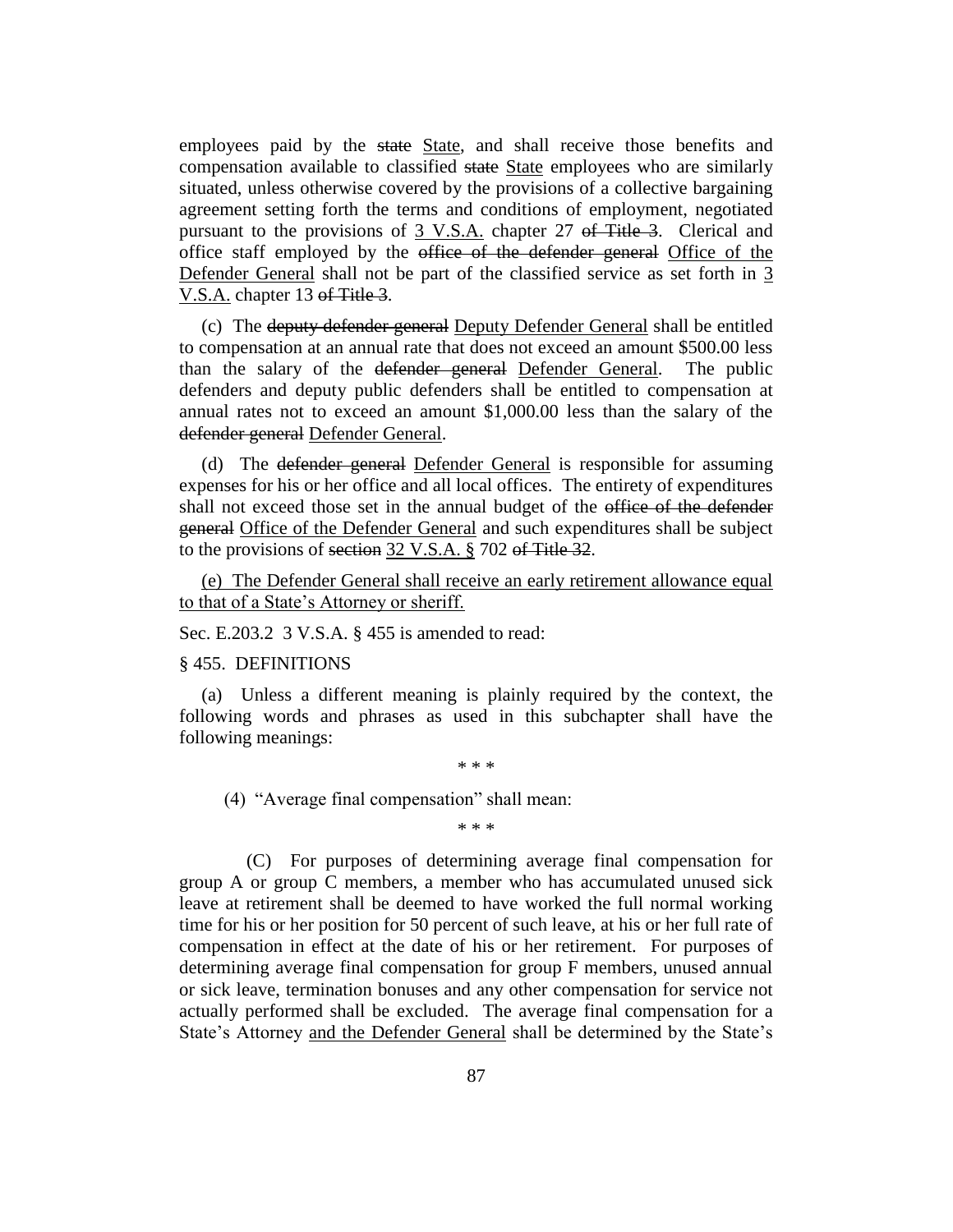employees paid by the ~~state~~ State, and shall receive those benefits and compensation available to classified ~~state~~ State employees who are similarly situated, unless otherwise covered by the provisions of a collective bargaining agreement setting forth the terms and conditions of employment, negotiated pursuant to the provisions of 3 V.S.A. chapter 27 ~~of Title 3~~. Clerical and office staff employed by the ~~office of the defender general~~ Office of the Defender General shall not be part of the classified service as set forth in 3 V.S.A. chapter 13 ~~of Title 3~~.

(c) The ~~deputy defender general~~ Deputy Defender General shall be entitled to compensation at an annual rate that does not exceed an amount $500.00 less than the salary of the ~~defender general~~ Defender General. The public defenders and deputy public defenders shall be entitled to compensation at annual rates not to exceed an amount $1,000.00 less than the salary of the ~~defender general~~ Defender General.

(d) The ~~defender general~~ Defender General is responsible for assuming expenses for his or her office and all local offices. The entirety of expenditures shall not exceed those set in the annual budget of the ~~office of the defender general~~ Office of the Defender General and such expenditures shall be subject to the provisions of ~~section~~ 32 V.S.A. § 702 ~~of Title 32~~.

(e) The Defender General shall receive an early retirement allowance equal to that of a State's Attorney or sheriff.

Sec. E.203.2 3 V.S.A. § 455 is amended to read:

§ 455. DEFINITIONS

(a) Unless a different meaning is plainly required by the context, the following words and phrases as used in this subchapter shall have the following meanings:

\* \* \*

(4) "Average final compensation" shall mean:

\* \* \*

(C) For purposes of determining average final compensation for group A or group C members, a member who has accumulated unused sick leave at retirement shall be deemed to have worked the full normal working time for his or her position for 50 percent of such leave, at his or her full rate of compensation in effect at the date of his or her retirement. For purposes of determining average final compensation for group F members, unused annual or sick leave, termination bonuses and any other compensation for service not actually performed shall be excluded. The average final compensation for a State's Attorney and the Defender General shall be determined by the State's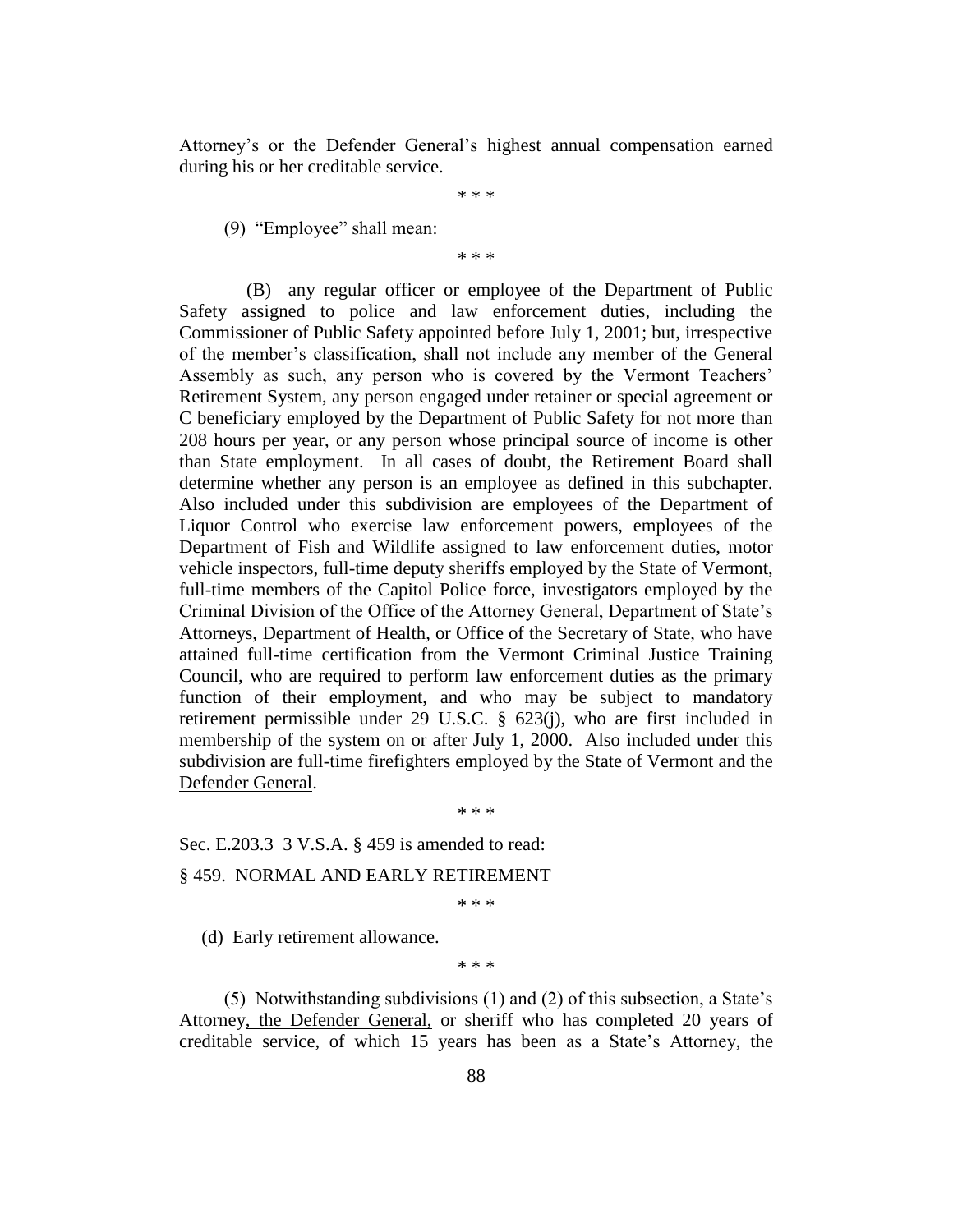Attorney's or the Defender General's highest annual compensation earned during his or her creditable service.

\* \* \*

(9) "Employee" shall mean:

\* \* \*

(B) any regular officer or employee of the Department of Public Safety assigned to police and law enforcement duties, including the Commissioner of Public Safety appointed before July 1, 2001; but, irrespective of the member's classification, shall not include any member of the General Assembly as such, any person who is covered by the Vermont Teachers' Retirement System, any person engaged under retainer or special agreement or C beneficiary employed by the Department of Public Safety for not more than 208 hours per year, or any person whose principal source of income is other than State employment. In all cases of doubt, the Retirement Board shall determine whether any person is an employee as defined in this subchapter. Also included under this subdivision are employees of the Department of Liquor Control who exercise law enforcement powers, employees of the Department of Fish and Wildlife assigned to law enforcement duties, motor vehicle inspectors, full-time deputy sheriffs employed by the State of Vermont, full-time members of the Capitol Police force, investigators employed by the Criminal Division of the Office of the Attorney General, Department of State's Attorneys, Department of Health, or Office of the Secretary of State, who have attained full-time certification from the Vermont Criminal Justice Training Council, who are required to perform law enforcement duties as the primary function of their employment, and who may be subject to mandatory retirement permissible under 29 U.S.C. § 623(j), who are first included in membership of the system on or after July 1, 2000. Also included under this subdivision are full-time firefighters employed by the State of Vermont and the Defender General.

\* \* \*

Sec. E.203.3 3 V.S.A. § 459 is amended to read:

§ 459. NORMAL AND EARLY RETIREMENT

\* \* \*

(d) Early retirement allowance.

\* \* \*

(5) Notwithstanding subdivisions (1) and (2) of this subsection, a State's Attorney, the Defender General, or sheriff who has completed 20 years of creditable service, of which 15 years has been as a State's Attorney, the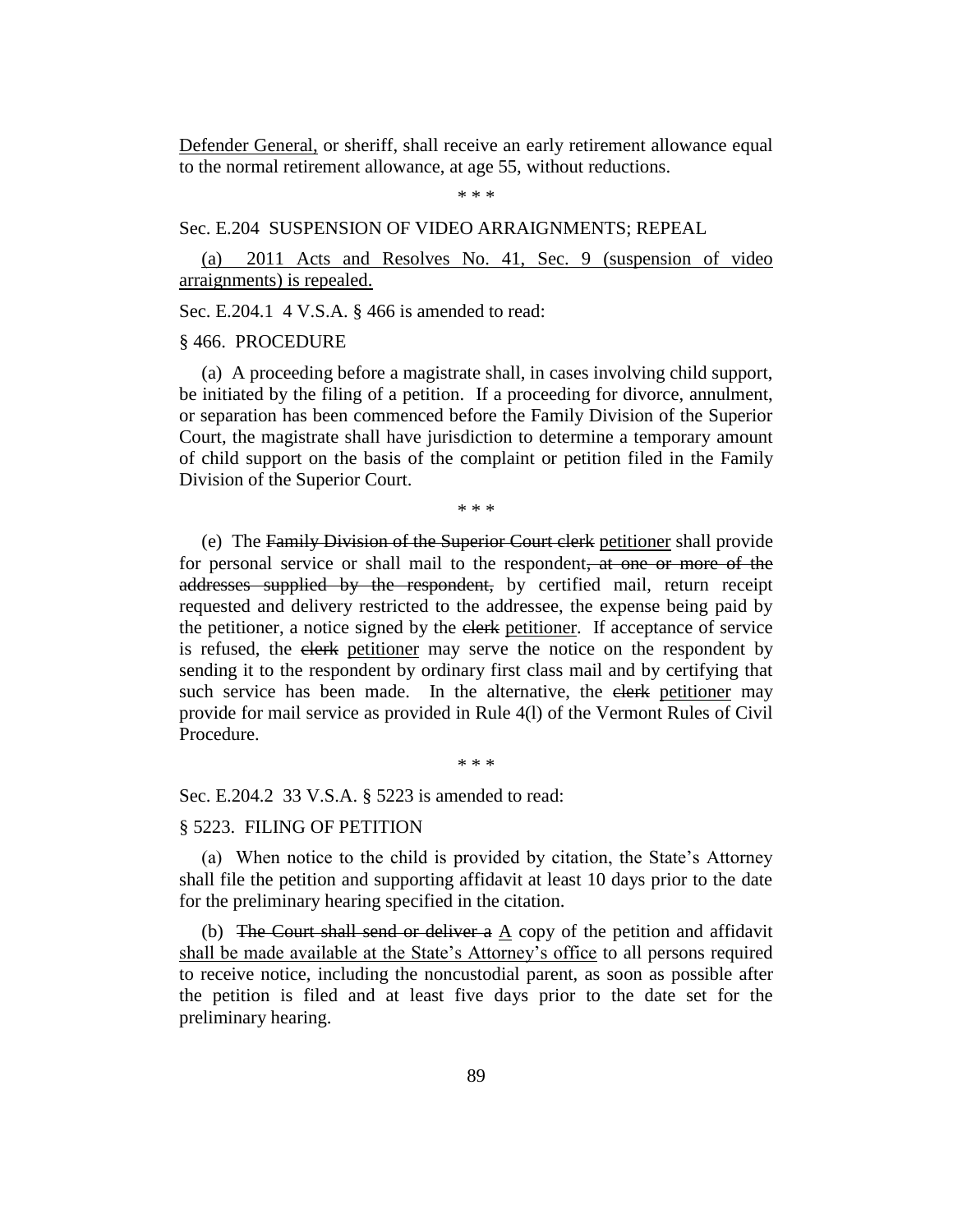<u>Defender General,</u> or sheriff, shall receive an early retirement allowance equal to the normal retirement allowance, at age 55, without reductions.

\* \* \*

Sec. E.204 SUSPENSION OF VIDEO ARRAIGNMENTS; REPEAL

<u>(a) 2011 Acts and Resolves No. 41, Sec. 9 (suspension of video arraignments) is repealed.</u>

Sec. E.204.1 4 V.S.A. § 466 is amended to read:

§ 466. PROCEDURE

(a) A proceeding before a magistrate shall, in cases involving child support, be initiated by the filing of a petition. If a proceeding for divorce, annulment, or separation has been commenced before the Family Division of the Superior Court, the magistrate shall have jurisdiction to determine a temporary amount of child support on the basis of the complaint or petition filed in the Family Division of the Superior Court.

\* \* \*

(e) The ~~Family Division of the Superior Court clerk~~ <u>petitioner</u> shall provide for personal service or shall mail to the respondent~~, at one or more of the addresses supplied by the respondent,~~ by certified mail, return receipt requested and delivery restricted to the addressee, the expense being paid by the petitioner, a notice signed by the ~~clerk~~ <u>petitioner</u>. If acceptance of service is refused, the ~~clerk~~ <u>petitioner</u> may serve the notice on the respondent by sending it to the respondent by ordinary first class mail and by certifying that such service has been made. In the alternative, the ~~clerk~~ <u>petitioner</u> may provide for mail service as provided in Rule 4(l) of the Vermont Rules of Civil Procedure.

\* \* \*

Sec. E.204.2 33 V.S.A. § 5223 is amended to read:

§ 5223. FILING OF PETITION

(a) When notice to the child is provided by citation, the State's Attorney shall file the petition and supporting affidavit at least 10 days prior to the date for the preliminary hearing specified in the citation.

(b) ~~The Court shall send or deliver a~~ <u>A</u> copy of the petition and affidavit <u>shall be made available at the State's Attorney's office</u> to all persons required to receive notice, including the noncustodial parent, as soon as possible after the petition is filed and at least five days prior to the date set for the preliminary hearing.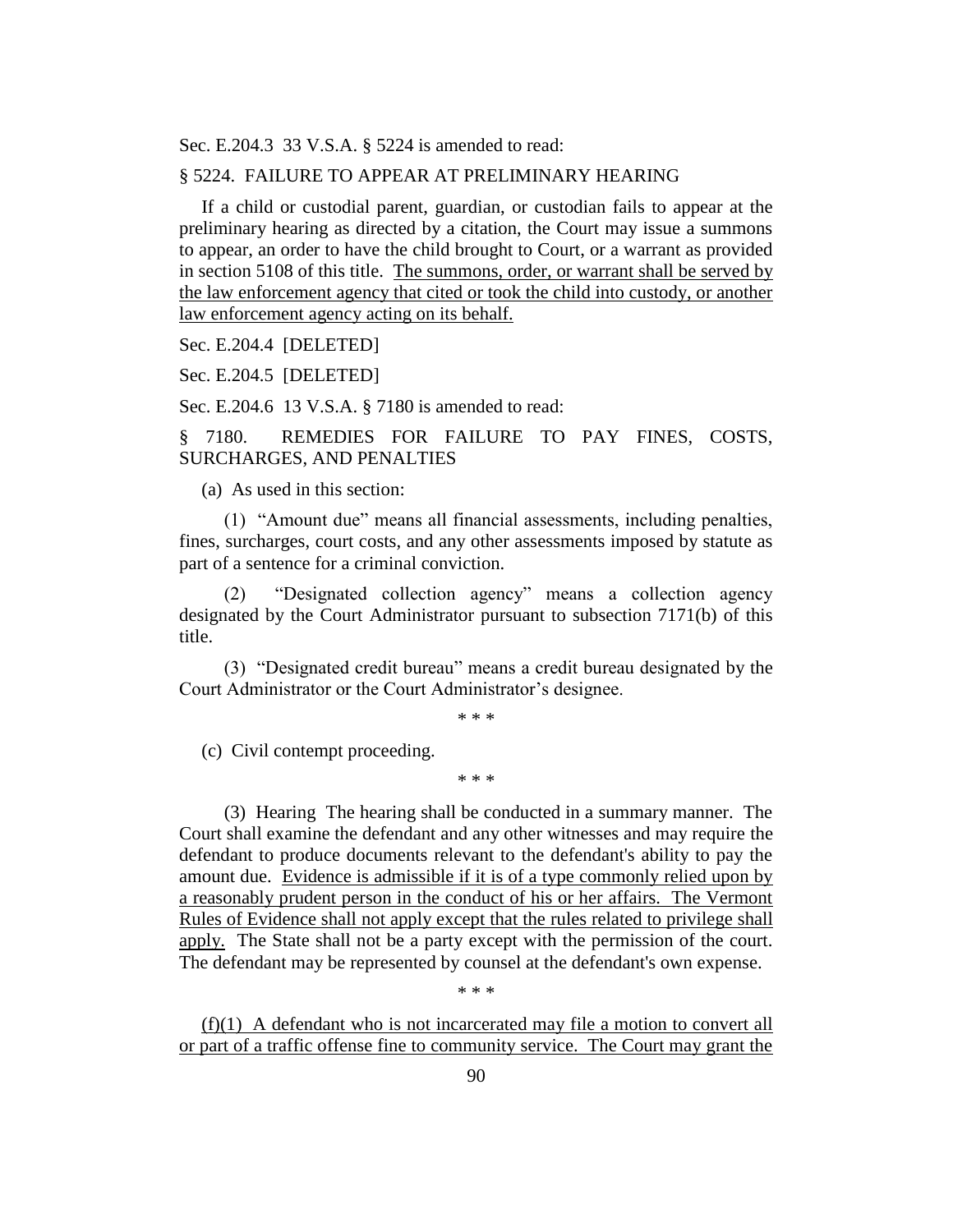Sec. E.204.3 33 V.S.A. § 5224 is amended to read:

§ 5224. FAILURE TO APPEAR AT PRELIMINARY HEARING

If a child or custodial parent, guardian, or custodian fails to appear at the preliminary hearing as directed by a citation, the Court may issue a summons to appear, an order to have the child brought to Court, or a warrant as provided in section 5108 of this title. <u>The summons, order, or warrant shall be served by the law enforcement agency that cited or took the child into custody, or another law enforcement agency acting on its behalf.</u>

Sec. E.204.4 [DELETED]

Sec. E.204.5 [DELETED]

Sec. E.204.6 13 V.S.A. § 7180 is amended to read:

§ 7180. REMEDIES FOR FAILURE TO PAY FINES, COSTS, SURCHARGES, AND PENALTIES

(a) As used in this section:

(1) "Amount due" means all financial assessments, including penalties, fines, surcharges, court costs, and any other assessments imposed by statute as part of a sentence for a criminal conviction.

(2) "Designated collection agency" means a collection agency designated by the Court Administrator pursuant to subsection 7171(b) of this title.

(3) "Designated credit bureau" means a credit bureau designated by the Court Administrator or the Court Administrator's designee.

\* \* \*

(c) Civil contempt proceeding.

\* \* \*

(3) Hearing The hearing shall be conducted in a summary manner. The Court shall examine the defendant and any other witnesses and may require the defendant to produce documents relevant to the defendant's ability to pay the amount due. <u>Evidence is admissible if it is of a type commonly relied upon by a reasonably prudent person in the conduct of his or her affairs. The Vermont Rules of Evidence shall not apply except that the rules related to privilege shall apply.</u> The State shall not be a party except with the permission of the court. The defendant may be represented by counsel at the defendant's own expense.

\* \* \*

<u>(f)(1) A defendant who is not incarcerated may file a motion to convert all or part of a traffic offense fine to community service. The Court may grant the</u>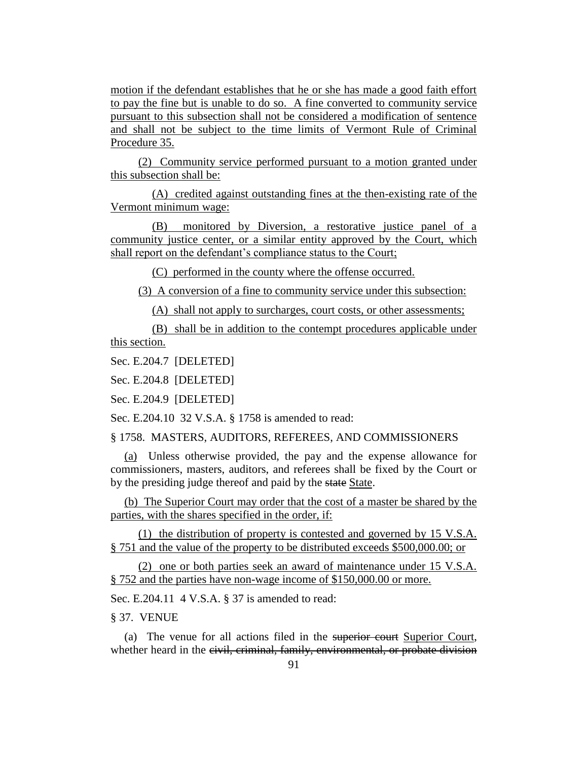motion if the defendant establishes that he or she has made a good faith effort to pay the fine but is unable to do so. A fine converted to community service pursuant to this subsection shall not be considered a modification of sentence and shall not be subject to the time limits of Vermont Rule of Criminal Procedure 35.

(2) Community service performed pursuant to a motion granted under this subsection shall be:

(A) credited against outstanding fines at the then-existing rate of the Vermont minimum wage:

(B) monitored by Diversion, a restorative justice panel of a community justice center, or a similar entity approved by the Court, which shall report on the defendant's compliance status to the Court;

(C) performed in the county where the offense occurred.

(3) A conversion of a fine to community service under this subsection:

(A) shall not apply to surcharges, court costs, or other assessments;

(B) shall be in addition to the contempt procedures applicable under this section.

Sec. E.204.7 [DELETED]

Sec. E.204.8 [DELETED]

Sec. E.204.9 [DELETED]

Sec. E.204.10 32 V.S.A. § 1758 is amended to read:

§ 1758. MASTERS, AUDITORS, REFEREES, AND COMMISSIONERS

(a) Unless otherwise provided, the pay and the expense allowance for commissioners, masters, auditors, and referees shall be fixed by the Court or by the presiding judge thereof and paid by the ~~state~~ State.

(b) The Superior Court may order that the cost of a master be shared by the parties, with the shares specified in the order, if:

(1) the distribution of property is contested and governed by 15 V.S.A. § 751 and the value of the property to be distributed exceeds $500,000.00; or

(2) one or both parties seek an award of maintenance under 15 V.S.A. § 752 and the parties have non-wage income of $150,000.00 or more.

Sec. E.204.11 4 V.S.A. § 37 is amended to read:

§ 37. VENUE

(a) The venue for all actions filed in the ~~superior court~~ Superior Court, whether heard in the ~~civil, criminal, family, environmental, or probate division~~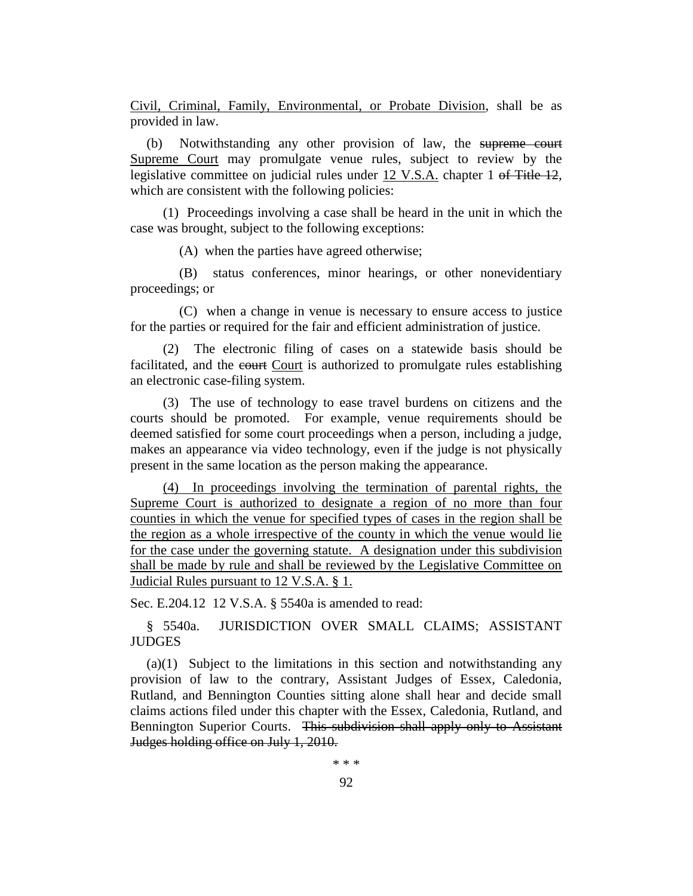Civil, Criminal, Family, Environmental, or Probate Division, shall be as provided in law.

(b) Notwithstanding any other provision of law, the ~~supreme court~~ Supreme Court may promulgate venue rules, subject to review by the legislative committee on judicial rules under 12 V.S.A. chapter 1 ~~of Title 12~~, which are consistent with the following policies:

(1) Proceedings involving a case shall be heard in the unit in which the case was brought, subject to the following exceptions:

(A) when the parties have agreed otherwise;

(B) status conferences, minor hearings, or other nonevidentiary proceedings; or

(C) when a change in venue is necessary to ensure access to justice for the parties or required for the fair and efficient administration of justice.

(2) The electronic filing of cases on a statewide basis should be facilitated, and the ~~court~~ Court is authorized to promulgate rules establishing an electronic case-filing system.

(3) The use of technology to ease travel burdens on citizens and the courts should be promoted. For example, venue requirements should be deemed satisfied for some court proceedings when a person, including a judge, makes an appearance via video technology, even if the judge is not physically present in the same location as the person making the appearance.

(4) In proceedings involving the termination of parental rights, the Supreme Court is authorized to designate a region of no more than four counties in which the venue for specified types of cases in the region shall be the region as a whole irrespective of the county in which the venue would lie for the case under the governing statute. A designation under this subdivision shall be made by rule and shall be reviewed by the Legislative Committee on Judicial Rules pursuant to 12 V.S.A. § 1.

Sec. E.204.12 12 V.S.A. § 5540a is amended to read:

§ 5540a. JURISDICTION OVER SMALL CLAIMS; ASSISTANT JUDGES

(a)(1) Subject to the limitations in this section and notwithstanding any provision of law to the contrary, Assistant Judges of Essex, Caledonia, Rutland, and Bennington Counties sitting alone shall hear and decide small claims actions filed under this chapter with the Essex, Caledonia, Rutland, and Bennington Superior Courts. ~~This subdivision shall apply only to Assistant Judges holding office on July 1, 2010.~~

\* \* \*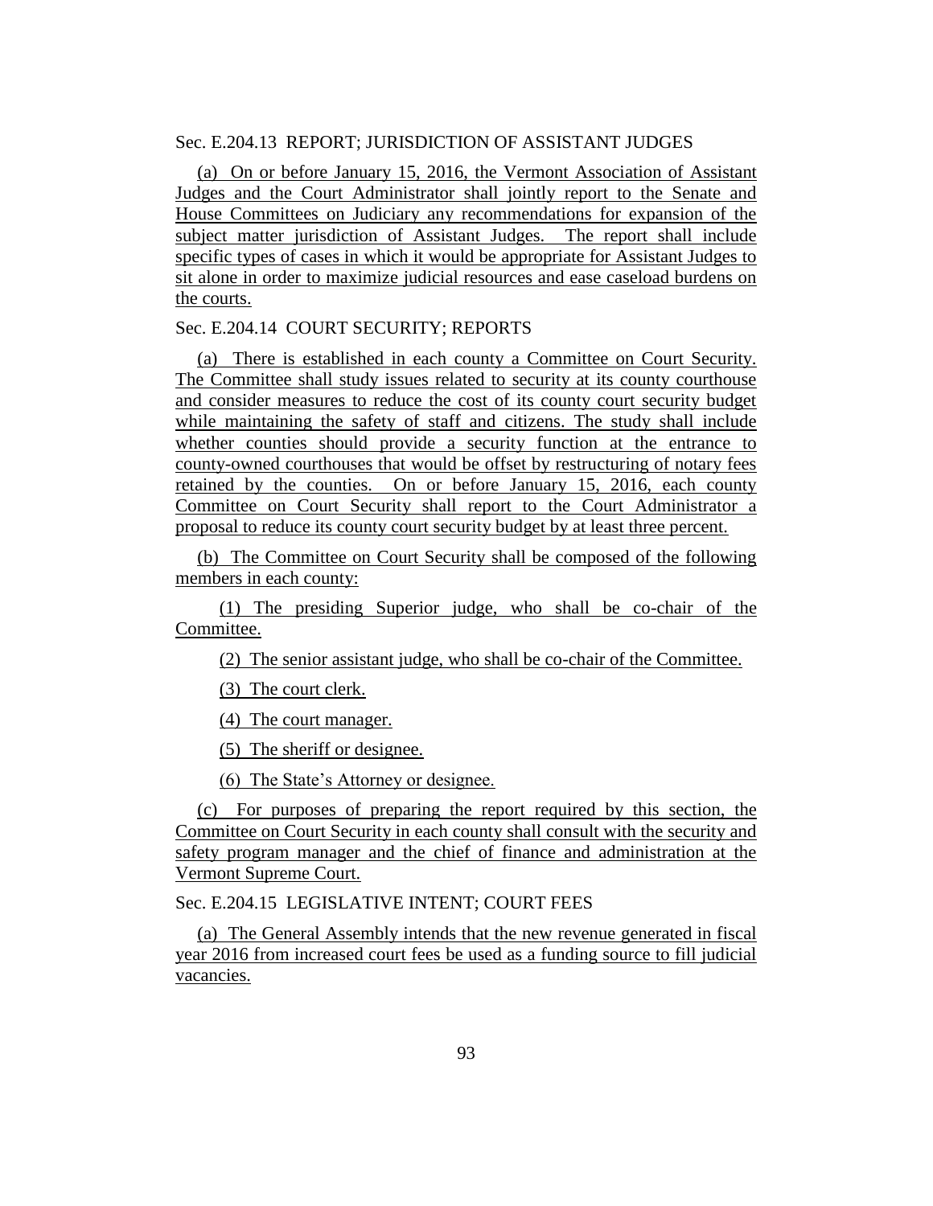Sec. E.204.13 REPORT; JURISDICTION OF ASSISTANT JUDGES

(a) On or before January 15, 2016, the Vermont Association of Assistant Judges and the Court Administrator shall jointly report to the Senate and House Committees on Judiciary any recommendations for expansion of the subject matter jurisdiction of Assistant Judges. The report shall include specific types of cases in which it would be appropriate for Assistant Judges to sit alone in order to maximize judicial resources and ease caseload burdens on the courts.

Sec. E.204.14 COURT SECURITY; REPORTS

(a) There is established in each county a Committee on Court Security. The Committee shall study issues related to security at its county courthouse and consider measures to reduce the cost of its county court security budget while maintaining the safety of staff and citizens. The study shall include whether counties should provide a security function at the entrance to county-owned courthouses that would be offset by restructuring of notary fees retained by the counties. On or before January 15, 2016, each county Committee on Court Security shall report to the Court Administrator a proposal to reduce its county court security budget by at least three percent.

(b) The Committee on Court Security shall be composed of the following members in each county:

(1) The presiding Superior judge, who shall be co-chair of the Committee.

(2) The senior assistant judge, who shall be co-chair of the Committee.

(3) The court clerk.

(4) The court manager.

(5) The sheriff or designee.

(6) The State's Attorney or designee.

(c) For purposes of preparing the report required by this section, the Committee on Court Security in each county shall consult with the security and safety program manager and the chief of finance and administration at the Vermont Supreme Court.

Sec. E.204.15 LEGISLATIVE INTENT; COURT FEES

(a) The General Assembly intends that the new revenue generated in fiscal year 2016 from increased court fees be used as a funding source to fill judicial vacancies.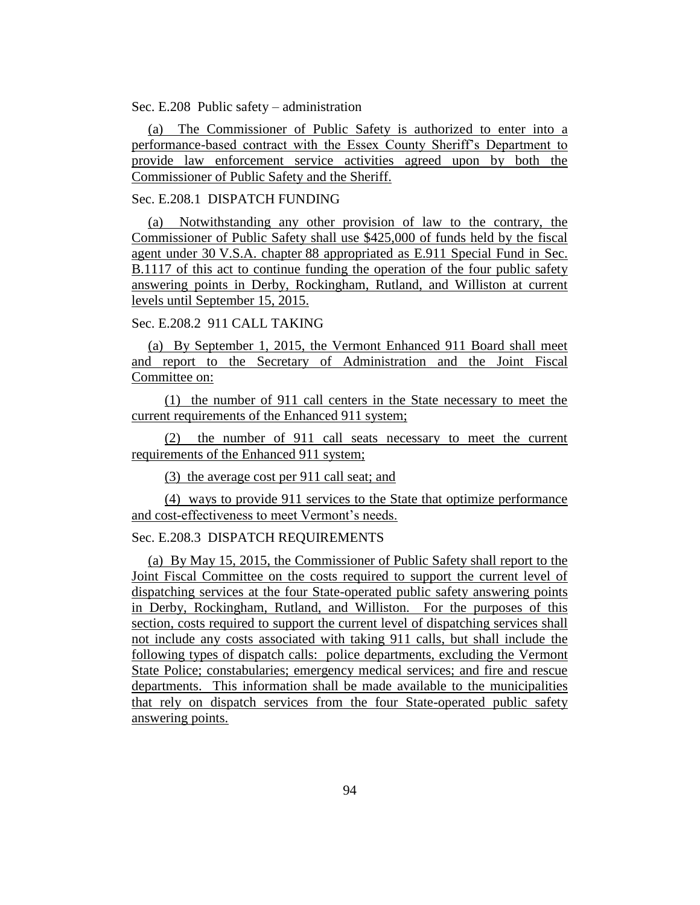Sec. E.208 Public safety – administration

(a) The Commissioner of Public Safety is authorized to enter into a performance-based contract with the Essex County Sheriff's Department to provide law enforcement service activities agreed upon by both the Commissioner of Public Safety and the Sheriff.

Sec. E.208.1 DISPATCH FUNDING

(a) Notwithstanding any other provision of law to the contrary, the Commissioner of Public Safety shall use $425,000 of funds held by the fiscal agent under 30 V.S.A. chapter 88 appropriated as E.911 Special Fund in Sec. B.1117 of this act to continue funding the operation of the four public safety answering points in Derby, Rockingham, Rutland, and Williston at current levels until September 15, 2015.

Sec. E.208.2 911 CALL TAKING

(a) By September 1, 2015, the Vermont Enhanced 911 Board shall meet and report to the Secretary of Administration and the Joint Fiscal Committee on:

(1) the number of 911 call centers in the State necessary to meet the current requirements of the Enhanced 911 system;

(2) the number of 911 call seats necessary to meet the current requirements of the Enhanced 911 system;

(3) the average cost per 911 call seat; and

(4) ways to provide 911 services to the State that optimize performance and cost-effectiveness to meet Vermont's needs.

Sec. E.208.3 DISPATCH REQUIREMENTS

(a) By May 15, 2015, the Commissioner of Public Safety shall report to the Joint Fiscal Committee on the costs required to support the current level of dispatching services at the four State-operated public safety answering points in Derby, Rockingham, Rutland, and Williston. For the purposes of this section, costs required to support the current level of dispatching services shall not include any costs associated with taking 911 calls, but shall include the following types of dispatch calls: police departments, excluding the Vermont State Police; constabularies; emergency medical services; and fire and rescue departments. This information shall be made available to the municipalities that rely on dispatch services from the four State-operated public safety answering points.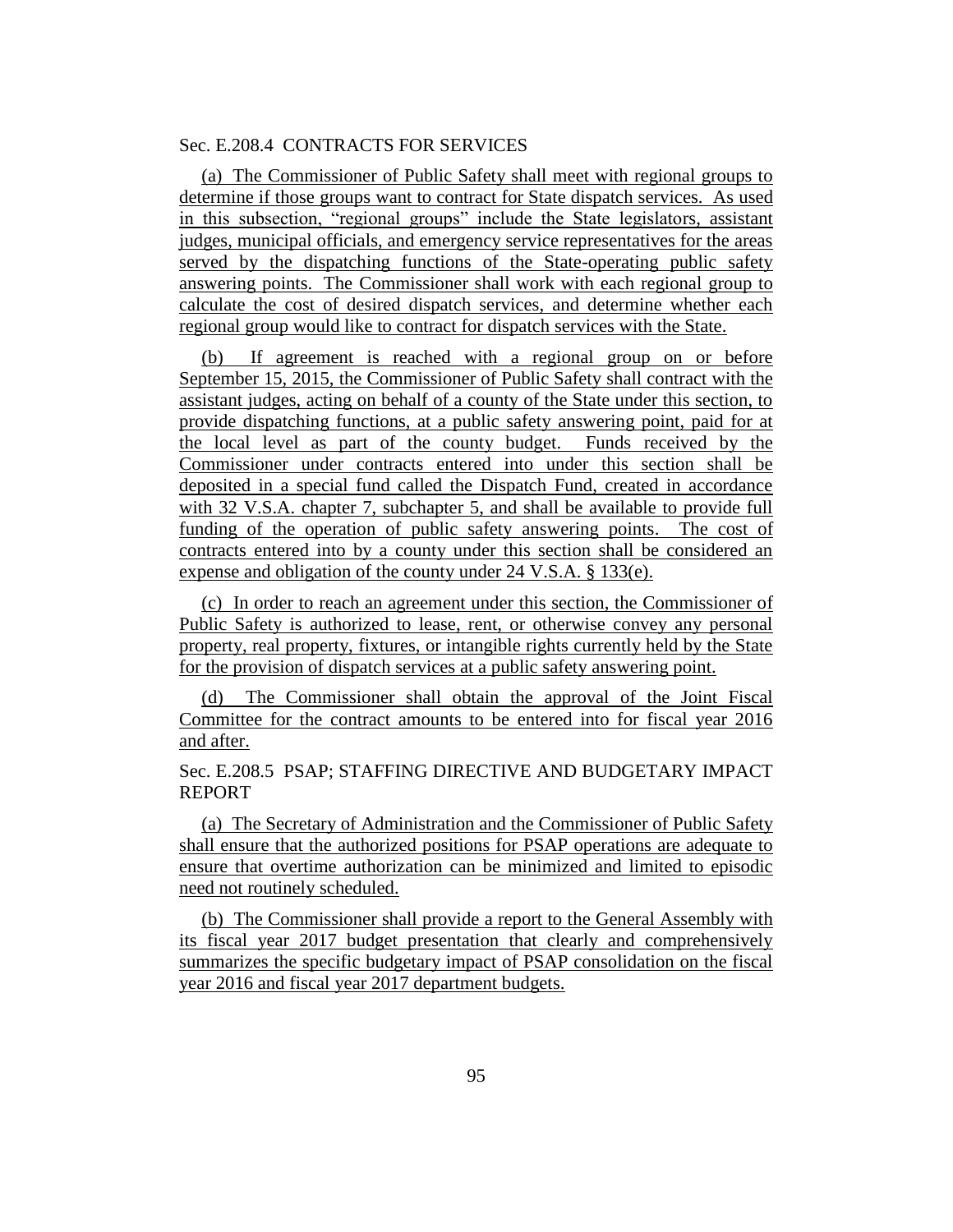Sec. E.208.4 CONTRACTS FOR SERVICES

(a) The Commissioner of Public Safety shall meet with regional groups to determine if those groups want to contract for State dispatch services. As used in this subsection, "regional groups" include the State legislators, assistant judges, municipal officials, and emergency service representatives for the areas served by the dispatching functions of the State-operating public safety answering points. The Commissioner shall work with each regional group to calculate the cost of desired dispatch services, and determine whether each regional group would like to contract for dispatch services with the State.

(b) If agreement is reached with a regional group on or before September 15, 2015, the Commissioner of Public Safety shall contract with the assistant judges, acting on behalf of a county of the State under this section, to provide dispatching functions, at a public safety answering point, paid for at the local level as part of the county budget. Funds received by the Commissioner under contracts entered into under this section shall be deposited in a special fund called the Dispatch Fund, created in accordance with 32 V.S.A. chapter 7, subchapter 5, and shall be available to provide full funding of the operation of public safety answering points. The cost of contracts entered into by a county under this section shall be considered an expense and obligation of the county under 24 V.S.A. § 133(e).

(c) In order to reach an agreement under this section, the Commissioner of Public Safety is authorized to lease, rent, or otherwise convey any personal property, real property, fixtures, or intangible rights currently held by the State for the provision of dispatch services at a public safety answering point.

(d) The Commissioner shall obtain the approval of the Joint Fiscal Committee for the contract amounts to be entered into for fiscal year 2016 and after.

Sec. E.208.5 PSAP; STAFFING DIRECTIVE AND BUDGETARY IMPACT REPORT

(a) The Secretary of Administration and the Commissioner of Public Safety shall ensure that the authorized positions for PSAP operations are adequate to ensure that overtime authorization can be minimized and limited to episodic need not routinely scheduled.

(b) The Commissioner shall provide a report to the General Assembly with its fiscal year 2017 budget presentation that clearly and comprehensively summarizes the specific budgetary impact of PSAP consolidation on the fiscal year 2016 and fiscal year 2017 department budgets.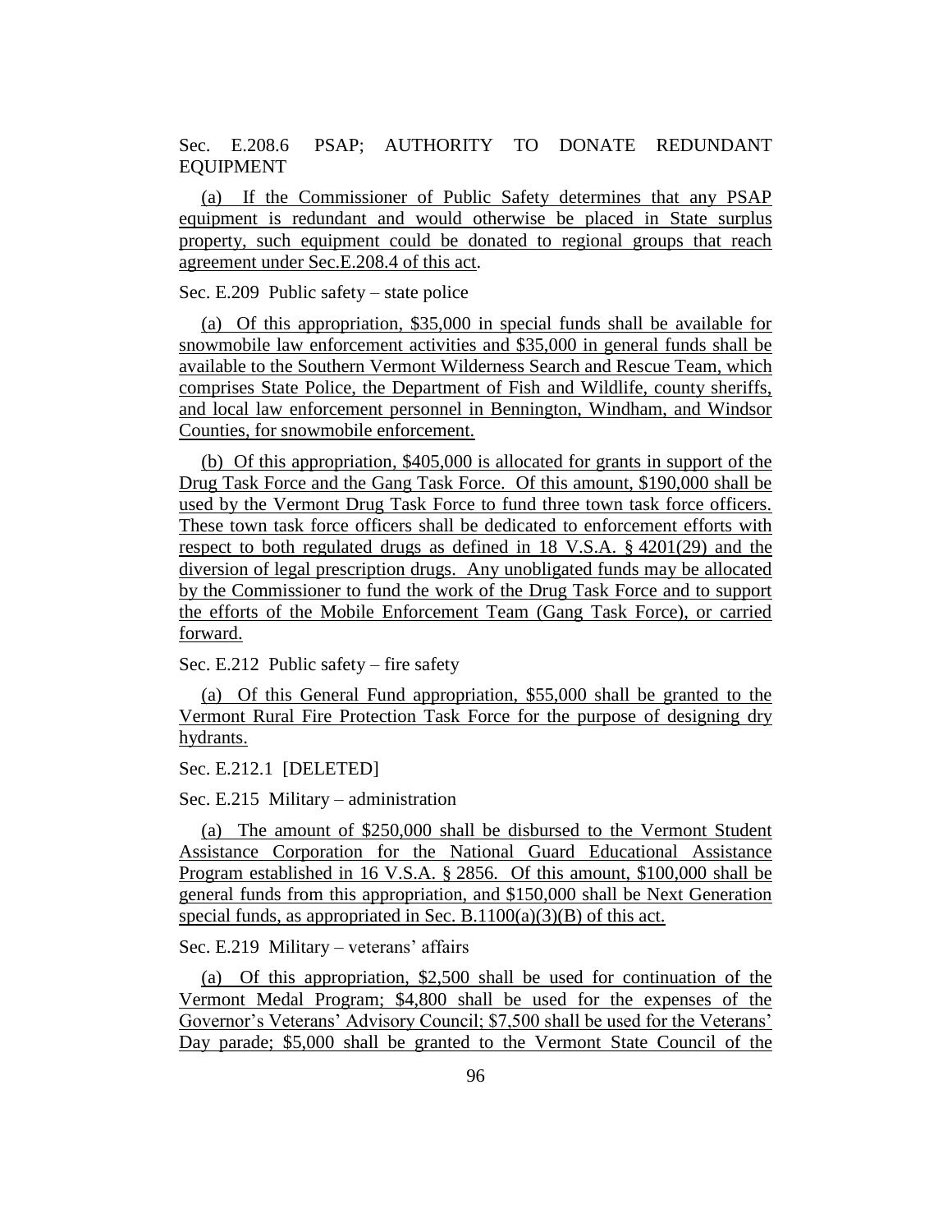Sec. E.208.6 PSAP; AUTHORITY TO DONATE REDUNDANT EQUIPMENT

(a) If the Commissioner of Public Safety determines that any PSAP equipment is redundant and would otherwise be placed in State surplus property, such equipment could be donated to regional groups that reach agreement under Sec.E.208.4 of this act.

Sec. E.209 Public safety – state police

(a) Of this appropriation, $35,000 in special funds shall be available for snowmobile law enforcement activities and $35,000 in general funds shall be available to the Southern Vermont Wilderness Search and Rescue Team, which comprises State Police, the Department of Fish and Wildlife, county sheriffs, and local law enforcement personnel in Bennington, Windham, and Windsor Counties, for snowmobile enforcement.

(b) Of this appropriation, $405,000 is allocated for grants in support of the Drug Task Force and the Gang Task Force. Of this amount, $190,000 shall be used by the Vermont Drug Task Force to fund three town task force officers. These town task force officers shall be dedicated to enforcement efforts with respect to both regulated drugs as defined in 18 V.S.A. § 4201(29) and the diversion of legal prescription drugs. Any unobligated funds may be allocated by the Commissioner to fund the work of the Drug Task Force and to support the efforts of the Mobile Enforcement Team (Gang Task Force), or carried forward.

Sec. E.212 Public safety – fire safety

(a) Of this General Fund appropriation, $55,000 shall be granted to the Vermont Rural Fire Protection Task Force for the purpose of designing dry hydrants.

Sec. E.212.1 [DELETED]

Sec. E.215 Military – administration

(a) The amount of $250,000 shall be disbursed to the Vermont Student Assistance Corporation for the National Guard Educational Assistance Program established in 16 V.S.A. § 2856. Of this amount, $100,000 shall be general funds from this appropriation, and $150,000 shall be Next Generation special funds, as appropriated in Sec. B.1100(a)(3)(B) of this act.

Sec. E.219 Military – veterans' affairs

(a) Of this appropriation, $2,500 shall be used for continuation of the Vermont Medal Program; $4,800 shall be used for the expenses of the Governor's Veterans' Advisory Council; $7,500 shall be used for the Veterans' Day parade; $5,000 shall be granted to the Vermont State Council of the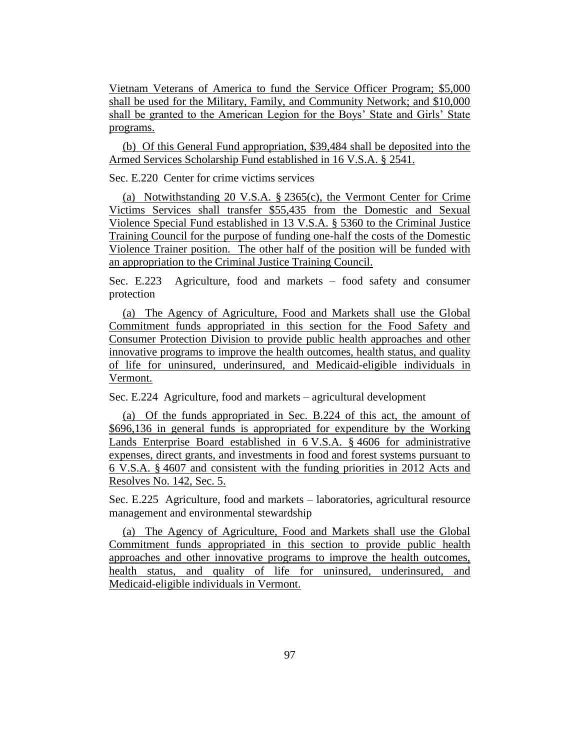Vietnam Veterans of America to fund the Service Officer Program; $5,000 shall be used for the Military, Family, and Community Network; and $10,000 shall be granted to the American Legion for the Boys' State and Girls' State programs.

(b) Of this General Fund appropriation, $39,484 shall be deposited into the Armed Services Scholarship Fund established in 16 V.S.A. § 2541.

Sec. E.220 Center for crime victims services

(a) Notwithstanding 20 V.S.A. § 2365(c), the Vermont Center for Crime Victims Services shall transfer $55,435 from the Domestic and Sexual Violence Special Fund established in 13 V.S.A. § 5360 to the Criminal Justice Training Council for the purpose of funding one-half the costs of the Domestic Violence Trainer position. The other half of the position will be funded with an appropriation to the Criminal Justice Training Council.

Sec. E.223 Agriculture, food and markets – food safety and consumer protection

(a) The Agency of Agriculture, Food and Markets shall use the Global Commitment funds appropriated in this section for the Food Safety and Consumer Protection Division to provide public health approaches and other innovative programs to improve the health outcomes, health status, and quality of life for uninsured, underinsured, and Medicaid-eligible individuals in Vermont.

Sec. E.224 Agriculture, food and markets – agricultural development

(a) Of the funds appropriated in Sec. B.224 of this act, the amount of $696,136 in general funds is appropriated for expenditure by the Working Lands Enterprise Board established in 6 V.S.A. § 4606 for administrative expenses, direct grants, and investments in food and forest systems pursuant to 6 V.S.A. § 4607 and consistent with the funding priorities in 2012 Acts and Resolves No. 142, Sec. 5.

Sec. E.225 Agriculture, food and markets – laboratories, agricultural resource management and environmental stewardship

(a) The Agency of Agriculture, Food and Markets shall use the Global Commitment funds appropriated in this section to provide public health approaches and other innovative programs to improve the health outcomes, health status, and quality of life for uninsured, underinsured, and Medicaid-eligible individuals in Vermont.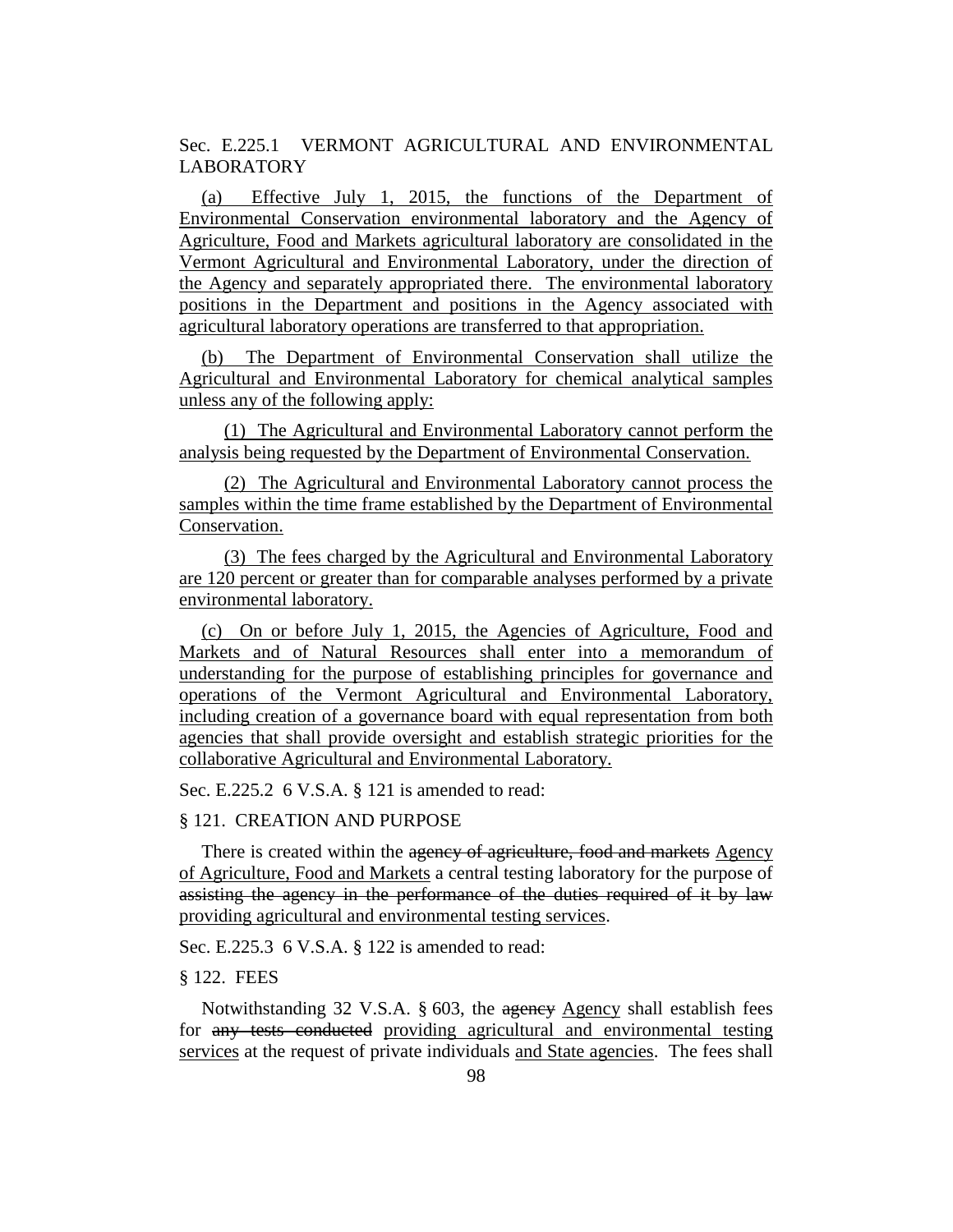Sec. E.225.1 VERMONT AGRICULTURAL AND ENVIRONMENTAL LABORATORY

(a) Effective July 1, 2015, the functions of the Department of Environmental Conservation environmental laboratory and the Agency of Agriculture, Food and Markets agricultural laboratory are consolidated in the Vermont Agricultural and Environmental Laboratory, under the direction of the Agency and separately appropriated there. The environmental laboratory positions in the Department and positions in the Agency associated with agricultural laboratory operations are transferred to that appropriation.

(b) The Department of Environmental Conservation shall utilize the Agricultural and Environmental Laboratory for chemical analytical samples unless any of the following apply:

(1) The Agricultural and Environmental Laboratory cannot perform the analysis being requested by the Department of Environmental Conservation.

(2) The Agricultural and Environmental Laboratory cannot process the samples within the time frame established by the Department of Environmental Conservation.

(3) The fees charged by the Agricultural and Environmental Laboratory are 120 percent or greater than for comparable analyses performed by a private environmental laboratory.

(c) On or before July 1, 2015, the Agencies of Agriculture, Food and Markets and of Natural Resources shall enter into a memorandum of understanding for the purpose of establishing principles for governance and operations of the Vermont Agricultural and Environmental Laboratory, including creation of a governance board with equal representation from both agencies that shall provide oversight and establish strategic priorities for the collaborative Agricultural and Environmental Laboratory.

Sec. E.225.2 6 V.S.A. § 121 is amended to read:

§ 121. CREATION AND PURPOSE

There is created within the ~~agency of agriculture, food and markets~~ Agency of Agriculture, Food and Markets a central testing laboratory for the purpose of ~~assisting the agency in the performance of the duties required of it by law~~ providing agricultural and environmental testing services.

Sec. E.225.3 6 V.S.A. § 122 is amended to read:

§ 122. FEES

Notwithstanding 32 V.S.A. § 603, the ~~agency~~ Agency shall establish fees for ~~any tests conducted~~ providing agricultural and environmental testing services at the request of private individuals and State agencies. The fees shall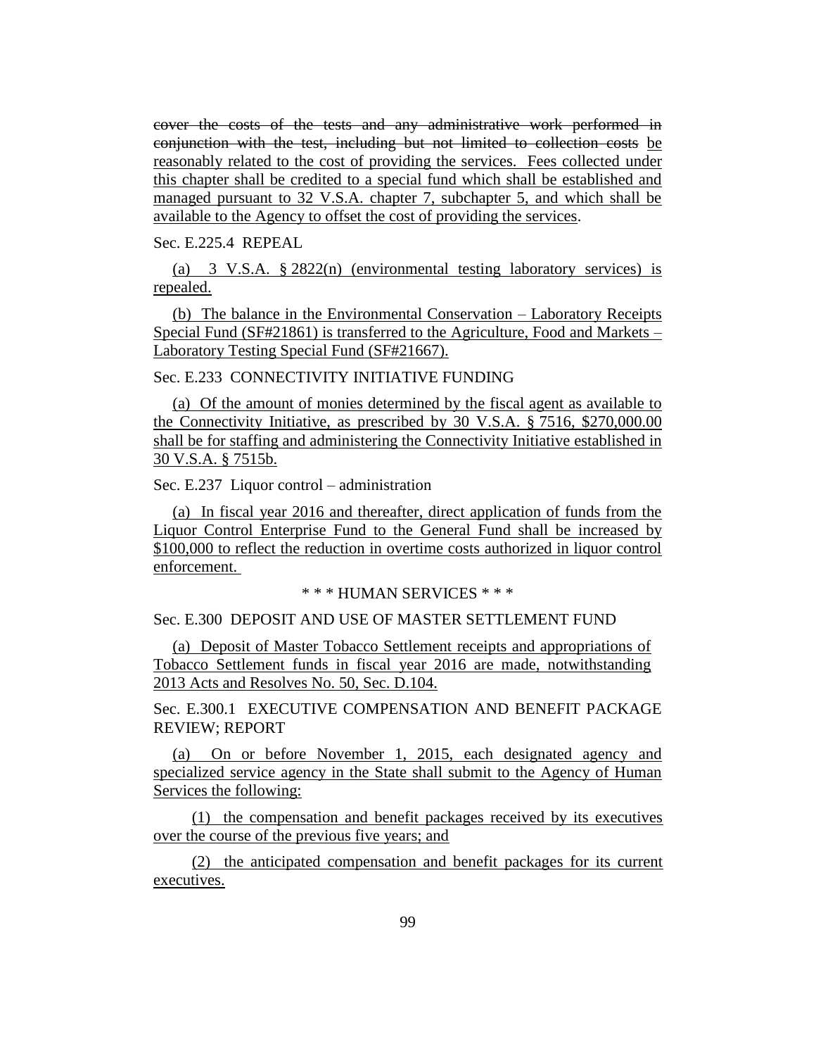~~cover the costs of the tests and any administrative work performed in conjunction with the test, including but not limited to collection costs~~ be reasonably related to the cost of providing the services. Fees collected under this chapter shall be credited to a special fund which shall be established and managed pursuant to 32 V.S.A. chapter 7, subchapter 5, and which shall be available to the Agency to offset the cost of providing the services.

Sec. E.225.4 REPEAL

(a) 3 V.S.A. § 2822(n) (environmental testing laboratory services) is repealed.

(b) The balance in the Environmental Conservation – Laboratory Receipts Special Fund (SF#21861) is transferred to the Agriculture, Food and Markets – Laboratory Testing Special Fund (SF#21667).

Sec. E.233 CONNECTIVITY INITIATIVE FUNDING

(a) Of the amount of monies determined by the fiscal agent as available to the Connectivity Initiative, as prescribed by 30 V.S.A. § 7516, $270,000.00 shall be for staffing and administering the Connectivity Initiative established in 30 V.S.A. § 7515b.

Sec. E.237 Liquor control – administration

(a) In fiscal year 2016 and thereafter, direct application of funds from the Liquor Control Enterprise Fund to the General Fund shall be increased by $100,000 to reflect the reduction in overtime costs authorized in liquor control enforcement.

\* \* \* HUMAN SERVICES \* \* \*

Sec. E.300 DEPOSIT AND USE OF MASTER SETTLEMENT FUND

(a) Deposit of Master Tobacco Settlement receipts and appropriations of Tobacco Settlement funds in fiscal year 2016 are made, notwithstanding 2013 Acts and Resolves No. 50, Sec. D.104.

Sec. E.300.1 EXECUTIVE COMPENSATION AND BENEFIT PACKAGE REVIEW; REPORT

(a) On or before November 1, 2015, each designated agency and specialized service agency in the State shall submit to the Agency of Human Services the following:

(1) the compensation and benefit packages received by its executives over the course of the previous five years; and

(2) the anticipated compensation and benefit packages for its current executives.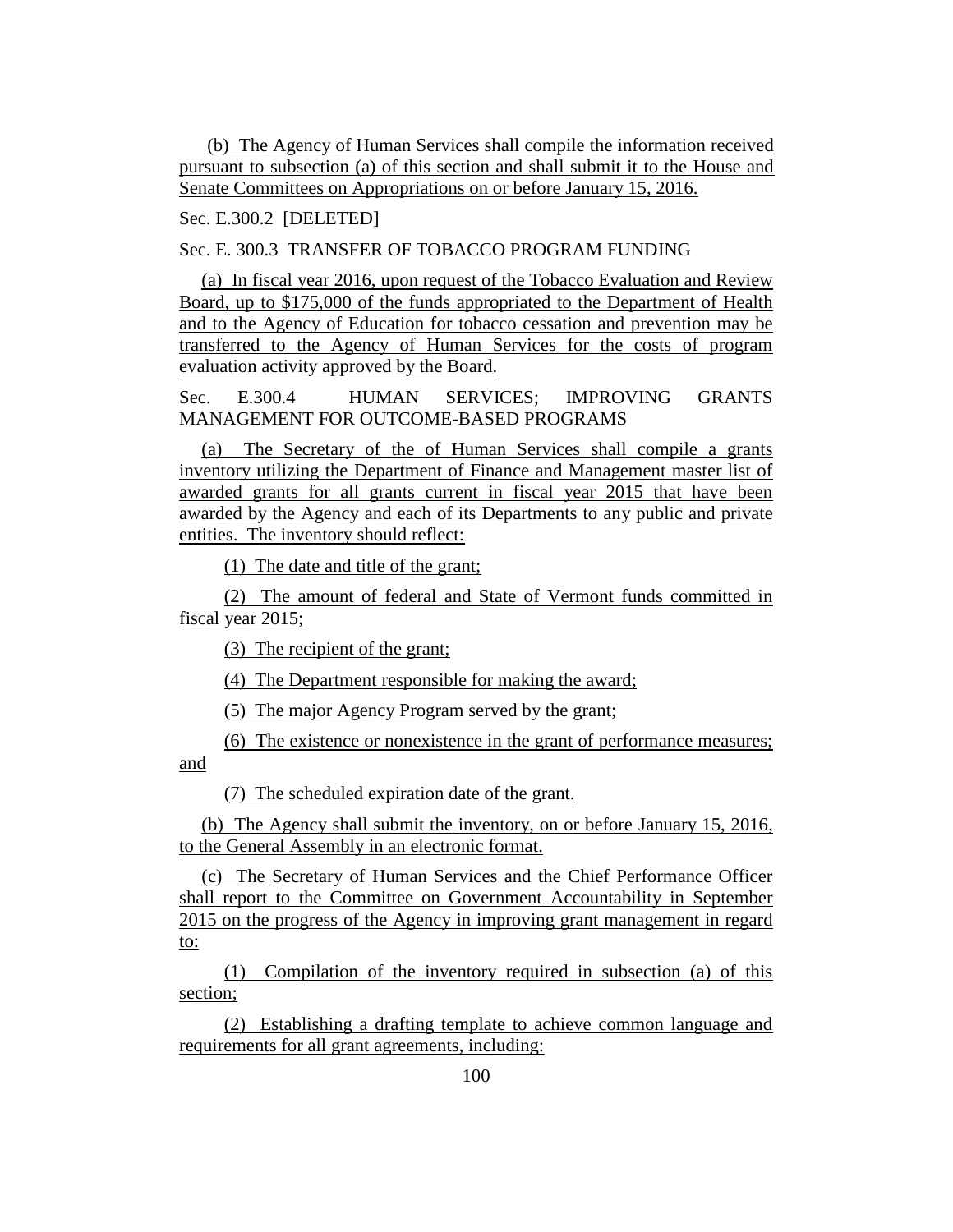(b) The Agency of Human Services shall compile the information received pursuant to subsection (a) of this section and shall submit it to the House and Senate Committees on Appropriations on or before January 15, 2016.

Sec. E.300.2 [DELETED]

Sec. E. 300.3 TRANSFER OF TOBACCO PROGRAM FUNDING

(a) In fiscal year 2016, upon request of the Tobacco Evaluation and Review Board, up to $175,000 of the funds appropriated to the Department of Health and to the Agency of Education for tobacco cessation and prevention may be transferred to the Agency of Human Services for the costs of program evaluation activity approved by the Board.

Sec. E.300.4 HUMAN SERVICES; IMPROVING GRANTS MANAGEMENT FOR OUTCOME-BASED PROGRAMS

(a) The Secretary of the of Human Services shall compile a grants inventory utilizing the Department of Finance and Management master list of awarded grants for all grants current in fiscal year 2015 that have been awarded by the Agency and each of its Departments to any public and private entities. The inventory should reflect:

(1) The date and title of the grant;

(2) The amount of federal and State of Vermont funds committed in fiscal year 2015;

(3) The recipient of the grant;

(4) The Department responsible for making the award;

(5) The major Agency Program served by the grant;

(6) The existence or nonexistence in the grant of performance measures; and

(7) The scheduled expiration date of the grant.

(b) The Agency shall submit the inventory, on or before January 15, 2016, to the General Assembly in an electronic format.

(c) The Secretary of Human Services and the Chief Performance Officer shall report to the Committee on Government Accountability in September 2015 on the progress of the Agency in improving grant management in regard to:

(1) Compilation of the inventory required in subsection (a) of this section;

(2) Establishing a drafting template to achieve common language and requirements for all grant agreements, including: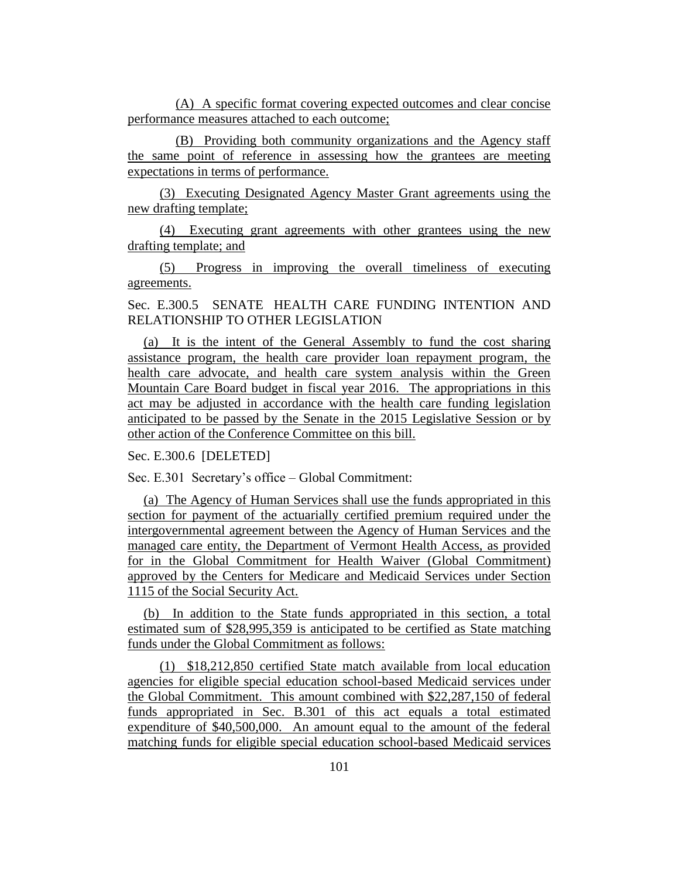(A) A specific format covering expected outcomes and clear concise performance measures attached to each outcome;

(B) Providing both community organizations and the Agency staff the same point of reference in assessing how the grantees are meeting expectations in terms of performance.

(3) Executing Designated Agency Master Grant agreements using the new drafting template;

(4) Executing grant agreements with other grantees using the new drafting template; and

(5) Progress in improving the overall timeliness of executing agreements.

Sec. E.300.5 SENATE HEALTH CARE FUNDING INTENTION AND RELATIONSHIP TO OTHER LEGISLATION

(a) It is the intent of the General Assembly to fund the cost sharing assistance program, the health care provider loan repayment program, the health care advocate, and health care system analysis within the Green Mountain Care Board budget in fiscal year 2016. The appropriations in this act may be adjusted in accordance with the health care funding legislation anticipated to be passed by the Senate in the 2015 Legislative Session or by other action of the Conference Committee on this bill.

Sec. E.300.6 [DELETED]

Sec. E.301 Secretary's office – Global Commitment:

(a) The Agency of Human Services shall use the funds appropriated in this section for payment of the actuarially certified premium required under the intergovernmental agreement between the Agency of Human Services and the managed care entity, the Department of Vermont Health Access, as provided for in the Global Commitment for Health Waiver (Global Commitment) approved by the Centers for Medicare and Medicaid Services under Section 1115 of the Social Security Act.

(b) In addition to the State funds appropriated in this section, a total estimated sum of $28,995,359 is anticipated to be certified as State matching funds under the Global Commitment as follows:

(1) $18,212,850 certified State match available from local education agencies for eligible special education school-based Medicaid services under the Global Commitment. This amount combined with $22,287,150 of federal funds appropriated in Sec. B.301 of this act equals a total estimated expenditure of $40,500,000. An amount equal to the amount of the federal matching funds for eligible special education school-based Medicaid services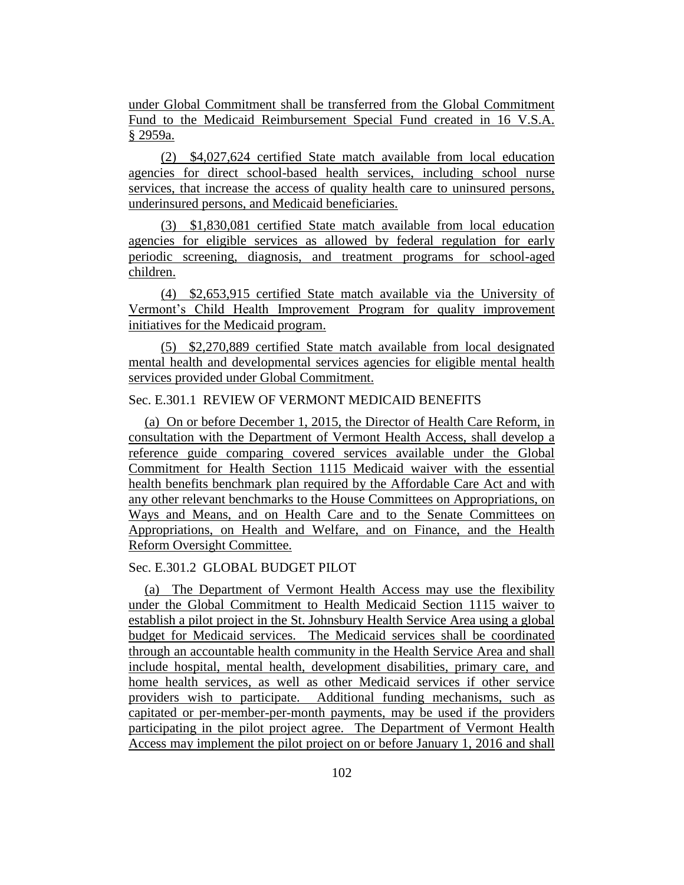under Global Commitment shall be transferred from the Global Commitment Fund to the Medicaid Reimbursement Special Fund created in 16 V.S.A. § 2959a.

(2) $4,027,624 certified State match available from local education agencies for direct school-based health services, including school nurse services, that increase the access of quality health care to uninsured persons, underinsured persons, and Medicaid beneficiaries.

(3) $1,830,081 certified State match available from local education agencies for eligible services as allowed by federal regulation for early periodic screening, diagnosis, and treatment programs for school-aged children.

(4) $2,653,915 certified State match available via the University of Vermont's Child Health Improvement Program for quality improvement initiatives for the Medicaid program.

(5) $2,270,889 certified State match available from local designated mental health and developmental services agencies for eligible mental health services provided under Global Commitment.

Sec. E.301.1 REVIEW OF VERMONT MEDICAID BENEFITS

(a) On or before December 1, 2015, the Director of Health Care Reform, in consultation with the Department of Vermont Health Access, shall develop a reference guide comparing covered services available under the Global Commitment for Health Section 1115 Medicaid waiver with the essential health benefits benchmark plan required by the Affordable Care Act and with any other relevant benchmarks to the House Committees on Appropriations, on Ways and Means, and on Health Care and to the Senate Committees on Appropriations, on Health and Welfare, and on Finance, and the Health Reform Oversight Committee.

Sec. E.301.2 GLOBAL BUDGET PILOT

(a) The Department of Vermont Health Access may use the flexibility under the Global Commitment to Health Medicaid Section 1115 waiver to establish a pilot project in the St. Johnsbury Health Service Area using a global budget for Medicaid services. The Medicaid services shall be coordinated through an accountable health community in the Health Service Area and shall include hospital, mental health, development disabilities, primary care, and home health services, as well as other Medicaid services if other service providers wish to participate. Additional funding mechanisms, such as capitated or per-member-per-month payments, may be used if the providers participating in the pilot project agree. The Department of Vermont Health Access may implement the pilot project on or before January 1, 2016 and shall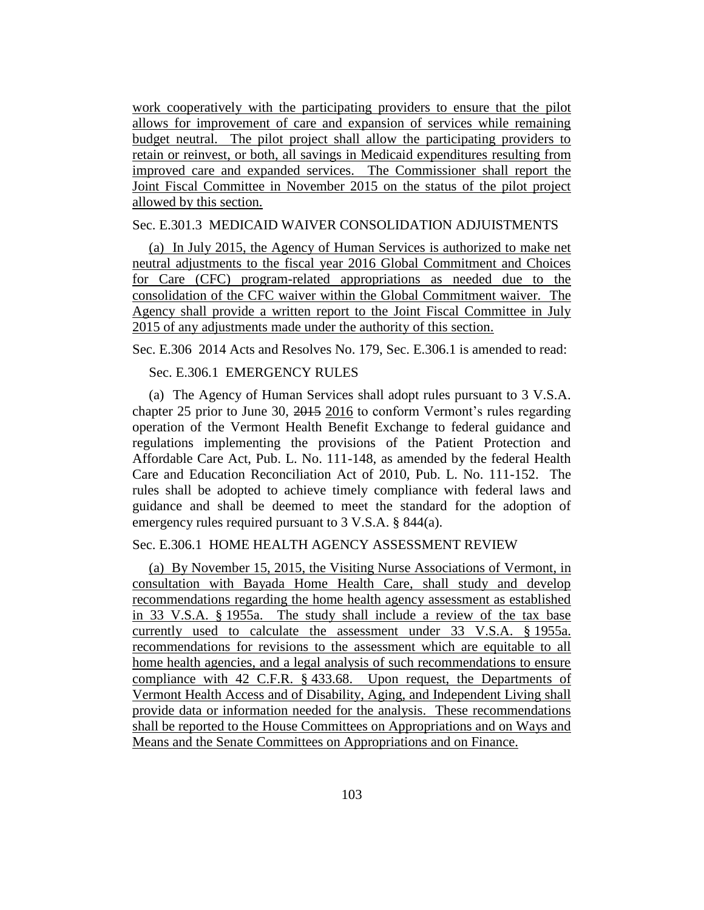work cooperatively with the participating providers to ensure that the pilot allows for improvement of care and expansion of services while remaining budget neutral. The pilot project shall allow the participating providers to retain or reinvest, or both, all savings in Medicaid expenditures resulting from improved care and expanded services. The Commissioner shall report the Joint Fiscal Committee in November 2015 on the status of the pilot project allowed by this section.

Sec. E.301.3 MEDICAID WAIVER CONSOLIDATION ADJUSTMENTS

(a) In July 2015, the Agency of Human Services is authorized to make net neutral adjustments to the fiscal year 2016 Global Commitment and Choices for Care (CFC) program-related appropriations as needed due to the consolidation of the CFC waiver within the Global Commitment waiver. The Agency shall provide a written report to the Joint Fiscal Committee in July 2015 of any adjustments made under the authority of this section.

Sec. E.306 2014 Acts and Resolves No. 179, Sec. E.306.1 is amended to read:

Sec. E.306.1 EMERGENCY RULES

(a) The Agency of Human Services shall adopt rules pursuant to 3 V.S.A. chapter 25 prior to June 30, ~~2015~~ 2016 to conform Vermont's rules regarding operation of the Vermont Health Benefit Exchange to federal guidance and regulations implementing the provisions of the Patient Protection and Affordable Care Act, Pub. L. No. 111-148, as amended by the federal Health Care and Education Reconciliation Act of 2010, Pub. L. No. 111-152. The rules shall be adopted to achieve timely compliance with federal laws and guidance and shall be deemed to meet the standard for the adoption of emergency rules required pursuant to 3 V.S.A. § 844(a).

Sec. E.306.1 HOME HEALTH AGENCY ASSESSMENT REVIEW

(a) By November 15, 2015, the Visiting Nurse Associations of Vermont, in consultation with Bayada Home Health Care, shall study and develop recommendations regarding the home health agency assessment as established in 33 V.S.A. § 1955a. The study shall include a review of the tax base currently used to calculate the assessment under 33 V.S.A. § 1955a. recommendations for revisions to the assessment which are equitable to all home health agencies, and a legal analysis of such recommendations to ensure compliance with 42 C.F.R. § 433.68. Upon request, the Departments of Vermont Health Access and of Disability, Aging, and Independent Living shall provide data or information needed for the analysis. These recommendations shall be reported to the House Committees on Appropriations and on Ways and Means and the Senate Committees on Appropriations and on Finance.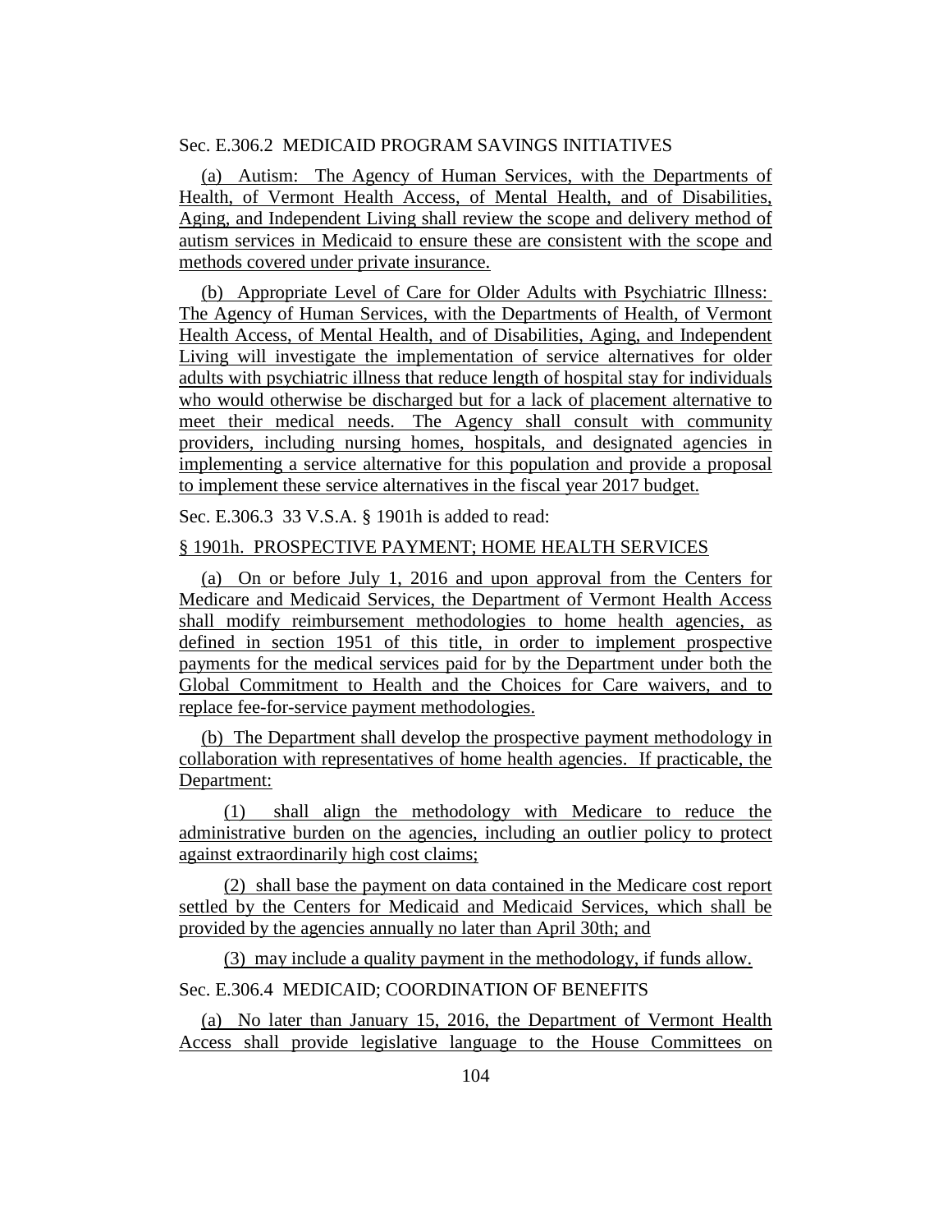Sec. E.306.2 MEDICAID PROGRAM SAVINGS INITIATIVES

(a) Autism: The Agency of Human Services, with the Departments of Health, of Vermont Health Access, of Mental Health, and of Disabilities, Aging, and Independent Living shall review the scope and delivery method of autism services in Medicaid to ensure these are consistent with the scope and methods covered under private insurance.

(b) Appropriate Level of Care for Older Adults with Psychiatric Illness: The Agency of Human Services, with the Departments of Health, of Vermont Health Access, of Mental Health, and of Disabilities, Aging, and Independent Living will investigate the implementation of service alternatives for older adults with psychiatric illness that reduce length of hospital stay for individuals who would otherwise be discharged but for a lack of placement alternative to meet their medical needs. The Agency shall consult with community providers, including nursing homes, hospitals, and designated agencies in implementing a service alternative for this population and provide a proposal to implement these service alternatives in the fiscal year 2017 budget.

Sec. E.306.3 33 V.S.A. § 1901h is added to read:

§ 1901h. PROSPECTIVE PAYMENT; HOME HEALTH SERVICES

(a) On or before July 1, 2016 and upon approval from the Centers for Medicare and Medicaid Services, the Department of Vermont Health Access shall modify reimbursement methodologies to home health agencies, as defined in section 1951 of this title, in order to implement prospective payments for the medical services paid for by the Department under both the Global Commitment to Health and the Choices for Care waivers, and to replace fee-for-service payment methodologies.

(b) The Department shall develop the prospective payment methodology in collaboration with representatives of home health agencies. If practicable, the Department:

(1) shall align the methodology with Medicare to reduce the administrative burden on the agencies, including an outlier policy to protect against extraordinarily high cost claims;

(2) shall base the payment on data contained in the Medicare cost report settled by the Centers for Medicaid and Medicaid Services, which shall be provided by the agencies annually no later than April 30th; and

(3) may include a quality payment in the methodology, if funds allow.

Sec. E.306.4 MEDICAID; COORDINATION OF BENEFITS

(a) No later than January 15, 2016, the Department of Vermont Health Access shall provide legislative language to the House Committees on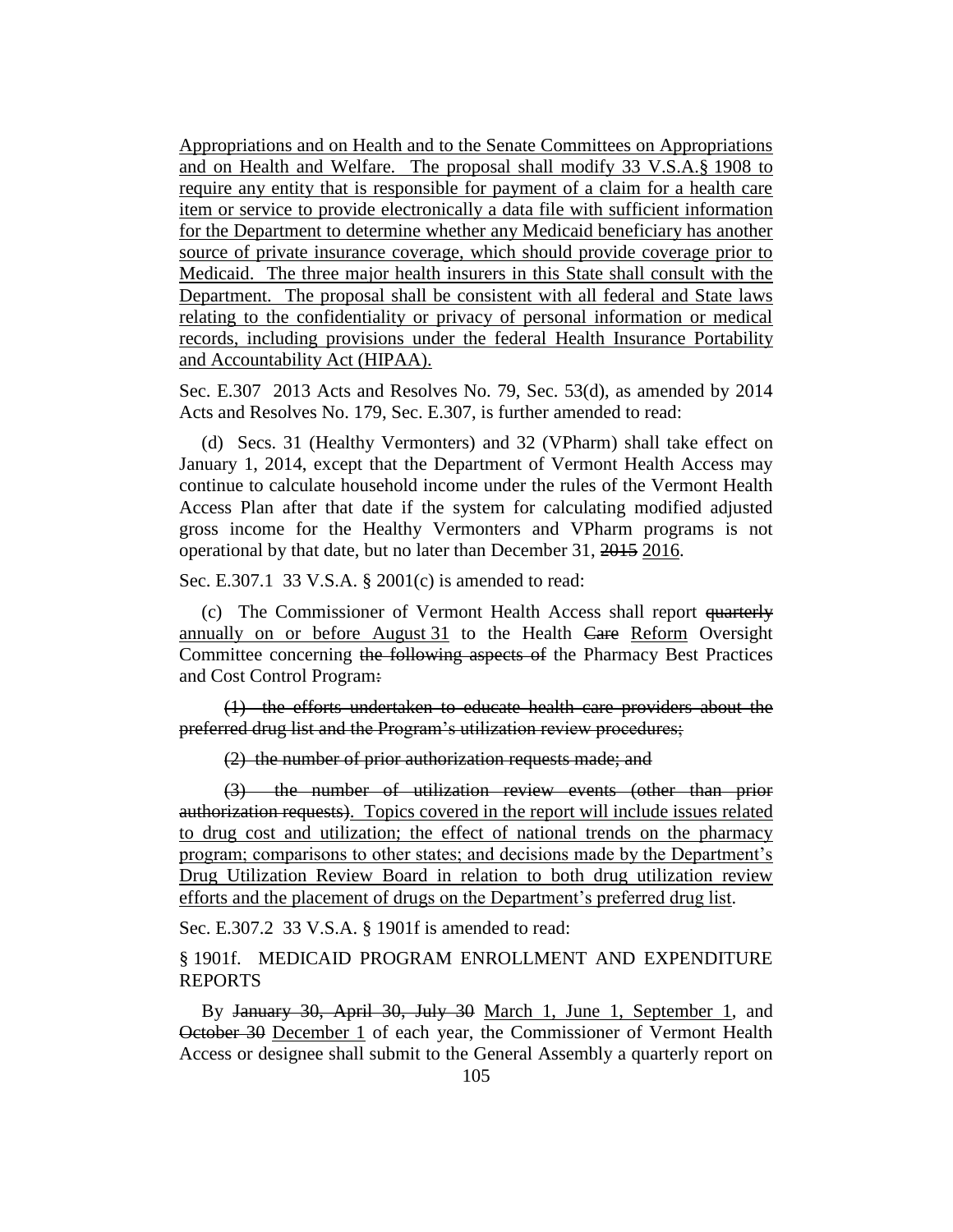Appropriations and on Health and to the Senate Committees on Appropriations and on Health and Welfare. The proposal shall modify 33 V.S.A.§ 1908 to require any entity that is responsible for payment of a claim for a health care item or service to provide electronically a data file with sufficient information for the Department to determine whether any Medicaid beneficiary has another source of private insurance coverage, which should provide coverage prior to Medicaid. The three major health insurers in this State shall consult with the Department. The proposal shall be consistent with all federal and State laws relating to the confidentiality or privacy of personal information or medical records, including provisions under the federal Health Insurance Portability and Accountability Act (HIPAA).

Sec. E.307 2013 Acts and Resolves No. 79, Sec. 53(d), as amended by 2014 Acts and Resolves No. 179, Sec. E.307, is further amended to read:

(d) Secs. 31 (Healthy Vermonters) and 32 (VPharm) shall take effect on January 1, 2014, except that the Department of Vermont Health Access may continue to calculate household income under the rules of the Vermont Health Access Plan after that date if the system for calculating modified adjusted gross income for the Healthy Vermonters and VPharm programs is not operational by that date, but no later than December 31, ~~2015~~ 2016.

Sec. E.307.1 33 V.S.A. § 2001(c) is amended to read:

(c) The Commissioner of Vermont Health Access shall report ~~quarterly~~ annually on or before August 31 to the Health ~~Care~~ Reform Oversight Committee concerning ~~the following aspects of~~ the Pharmacy Best Practices and Cost Control Program~~:~~

~~(1) the efforts undertaken to educate health care providers about the preferred drug list and the Program's utilization review procedures;~~

~~(2) the number of prior authorization requests made; and~~

~~(3) the number of utilization review events (other than prior authorization requests)~~. Topics covered in the report will include issues related to drug cost and utilization; the effect of national trends on the pharmacy program; comparisons to other states; and decisions made by the Department's Drug Utilization Review Board in relation to both drug utilization review efforts and the placement of drugs on the Department's preferred drug list.

Sec. E.307.2 33 V.S.A. § 1901f is amended to read:

§ 1901f. MEDICAID PROGRAM ENROLLMENT AND EXPENDITURE REPORTS

By ~~January 30, April 30, July 30~~ March 1, June 1, September 1, and ~~October 30~~ December 1 of each year, the Commissioner of Vermont Health Access or designee shall submit to the General Assembly a quarterly report on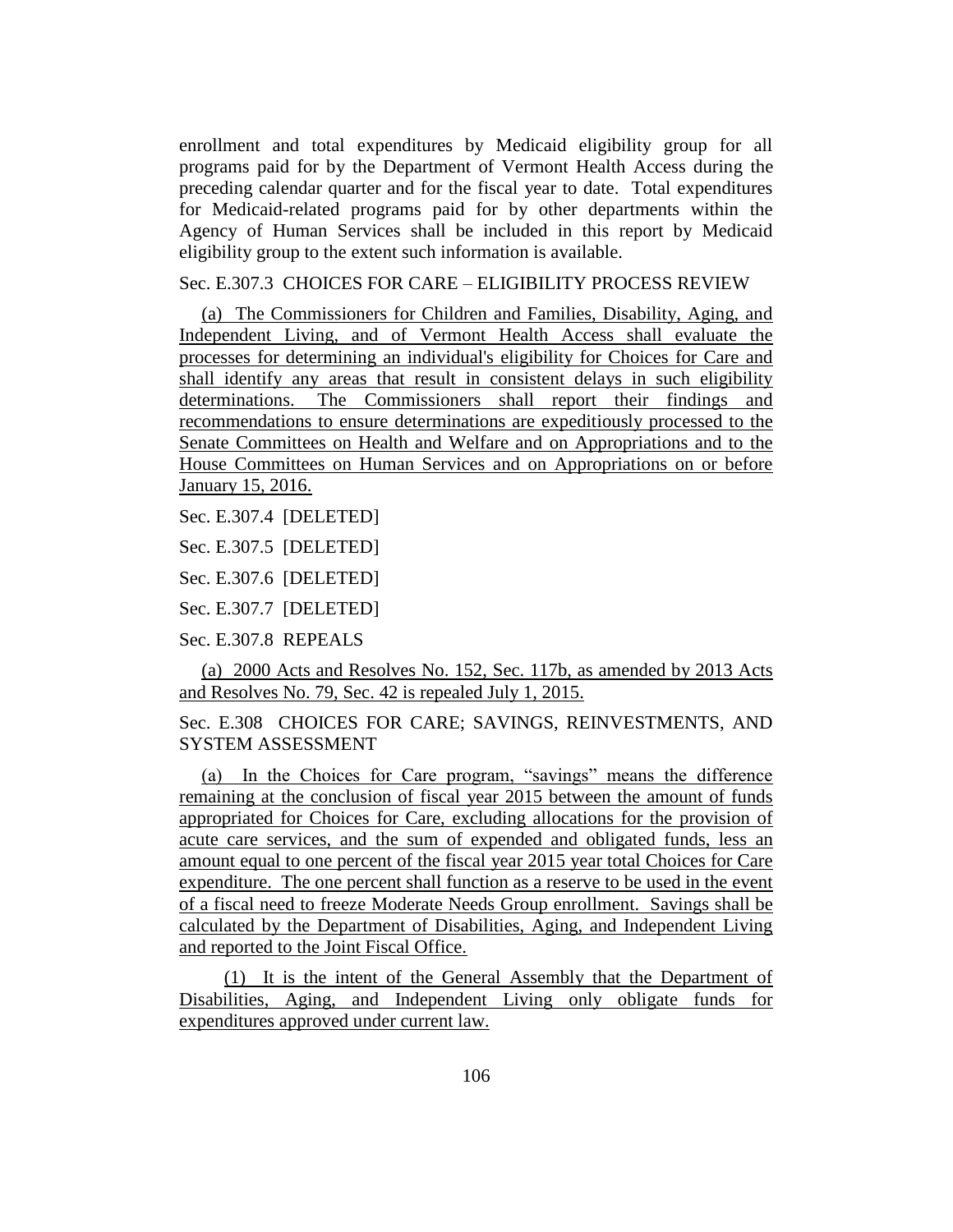enrollment and total expenditures by Medicaid eligibility group for all programs paid for by the Department of Vermont Health Access during the preceding calendar quarter and for the fiscal year to date. Total expenditures for Medicaid-related programs paid for by other departments within the Agency of Human Services shall be included in this report by Medicaid eligibility group to the extent such information is available.

Sec. E.307.3 CHOICES FOR CARE – ELIGIBILITY PROCESS REVIEW

(a) The Commissioners for Children and Families, Disability, Aging, and Independent Living, and of Vermont Health Access shall evaluate the processes for determining an individual's eligibility for Choices for Care and shall identify any areas that result in consistent delays in such eligibility determinations. The Commissioners shall report their findings and recommendations to ensure determinations are expeditiously processed to the Senate Committees on Health and Welfare and on Appropriations and to the House Committees on Human Services and on Appropriations on or before January 15, 2016.

Sec. E.307.4 [DELETED]

Sec. E.307.5 [DELETED]

Sec. E.307.6 [DELETED]

Sec. E.307.7 [DELETED]

Sec. E.307.8 REPEALS

(a) 2000 Acts and Resolves No. 152, Sec. 117b, as amended by 2013 Acts and Resolves No. 79, Sec. 42 is repealed July 1, 2015.

Sec. E.308 CHOICES FOR CARE; SAVINGS, REINVESTMENTS, AND SYSTEM ASSESSMENT

(a) In the Choices for Care program, "savings" means the difference remaining at the conclusion of fiscal year 2015 between the amount of funds appropriated for Choices for Care, excluding allocations for the provision of acute care services, and the sum of expended and obligated funds, less an amount equal to one percent of the fiscal year 2015 year total Choices for Care expenditure. The one percent shall function as a reserve to be used in the event of a fiscal need to freeze Moderate Needs Group enrollment. Savings shall be calculated by the Department of Disabilities, Aging, and Independent Living and reported to the Joint Fiscal Office.

(1) It is the intent of the General Assembly that the Department of Disabilities, Aging, and Independent Living only obligate funds for expenditures approved under current law.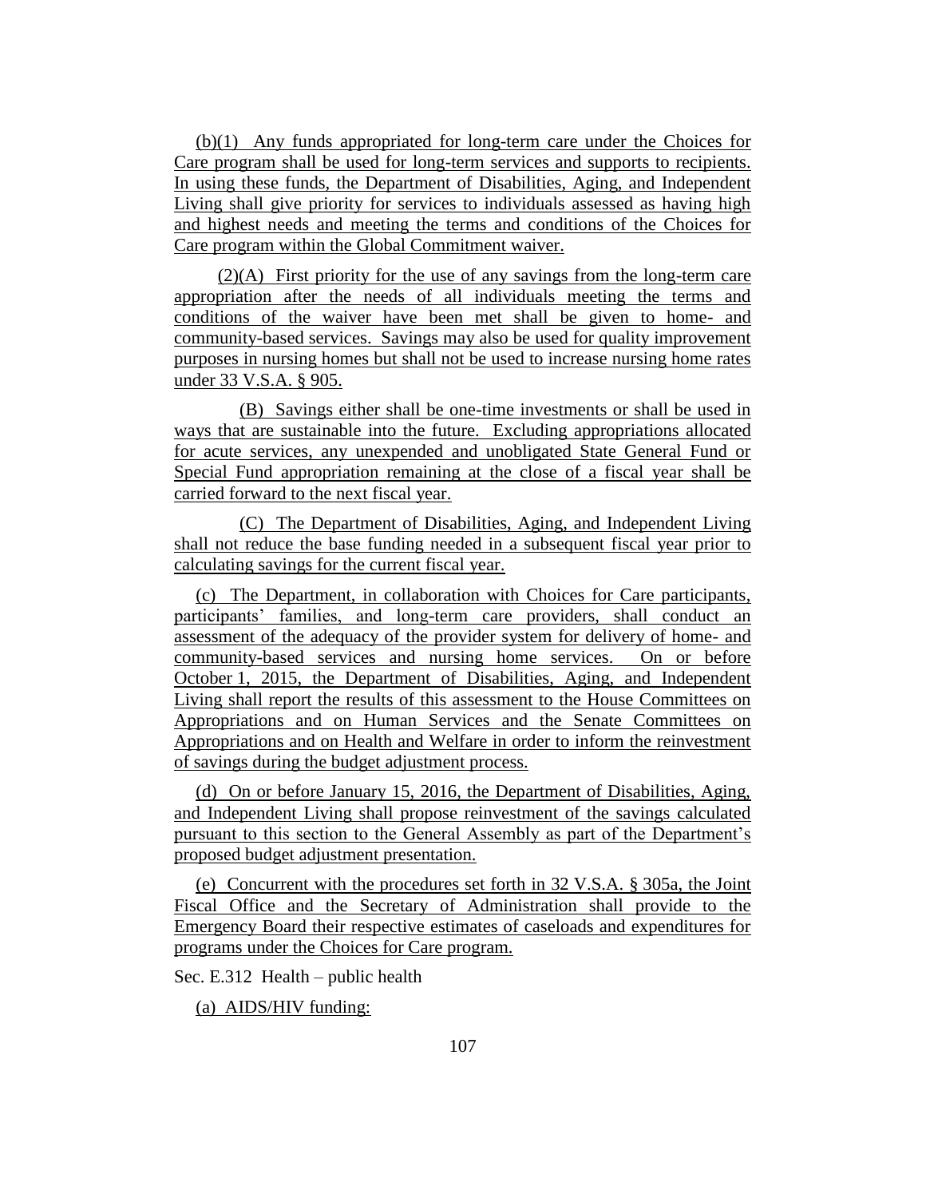(b)(1) Any funds appropriated for long-term care under the Choices for Care program shall be used for long-term services and supports to recipients. In using these funds, the Department of Disabilities, Aging, and Independent Living shall give priority for services to individuals assessed as having high and highest needs and meeting the terms and conditions of the Choices for Care program within the Global Commitment waiver.

(2)(A) First priority for the use of any savings from the long-term care appropriation after the needs of all individuals meeting the terms and conditions of the waiver have been met shall be given to home- and community-based services. Savings may also be used for quality improvement purposes in nursing homes but shall not be used to increase nursing home rates under 33 V.S.A. § 905.

(B) Savings either shall be one-time investments or shall be used in ways that are sustainable into the future. Excluding appropriations allocated for acute services, any unexpended and unobligated State General Fund or Special Fund appropriation remaining at the close of a fiscal year shall be carried forward to the next fiscal year.

(C) The Department of Disabilities, Aging, and Independent Living shall not reduce the base funding needed in a subsequent fiscal year prior to calculating savings for the current fiscal year.

(c) The Department, in collaboration with Choices for Care participants, participants' families, and long-term care providers, shall conduct an assessment of the adequacy of the provider system for delivery of home- and community-based services and nursing home services. On or before October 1, 2015, the Department of Disabilities, Aging, and Independent Living shall report the results of this assessment to the House Committees on Appropriations and on Human Services and the Senate Committees on Appropriations and on Health and Welfare in order to inform the reinvestment of savings during the budget adjustment process.

(d) On or before January 15, 2016, the Department of Disabilities, Aging, and Independent Living shall propose reinvestment of the savings calculated pursuant to this section to the General Assembly as part of the Department's proposed budget adjustment presentation.

(e) Concurrent with the procedures set forth in 32 V.S.A. § 305a, the Joint Fiscal Office and the Secretary of Administration shall provide to the Emergency Board their respective estimates of caseloads and expenditures for programs under the Choices for Care program.

Sec. E.312 Health – public health

(a) AIDS/HIV funding: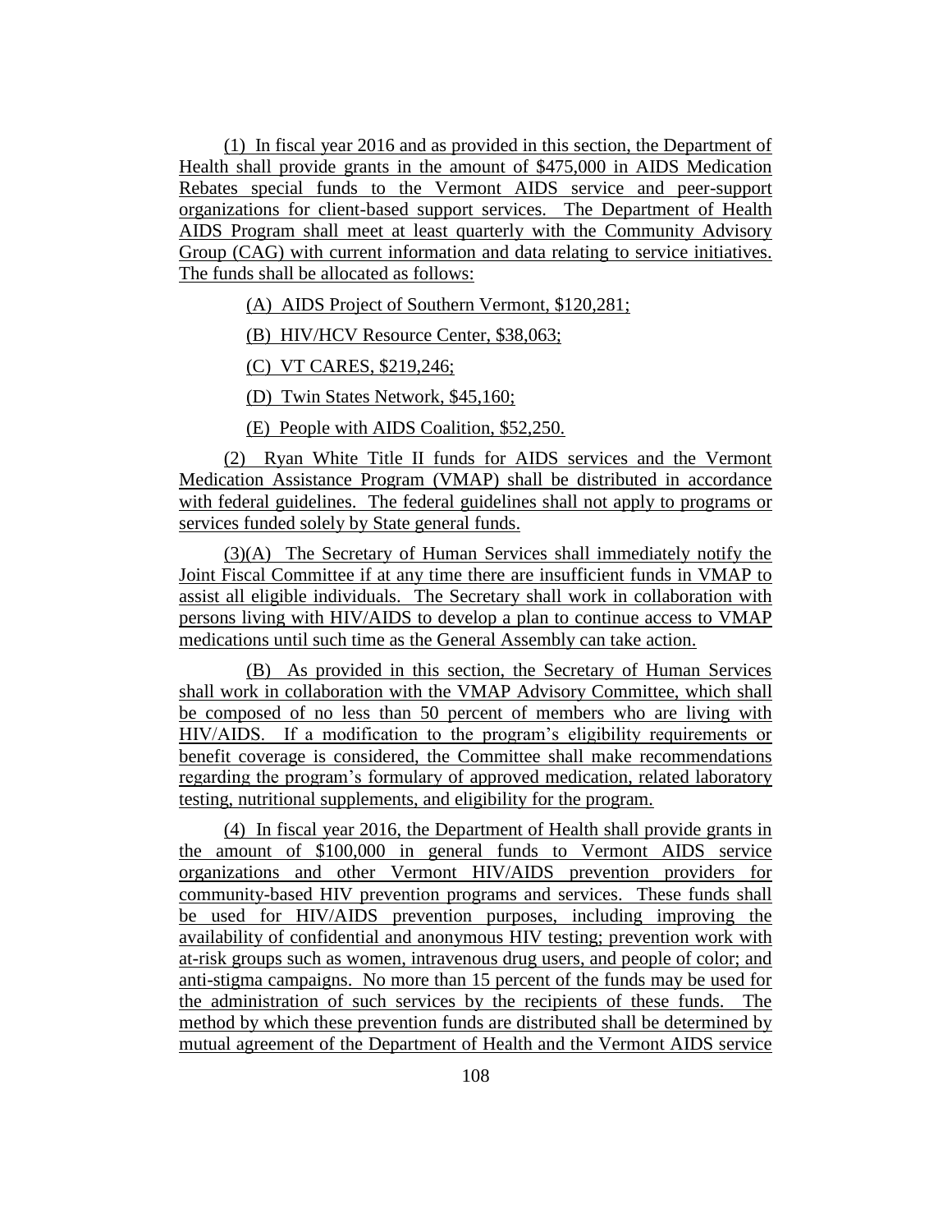(1) In fiscal year 2016 and as provided in this section, the Department of Health shall provide grants in the amount of $475,000 in AIDS Medication Rebates special funds to the Vermont AIDS service and peer-support organizations for client-based support services. The Department of Health AIDS Program shall meet at least quarterly with the Community Advisory Group (CAG) with current information and data relating to service initiatives. The funds shall be allocated as follows:

(A) AIDS Project of Southern Vermont, $120,281;

(B) HIV/HCV Resource Center, $38,063;

(C) VT CARES, $219,246;

(D) Twin States Network, $45,160;

(E) People with AIDS Coalition, $52,250.

(2) Ryan White Title II funds for AIDS services and the Vermont Medication Assistance Program (VMAP) shall be distributed in accordance with federal guidelines. The federal guidelines shall not apply to programs or services funded solely by State general funds.

(3)(A) The Secretary of Human Services shall immediately notify the Joint Fiscal Committee if at any time there are insufficient funds in VMAP to assist all eligible individuals. The Secretary shall work in collaboration with persons living with HIV/AIDS to develop a plan to continue access to VMAP medications until such time as the General Assembly can take action.

(B) As provided in this section, the Secretary of Human Services shall work in collaboration with the VMAP Advisory Committee, which shall be composed of no less than 50 percent of members who are living with HIV/AIDS. If a modification to the program's eligibility requirements or benefit coverage is considered, the Committee shall make recommendations regarding the program's formulary of approved medication, related laboratory testing, nutritional supplements, and eligibility for the program.

(4) In fiscal year 2016, the Department of Health shall provide grants in the amount of $100,000 in general funds to Vermont AIDS service organizations and other Vermont HIV/AIDS prevention providers for community-based HIV prevention programs and services. These funds shall be used for HIV/AIDS prevention purposes, including improving the availability of confidential and anonymous HIV testing; prevention work with at-risk groups such as women, intravenous drug users, and people of color; and anti-stigma campaigns. No more than 15 percent of the funds may be used for the administration of such services by the recipients of these funds. The method by which these prevention funds are distributed shall be determined by mutual agreement of the Department of Health and the Vermont AIDS service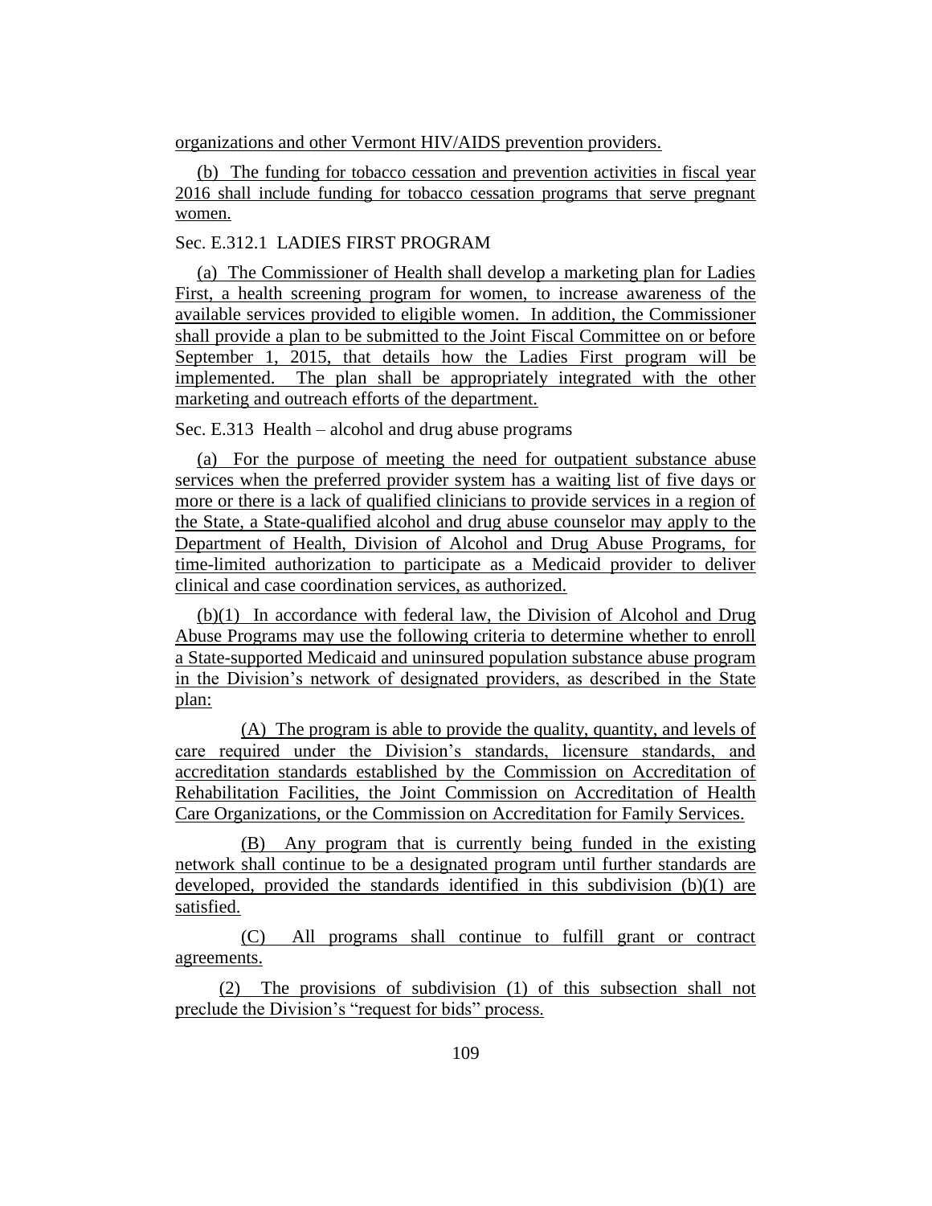organizations and other Vermont HIV/AIDS prevention providers.

(b) The funding for tobacco cessation and prevention activities in fiscal year 2016 shall include funding for tobacco cessation programs that serve pregnant women.

Sec. E.312.1 LADIES FIRST PROGRAM

(a) The Commissioner of Health shall develop a marketing plan for Ladies First, a health screening program for women, to increase awareness of the available services provided to eligible women. In addition, the Commissioner shall provide a plan to be submitted to the Joint Fiscal Committee on or before September 1, 2015, that details how the Ladies First program will be implemented. The plan shall be appropriately integrated with the other marketing and outreach efforts of the department.

Sec. E.313 Health – alcohol and drug abuse programs

(a) For the purpose of meeting the need for outpatient substance abuse services when the preferred provider system has a waiting list of five days or more or there is a lack of qualified clinicians to provide services in a region of the State, a State-qualified alcohol and drug abuse counselor may apply to the Department of Health, Division of Alcohol and Drug Abuse Programs, for time-limited authorization to participate as a Medicaid provider to deliver clinical and case coordination services, as authorized.

(b)(1) In accordance with federal law, the Division of Alcohol and Drug Abuse Programs may use the following criteria to determine whether to enroll a State-supported Medicaid and uninsured population substance abuse program in the Division's network of designated providers, as described in the State plan:

(A) The program is able to provide the quality, quantity, and levels of care required under the Division's standards, licensure standards, and accreditation standards established by the Commission on Accreditation of Rehabilitation Facilities, the Joint Commission on Accreditation of Health Care Organizations, or the Commission on Accreditation for Family Services.

(B) Any program that is currently being funded in the existing network shall continue to be a designated program until further standards are developed, provided the standards identified in this subdivision (b)(1) are satisfied.

(C) All programs shall continue to fulfill grant or contract agreements.

(2) The provisions of subdivision (1) of this subsection shall not preclude the Division's "request for bids" process.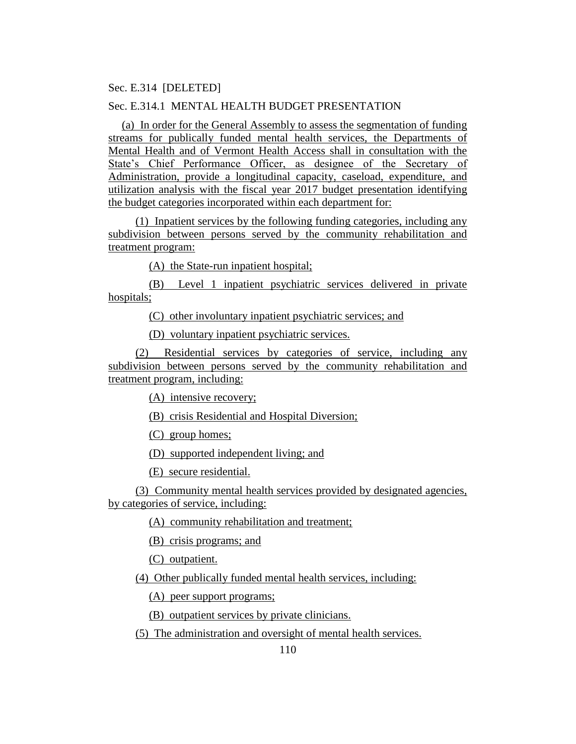Sec. E.314 [DELETED]

Sec. E.314.1 MENTAL HEALTH BUDGET PRESENTATION

(a) In order for the General Assembly to assess the segmentation of funding streams for publically funded mental health services, the Departments of Mental Health and of Vermont Health Access shall in consultation with the State's Chief Performance Officer, as designee of the Secretary of Administration, provide a longitudinal capacity, caseload, expenditure, and utilization analysis with the fiscal year 2017 budget presentation identifying the budget categories incorporated within each department for:

(1) Inpatient services by the following funding categories, including any subdivision between persons served by the community rehabilitation and treatment program:

(A) the State-run inpatient hospital;

(B) Level 1 inpatient psychiatric services delivered in private hospitals;

(C) other involuntary inpatient psychiatric services; and

(D) voluntary inpatient psychiatric services.

(2) Residential services by categories of service, including any subdivision between persons served by the community rehabilitation and treatment program, including:

(A) intensive recovery;

(B) crisis Residential and Hospital Diversion;

(C) group homes;

(D) supported independent living; and

(E) secure residential.

(3) Community mental health services provided by designated agencies, by categories of service, including:

(A) community rehabilitation and treatment;

(B) crisis programs; and

(C) outpatient.

(4) Other publically funded mental health services, including:

(A) peer support programs;

(B) outpatient services by private clinicians.

(5) The administration and oversight of mental health services.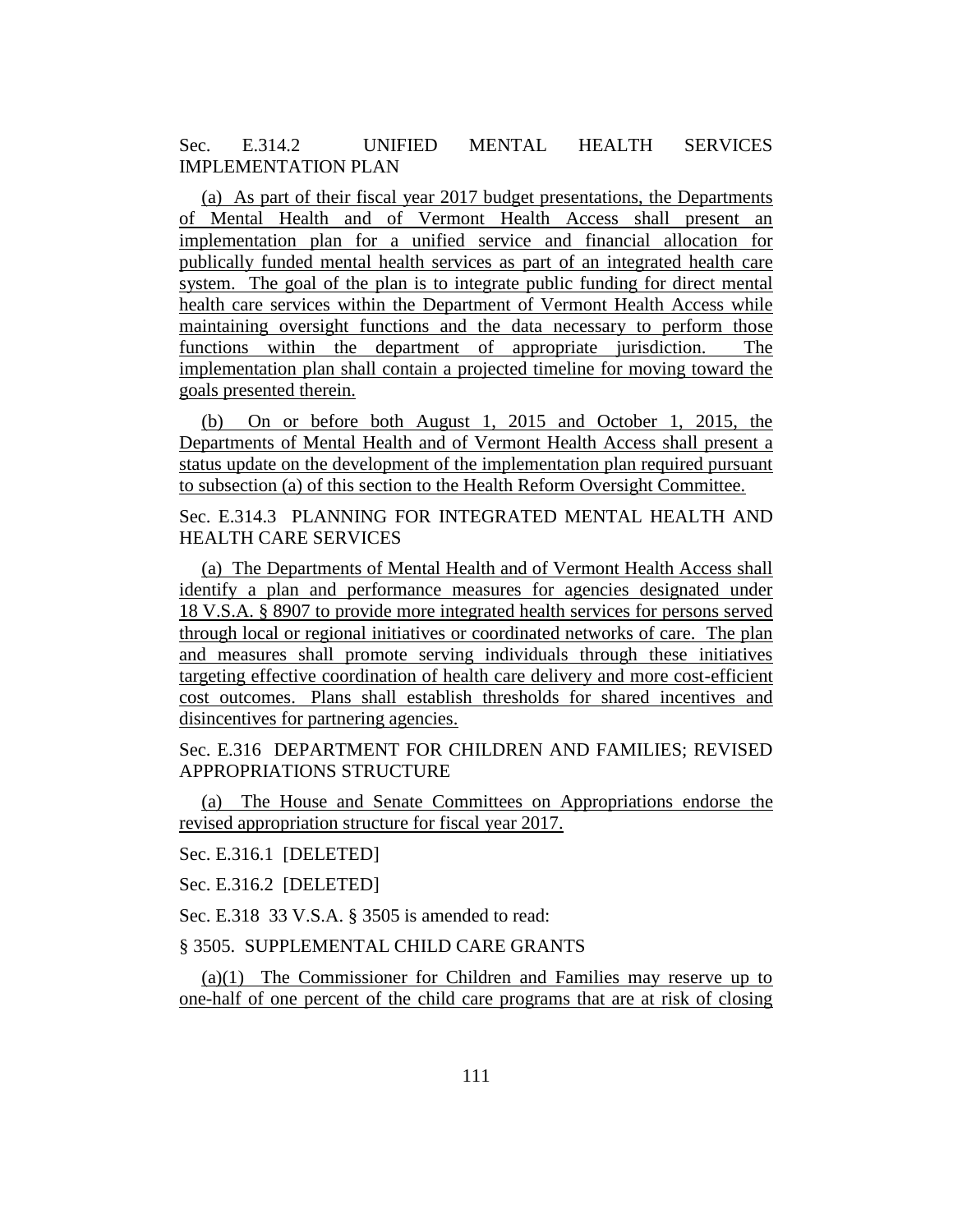Sec. E.314.2 UNIFIED MENTAL HEALTH SERVICES IMPLEMENTATION PLAN

(a) As part of their fiscal year 2017 budget presentations, the Departments of Mental Health and of Vermont Health Access shall present an implementation plan for a unified service and financial allocation for publically funded mental health services as part of an integrated health care system. The goal of the plan is to integrate public funding for direct mental health care services within the Department of Vermont Health Access while maintaining oversight functions and the data necessary to perform those functions within the department of appropriate jurisdiction. The implementation plan shall contain a projected timeline for moving toward the goals presented therein.

(b) On or before both August 1, 2015 and October 1, 2015, the Departments of Mental Health and of Vermont Health Access shall present a status update on the development of the implementation plan required pursuant to subsection (a) of this section to the Health Reform Oversight Committee.

Sec. E.314.3 PLANNING FOR INTEGRATED MENTAL HEALTH AND HEALTH CARE SERVICES

(a) The Departments of Mental Health and of Vermont Health Access shall identify a plan and performance measures for agencies designated under 18 V.S.A. § 8907 to provide more integrated health services for persons served through local or regional initiatives or coordinated networks of care. The plan and measures shall promote serving individuals through these initiatives targeting effective coordination of health care delivery and more cost-efficient cost outcomes. Plans shall establish thresholds for shared incentives and disincentives for partnering agencies.

Sec. E.316 DEPARTMENT FOR CHILDREN AND FAMILIES; REVISED APPROPRIATIONS STRUCTURE

(a) The House and Senate Committees on Appropriations endorse the revised appropriation structure for fiscal year 2017.

Sec. E.316.1 [DELETED]

Sec. E.316.2 [DELETED]

Sec. E.318 33 V.S.A. § 3505 is amended to read:

§ 3505. SUPPLEMENTAL CHILD CARE GRANTS

(a)(1) The Commissioner for Children and Families may reserve up to one-half of one percent of the child care programs that are at risk of closing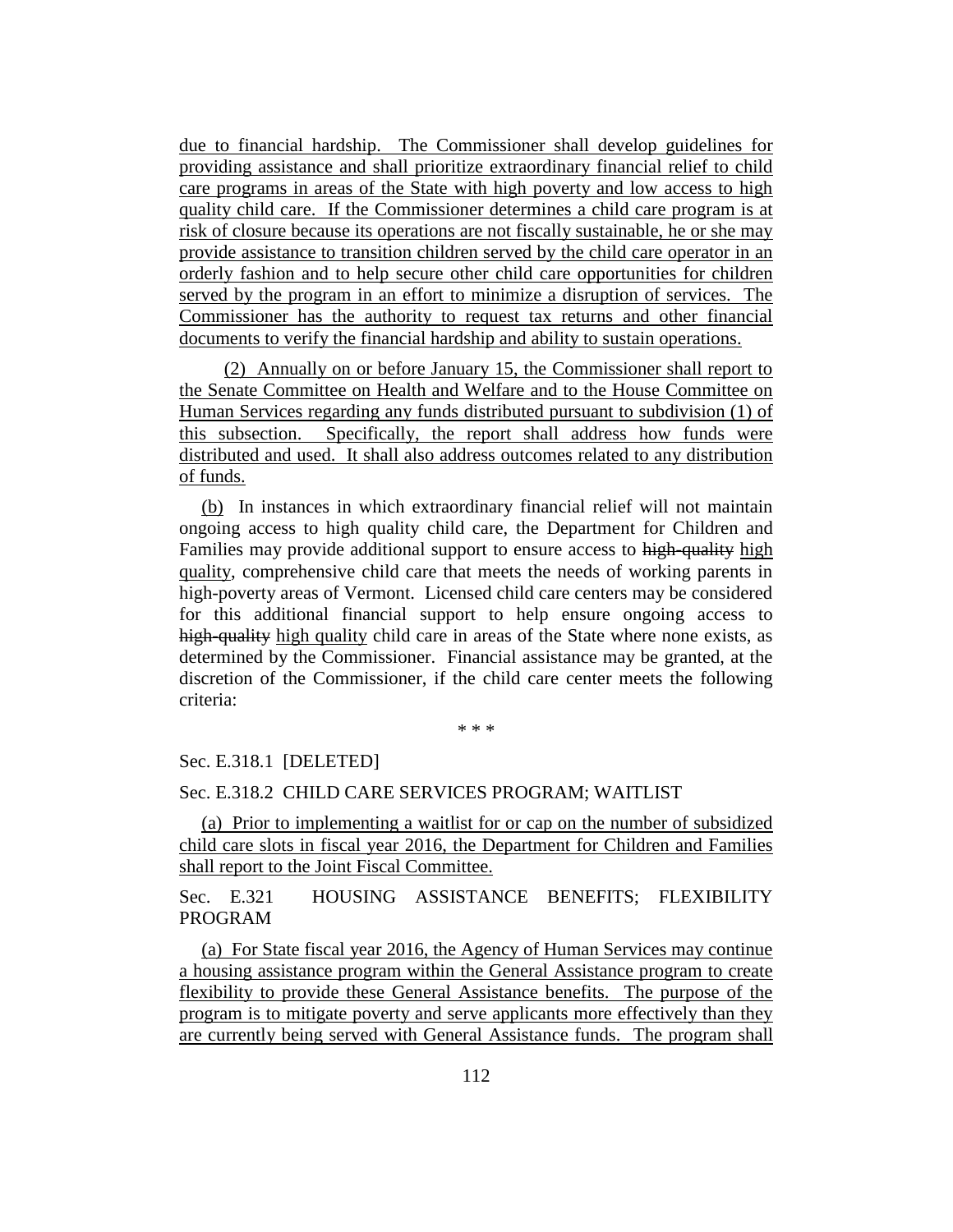due to financial hardship. The Commissioner shall develop guidelines for providing assistance and shall prioritize extraordinary financial relief to child care programs in areas of the State with high poverty and low access to high quality child care. If the Commissioner determines a child care program is at risk of closure because its operations are not fiscally sustainable, he or she may provide assistance to transition children served by the child care operator in an orderly fashion and to help secure other child care opportunities for children served by the program in an effort to minimize a disruption of services. The Commissioner has the authority to request tax returns and other financial documents to verify the financial hardship and ability to sustain operations.

(2) Annually on or before January 15, the Commissioner shall report to the Senate Committee on Health and Welfare and to the House Committee on Human Services regarding any funds distributed pursuant to subdivision (1) of this subsection. Specifically, the report shall address how funds were distributed and used. It shall also address outcomes related to any distribution of funds.

(b) In instances in which extraordinary financial relief will not maintain ongoing access to high quality child care, the Department for Children and Families may provide additional support to ensure access to ~~high-quality~~ high quality, comprehensive child care that meets the needs of working parents in high-poverty areas of Vermont. Licensed child care centers may be considered for this additional financial support to help ensure ongoing access to ~~high-quality~~ high quality child care in areas of the State where none exists, as determined by the Commissioner. Financial assistance may be granted, at the discretion of the Commissioner, if the child care center meets the following criteria:

\* \* \*

Sec. E.318.1 [DELETED]

Sec. E.318.2 CHILD CARE SERVICES PROGRAM; WAITLIST

(a) Prior to implementing a waitlist for or cap on the number of subsidized child care slots in fiscal year 2016, the Department for Children and Families shall report to the Joint Fiscal Committee.

Sec. E.321 HOUSING ASSISTANCE BENEFITS; FLEXIBILITY PROGRAM

(a) For State fiscal year 2016, the Agency of Human Services may continue a housing assistance program within the General Assistance program to create flexibility to provide these General Assistance benefits. The purpose of the program is to mitigate poverty and serve applicants more effectively than they are currently being served with General Assistance funds. The program shall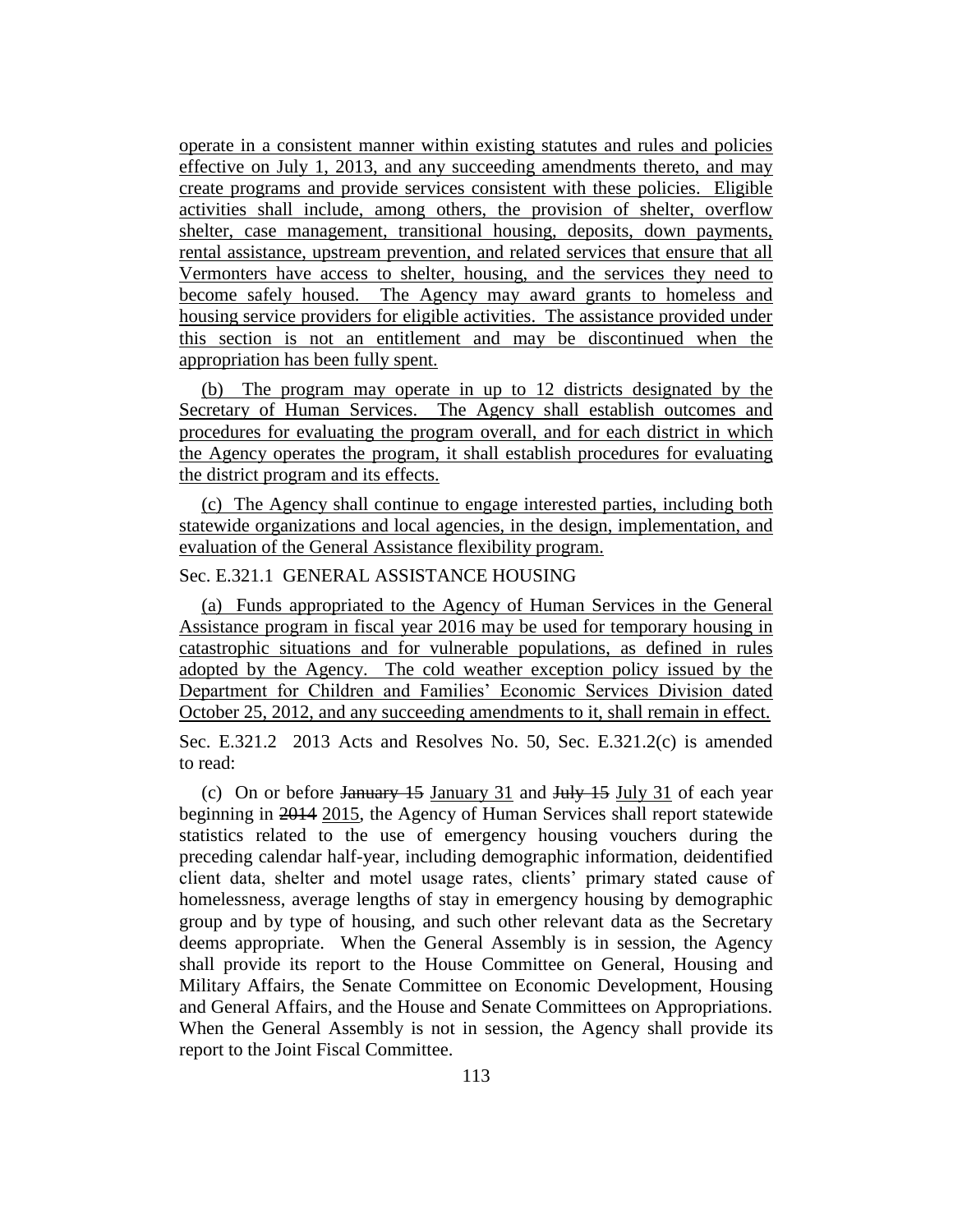operate in a consistent manner within existing statutes and rules and policies effective on July 1, 2013, and any succeeding amendments thereto, and may create programs and provide services consistent with these policies. Eligible activities shall include, among others, the provision of shelter, overflow shelter, case management, transitional housing, deposits, down payments, rental assistance, upstream prevention, and related services that ensure that all Vermonters have access to shelter, housing, and the services they need to become safely housed. The Agency may award grants to homeless and housing service providers for eligible activities. The assistance provided under this section is not an entitlement and may be discontinued when the appropriation has been fully spent.

(b) The program may operate in up to 12 districts designated by the Secretary of Human Services. The Agency shall establish outcomes and procedures for evaluating the program overall, and for each district in which the Agency operates the program, it shall establish procedures for evaluating the district program and its effects.

(c) The Agency shall continue to engage interested parties, including both statewide organizations and local agencies, in the design, implementation, and evaluation of the General Assistance flexibility program.

Sec. E.321.1 GENERAL ASSISTANCE HOUSING

(a) Funds appropriated to the Agency of Human Services in the General Assistance program in fiscal year 2016 may be used for temporary housing in catastrophic situations and for vulnerable populations, as defined in rules adopted by the Agency. The cold weather exception policy issued by the Department for Children and Families' Economic Services Division dated October 25, 2012, and any succeeding amendments to it, shall remain in effect.

Sec. E.321.2 2013 Acts and Resolves No. 50, Sec. E.321.2(c) is amended to read:

(c) On or before ~~January 15~~ January 31 and ~~July 15~~ July 31 of each year beginning in ~~2014~~ 2015, the Agency of Human Services shall report statewide statistics related to the use of emergency housing vouchers during the preceding calendar half-year, including demographic information, deidentified client data, shelter and motel usage rates, clients' primary stated cause of homelessness, average lengths of stay in emergency housing by demographic group and by type of housing, and such other relevant data as the Secretary deems appropriate. When the General Assembly is in session, the Agency shall provide its report to the House Committee on General, Housing and Military Affairs, the Senate Committee on Economic Development, Housing and General Affairs, and the House and Senate Committees on Appropriations. When the General Assembly is not in session, the Agency shall provide its report to the Joint Fiscal Committee.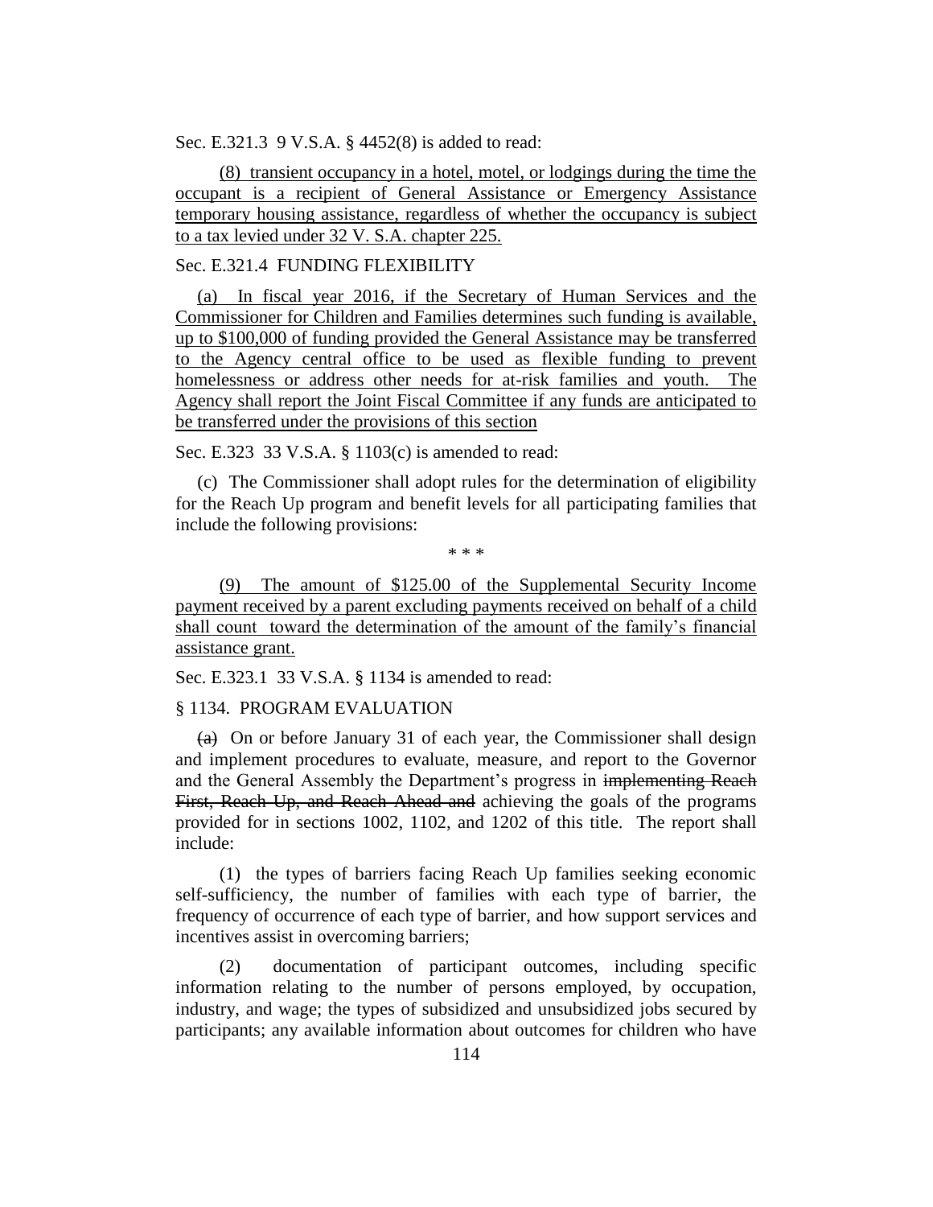Sec. E.321.3 9 V.S.A. § 4452(8) is added to read:

(8) transient occupancy in a hotel, motel, or lodgings during the time the occupant is a recipient of General Assistance or Emergency Assistance temporary housing assistance, regardless of whether the occupancy is subject to a tax levied under 32 V. S.A. chapter 225.

Sec. E.321.4 FUNDING FLEXIBILITY

(a) In fiscal year 2016, if the Secretary of Human Services and the Commissioner for Children and Families determines such funding is available, up to $100,000 of funding provided the General Assistance may be transferred to the Agency central office to be used as flexible funding to prevent homelessness or address other needs for at-risk families and youth. The Agency shall report the Joint Fiscal Committee if any funds are anticipated to be transferred under the provisions of this section

Sec. E.323 33 V.S.A. § 1103(c) is amended to read:

(c) The Commissioner shall adopt rules for the determination of eligibility for the Reach Up program and benefit levels for all participating families that include the following provisions:

\* \* \*

(9) The amount of $125.00 of the Supplemental Security Income payment received by a parent excluding payments received on behalf of a child shall count toward the determination of the amount of the family's financial assistance grant.

Sec. E.323.1 33 V.S.A. § 1134 is amended to read:

§ 1134. PROGRAM EVALUATION

~~(a)~~ On or before January 31 of each year, the Commissioner shall design and implement procedures to evaluate, measure, and report to the Governor and the General Assembly the Department's progress in ~~implementing Reach First, Reach Up, and Reach Ahead and~~ achieving the goals of the programs provided for in sections 1002, 1102, and 1202 of this title. The report shall include:

(1) the types of barriers facing Reach Up families seeking economic self-sufficiency, the number of families with each type of barrier, the frequency of occurrence of each type of barrier, and how support services and incentives assist in overcoming barriers;

(2) documentation of participant outcomes, including specific information relating to the number of persons employed, by occupation, industry, and wage; the types of subsidized and unsubsidized jobs secured by participants; any available information about outcomes for children who have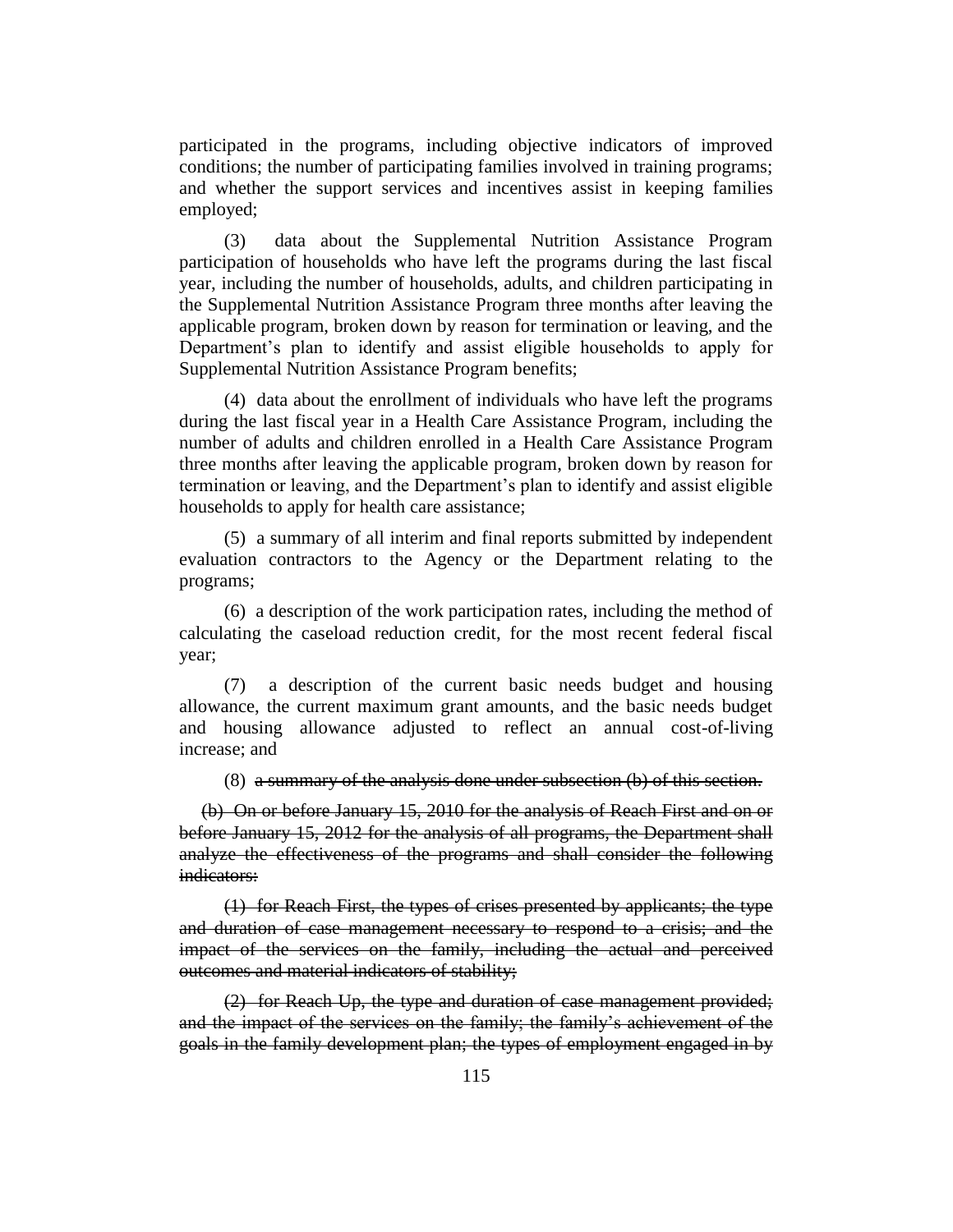participated in the programs, including objective indicators of improved conditions; the number of participating families involved in training programs; and whether the support services and incentives assist in keeping families employed;

(3) data about the Supplemental Nutrition Assistance Program participation of households who have left the programs during the last fiscal year, including the number of households, adults, and children participating in the Supplemental Nutrition Assistance Program three months after leaving the applicable program, broken down by reason for termination or leaving, and the Department's plan to identify and assist eligible households to apply for Supplemental Nutrition Assistance Program benefits;

(4) data about the enrollment of individuals who have left the programs during the last fiscal year in a Health Care Assistance Program, including the number of adults and children enrolled in a Health Care Assistance Program three months after leaving the applicable program, broken down by reason for termination or leaving, and the Department's plan to identify and assist eligible households to apply for health care assistance;

(5) a summary of all interim and final reports submitted by independent evaluation contractors to the Agency or the Department relating to the programs;

(6) a description of the work participation rates, including the method of calculating the caseload reduction credit, for the most recent federal fiscal year;

(7) a description of the current basic needs budget and housing allowance, the current maximum grant amounts, and the basic needs budget and housing allowance adjusted to reflect an annual cost-of-living increase; and

(8) ~~a summary of the analysis done under subsection (b) of this section.~~

~~(b) On or before January 15, 2010 for the analysis of Reach First and on or before January 15, 2012 for the analysis of all programs, the Department shall analyze the effectiveness of the programs and shall consider the following indicators:~~

~~(1) for Reach First, the types of crises presented by applicants; the type and duration of case management necessary to respond to a crisis; and the impact of the services on the family, including the actual and perceived outcomes and material indicators of stability;~~

~~(2) for Reach Up, the type and duration of case management provided; and the impact of the services on the family; the family's achievement of the goals in the family development plan; the types of employment engaged in by~~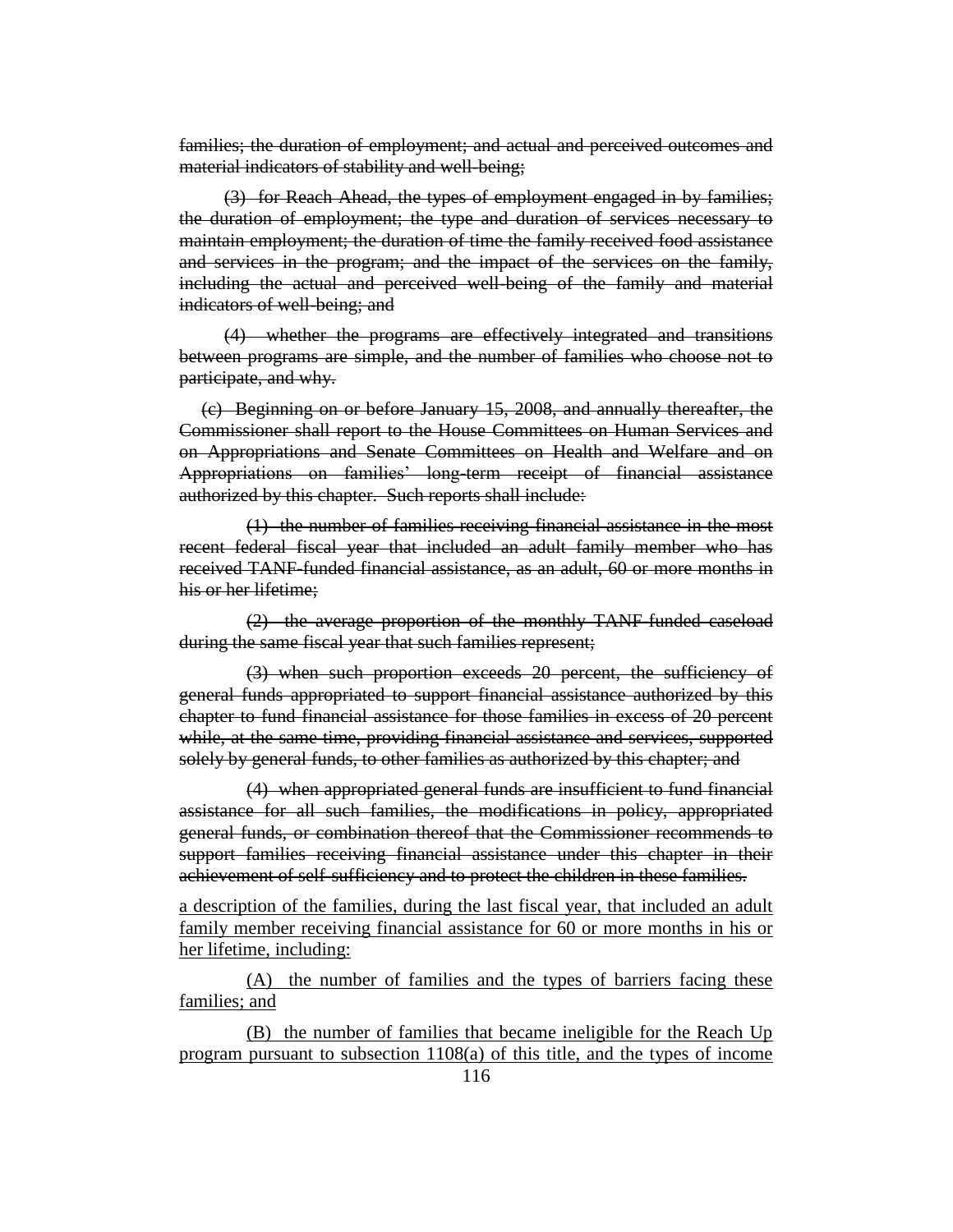~~families; the duration of employment; and actual and perceived outcomes and material indicators of stability and well-being;~~

~~(3) for Reach Ahead, the types of employment engaged in by families; the duration of employment; the type and duration of services necessary to maintain employment; the duration of time the family received food assistance and services in the program; and the impact of the services on the family, including the actual and perceived well-being of the family and material indicators of well-being; and~~

~~(4) whether the programs are effectively integrated and transitions between programs are simple, and the number of families who choose not to participate, and why.~~

~~(c) Beginning on or before January 15, 2008, and annually thereafter, the Commissioner shall report to the House Committees on Human Services and on Appropriations and Senate Committees on Health and Welfare and on Appropriations on families' long-term receipt of financial assistance authorized by this chapter. Such reports shall include:~~

~~(1) the number of families receiving financial assistance in the most recent federal fiscal year that included an adult family member who has received TANF-funded financial assistance, as an adult, 60 or more months in his or her lifetime;~~

~~(2) the average proportion of the monthly TANF-funded caseload during the same fiscal year that such families represent;~~

~~(3) when such proportion exceeds 20 percent, the sufficiency of general funds appropriated to support financial assistance authorized by this chapter to fund financial assistance for those families in excess of 20 percent while, at the same time, providing financial assistance and services, supported solely by general funds, to other families as authorized by this chapter; and~~

~~(4) when appropriated general funds are insufficient to fund financial assistance for all such families, the modifications in policy, appropriated general funds, or combination thereof that the Commissioner recommends to support families receiving financial assistance under this chapter in their achievement of self-sufficiency and to protect the children in these families.~~

<u>a description of the families, during the last fiscal year, that included an adult family member receiving financial assistance for 60 or more months in his or her lifetime, including:</u>

<u>(A) the number of families and the types of barriers facing these families; and</u>

<u>(B) the number of families that became ineligible for the Reach Up program pursuant to subsection 1108(a) of this title, and the types of income</u>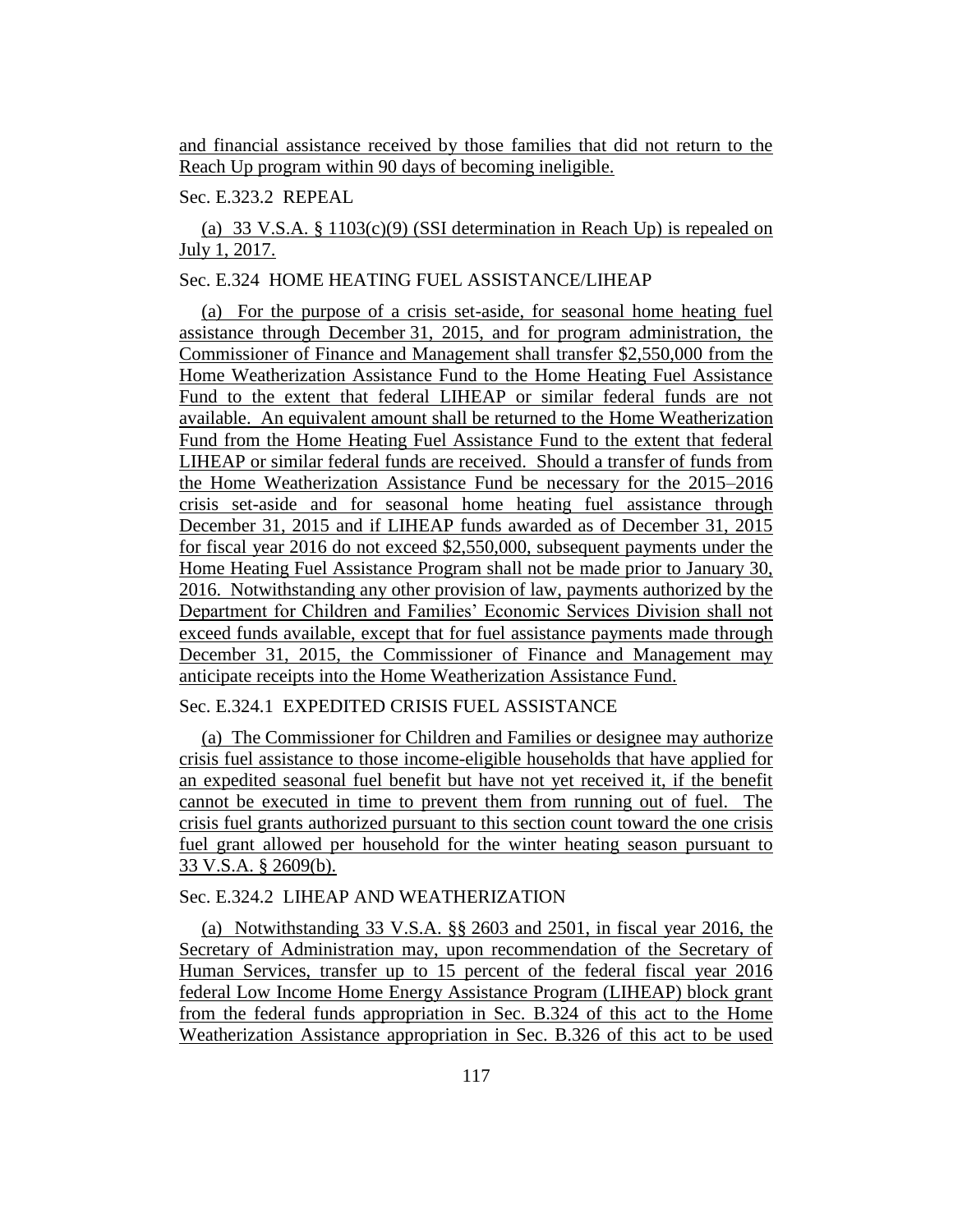and financial assistance received by those families that did not return to the Reach Up program within 90 days of becoming ineligible.

Sec. E.323.2 REPEAL

(a) 33 V.S.A. § 1103(c)(9) (SSI determination in Reach Up) is repealed on July 1, 2017.

Sec. E.324 HOME HEATING FUEL ASSISTANCE/LIHEAP

(a) For the purpose of a crisis set-aside, for seasonal home heating fuel assistance through December 31, 2015, and for program administration, the Commissioner of Finance and Management shall transfer $2,550,000 from the Home Weatherization Assistance Fund to the Home Heating Fuel Assistance Fund to the extent that federal LIHEAP or similar federal funds are not available. An equivalent amount shall be returned to the Home Weatherization Fund from the Home Heating Fuel Assistance Fund to the extent that federal LIHEAP or similar federal funds are received. Should a transfer of funds from the Home Weatherization Assistance Fund be necessary for the 2015–2016 crisis set-aside and for seasonal home heating fuel assistance through December 31, 2015 and if LIHEAP funds awarded as of December 31, 2015 for fiscal year 2016 do not exceed $2,550,000, subsequent payments under the Home Heating Fuel Assistance Program shall not be made prior to January 30, 2016. Notwithstanding any other provision of law, payments authorized by the Department for Children and Families' Economic Services Division shall not exceed funds available, except that for fuel assistance payments made through December 31, 2015, the Commissioner of Finance and Management may anticipate receipts into the Home Weatherization Assistance Fund.

Sec. E.324.1 EXPEDITED CRISIS FUEL ASSISTANCE

(a) The Commissioner for Children and Families or designee may authorize crisis fuel assistance to those income-eligible households that have applied for an expedited seasonal fuel benefit but have not yet received it, if the benefit cannot be executed in time to prevent them from running out of fuel. The crisis fuel grants authorized pursuant to this section count toward the one crisis fuel grant allowed per household for the winter heating season pursuant to 33 V.S.A. § 2609(b).

Sec. E.324.2 LIHEAP AND WEATHERIZATION

(a) Notwithstanding 33 V.S.A. §§ 2603 and 2501, in fiscal year 2016, the Secretary of Administration may, upon recommendation of the Secretary of Human Services, transfer up to 15 percent of the federal fiscal year 2016 federal Low Income Home Energy Assistance Program (LIHEAP) block grant from the federal funds appropriation in Sec. B.324 of this act to the Home Weatherization Assistance appropriation in Sec. B.326 of this act to be used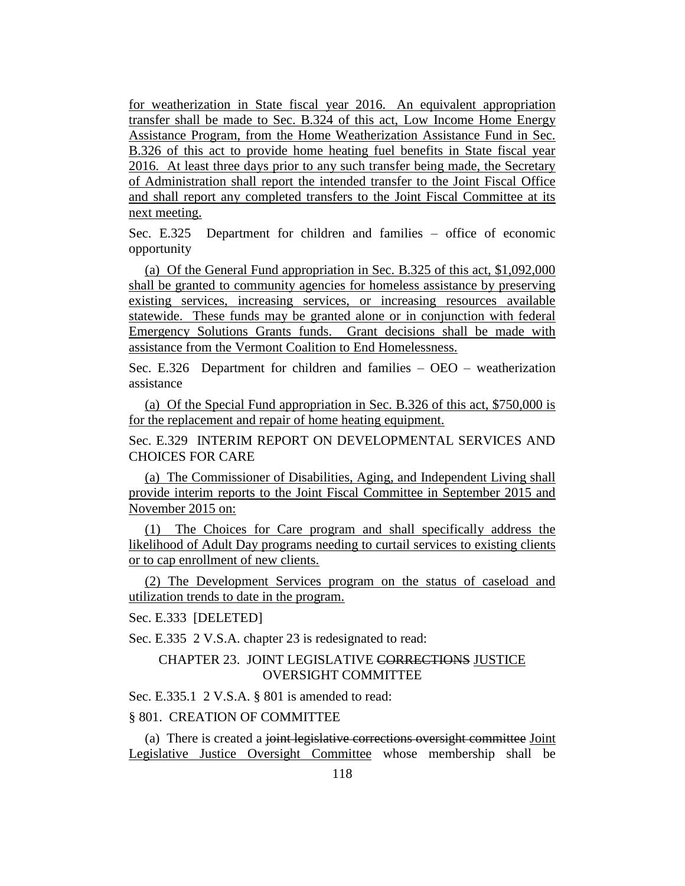for weatherization in State fiscal year 2016. An equivalent appropriation transfer shall be made to Sec. B.324 of this act, Low Income Home Energy Assistance Program, from the Home Weatherization Assistance Fund in Sec. B.326 of this act to provide home heating fuel benefits in State fiscal year 2016. At least three days prior to any such transfer being made, the Secretary of Administration shall report the intended transfer to the Joint Fiscal Office and shall report any completed transfers to the Joint Fiscal Committee at its next meeting.

Sec. E.325 Department for children and families – office of economic opportunity

(a) Of the General Fund appropriation in Sec. B.325 of this act, $1,092,000 shall be granted to community agencies for homeless assistance by preserving existing services, increasing services, or increasing resources available statewide. These funds may be granted alone or in conjunction with federal Emergency Solutions Grants funds. Grant decisions shall be made with assistance from the Vermont Coalition to End Homelessness.

Sec. E.326 Department for children and families – OEO – weatherization assistance

(a) Of the Special Fund appropriation in Sec. B.326 of this act, $750,000 is for the replacement and repair of home heating equipment.

Sec. E.329 INTERIM REPORT ON DEVELOPMENTAL SERVICES AND CHOICES FOR CARE

(a) The Commissioner of Disabilities, Aging, and Independent Living shall provide interim reports to the Joint Fiscal Committee in September 2015 and November 2015 on:

(1) The Choices for Care program and shall specifically address the likelihood of Adult Day programs needing to curtail services to existing clients or to cap enrollment of new clients.

(2) The Development Services program on the status of caseload and utilization trends to date in the program.

Sec. E.333 [DELETED]

Sec. E.335 2 V.S.A. chapter 23 is redesignated to read:

CHAPTER 23. JOINT LEGISLATIVE ~~CORRECTIONS~~ JUSTICE OVERSIGHT COMMITTEE

Sec. E.335.1 2 V.S.A. § 801 is amended to read:

§ 801. CREATION OF COMMITTEE

(a) There is created a ~~joint legislative corrections oversight committee~~ Joint Legislative Justice Oversight Committee whose membership shall be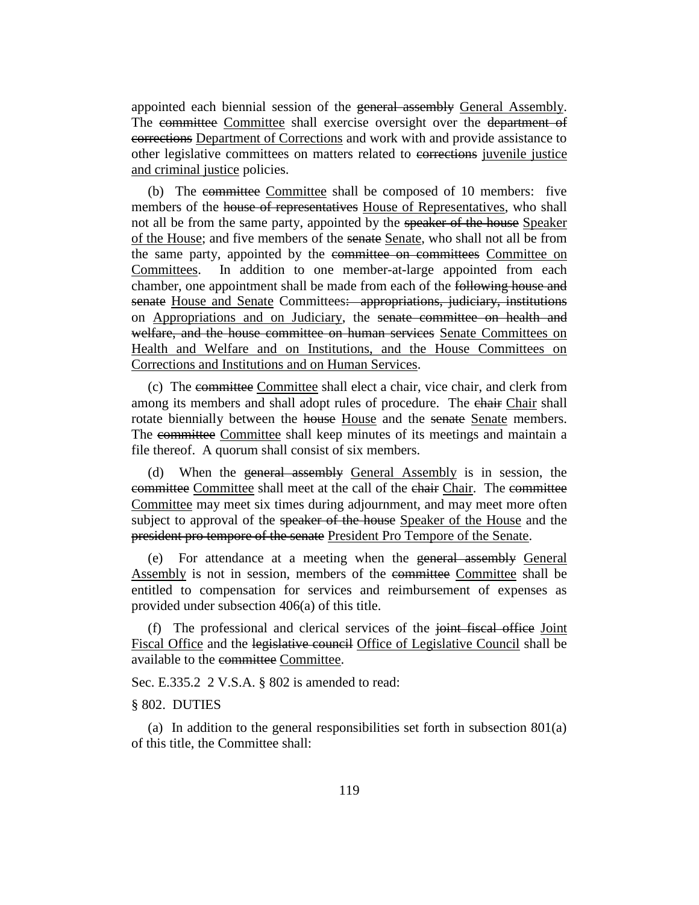appointed each biennial session of the ~~general assembly~~ <u>General Assembly</u>. The ~~committee~~ <u>Committee</u> shall exercise oversight over the ~~department of corrections~~ <u>Department of Corrections</u> and work with and provide assistance to other legislative committees on matters related to ~~corrections~~ <u>juvenile justice and criminal justice</u> policies.

(b) The ~~committee~~ <u>Committee</u> shall be composed of 10 members: five members of the ~~house of representatives~~ <u>House of Representatives</u>, who shall not all be from the same party, appointed by the ~~speaker of the house~~ <u>Speaker of the House</u>; and five members of the ~~senate~~ <u>Senate</u>, who shall not all be from the same party, appointed by the ~~committee on committees~~ <u>Committee on Committees</u>. In addition to one member-at-large appointed from each chamber, one appointment shall be made from each of the ~~following house and senate~~ <u>House and Senate</u> Committees~~: appropriations, judiciary, institutions~~ on <u>Appropriations and on Judiciary</u>, the ~~senate committee on health and welfare, and the house committee on human services~~ <u>Senate Committees on Health and Welfare and on Institutions, and the House Committees on Corrections and Institutions and on Human Services</u>.

(c) The ~~committee~~ <u>Committee</u> shall elect a chair, vice chair, and clerk from among its members and shall adopt rules of procedure. The ~~chair~~ <u>Chair</u> shall rotate biennially between the ~~house~~ <u>House</u> and the ~~senate~~ <u>Senate</u> members. The ~~committee~~ <u>Committee</u> shall keep minutes of its meetings and maintain a file thereof. A quorum shall consist of six members.

(d) When the ~~general assembly~~ <u>General Assembly</u> is in session, the ~~committee~~ <u>Committee</u> shall meet at the call of the ~~chair~~ <u>Chair</u>. The ~~committee~~ <u>Committee</u> may meet six times during adjournment, and may meet more often subject to approval of the ~~speaker of the house~~ <u>Speaker of the House</u> and the ~~president pro tempore of the senate~~ <u>President Pro Tempore of the Senate</u>.

(e) For attendance at a meeting when the ~~general assembly~~ <u>General Assembly</u> is not in session, members of the ~~committee~~ <u>Committee</u> shall be entitled to compensation for services and reimbursement of expenses as provided under subsection 406(a) of this title.

(f) The professional and clerical services of the ~~joint fiscal office~~ <u>Joint Fiscal Office</u> and the ~~legislative council~~ <u>Office of Legislative Council</u> shall be available to the ~~committee~~ <u>Committee</u>.

Sec. E.335.2 2 V.S.A. § 802 is amended to read:

§ 802. DUTIES

(a) In addition to the general responsibilities set forth in subsection 801(a) of this title, the Committee shall: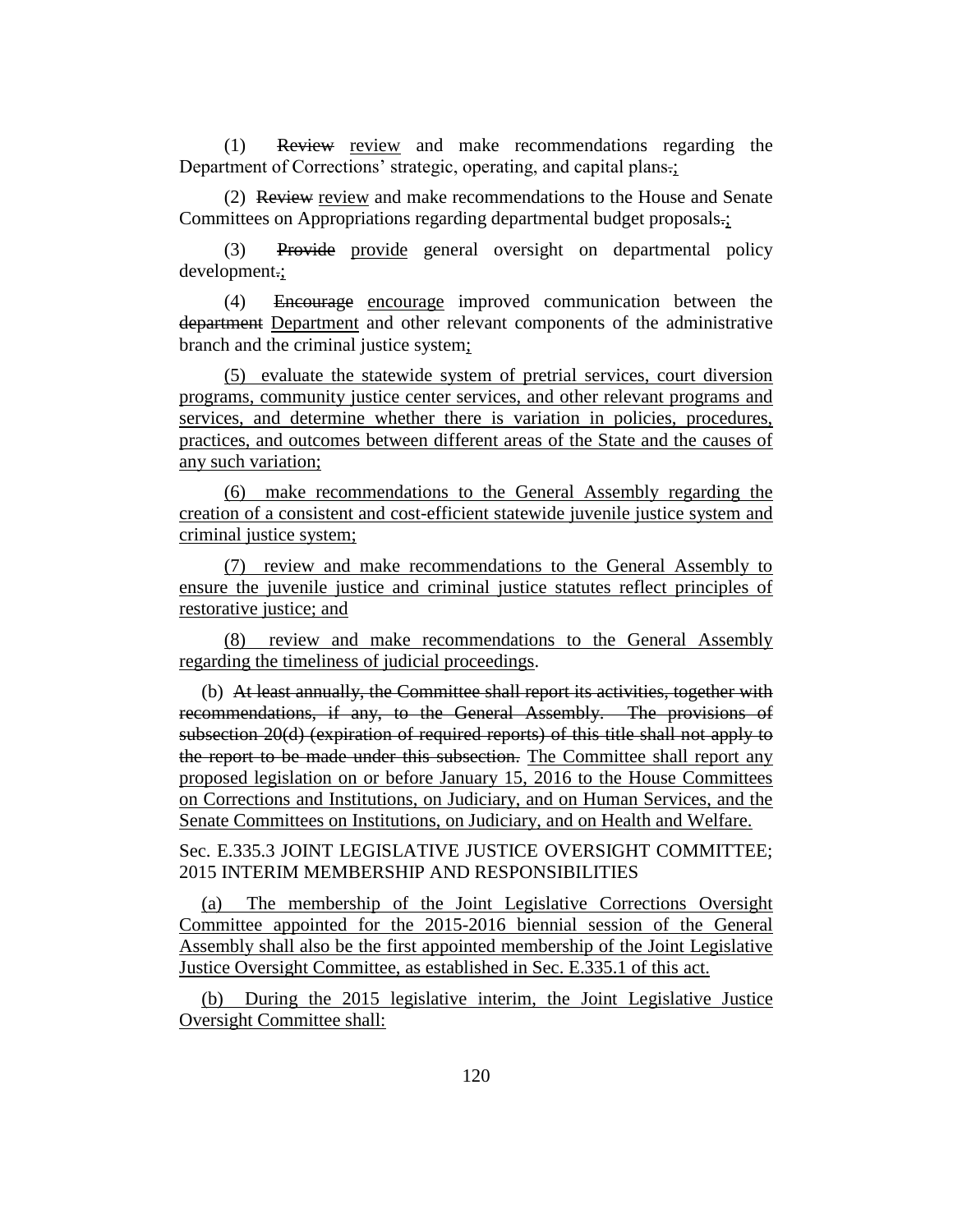(1) ~~Review~~ review and make recommendations regarding the Department of Corrections' strategic, operating, and capital plans~~.~~;

(2) ~~Review~~ review and make recommendations to the House and Senate Committees on Appropriations regarding departmental budget proposals~~.~~;

(3) ~~Provide~~ provide general oversight on departmental policy development~~.~~;

(4) ~~Encourage~~ encourage improved communication between the ~~department~~ Department and other relevant components of the administrative branch and the criminal justice system;

(5) evaluate the statewide system of pretrial services, court diversion programs, community justice center services, and other relevant programs and services, and determine whether there is variation in policies, procedures, practices, and outcomes between different areas of the State and the causes of any such variation;

(6) make recommendations to the General Assembly regarding the creation of a consistent and cost-efficient statewide juvenile justice system and criminal justice system;

(7) review and make recommendations to the General Assembly to ensure the juvenile justice and criminal justice statutes reflect principles of restorative justice; and

(8) review and make recommendations to the General Assembly regarding the timeliness of judicial proceedings.

(b) ~~At least annually, the Committee shall report its activities, together with recommendations, if any, to the General Assembly. The provisions of subsection 20(d) (expiration of required reports) of this title shall not apply to the report to be made under this subsection.~~ The Committee shall report any proposed legislation on or before January 15, 2016 to the House Committees on Corrections and Institutions, on Judiciary, and on Human Services, and the Senate Committees on Institutions, on Judiciary, and on Health and Welfare.

Sec. E.335.3 JOINT LEGISLATIVE JUSTICE OVERSIGHT COMMITTEE; 2015 INTERIM MEMBERSHIP AND RESPONSIBILITIES

(a) The membership of the Joint Legislative Corrections Oversight Committee appointed for the 2015-2016 biennial session of the General Assembly shall also be the first appointed membership of the Joint Legislative Justice Oversight Committee, as established in Sec. E.335.1 of this act.

(b) During the 2015 legislative interim, the Joint Legislative Justice Oversight Committee shall: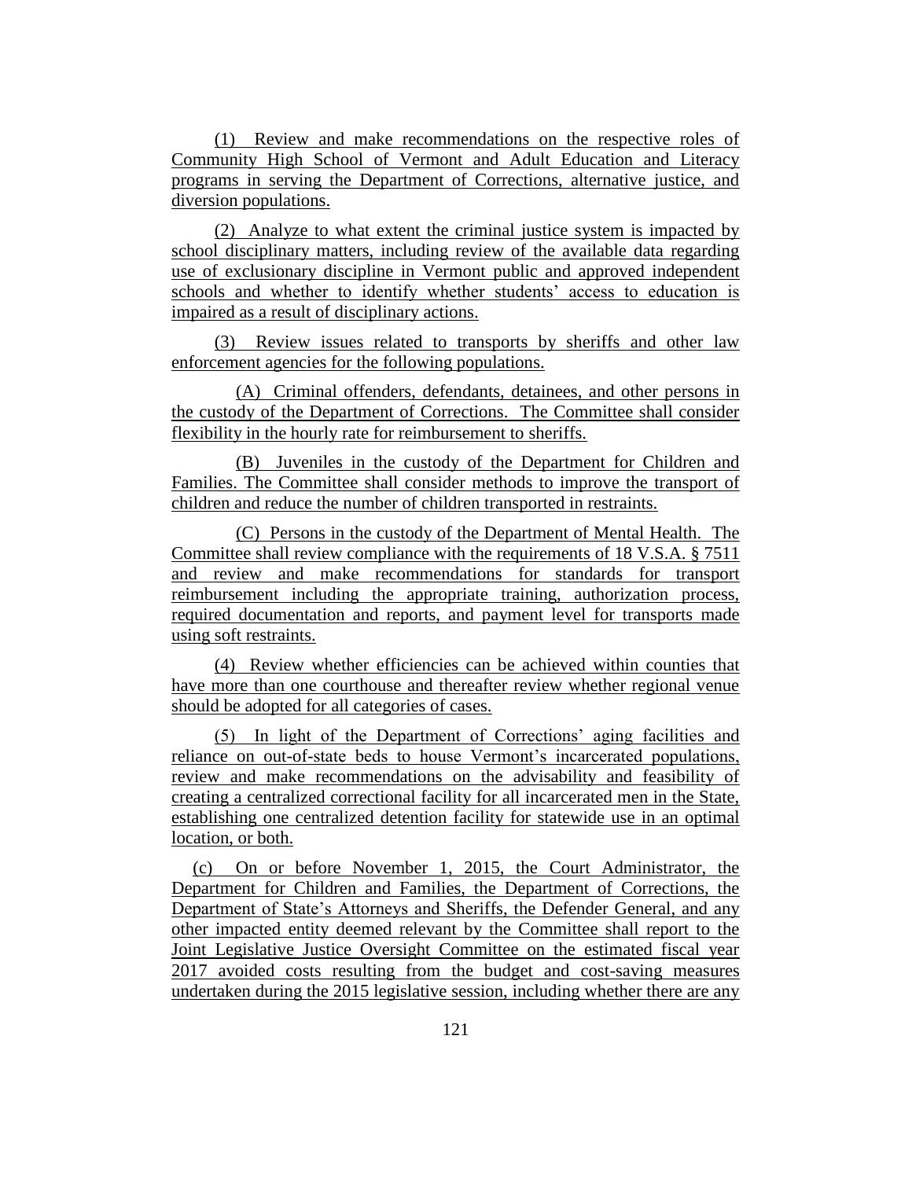(1) Review and make recommendations on the respective roles of Community High School of Vermont and Adult Education and Literacy programs in serving the Department of Corrections, alternative justice, and diversion populations.

(2) Analyze to what extent the criminal justice system is impacted by school disciplinary matters, including review of the available data regarding use of exclusionary discipline in Vermont public and approved independent schools and whether to identify whether students' access to education is impaired as a result of disciplinary actions.

(3) Review issues related to transports by sheriffs and other law enforcement agencies for the following populations.

(A) Criminal offenders, defendants, detainees, and other persons in the custody of the Department of Corrections. The Committee shall consider flexibility in the hourly rate for reimbursement to sheriffs.

(B) Juveniles in the custody of the Department for Children and Families. The Committee shall consider methods to improve the transport of children and reduce the number of children transported in restraints.

(C) Persons in the custody of the Department of Mental Health. The Committee shall review compliance with the requirements of 18 V.S.A. § 7511 and review and make recommendations for standards for transport reimbursement including the appropriate training, authorization process, required documentation and reports, and payment level for transports made using soft restraints.

(4) Review whether efficiencies can be achieved within counties that have more than one courthouse and thereafter review whether regional venue should be adopted for all categories of cases.

(5) In light of the Department of Corrections' aging facilities and reliance on out-of-state beds to house Vermont's incarcerated populations, review and make recommendations on the advisability and feasibility of creating a centralized correctional facility for all incarcerated men in the State, establishing one centralized detention facility for statewide use in an optimal location, or both.

(c) On or before November 1, 2015, the Court Administrator, the Department for Children and Families, the Department of Corrections, the Department of State's Attorneys and Sheriffs, the Defender General, and any other impacted entity deemed relevant by the Committee shall report to the Joint Legislative Justice Oversight Committee on the estimated fiscal year 2017 avoided costs resulting from the budget and cost-saving measures undertaken during the 2015 legislative session, including whether there are any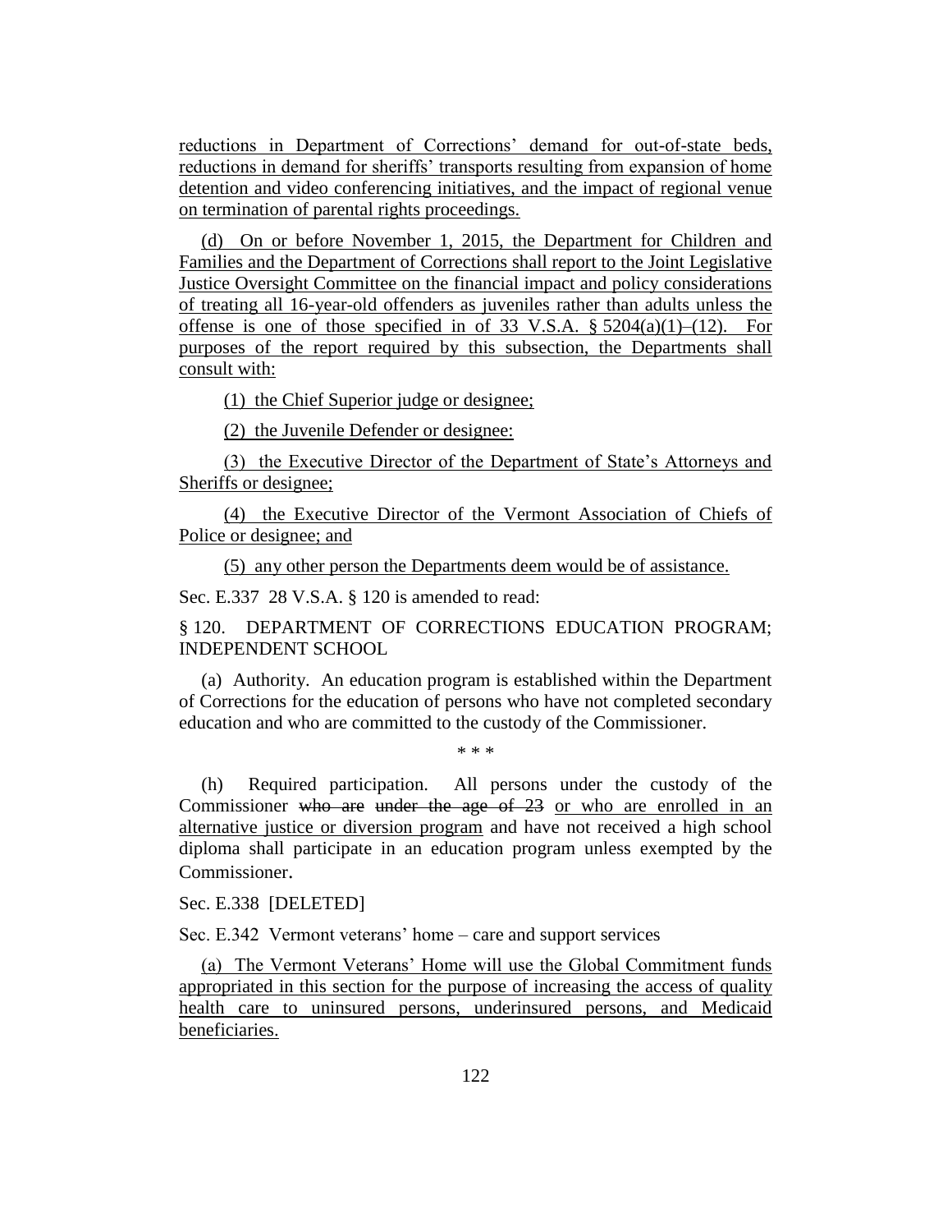reductions in Department of Corrections' demand for out-of-state beds, reductions in demand for sheriffs' transports resulting from expansion of home detention and video conferencing initiatives, and the impact of regional venue on termination of parental rights proceedings.

(d) On or before November 1, 2015, the Department for Children and Families and the Department of Corrections shall report to the Joint Legislative Justice Oversight Committee on the financial impact and policy considerations of treating all 16-year-old offenders as juveniles rather than adults unless the offense is one of those specified in of 33 V.S.A. § 5204(a)(1)–(12). For purposes of the report required by this subsection, the Departments shall consult with:

(1) the Chief Superior judge or designee;

(2) the Juvenile Defender or designee:

(3) the Executive Director of the Department of State's Attorneys and Sheriffs or designee;

(4) the Executive Director of the Vermont Association of Chiefs of Police or designee; and

(5) any other person the Departments deem would be of assistance.

Sec. E.337 28 V.S.A. § 120 is amended to read:

§ 120. DEPARTMENT OF CORRECTIONS EDUCATION PROGRAM; INDEPENDENT SCHOOL

(a) Authority. An education program is established within the Department of Corrections for the education of persons who have not completed secondary education and who are committed to the custody of the Commissioner.

\* \* \*

(h) Required participation. All persons under the custody of the Commissioner ~~who are under the age of 23~~ or who are enrolled in an alternative justice or diversion program and have not received a high school diploma shall participate in an education program unless exempted by the Commissioner.

Sec. E.338 [DELETED]

Sec. E.342 Vermont veterans' home – care and support services

(a) The Vermont Veterans' Home will use the Global Commitment funds appropriated in this section for the purpose of increasing the access of quality health care to uninsured persons, underinsured persons, and Medicaid beneficiaries.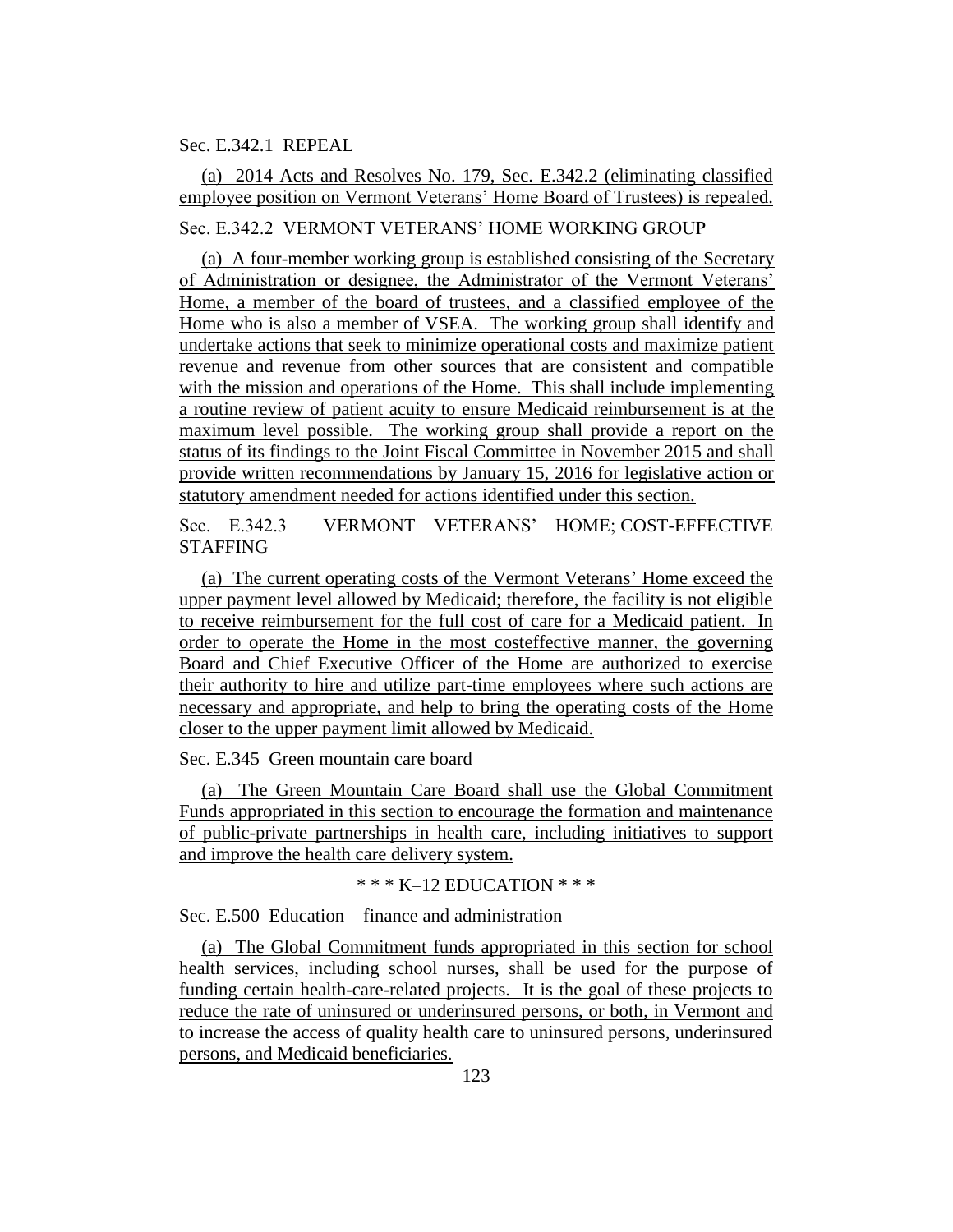Sec. E.342.1 REPEAL

(a) 2014 Acts and Resolves No. 179, Sec. E.342.2 (eliminating classified employee position on Vermont Veterans' Home Board of Trustees) is repealed.

Sec. E.342.2 VERMONT VETERANS' HOME WORKING GROUP

(a) A four-member working group is established consisting of the Secretary of Administration or designee, the Administrator of the Vermont Veterans' Home, a member of the board of trustees, and a classified employee of the Home who is also a member of VSEA. The working group shall identify and undertake actions that seek to minimize operational costs and maximize patient revenue and revenue from other sources that are consistent and compatible with the mission and operations of the Home. This shall include implementing a routine review of patient acuity to ensure Medicaid reimbursement is at the maximum level possible. The working group shall provide a report on the status of its findings to the Joint Fiscal Committee in November 2015 and shall provide written recommendations by January 15, 2016 for legislative action or statutory amendment needed for actions identified under this section.

Sec. E.342.3 VERMONT VETERANS' HOME; COST-EFFECTIVE STAFFING

(a) The current operating costs of the Vermont Veterans' Home exceed the upper payment level allowed by Medicaid; therefore, the facility is not eligible to receive reimbursement for the full cost of care for a Medicaid patient. In order to operate the Home in the most costeffective manner, the governing Board and Chief Executive Officer of the Home are authorized to exercise their authority to hire and utilize part-time employees where such actions are necessary and appropriate, and help to bring the operating costs of the Home closer to the upper payment limit allowed by Medicaid.

Sec. E.345 Green mountain care board

(a) The Green Mountain Care Board shall use the Global Commitment Funds appropriated in this section to encourage the formation and maintenance of public-private partnerships in health care, including initiatives to support and improve the health care delivery system.

\* \* \* K–12 EDUCATION \* \* \*

Sec. E.500 Education – finance and administration

(a) The Global Commitment funds appropriated in this section for school health services, including school nurses, shall be used for the purpose of funding certain health-care-related projects. It is the goal of these projects to reduce the rate of uninsured or underinsured persons, or both, in Vermont and to increase the access of quality health care to uninsured persons, underinsured persons, and Medicaid beneficiaries.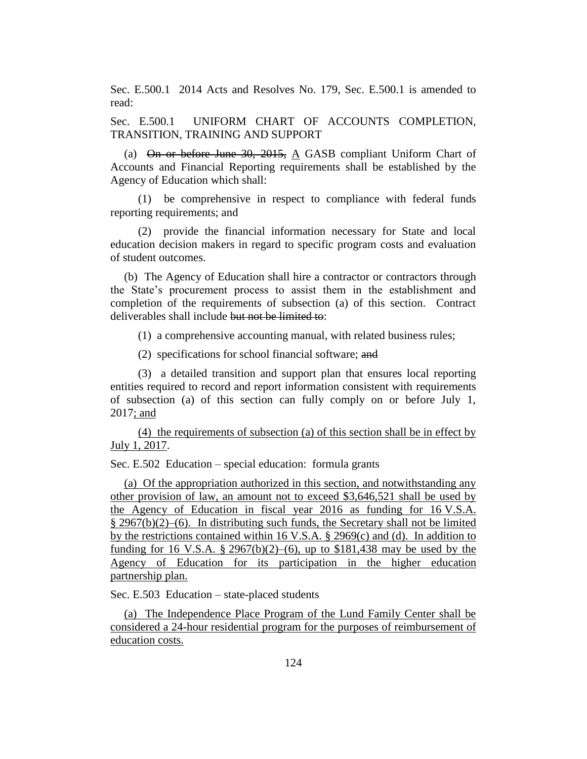Sec. E.500.1 2014 Acts and Resolves No. 179, Sec. E.500.1 is amended to read:

Sec. E.500.1 UNIFORM CHART OF ACCOUNTS COMPLETION, TRANSITION, TRAINING AND SUPPORT

(a) ~~On or before June 30, 2015,~~ <u>A</u> GASB compliant Uniform Chart of Accounts and Financial Reporting requirements shall be established by the Agency of Education which shall:

(1) be comprehensive in respect to compliance with federal funds reporting requirements; and

(2) provide the financial information necessary for State and local education decision makers in regard to specific program costs and evaluation of student outcomes.

(b) The Agency of Education shall hire a contractor or contractors through the State's procurement process to assist them in the establishment and completion of the requirements of subsection (a) of this section. Contract deliverables shall include ~~but not be limited to~~:

(1) a comprehensive accounting manual, with related business rules;

(2) specifications for school financial software; ~~and~~

(3) a detailed transition and support plan that ensures local reporting entities required to record and report information consistent with requirements of subsection (a) of this section can fully comply on or before July 1, 2017<u>; and</u>

<u>(4) the requirements of subsection (a) of this section shall be in effect by July 1, 2017</u>.

Sec. E.502 Education – special education: formula grants

<u>(a) Of the appropriation authorized in this section, and notwithstanding any other provision of law, an amount not to exceed $3,646,521 shall be used by the Agency of Education in fiscal year 2016 as funding for 16 V.S.A. § 2967(b)(2)–(6). In distributing such funds, the Secretary shall not be limited by the restrictions contained within 16 V.S.A. § 2969(c) and (d). In addition to funding for 16 V.S.A. § 2967(b)(2)–(6), up to $181,438 may be used by the Agency of Education for its participation in the higher education partnership plan.</u>

Sec. E.503 Education – state-placed students

<u>(a) The Independence Place Program of the Lund Family Center shall be considered a 24-hour residential program for the purposes of reimbursement of education costs.</u>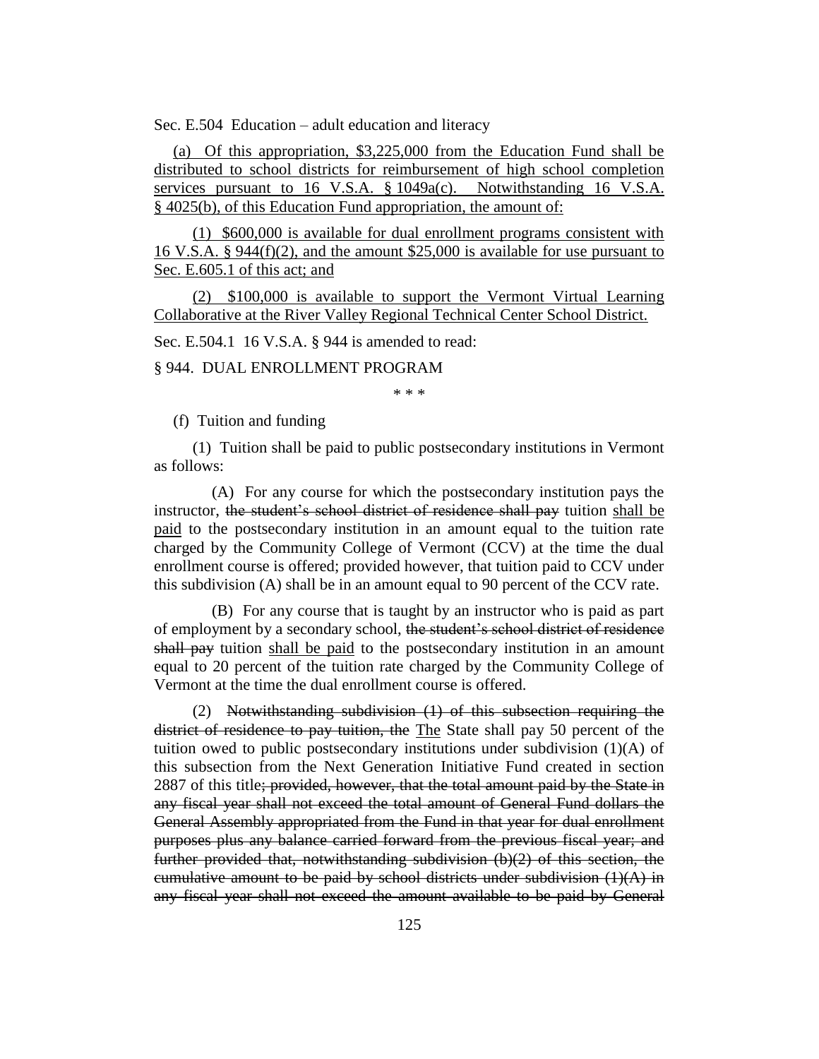Sec. E.504 Education – adult education and literacy

(a) Of this appropriation, $3,225,000 from the Education Fund shall be distributed to school districts for reimbursement of high school completion services pursuant to 16 V.S.A. § 1049a(c). Notwithstanding 16 V.S.A. § 4025(b), of this Education Fund appropriation, the amount of:

(1) $600,000 is available for dual enrollment programs consistent with 16 V.S.A. § 944(f)(2), and the amount $25,000 is available for use pursuant to Sec. E.605.1 of this act; and

(2) $100,000 is available to support the Vermont Virtual Learning Collaborative at the River Valley Regional Technical Center School District.

Sec. E.504.1 16 V.S.A. § 944 is amended to read:

§ 944. DUAL ENROLLMENT PROGRAM

\* \* \*

(f) Tuition and funding

(1) Tuition shall be paid to public postsecondary institutions in Vermont as follows:

(A) For any course for which the postsecondary institution pays the instructor, ~~the student's school district of residence shall pay~~ tuition shall be paid to the postsecondary institution in an amount equal to the tuition rate charged by the Community College of Vermont (CCV) at the time the dual enrollment course is offered; provided however, that tuition paid to CCV under this subdivision (A) shall be in an amount equal to 90 percent of the CCV rate.

(B) For any course that is taught by an instructor who is paid as part of employment by a secondary school, ~~the student's school district of residence shall pay~~ tuition shall be paid to the postsecondary institution in an amount equal to 20 percent of the tuition rate charged by the Community College of Vermont at the time the dual enrollment course is offered.

(2) ~~Notwithstanding subdivision (1) of this subsection requiring the district of residence to pay tuition, the~~ The State shall pay 50 percent of the tuition owed to public postsecondary institutions under subdivision (1)(A) of this subsection from the Next Generation Initiative Fund created in section 2887 of this title~~; provided, however, that the total amount paid by the State in any fiscal year shall not exceed the total amount of General Fund dollars the General Assembly appropriated from the Fund in that year for dual enrollment purposes plus any balance carried forward from the previous fiscal year; and further provided that, notwithstanding subdivision (b)(2) of this section, the cumulative amount to be paid by school districts under subdivision (1)(A) in any fiscal year shall not exceed the amount available to be paid by General~~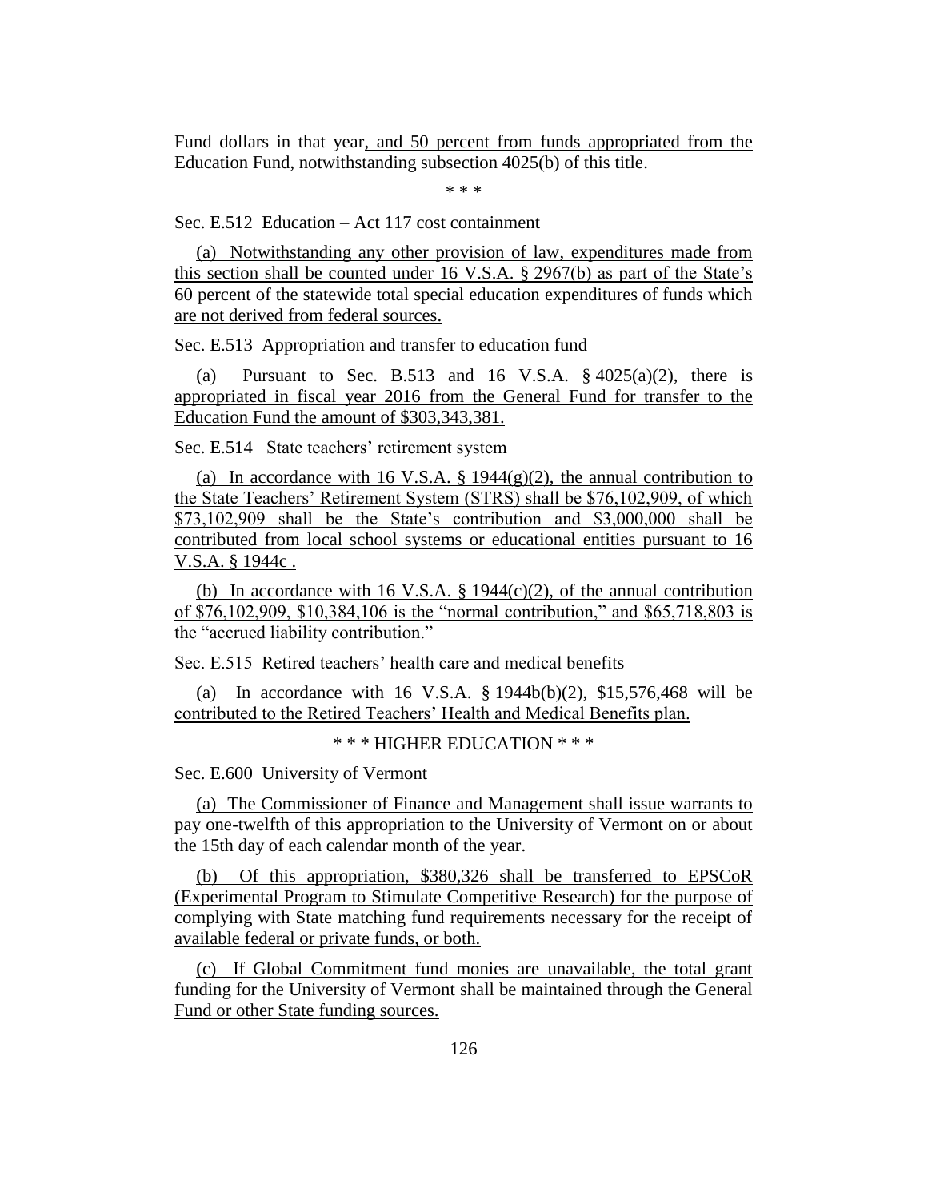~~Fund dollars in that year~~, and 50 percent from funds appropriated from the Education Fund, notwithstanding subsection 4025(b) of this title.

\* \* \*

Sec. E.512 Education – Act 117 cost containment

(a) Notwithstanding any other provision of law, expenditures made from this section shall be counted under 16 V.S.A. § 2967(b) as part of the State's 60 percent of the statewide total special education expenditures of funds which are not derived from federal sources.

Sec. E.513 Appropriation and transfer to education fund

(a) Pursuant to Sec. B.513 and 16 V.S.A. § 4025(a)(2), there is appropriated in fiscal year 2016 from the General Fund for transfer to the Education Fund the amount of $303,343,381.

Sec. E.514 State teachers' retirement system

(a) In accordance with 16 V.S.A. § 1944(g)(2), the annual contribution to the State Teachers' Retirement System (STRS) shall be $76,102,909, of which $73,102,909 shall be the State's contribution and $3,000,000 shall be contributed from local school systems or educational entities pursuant to 16 V.S.A. § 1944c .

(b) In accordance with 16 V.S.A. § 1944(c)(2), of the annual contribution of $76,102,909, $10,384,106 is the "normal contribution," and $65,718,803 is the "accrued liability contribution."

Sec. E.515 Retired teachers' health care and medical benefits

(a) In accordance with 16 V.S.A. § 1944b(b)(2), $15,576,468 will be contributed to the Retired Teachers' Health and Medical Benefits plan.

\* \* \* HIGHER EDUCATION \* \* \*

Sec. E.600 University of Vermont

(a) The Commissioner of Finance and Management shall issue warrants to pay one-twelfth of this appropriation to the University of Vermont on or about the 15th day of each calendar month of the year.

(b) Of this appropriation, $380,326 shall be transferred to EPSCoR (Experimental Program to Stimulate Competitive Research) for the purpose of complying with State matching fund requirements necessary for the receipt of available federal or private funds, or both.

(c) If Global Commitment fund monies are unavailable, the total grant funding for the University of Vermont shall be maintained through the General Fund or other State funding sources.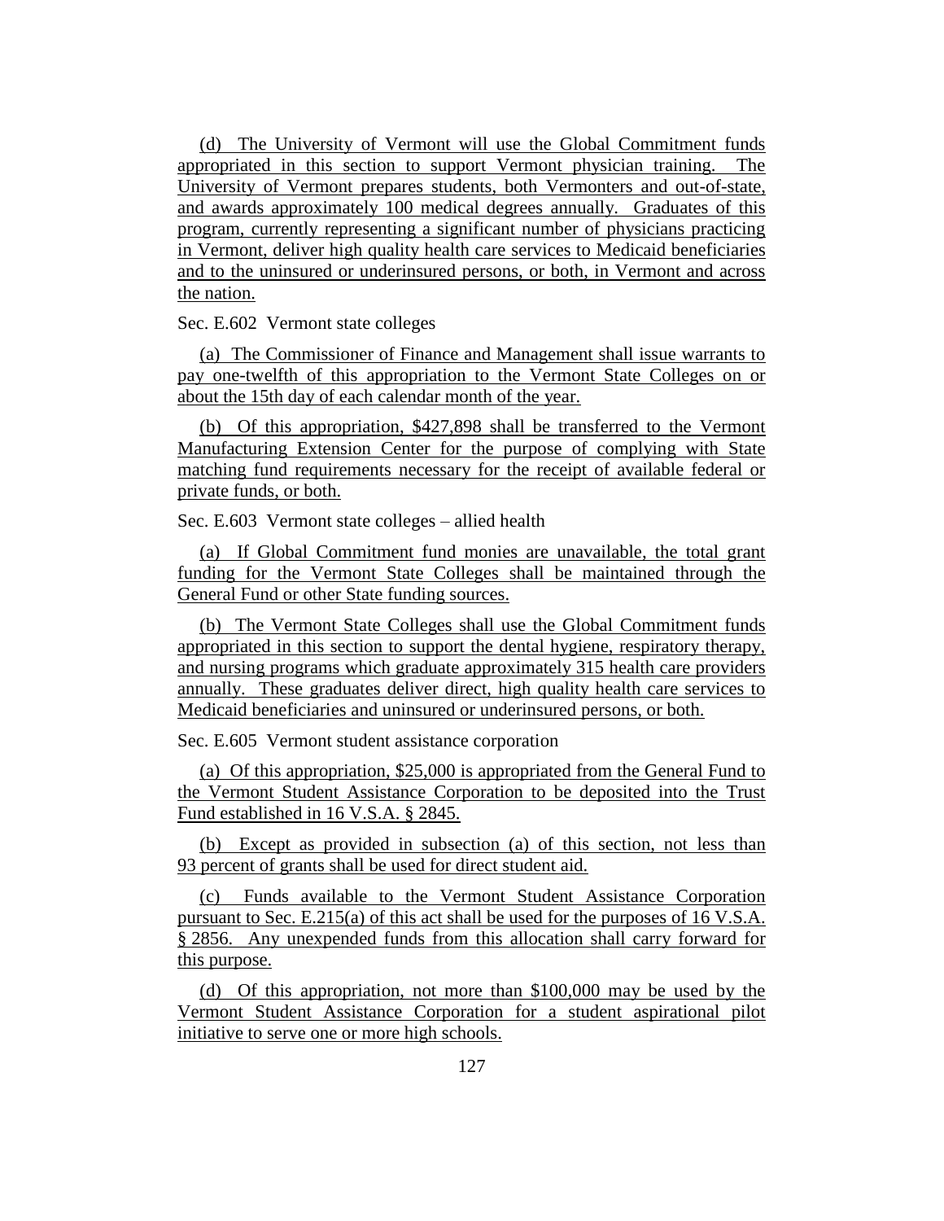(d) The University of Vermont will use the Global Commitment funds appropriated in this section to support Vermont physician training. The University of Vermont prepares students, both Vermonters and out-of-state, and awards approximately 100 medical degrees annually. Graduates of this program, currently representing a significant number of physicians practicing in Vermont, deliver high quality health care services to Medicaid beneficiaries and to the uninsured or underinsured persons, or both, in Vermont and across the nation.

Sec. E.602 Vermont state colleges

(a) The Commissioner of Finance and Management shall issue warrants to pay one-twelfth of this appropriation to the Vermont State Colleges on or about the 15th day of each calendar month of the year.

(b) Of this appropriation, $427,898 shall be transferred to the Vermont Manufacturing Extension Center for the purpose of complying with State matching fund requirements necessary for the receipt of available federal or private funds, or both.

Sec. E.603 Vermont state colleges – allied health

(a) If Global Commitment fund monies are unavailable, the total grant funding for the Vermont State Colleges shall be maintained through the General Fund or other State funding sources.

(b) The Vermont State Colleges shall use the Global Commitment funds appropriated in this section to support the dental hygiene, respiratory therapy, and nursing programs which graduate approximately 315 health care providers annually. These graduates deliver direct, high quality health care services to Medicaid beneficiaries and uninsured or underinsured persons, or both.

Sec. E.605 Vermont student assistance corporation

(a) Of this appropriation, $25,000 is appropriated from the General Fund to the Vermont Student Assistance Corporation to be deposited into the Trust Fund established in 16 V.S.A. § 2845.

(b) Except as provided in subsection (a) of this section, not less than 93 percent of grants shall be used for direct student aid.

(c) Funds available to the Vermont Student Assistance Corporation pursuant to Sec. E.215(a) of this act shall be used for the purposes of 16 V.S.A. § 2856. Any unexpended funds from this allocation shall carry forward for this purpose.

(d) Of this appropriation, not more than $100,000 may be used by the Vermont Student Assistance Corporation for a student aspirational pilot initiative to serve one or more high schools.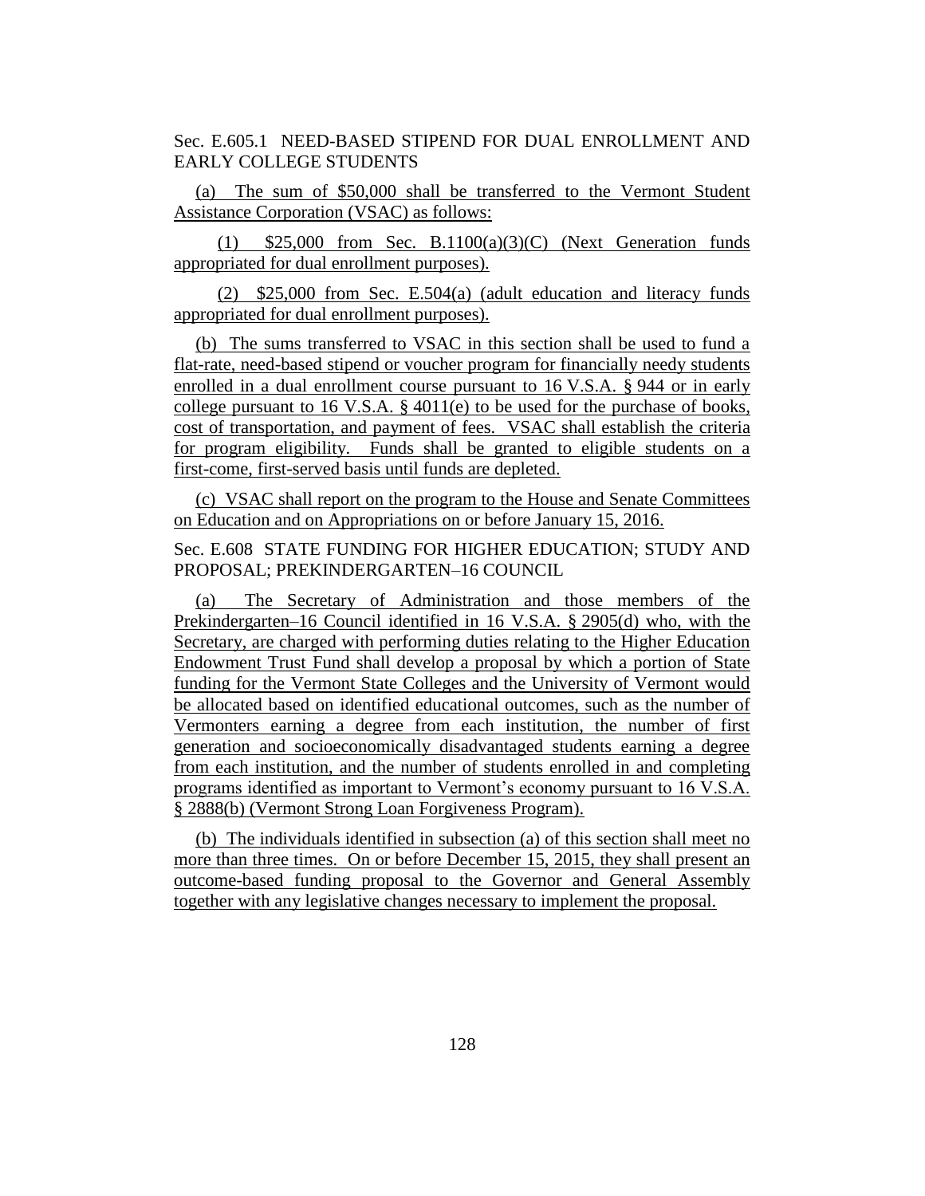Sec. E.605.1 NEED-BASED STIPEND FOR DUAL ENROLLMENT AND EARLY COLLEGE STUDENTS

(a) The sum of $50,000 shall be transferred to the Vermont Student Assistance Corporation (VSAC) as follows:

(1) $25,000 from Sec. B.1100(a)(3)(C) (Next Generation funds appropriated for dual enrollment purposes).

(2) $25,000 from Sec. E.504(a) (adult education and literacy funds appropriated for dual enrollment purposes).

(b) The sums transferred to VSAC in this section shall be used to fund a flat-rate, need-based stipend or voucher program for financially needy students enrolled in a dual enrollment course pursuant to 16 V.S.A. § 944 or in early college pursuant to 16 V.S.A. § 4011(e) to be used for the purchase of books, cost of transportation, and payment of fees. VSAC shall establish the criteria for program eligibility. Funds shall be granted to eligible students on a first-come, first-served basis until funds are depleted.

(c) VSAC shall report on the program to the House and Senate Committees on Education and on Appropriations on or before January 15, 2016.

Sec. E.608 STATE FUNDING FOR HIGHER EDUCATION; STUDY AND PROPOSAL; PREKINDERGARTEN–16 COUNCIL

(a) The Secretary of Administration and those members of the Prekindergarten–16 Council identified in 16 V.S.A. § 2905(d) who, with the Secretary, are charged with performing duties relating to the Higher Education Endowment Trust Fund shall develop a proposal by which a portion of State funding for the Vermont State Colleges and the University of Vermont would be allocated based on identified educational outcomes, such as the number of Vermonters earning a degree from each institution, the number of first generation and socioeconomically disadvantaged students earning a degree from each institution, and the number of students enrolled in and completing programs identified as important to Vermont's economy pursuant to 16 V.S.A. § 2888(b) (Vermont Strong Loan Forgiveness Program).

(b) The individuals identified in subsection (a) of this section shall meet no more than three times. On or before December 15, 2015, they shall present an outcome-based funding proposal to the Governor and General Assembly together with any legislative changes necessary to implement the proposal.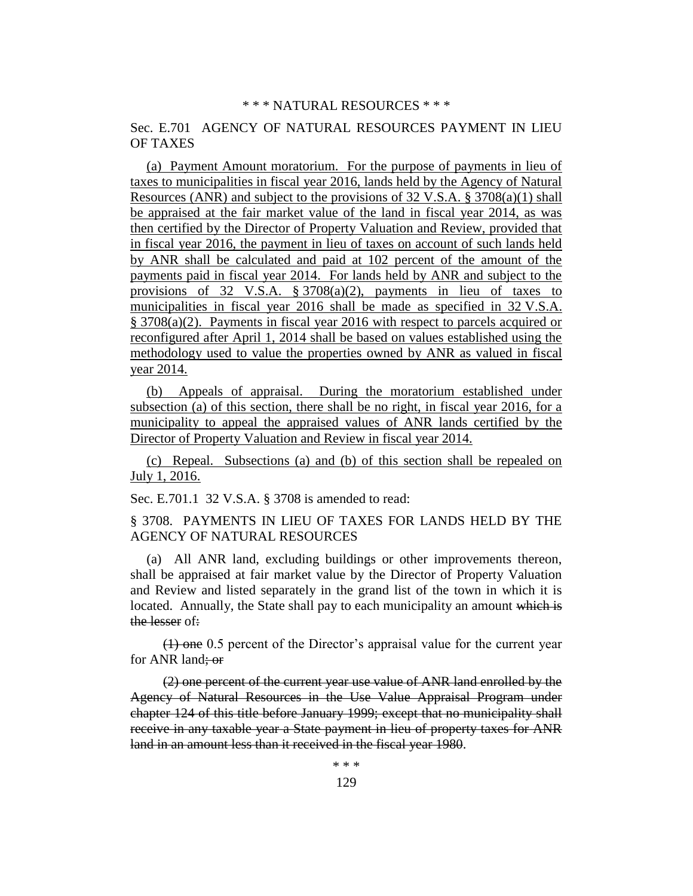\* \* \* NATURAL RESOURCES \* \* \*

Sec. E.701 AGENCY OF NATURAL RESOURCES PAYMENT IN LIEU OF TAXES

(a) Payment Amount moratorium. For the purpose of payments in lieu of taxes to municipalities in fiscal year 2016, lands held by the Agency of Natural Resources (ANR) and subject to the provisions of 32 V.S.A. § 3708(a)(1) shall be appraised at the fair market value of the land in fiscal year 2014, as was then certified by the Director of Property Valuation and Review, provided that in fiscal year 2016, the payment in lieu of taxes on account of such lands held by ANR shall be calculated and paid at 102 percent of the amount of the payments paid in fiscal year 2014. For lands held by ANR and subject to the provisions of 32 V.S.A. § 3708(a)(2), payments in lieu of taxes to municipalities in fiscal year 2016 shall be made as specified in 32 V.S.A. § 3708(a)(2). Payments in fiscal year 2016 with respect to parcels acquired or reconfigured after April 1, 2014 shall be based on values established using the methodology used to value the properties owned by ANR as valued in fiscal year 2014.

(b) Appeals of appraisal. During the moratorium established under subsection (a) of this section, there shall be no right, in fiscal year 2016, for a municipality to appeal the appraised values of ANR lands certified by the Director of Property Valuation and Review in fiscal year 2014.

(c) Repeal. Subsections (a) and (b) of this section shall be repealed on July 1, 2016.

Sec. E.701.1 32 V.S.A. § 3708 is amended to read:

§ 3708. PAYMENTS IN LIEU OF TAXES FOR LANDS HELD BY THE AGENCY OF NATURAL RESOURCES

(a) All ANR land, excluding buildings or other improvements thereon, shall be appraised at fair market value by the Director of Property Valuation and Review and listed separately in the grand list of the town in which it is located. Annually, the State shall pay to each municipality an amount ~~which is the lesser~~ of~~:~~

~~(1) one~~ 0.5 percent of the Director's appraisal value for the current year for ANR land~~; or~~

~~(2) one percent of the current year use value of ANR land enrolled by the Agency of Natural Resources in the Use Value Appraisal Program under chapter 124 of this title before January 1999; except that no municipality shall receive in any taxable year a State payment in lieu of property taxes for ANR land in an amount less than it received in the fiscal year 1980~~.

\* \* \*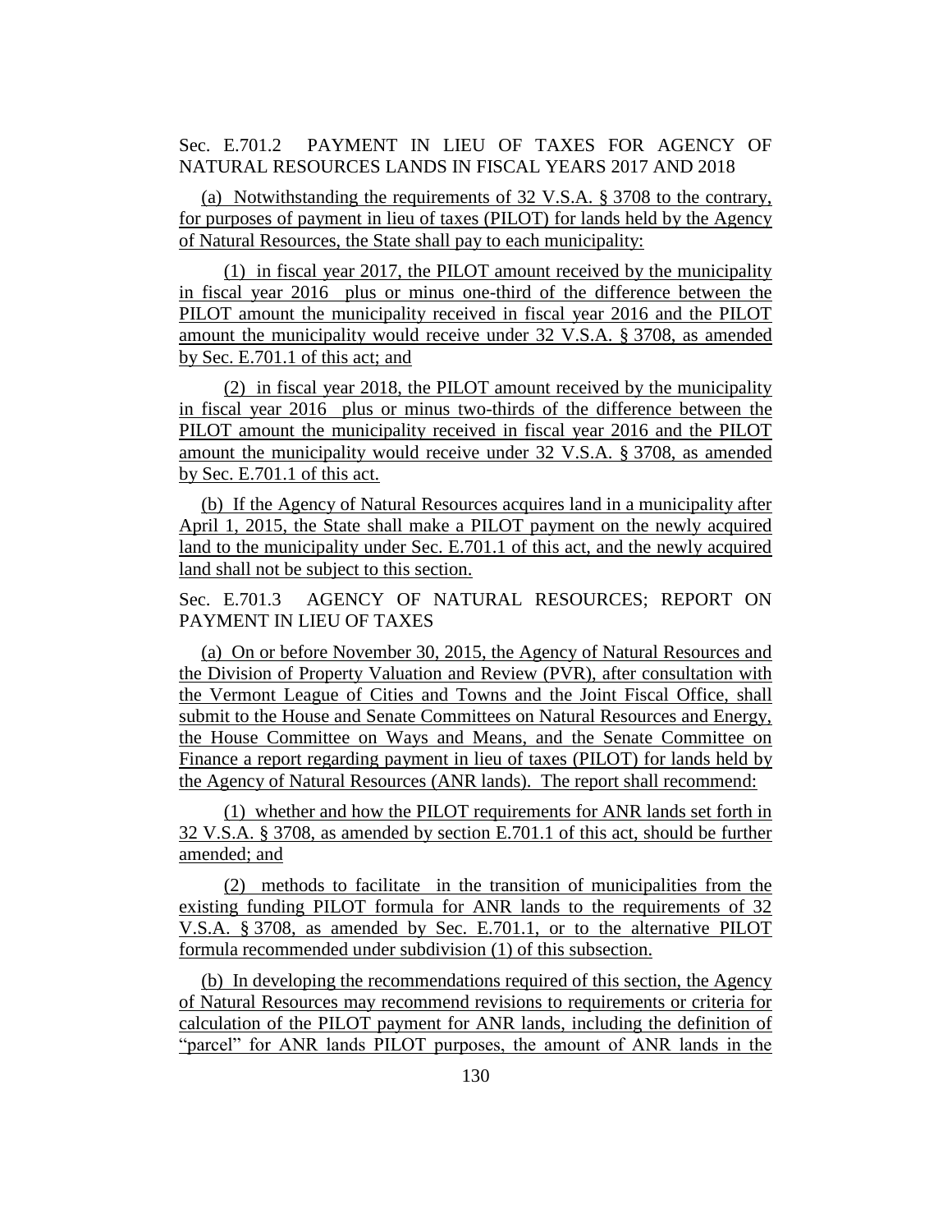Sec. E.701.2 PAYMENT IN LIEU OF TAXES FOR AGENCY OF NATURAL RESOURCES LANDS IN FISCAL YEARS 2017 AND 2018

(a) Notwithstanding the requirements of 32 V.S.A. § 3708 to the contrary, for purposes of payment in lieu of taxes (PILOT) for lands held by the Agency of Natural Resources, the State shall pay to each municipality:

(1) in fiscal year 2017, the PILOT amount received by the municipality in fiscal year 2016 plus or minus one-third of the difference between the PILOT amount the municipality received in fiscal year 2016 and the PILOT amount the municipality would receive under 32 V.S.A. § 3708, as amended by Sec. E.701.1 of this act; and

(2) in fiscal year 2018, the PILOT amount received by the municipality in fiscal year 2016 plus or minus two-thirds of the difference between the PILOT amount the municipality received in fiscal year 2016 and the PILOT amount the municipality would receive under 32 V.S.A. § 3708, as amended by Sec. E.701.1 of this act.

(b) If the Agency of Natural Resources acquires land in a municipality after April 1, 2015, the State shall make a PILOT payment on the newly acquired land to the municipality under Sec. E.701.1 of this act, and the newly acquired land shall not be subject to this section.

Sec. E.701.3 AGENCY OF NATURAL RESOURCES; REPORT ON PAYMENT IN LIEU OF TAXES

(a) On or before November 30, 2015, the Agency of Natural Resources and the Division of Property Valuation and Review (PVR), after consultation with the Vermont League of Cities and Towns and the Joint Fiscal Office, shall submit to the House and Senate Committees on Natural Resources and Energy, the House Committee on Ways and Means, and the Senate Committee on Finance a report regarding payment in lieu of taxes (PILOT) for lands held by the Agency of Natural Resources (ANR lands). The report shall recommend:

(1) whether and how the PILOT requirements for ANR lands set forth in 32 V.S.A. § 3708, as amended by section E.701.1 of this act, should be further amended; and

(2) methods to facilitate in the transition of municipalities from the existing funding PILOT formula for ANR lands to the requirements of 32 V.S.A. § 3708, as amended by Sec. E.701.1, or to the alternative PILOT formula recommended under subdivision (1) of this subsection.

(b) In developing the recommendations required of this section, the Agency of Natural Resources may recommend revisions to requirements or criteria for calculation of the PILOT payment for ANR lands, including the definition of "parcel" for ANR lands PILOT purposes, the amount of ANR lands in the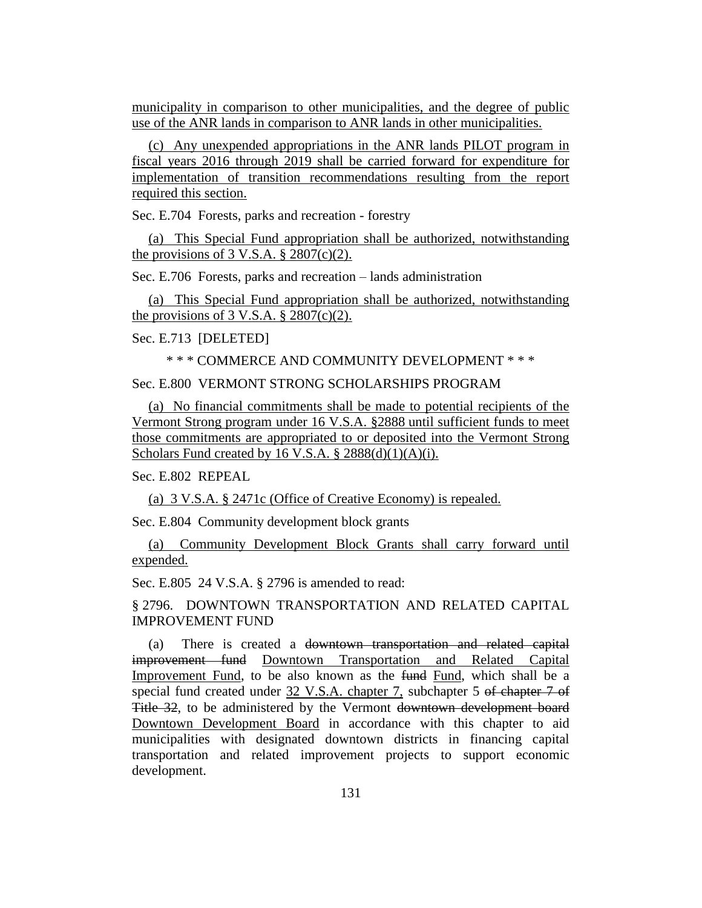municipality in comparison to other municipalities, and the degree of public use of the ANR lands in comparison to ANR lands in other municipalities.

(c) Any unexpended appropriations in the ANR lands PILOT program in fiscal years 2016 through 2019 shall be carried forward for expenditure for implementation of transition recommendations resulting from the report required this section.

Sec. E.704 Forests, parks and recreation - forestry

(a) This Special Fund appropriation shall be authorized, notwithstanding the provisions of 3 V.S.A. § 2807(c)(2).

Sec. E.706 Forests, parks and recreation – lands administration

(a) This Special Fund appropriation shall be authorized, notwithstanding the provisions of 3 V.S.A. § 2807(c)(2).

Sec. E.713 [DELETED]

\* \* \* COMMERCE AND COMMUNITY DEVELOPMENT \* \* \*

Sec. E.800 VERMONT STRONG SCHOLARSHIPS PROGRAM

(a) No financial commitments shall be made to potential recipients of the Vermont Strong program under 16 V.S.A. §2888 until sufficient funds to meet those commitments are appropriated to or deposited into the Vermont Strong Scholars Fund created by 16 V.S.A. § 2888(d)(1)(A)(i).

Sec. E.802 REPEAL

(a) 3 V.S.A. § 2471c (Office of Creative Economy) is repealed.

Sec. E.804 Community development block grants

(a) Community Development Block Grants shall carry forward until expended.

Sec. E.805 24 V.S.A. § 2796 is amended to read:

§ 2796. DOWNTOWN TRANSPORTATION AND RELATED CAPITAL IMPROVEMENT FUND

(a) There is created a ~~downtown transportation and related capital improvement fund~~ Downtown Transportation and Related Capital Improvement Fund, to be also known as the ~~fund~~ Fund, which shall be a special fund created under 32 V.S.A. chapter 7, subchapter 5 ~~of chapter 7 of Title 32~~, to be administered by the Vermont ~~downtown development board~~ Downtown Development Board in accordance with this chapter to aid municipalities with designated downtown districts in financing capital transportation and related improvement projects to support economic development.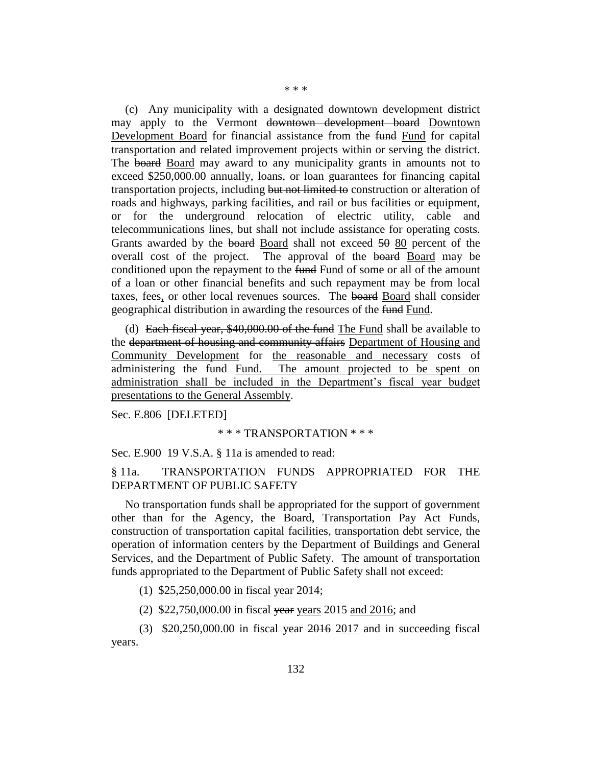\* \* \*

(c) Any municipality with a designated downtown development district may apply to the Vermont ~~downtown development board~~ <u>Downtown Development Board</u> for financial assistance from the ~~fund~~ <u>Fund</u> for capital transportation and related improvement projects within or serving the district. The ~~board~~ <u>Board</u> may award to any municipality grants in amounts not to exceed $250,000.00 annually, loans, or loan guarantees for financing capital transportation projects, including ~~but not limited to~~ construction or alteration of roads and highways, parking facilities, and rail or bus facilities or equipment, or for the underground relocation of electric utility, cable and telecommunications lines, but shall not include assistance for operating costs. Grants awarded by the ~~board~~ <u>Board</u> shall not exceed ~~50~~ <u>80</u> percent of the overall cost of the project. The approval of the ~~board~~ <u>Board</u> may be conditioned upon the repayment to the ~~fund~~ <u>Fund</u> of some or all of the amount of a loan or other financial benefits and such repayment may be from local taxes, fees<u>,</u> or other local revenues sources. The ~~board~~ <u>Board</u> shall consider geographical distribution in awarding the resources of the ~~fund~~ <u>Fund</u>.

(d) ~~Each fiscal year, $40,000.00 of the fund~~ <u>The Fund</u> shall be available to the ~~department of housing and community affairs~~ <u>Department of Housing and Community Development</u> for <u>the reasonable and necessary</u> costs of administering the ~~fund~~ <u>Fund. The amount projected to be spent on administration shall be included in the Department's fiscal year budget presentations to the General Assembly</u>.

Sec. E.806 [DELETED]

\* \* \* TRANSPORTATION \* \* \*

Sec. E.900 19 V.S.A. § 11a is amended to read:

§ 11a. TRANSPORTATION FUNDS APPROPRIATED FOR THE DEPARTMENT OF PUBLIC SAFETY

No transportation funds shall be appropriated for the support of government other than for the Agency, the Board, Transportation Pay Act Funds, construction of transportation capital facilities, transportation debt service, the operation of information centers by the Department of Buildings and General Services, and the Department of Public Safety. The amount of transportation funds appropriated to the Department of Public Safety shall not exceed:

(1) $25,250,000.00 in fiscal year 2014;

(2) $22,750,000.00 in fiscal ~~year~~ <u>years</u> 2015 <u>and 2016</u>; and

(3) $20,250,000.00 in fiscal year ~~2016~~ <u>2017</u> and in succeeding fiscal years.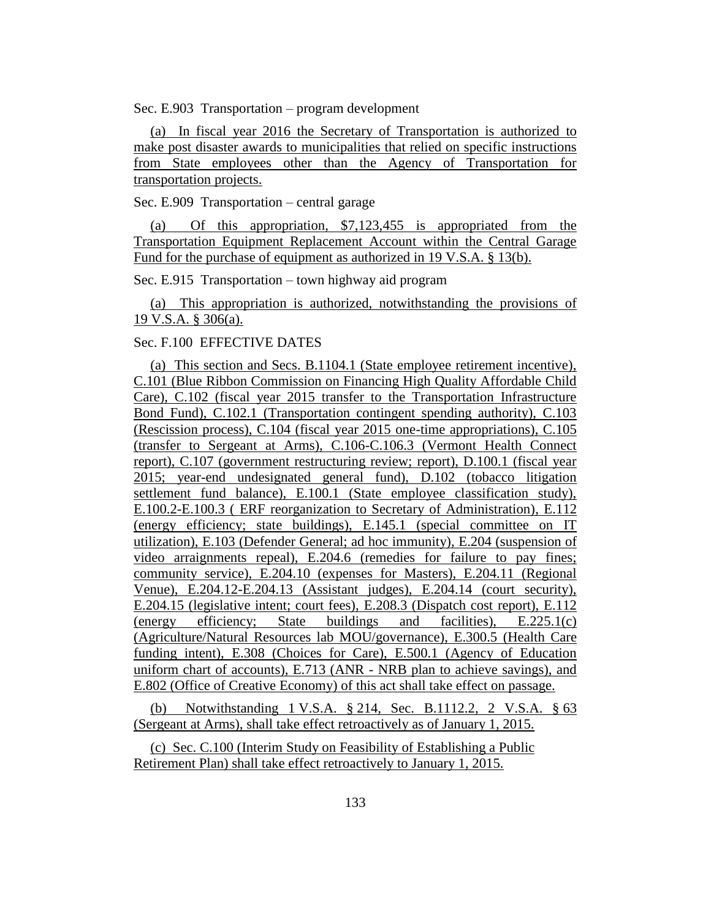Sec. E.903  Transportation – program development

(a)  In fiscal year 2016 the Secretary of Transportation is authorized to make post disaster awards to municipalities that relied on specific instructions from State employees other than the Agency of Transportation for transportation projects.

Sec. E.909  Transportation – central garage

(a)  Of this appropriation, $7,123,455 is appropriated from the Transportation Equipment Replacement Account within the Central Garage Fund for the purchase of equipment as authorized in 19 V.S.A. § 13(b).

Sec. E.915  Transportation – town highway aid program

(a)  This appropriation is authorized, notwithstanding the provisions of 19 V.S.A. § 306(a).

Sec. F.100  EFFECTIVE DATES

(a)  This section and Secs. B.1104.1 (State employee retirement incentive), C.101 (Blue Ribbon Commission on Financing High Quality Affordable Child Care), C.102 (fiscal year 2015 transfer to the Transportation Infrastructure Bond Fund), C.102.1 (Transportation contingent spending authority), C.103 (Rescission process), C.104 (fiscal year 2015 one-time appropriations), C.105 (transfer to Sergeant at Arms), C.106-C.106.3 (Vermont Health Connect report), C.107 (government restructuring review; report), D.100.1 (fiscal year 2015; year-end undesignated general fund), D.102 (tobacco litigation settlement fund balance), E.100.1 (State employee classification study), E.100.2-E.100.3 ( ERF reorganization to Secretary of Administration), E.112 (energy efficiency; state buildings), E.145.1 (special committee on IT utilization), E.103 (Defender General; ad hoc immunity), E.204 (suspension of video arraignments repeal), E.204.6 (remedies for failure to pay fines; community service), E.204.10 (expenses for Masters), E.204.11 (Regional Venue), E.204.12-E.204.13 (Assistant judges), E.204.14 (court security), E.204.15 (legislative intent; court fees), E.208.3 (Dispatch cost report), E.112 (energy efficiency; State buildings and facilities), E.225.1(c) (Agriculture/Natural Resources lab MOU/governance), E.300.5 (Health Care funding intent), E.308 (Choices for Care), E.500.1 (Agency of Education uniform chart of accounts), E.713 (ANR - NRB plan to achieve savings), and E.802 (Office of Creative Economy) of this act shall take effect on passage.

(b)  Notwithstanding 1 V.S.A. § 214, Sec. B.1112.2, 2 V.S.A. § 63 (Sergeant at Arms), shall take effect retroactively as of January 1, 2015.

(c)  Sec. C.100 (Interim Study on Feasibility of Establishing a Public Retirement Plan) shall take effect retroactively to January 1, 2015.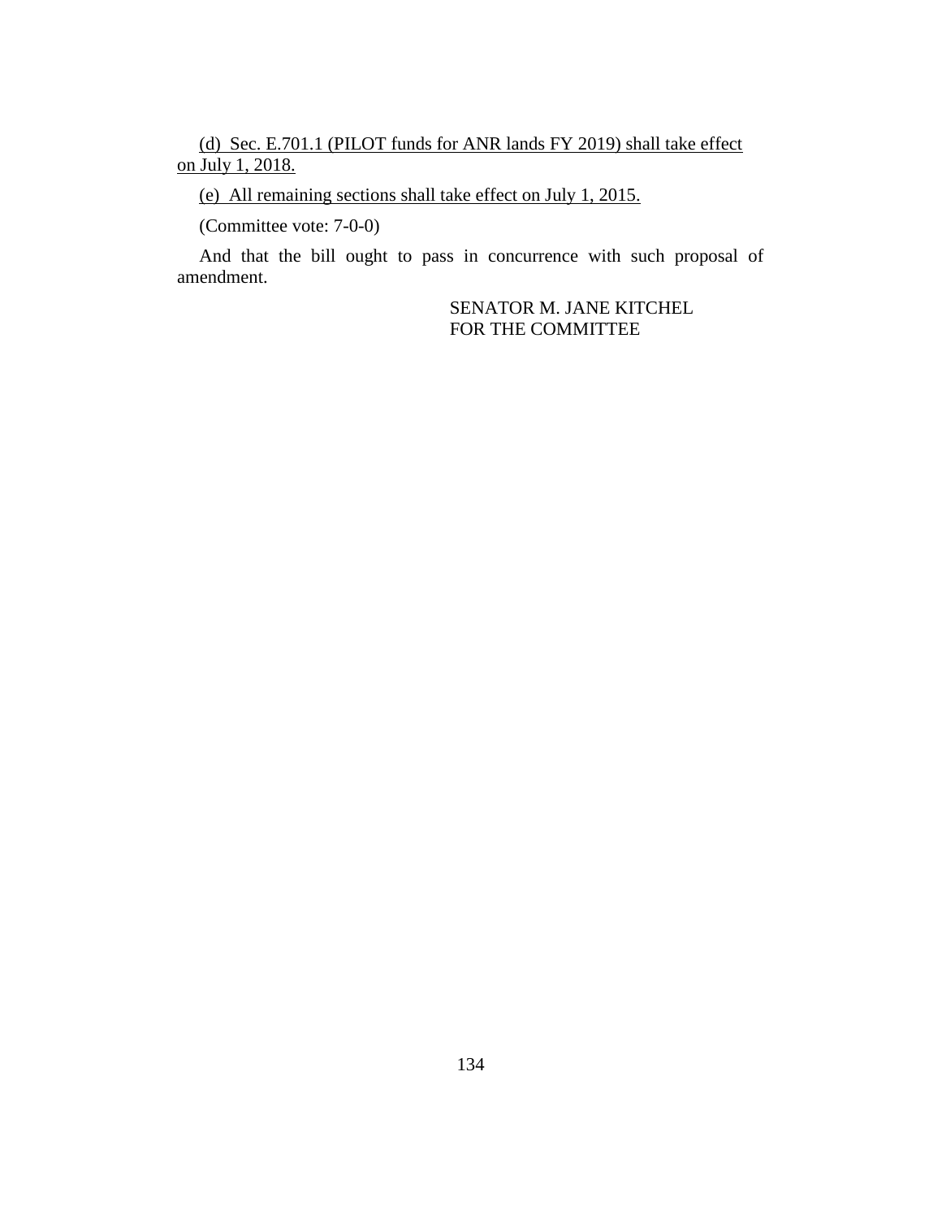(d) Sec. E.701.1 (PILOT funds for ANR lands FY 2019) shall take effect on July 1, 2018.

(e) All remaining sections shall take effect on July 1, 2015.

(Committee vote: 7-0-0)

And that the bill ought to pass in concurrence with such proposal of amendment.

SENATOR M. JANE KITCHEL
FOR THE COMMITTEE